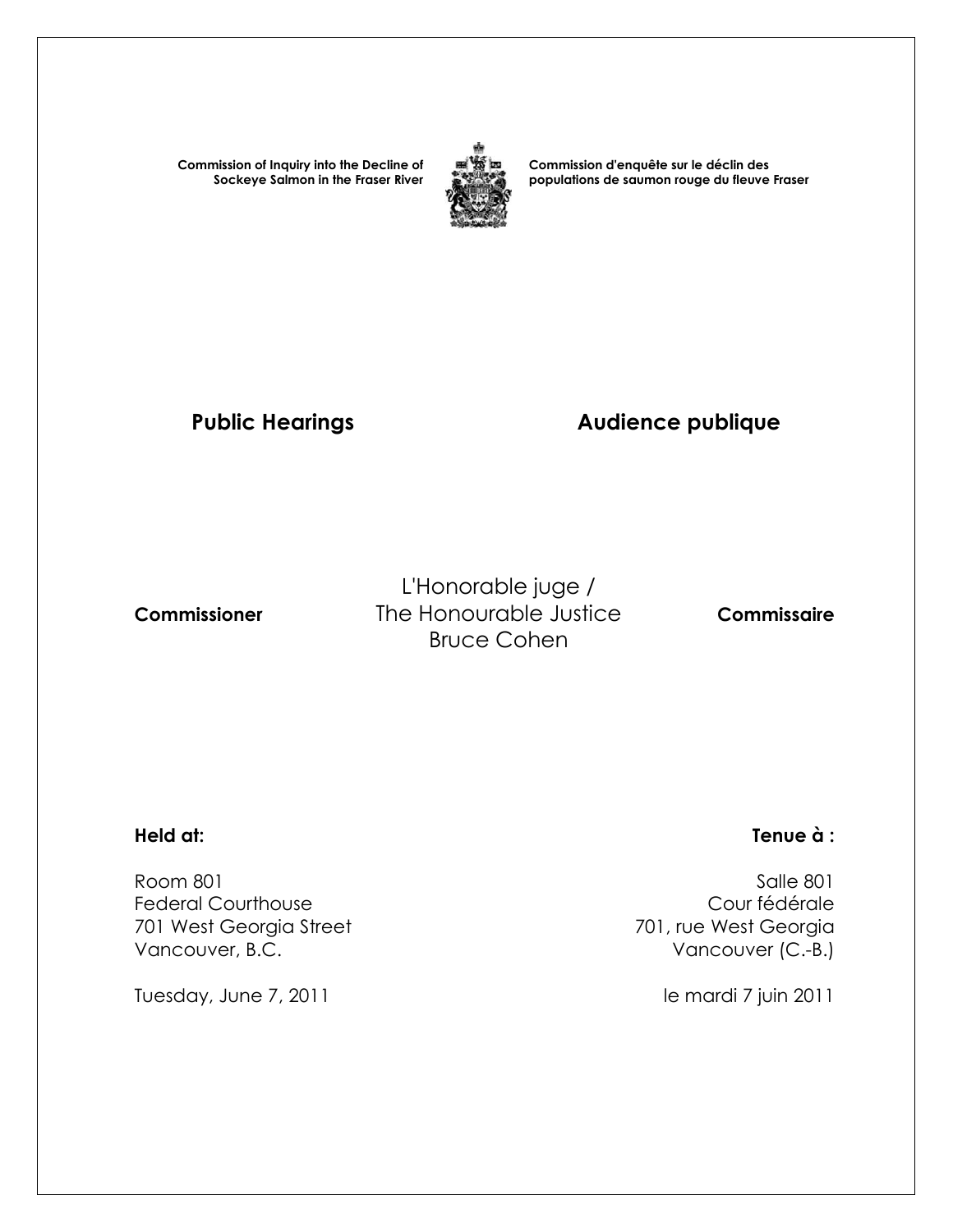**Commission of Inquiry into the Decline of Sockeye Salmon in the Fraser River**

**Commission d'enquête sur le déclin des populations de saumon rouge du fleuve Fraser**

## Public Hearings

## Audience publique

**Commissioner**

L'Honorable juge /
The Honourable Justice
Bruce Cohen

**Commissaire**

**Held at:**

Room 801
Federal Courthouse
701 West Georgia Street
Vancouver, B.C.

Tuesday, June 7, 2011

**Tenue à :**

Salle 801
Cour fédérale
701, rue West Georgia
Vancouver (C.-B.)

le mardi 7 juin 2011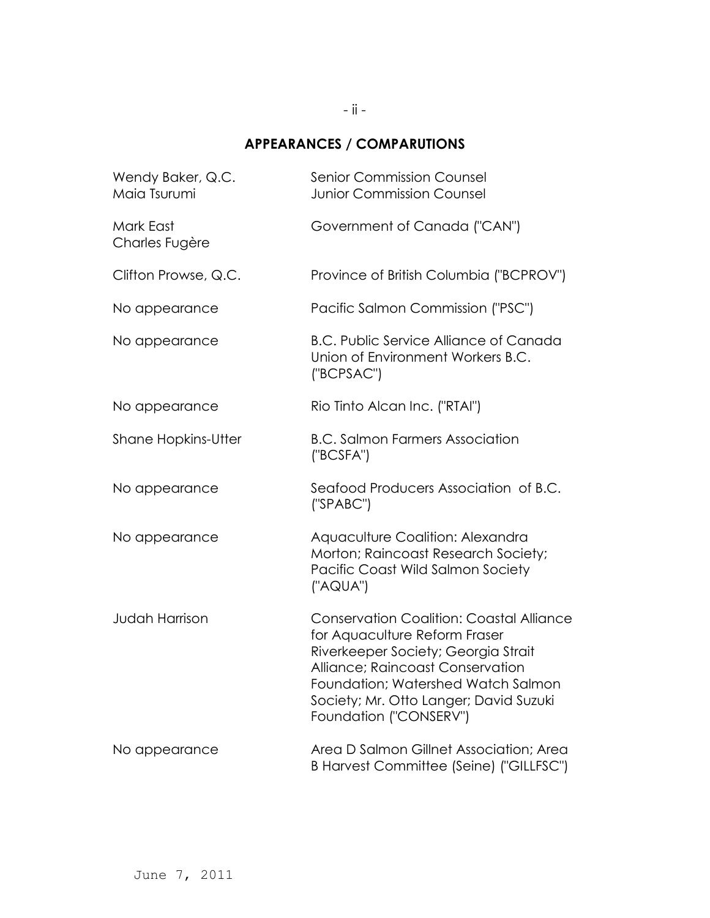## APPEARANCES / COMPARUTIONS

| | |
|---|---|
| Wendy Baker, Q.C.<br>Maia Tsurumi | Senior Commission Counsel<br>Junior Commission Counsel |
| Mark East<br>Charles Fugère | Government of Canada ("CAN") |
| Clifton Prowse, Q.C. | Province of British Columbia ("BCPROV") |
| No appearance | Pacific Salmon Commission ("PSC") |
| No appearance | B.C. Public Service Alliance of Canada Union of Environment Workers B.C. ("BCPSAC") |
| No appearance | Rio Tinto Alcan Inc. ("RTAI") |
| Shane Hopkins-Utter | B.C. Salmon Farmers Association ("BCSFA") |
| No appearance | Seafood Producers Association of B.C. ("SPABC") |
| No appearance | Aquaculture Coalition: Alexandra Morton; Raincoast Research Society; Pacific Coast Wild Salmon Society ("AQUA") |
| Judah Harrison | Conservation Coalition: Coastal Alliance for Aquaculture Reform Fraser Riverkeeper Society; Georgia Strait Alliance; Raincoast Conservation Foundation; Watershed Watch Salmon Society; Mr. Otto Langer; David Suzuki Foundation ("CONSERV") |
| No appearance | Area D Salmon Gillnet Association; Area B Harvest Committee (Seine) ("GILLFSC") |

June 7, 2011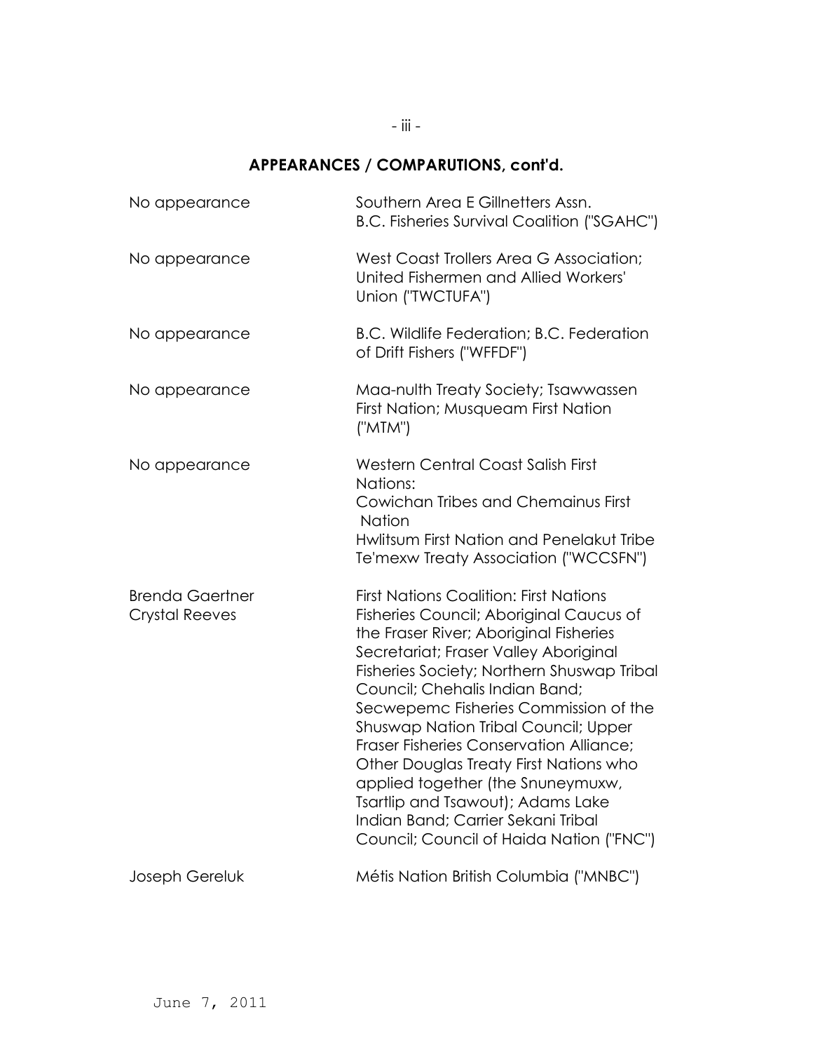## APPEARANCES / COMPARUTIONS, cont'd.

| | |
|---|---|
| No appearance | Southern Area E Gillnetters Assn.<br>B.C. Fisheries Survival Coalition ("SGAHC") |
| No appearance | West Coast Trollers Area G Association; United Fishermen and Allied Workers' Union ("TWCTUFA") |
| No appearance | B.C. Wildlife Federation; B.C. Federation of Drift Fishers ("WFFDF") |
| No appearance | Maa-nulth Treaty Society; Tsawwassen First Nation; Musqueam First Nation ("MTM") |
| No appearance | Western Central Coast Salish First Nations:<br>Cowichan Tribes and Chemainus First Nation<br>Hwlitsum First Nation and Penelakut Tribe<br>Te'mexw Treaty Association ("WCCSFN") |
| Brenda Gaertner<br>Crystal Reeves | First Nations Coalition: First Nations Fisheries Council; Aboriginal Caucus of the Fraser River; Aboriginal Fisheries Secretariat; Fraser Valley Aboriginal Fisheries Society; Northern Shuswap Tribal Council; Chehalis Indian Band; Secwepemc Fisheries Commission of the Shuswap Nation Tribal Council; Upper Fraser Fisheries Conservation Alliance; Other Douglas Treaty First Nations who applied together (the Snuneymuxw, Tsartlip and Tsawout); Adams Lake Indian Band; Carrier Sekani Tribal Council; Council of Haida Nation ("FNC") |
| Joseph Gereluk | Métis Nation British Columbia ("MNBC") |

June 7, 2011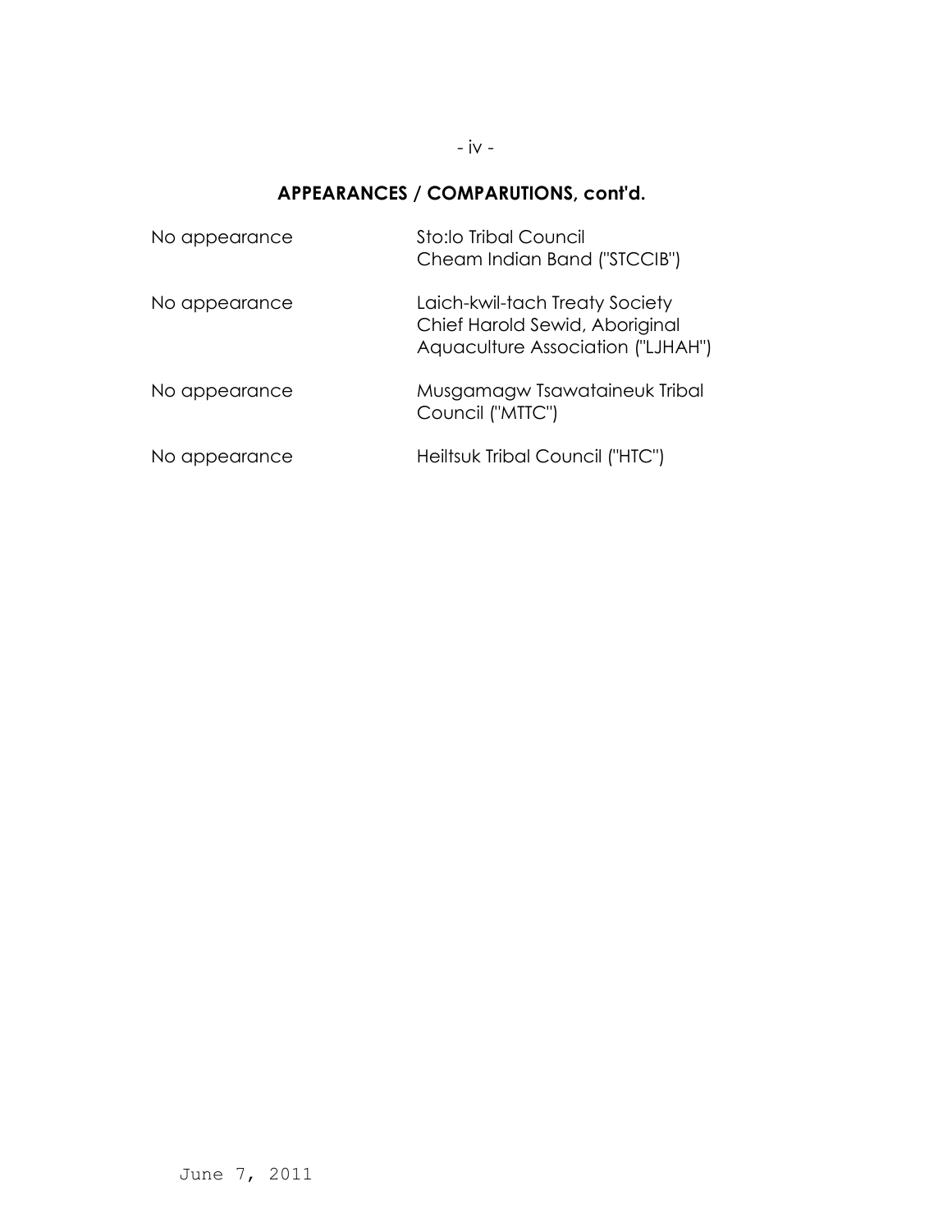## APPEARANCES / COMPARUTIONS, cont'd.

| | |
|---|---|
| No appearance | Sto:lo Tribal Council<br>Cheam Indian Band ("STCCIB") |
| No appearance | Laich-kwil-tach Treaty Society<br>Chief Harold Sewid, Aboriginal<br>Aquaculture Association ("LJHAH") |
| No appearance | Musgamagw Tsawataineuk Tribal<br>Council ("MTTC") |
| No appearance | Heiltsuk Tribal Council ("HTC") |

June 7, 2011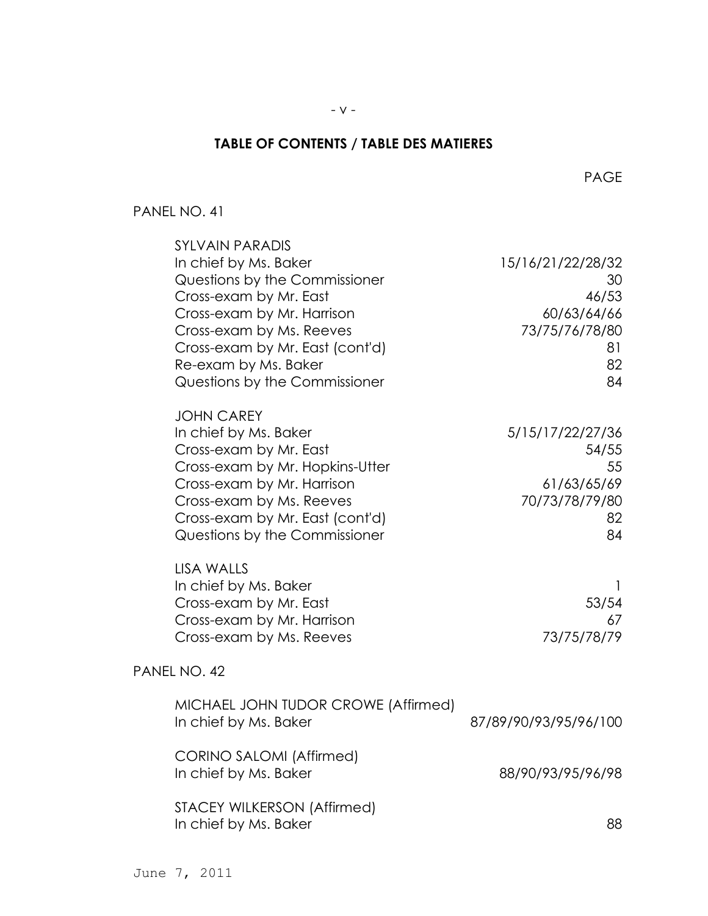# TABLE OF CONTENTS / TABLE DES MATIERES

| | PAGE |
|---|---|
| **PANEL NO. 41** | |
| SYLVAIN PARADIS | |
| In chief by Ms. Baker | 15/16/21/22/28/32 |
| Questions by the Commissioner | 30 |
| Cross-exam by Mr. East | 46/53 |
| Cross-exam by Mr. Harrison | 60/63/64/66 |
| Cross-exam by Ms. Reeves | 73/75/76/78/80 |
| Cross-exam by Mr. East (cont'd) | 81 |
| Re-exam by Ms. Baker | 82 |
| Questions by the Commissioner | 84 |
| JOHN CAREY | |
| In chief by Ms. Baker | 5/15/17/22/27/36 |
| Cross-exam by Mr. East | 54/55 |
| Cross-exam by Mr. Hopkins-Utter | 55 |
| Cross-exam by Mr. Harrison | 61/63/65/69 |
| Cross-exam by Ms. Reeves | 70/73/78/79/80 |
| Cross-exam by Mr. East (cont'd) | 82 |
| Questions by the Commissioner | 84 |
| LISA WALLS | |
| In chief by Ms. Baker | 1 |
| Cross-exam by Mr. East | 53/54 |
| Cross-exam by Mr. Harrison | 67 |
| Cross-exam by Ms. Reeves | 73/75/78/79 |
| **PANEL NO. 42** | |
| MICHAEL JOHN TUDOR CROWE (Affirmed) | |
| In chief by Ms. Baker | 87/89/90/93/95/96/100 |
| CORINO SALOMI (Affirmed) | |
| In chief by Ms. Baker | 88/90/93/95/96/98 |
| STACEY WILKERSON (Affirmed) | |
| In chief by Ms. Baker | 88 |

June 7, 2011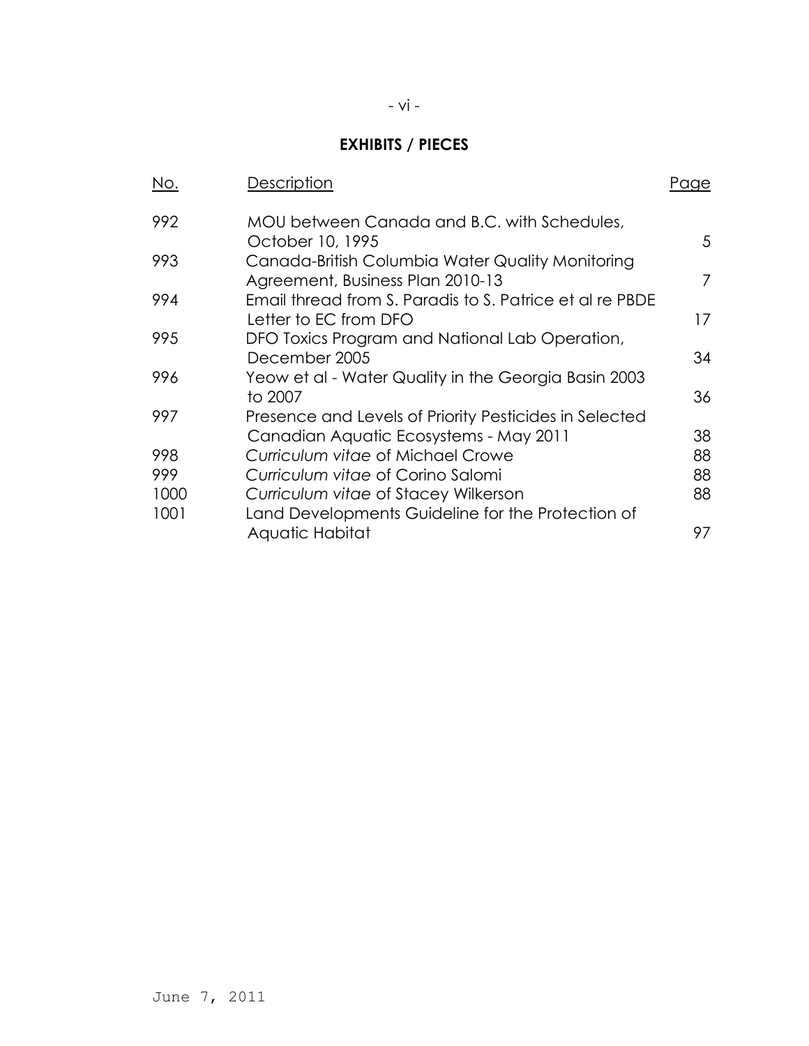## EXHIBITS / PIECES

| No. | Description | Page |
| --- | --- | --- |
| 992 | MOU between Canada and B.C. with Schedules, October 10, 1995 | 5 |
| 993 | Canada-British Columbia Water Quality Monitoring Agreement, Business Plan 2010-13 | 7 |
| 994 | Email thread from S. Paradis to S. Patrice et al re PBDE Letter to EC from DFO | 17 |
| 995 | DFO Toxics Program and National Lab Operation, December 2005 | 34 |
| 996 | Yeow et al - Water Quality in the Georgia Basin 2003 to 2007 | 36 |
| 997 | Presence and Levels of Priority Pesticides in Selected Canadian Aquatic Ecosystems - May 2011 | 38 |
| 998 | *Curriculum vitae* of Michael Crowe | 88 |
| 999 | *Curriculum vitae* of Corino Salomi | 88 |
| 1000 | *Curriculum vitae* of Stacey Wilkerson | 88 |
| 1001 | Land Developments Guideline for the Protection of Aquatic Habitat | 97 |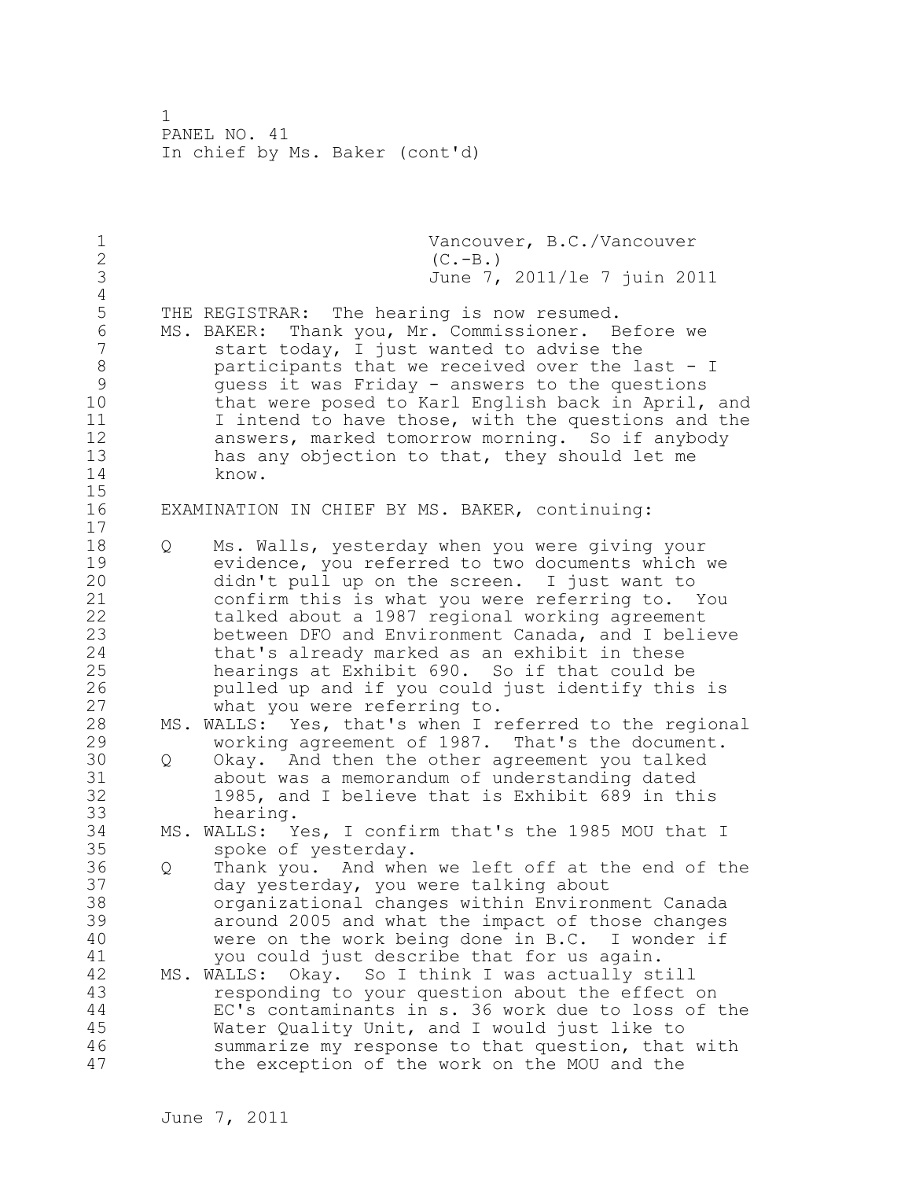Vancouver, B.C./Vancouver
(C.-B.)
June 7, 2011/le 7 juin 2011

THE REGISTRAR: The hearing is now resumed.

MS. BAKER: Thank you, Mr. Commissioner. Before we start today, I just wanted to advise the participants that we received over the last - I guess it was Friday - answers to the questions that were posed to Karl English back in April, and I intend to have those, with the questions and the answers, marked tomorrow morning. So if anybody has any objection to that, they should let me know.

EXAMINATION IN CHIEF BY MS. BAKER, continuing:

Q Ms. Walls, yesterday when you were giving your evidence, you referred to two documents which we didn't pull up on the screen. I just want to confirm this is what you were referring to. You talked about a 1987 regional working agreement between DFO and Environment Canada, and I believe that's already marked as an exhibit in these hearings at Exhibit 690. So if that could be pulled up and if you could just identify this is what you were referring to.

MS. WALLS: Yes, that's when I referred to the regional working agreement of 1987. That's the document.

Q Okay. And then the other agreement you talked about was a memorandum of understanding dated 1985, and I believe that is Exhibit 689 in this hearing.

MS. WALLS: Yes, I confirm that's the 1985 MOU that I spoke of yesterday.

Q Thank you. And when we left off at the end of the day yesterday, you were talking about organizational changes within Environment Canada around 2005 and what the impact of those changes were on the work being done in B.C. I wonder if you could just describe that for us again.

MS. WALLS: Okay. So I think I was actually still responding to your question about the effect on EC's contaminants in s. 36 work due to loss of the Water Quality Unit, and I would just like to summarize my response to that question, that with the exception of the work on the MOU and the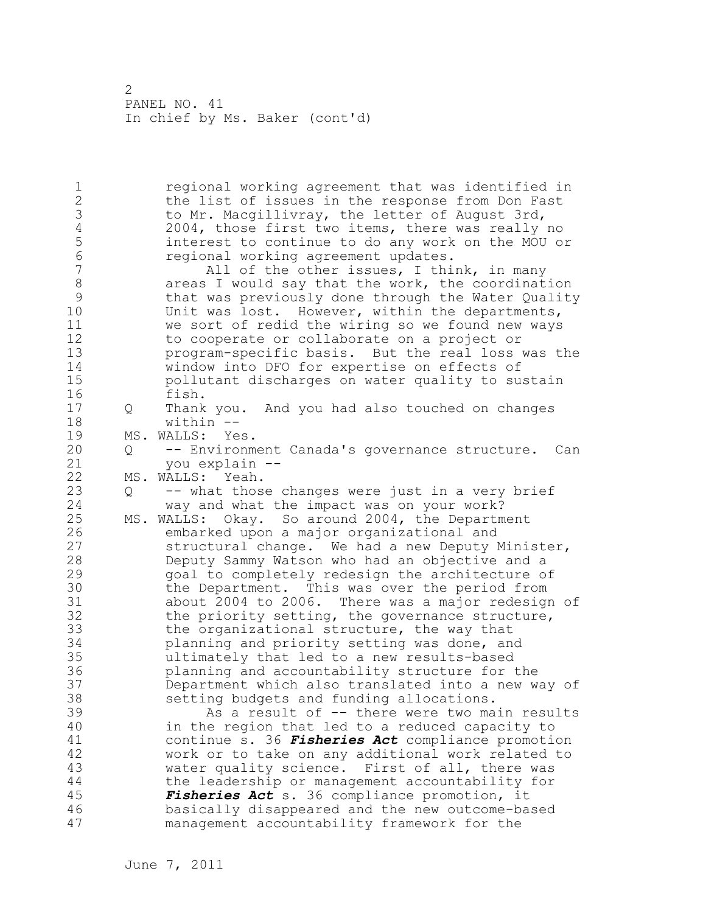PANEL NO. 41
In chief by Ms. Baker (cont'd)

regional working agreement that was identified in the list of issues in the response from Don Fast to Mr. Macgillivray, the letter of August 3rd, 2004, those first two items, there was really no interest to continue to do any work on the MOU or regional working agreement updates.

All of the other issues, I think, in many areas I would say that the work, the coordination that was previously done through the Water Quality Unit was lost. However, within the departments, we sort of redid the wiring so we found new ways to cooperate or collaborate on a project or program-specific basis. But the real loss was the window into DFO for expertise on effects of pollutant discharges on water quality to sustain fish.

Q Thank you. And you had also touched on changes within --

MS. WALLS: Yes.

Q -- Environment Canada's governance structure. Can you explain --

MS. WALLS: Yeah.

Q -- what those changes were just in a very brief way and what the impact was on your work?

MS. WALLS: Okay. So around 2004, the Department embarked upon a major organizational and structural change. We had a new Deputy Minister, Deputy Sammy Watson who had an objective and a goal to completely redesign the architecture of the Department. This was over the period from about 2004 to 2006. There was a major redesign of the priority setting, the governance structure, the organizational structure, the way that planning and priority setting was done, and ultimately that led to a new results-based planning and accountability structure for the Department which also translated into a new way of setting budgets and funding allocations.

As a result of -- there were two main results in the region that led to a reduced capacity to continue s. 36 ***Fisheries Act*** compliance promotion work or to take on any additional work related to water quality science. First of all, there was the leadership or management accountability for ***Fisheries Act*** s. 36 compliance promotion, it basically disappeared and the new outcome-based management accountability framework for the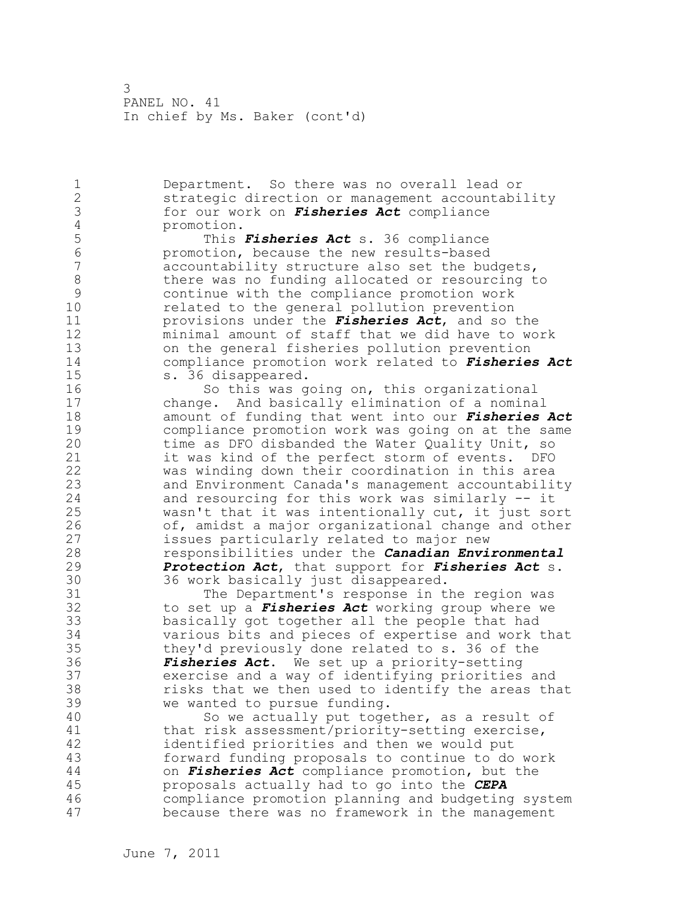Department. So there was no overall lead or strategic direction or management accountability for our work on ***Fisheries Act*** compliance promotion.

This ***Fisheries Act*** s. 36 compliance promotion, because the new results-based accountability structure also set the budgets, there was no funding allocated or resourcing to continue with the compliance promotion work related to the general pollution prevention provisions under the ***Fisheries Act***, and so the minimal amount of staff that we did have to work on the general fisheries pollution prevention compliance promotion work related to ***Fisheries Act*** s. 36 disappeared.

So this was going on, this organizational change. And basically elimination of a nominal amount of funding that went into our ***Fisheries Act*** compliance promotion work was going on at the same time as DFO disbanded the Water Quality Unit, so it was kind of the perfect storm of events. DFO was winding down their coordination in this area and Environment Canada's management accountability and resourcing for this work was similarly -- it wasn't that it was intentionally cut, it just sort of, amidst a major organizational change and other issues particularly related to major new responsibilities under the ***Canadian Environmental Protection Act***, that support for ***Fisheries Act*** s. 36 work basically just disappeared.

The Department's response in the region was to set up a ***Fisheries Act*** working group where we basically got together all the people that had various bits and pieces of expertise and work that they'd previously done related to s. 36 of the ***Fisheries Act***. We set up a priority-setting exercise and a way of identifying priorities and risks that we then used to identify the areas that we wanted to pursue funding.

So we actually put together, as a result of that risk assessment/priority-setting exercise, identified priorities and then we would put forward funding proposals to continue to do work on ***Fisheries Act*** compliance promotion, but the proposals actually had to go into the ***CEPA*** compliance promotion planning and budgeting system because there was no framework in the management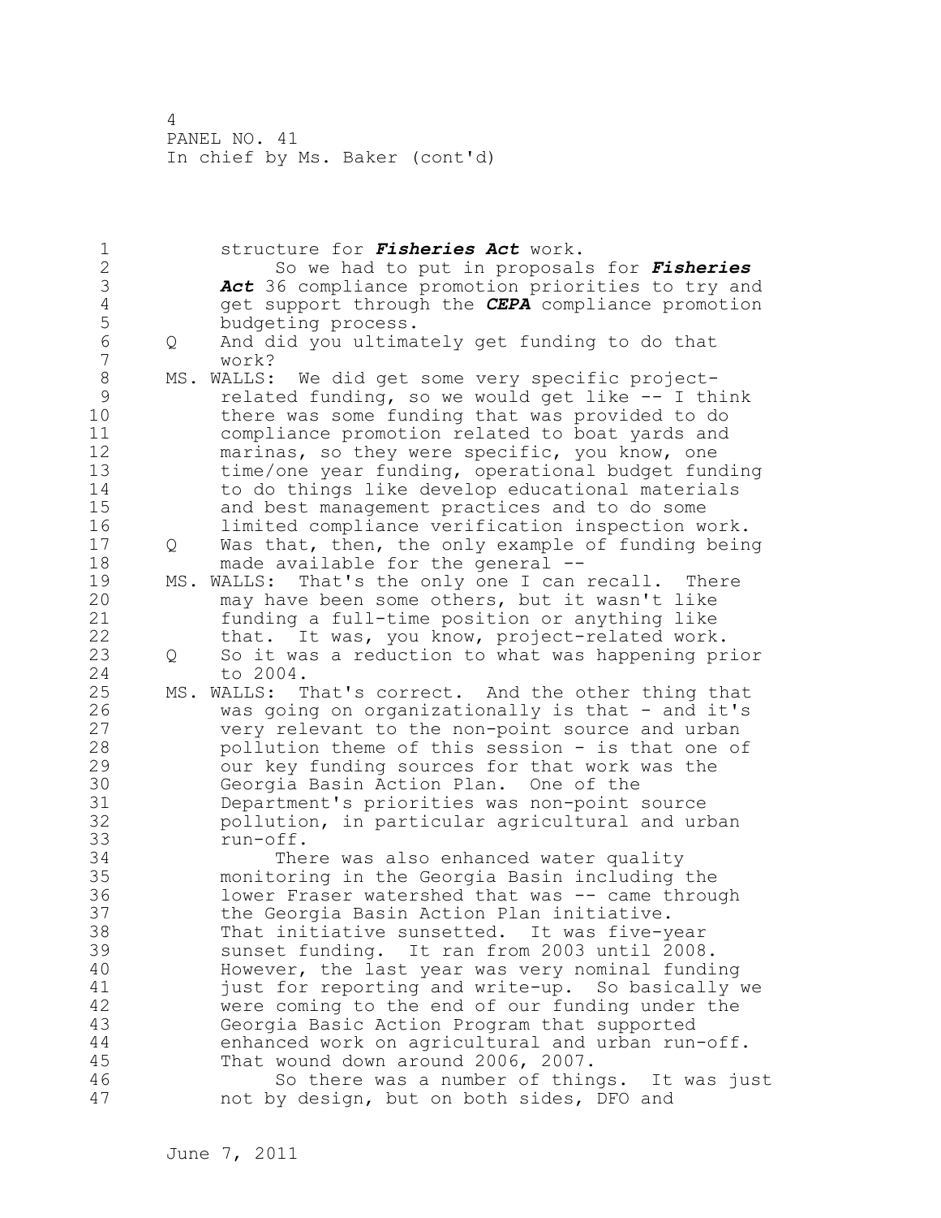structure for ***Fisheries Act*** work.

So we had to put in proposals for ***Fisheries Act*** 36 compliance promotion priorities to try and get support through the ***CEPA*** compliance promotion budgeting process.

Q And did you ultimately get funding to do that work?

MS. WALLS: We did get some very specific project-related funding, so we would get like -- I think there was some funding that was provided to do compliance promotion related to boat yards and marinas, so they were specific, you know, one time/one year funding, operational budget funding to do things like develop educational materials and best management practices and to do some limited compliance verification inspection work.

Q Was that, then, the only example of funding being made available for the general --

MS. WALLS: That's the only one I can recall. There may have been some others, but it wasn't like funding a full-time position or anything like that. It was, you know, project-related work.

Q So it was a reduction to what was happening prior to 2004.

MS. WALLS: That's correct. And the other thing that was going on organizationally is that - and it's very relevant to the non-point source and urban pollution theme of this session - is that one of our key funding sources for that work was the Georgia Basin Action Plan. One of the Department's priorities was non-point source pollution, in particular agricultural and urban run-off.

There was also enhanced water quality monitoring in the Georgia Basin including the lower Fraser watershed that was -- came through the Georgia Basin Action Plan initiative. That initiative sunsetted. It was five-year sunset funding. It ran from 2003 until 2008. However, the last year was very nominal funding just for reporting and write-up. So basically we were coming to the end of our funding under the Georgia Basic Action Program that supported enhanced work on agricultural and urban run-off. That wound down around 2006, 2007.

So there was a number of things. It was just not by design, but on both sides, DFO and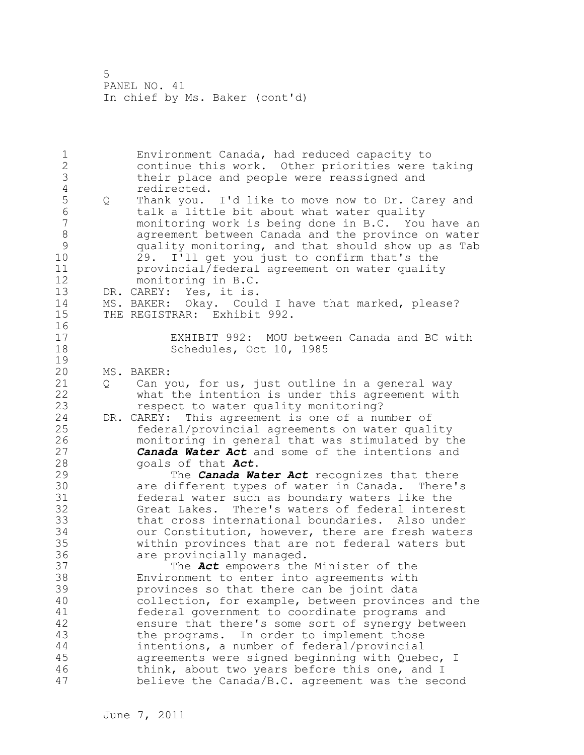Environment Canada, had reduced capacity to continue this work. Other priorities were taking their place and people were reassigned and redirected.

Q Thank you. I'd like to move now to Dr. Carey and talk a little bit about what water quality monitoring work is being done in B.C. You have an agreement between Canada and the province on water quality monitoring, and that should show up as Tab 29. I'll get you just to confirm that's the provincial/federal agreement on water quality monitoring in B.C.

DR. CAREY: Yes, it is.

MS. BAKER: Okay. Could I have that marked, please?

THE REGISTRAR: Exhibit 992.

EXHIBIT 992: MOU between Canada and BC with Schedules, Oct 10, 1985

MS. BAKER:

Q Can you, for us, just outline in a general way what the intention is under this agreement with respect to water quality monitoring?

DR. CAREY: This agreement is one of a number of federal/provincial agreements on water quality monitoring in general that was stimulated by the ***Canada Water Act*** and some of the intentions and goals of that ***Act***.

The ***Canada Water Act*** recognizes that there are different types of water in Canada. There's federal water such as boundary waters like the Great Lakes. There's waters of federal interest that cross international boundaries. Also under our Constitution, however, there are fresh waters within provinces that are not federal waters but are provincially managed.

The ***Act*** empowers the Minister of the Environment to enter into agreements with provinces so that there can be joint data collection, for example, between provinces and the federal government to coordinate programs and ensure that there's some sort of synergy between the programs. In order to implement those intentions, a number of federal/provincial agreements were signed beginning with Quebec, I think, about two years before this one, and I believe the Canada/B.C. agreement was the second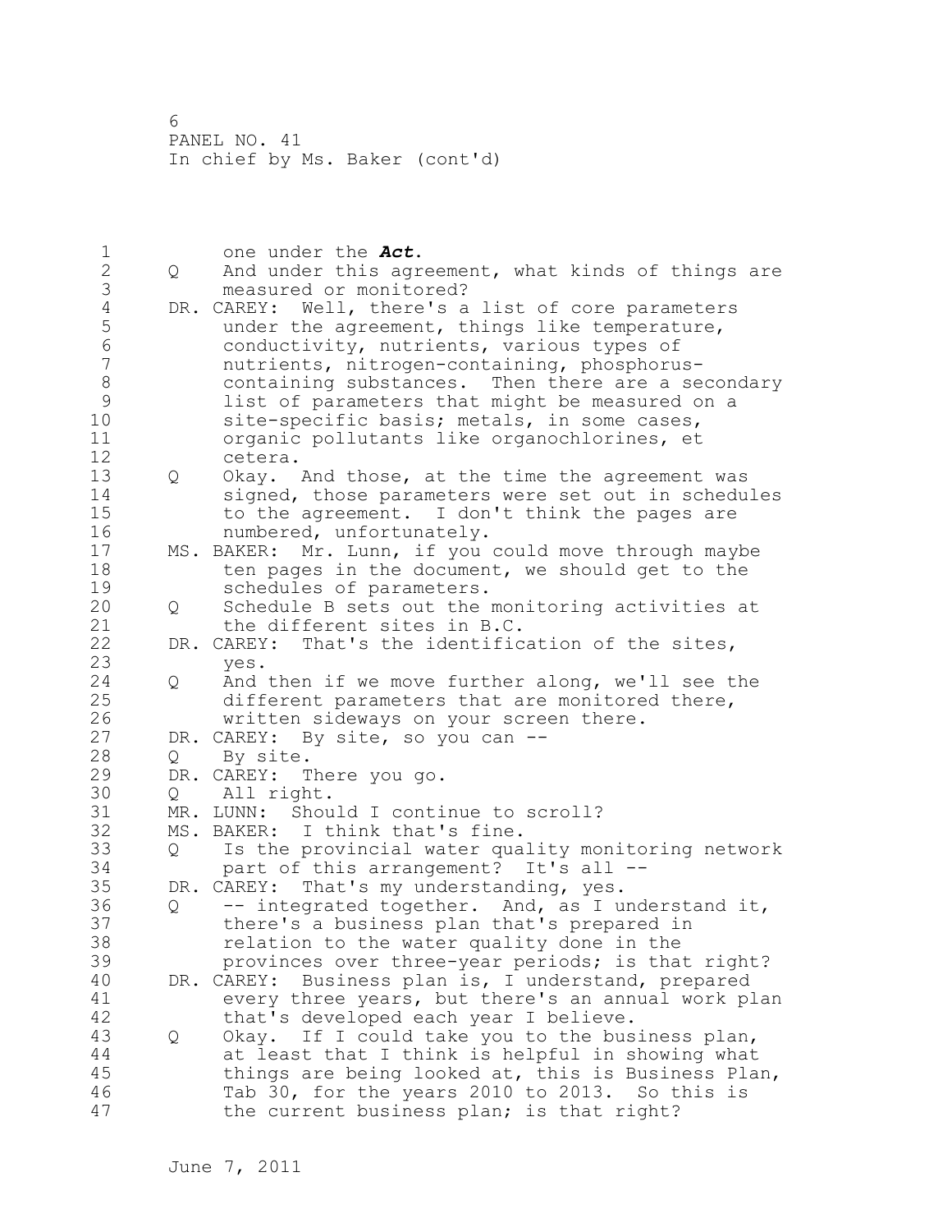one under the ***Act***.

Q And under this agreement, what kinds of things are measured or monitored?

DR. CAREY: Well, there's a list of core parameters under the agreement, things like temperature, conductivity, nutrients, various types of nutrients, nitrogen-containing, phosphorus-containing substances. Then there are a secondary list of parameters that might be measured on a site-specific basis; metals, in some cases, organic pollutants like organochlorines, et cetera.

Q Okay. And those, at the time the agreement was signed, those parameters were set out in schedules to the agreement. I don't think the pages are numbered, unfortunately.

MS. BAKER: Mr. Lunn, if you could move through maybe ten pages in the document, we should get to the schedules of parameters.

Q Schedule B sets out the monitoring activities at the different sites in B.C.

DR. CAREY: That's the identification of the sites, yes.

Q And then if we move further along, we'll see the different parameters that are monitored there, written sideways on your screen there.

DR. CAREY: By site, so you can --

Q By site.

DR. CAREY: There you go.

Q All right.

MR. LUNN: Should I continue to scroll?

MS. BAKER: I think that's fine.

Q Is the provincial water quality monitoring network part of this arrangement? It's all --

DR. CAREY: That's my understanding, yes.

Q -- integrated together. And, as I understand it, there's a business plan that's prepared in relation to the water quality done in the provinces over three-year periods; is that right?

DR. CAREY: Business plan is, I understand, prepared every three years, but there's an annual work plan that's developed each year I believe.

Q Okay. If I could take you to the business plan, at least that I think is helpful in showing what things are being looked at, this is Business Plan, Tab 30, for the years 2010 to 2013. So this is the current business plan; is that right?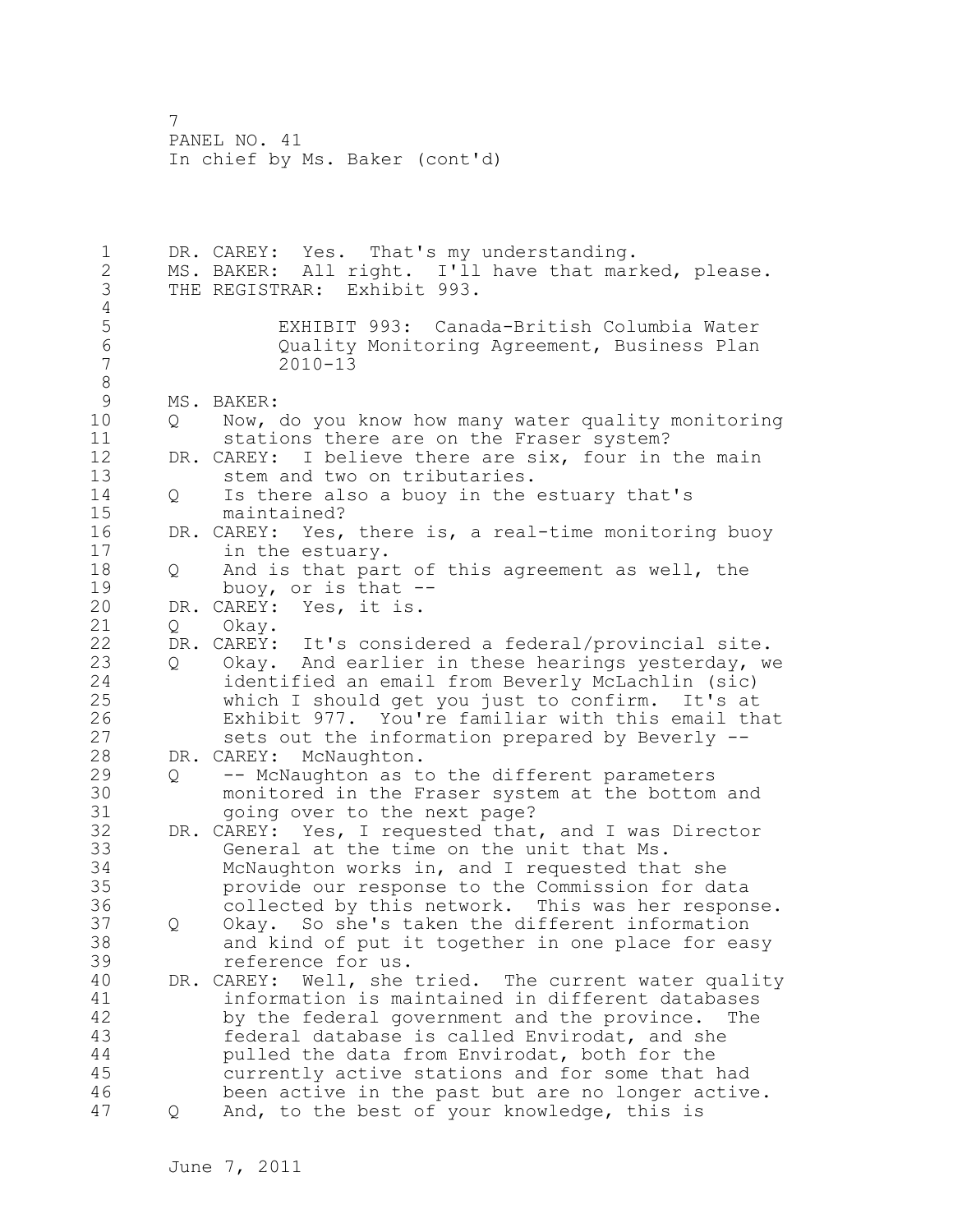DR. CAREY: Yes. That's my understanding.
MS. BAKER: All right. I'll have that marked, please.
THE REGISTRAR: Exhibit 993.

EXHIBIT 993: Canada-British Columbia Water Quality Monitoring Agreement, Business Plan 2010-13

MS. BAKER:
Q Now, do you know how many water quality monitoring stations there are on the Fraser system?
DR. CAREY: I believe there are six, four in the main stem and two on tributaries.
Q Is there also a buoy in the estuary that's maintained?
DR. CAREY: Yes, there is, a real-time monitoring buoy in the estuary.
Q And is that part of this agreement as well, the buoy, or is that --
DR. CAREY: Yes, it is.
Q Okay.
DR. CAREY: It's considered a federal/provincial site.
Q Okay. And earlier in these hearings yesterday, we identified an email from Beverly McLachlin (sic) which I should get you just to confirm. It's at Exhibit 977. You're familiar with this email that sets out the information prepared by Beverly --
DR. CAREY: McNaughton.
Q -- McNaughton as to the different parameters monitored in the Fraser system at the bottom and going over to the next page?
DR. CAREY: Yes, I requested that, and I was Director General at the time on the unit that Ms. McNaughton works in, and I requested that she provide our response to the Commission for data collected by this network. This was her response.
Q Okay. So she's taken the different information and kind of put it together in one place for easy reference for us.
DR. CAREY: Well, she tried. The current water quality information is maintained in different databases by the federal government and the province. The federal database is called Envirodat, and she pulled the data from Envirodat, both for the currently active stations and for some that had been active in the past but are no longer active.
Q And, to the best of your knowledge, this is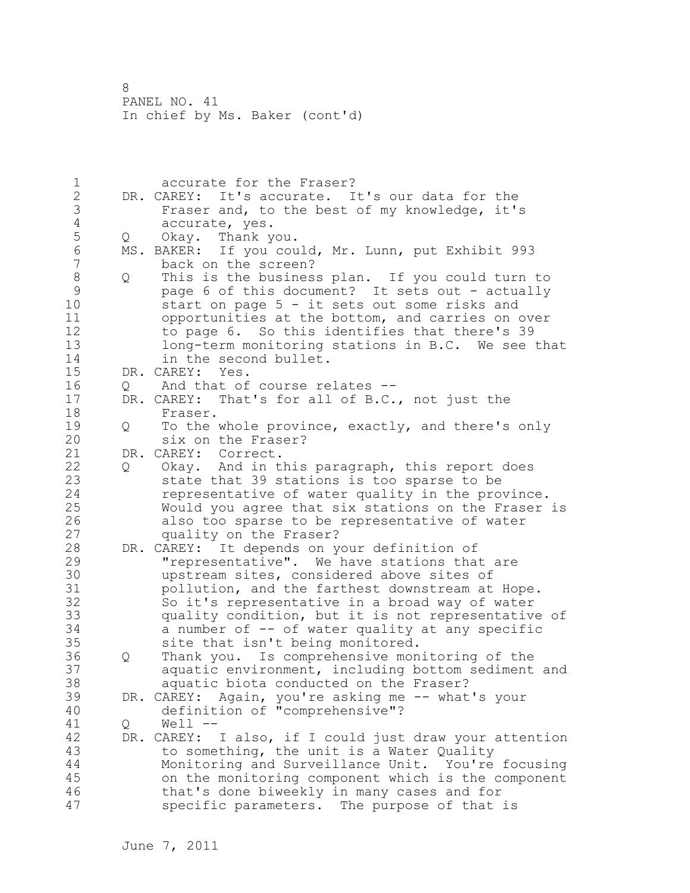accurate for the Fraser?

DR. CAREY: It's accurate. It's our data for the Fraser and, to the best of my knowledge, it's accurate, yes.

Q Okay. Thank you.

MS. BAKER: If you could, Mr. Lunn, put Exhibit 993 back on the screen?

Q This is the business plan. If you could turn to page 6 of this document? It sets out - actually start on page 5 - it sets out some risks and opportunities at the bottom, and carries on over to page 6. So this identifies that there's 39 long-term monitoring stations in B.C. We see that in the second bullet.

DR. CAREY: Yes.

Q And that of course relates --

DR. CAREY: That's for all of B.C., not just the Fraser.

Q To the whole province, exactly, and there's only six on the Fraser?

DR. CAREY: Correct.

Q Okay. And in this paragraph, this report does state that 39 stations is too sparse to be representative of water quality in the province. Would you agree that six stations on the Fraser is also too sparse to be representative of water quality on the Fraser?

DR. CAREY: It depends on your definition of "representative". We have stations that are upstream sites, considered above sites of pollution, and the farthest downstream at Hope. So it's representative in a broad way of water quality condition, but it is not representative of a number of -- of water quality at any specific site that isn't being monitored.

Q Thank you. Is comprehensive monitoring of the aquatic environment, including bottom sediment and aquatic biota conducted on the Fraser?

DR. CAREY: Again, you're asking me -- what's your definition of "comprehensive"?

Q Well --

DR. CAREY: I also, if I could just draw your attention to something, the unit is a Water Quality Monitoring and Surveillance Unit. You're focusing on the monitoring component which is the component that's done biweekly in many cases and for specific parameters. The purpose of that is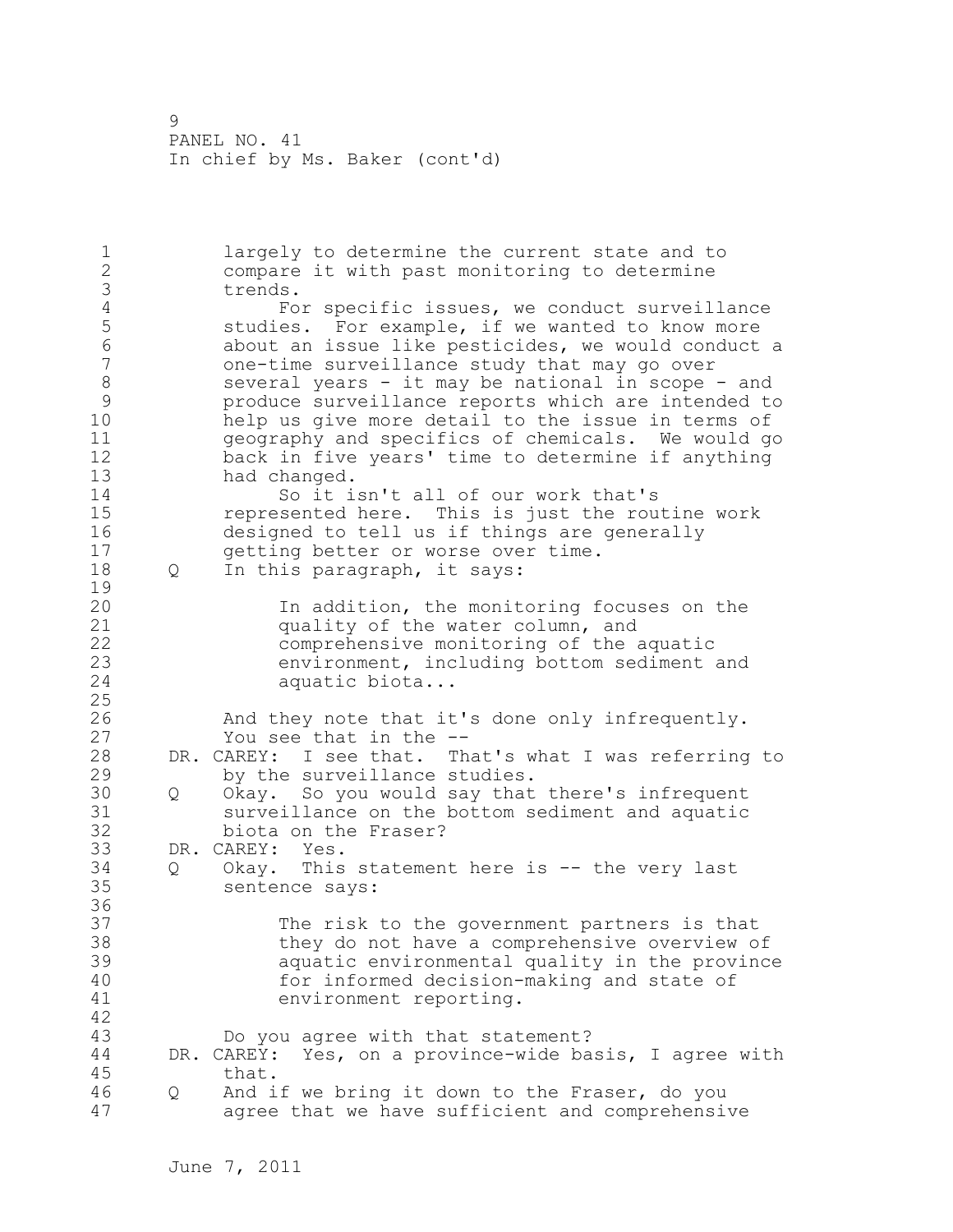largely to determine the current state and to compare it with past monitoring to determine trends.

For specific issues, we conduct surveillance studies. For example, if we wanted to know more about an issue like pesticides, we would conduct a one-time surveillance study that may go over several years - it may be national in scope - and produce surveillance reports which are intended to help us give more detail to the issue in terms of geography and specifics of chemicals. We would go back in five years' time to determine if anything had changed.

So it isn't all of our work that's represented here. This is just the routine work designed to tell us if things are generally getting better or worse over time.

Q In this paragraph, it says:

> In addition, the monitoring focuses on the quality of the water column, and comprehensive monitoring of the aquatic environment, including bottom sediment and aquatic biota...

And they note that it's done only infrequently. You see that in the --

DR. CAREY: I see that. That's what I was referring to by the surveillance studies.

Q Okay. So you would say that there's infrequent surveillance on the bottom sediment and aquatic biota on the Fraser?

DR. CAREY: Yes.

Q Okay. This statement here is -- the very last sentence says:

> The risk to the government partners is that they do not have a comprehensive overview of aquatic environmental quality in the province for informed decision-making and state of environment reporting.

Do you agree with that statement?

DR. CAREY: Yes, on a province-wide basis, I agree with that.

Q And if we bring it down to the Fraser, do you agree that we have sufficient and comprehensive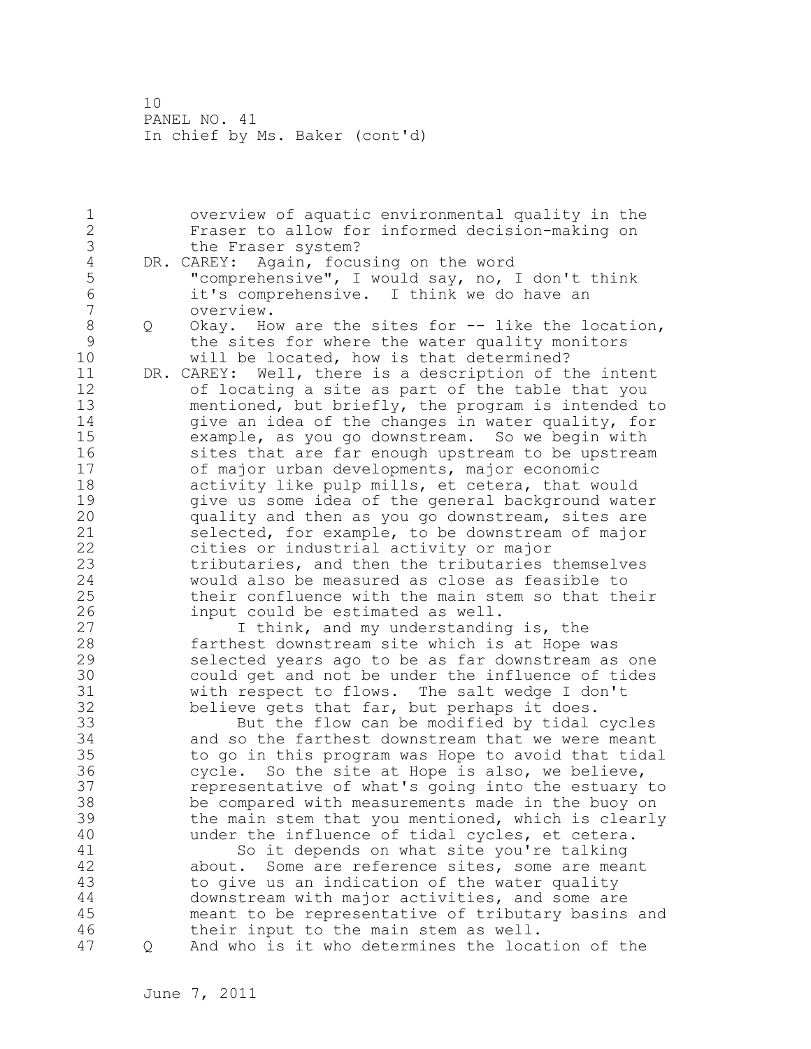overview of aquatic environmental quality in the Fraser to allow for informed decision-making on the Fraser system?

DR. CAREY: Again, focusing on the word "comprehensive", I would say, no, I don't think it's comprehensive. I think we do have an overview.

Q Okay. How are the sites for -- like the location, the sites for where the water quality monitors will be located, how is that determined?

DR. CAREY: Well, there is a description of the intent of locating a site as part of the table that you mentioned, but briefly, the program is intended to give an idea of the changes in water quality, for example, as you go downstream. So we begin with sites that are far enough upstream to be upstream of major urban developments, major economic activity like pulp mills, et cetera, that would give us some idea of the general background water quality and then as you go downstream, sites are selected, for example, to be downstream of major cities or industrial activity or major tributaries, and then the tributaries themselves would also be measured as close as feasible to their confluence with the main stem so that their input could be estimated as well.

I think, and my understanding is, the farthest downstream site which is at Hope was selected years ago to be as far downstream as one could get and not be under the influence of tides with respect to flows. The salt wedge I don't believe gets that far, but perhaps it does.

But the flow can be modified by tidal cycles and so the farthest downstream that we were meant to go in this program was Hope to avoid that tidal cycle. So the site at Hope is also, we believe, representative of what's going into the estuary to be compared with measurements made in the buoy on the main stem that you mentioned, which is clearly under the influence of tidal cycles, et cetera.

So it depends on what site you're talking about. Some are reference sites, some are meant to give us an indication of the water quality downstream with major activities, and some are meant to be representative of tributary basins and their input to the main stem as well.

Q And who is it who determines the location of the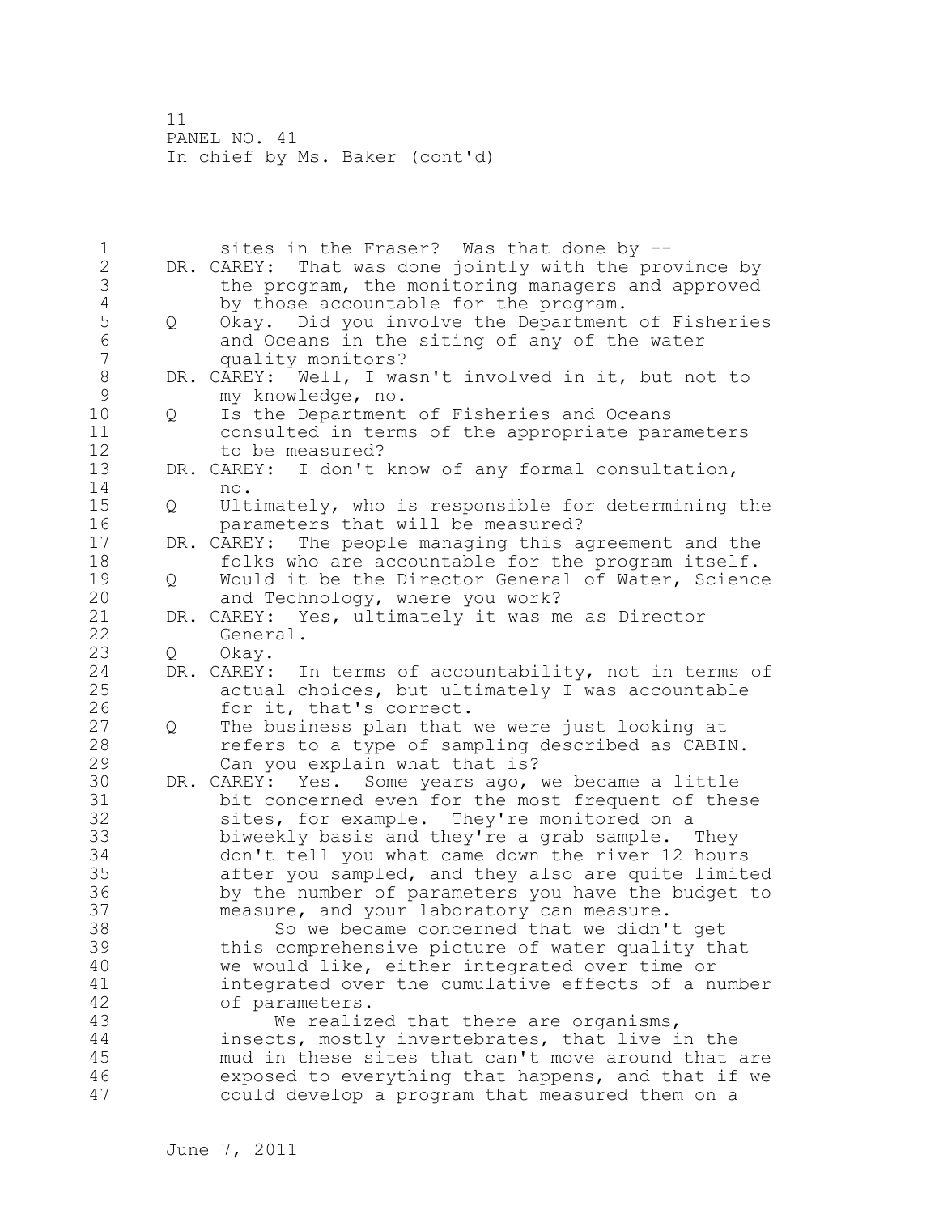sites in the Fraser? Was that done by --

DR. CAREY: That was done jointly with the province by the program, the monitoring managers and approved by those accountable for the program.

Q Okay. Did you involve the Department of Fisheries and Oceans in the siting of any of the water quality monitors?

DR. CAREY: Well, I wasn't involved in it, but not to my knowledge, no.

Q Is the Department of Fisheries and Oceans consulted in terms of the appropriate parameters to be measured?

DR. CAREY: I don't know of any formal consultation, no.

Q Ultimately, who is responsible for determining the parameters that will be measured?

DR. CAREY: The people managing this agreement and the folks who are accountable for the program itself.

Q Would it be the Director General of Water, Science and Technology, where you work?

DR. CAREY: Yes, ultimately it was me as Director General.

Q Okay.

DR. CAREY: In terms of accountability, not in terms of actual choices, but ultimately I was accountable for it, that's correct.

Q The business plan that we were just looking at refers to a type of sampling described as CABIN. Can you explain what that is?

DR. CAREY: Yes. Some years ago, we became a little bit concerned even for the most frequent of these sites, for example. They're monitored on a biweekly basis and they're a grab sample. They don't tell you what came down the river 12 hours after you sampled, and they also are quite limited by the number of parameters you have the budget to measure, and your laboratory can measure.

So we became concerned that we didn't get this comprehensive picture of water quality that we would like, either integrated over time or integrated over the cumulative effects of a number of parameters.

We realized that there are organisms, insects, mostly invertebrates, that live in the mud in these sites that can't move around that are exposed to everything that happens, and that if we could develop a program that measured them on a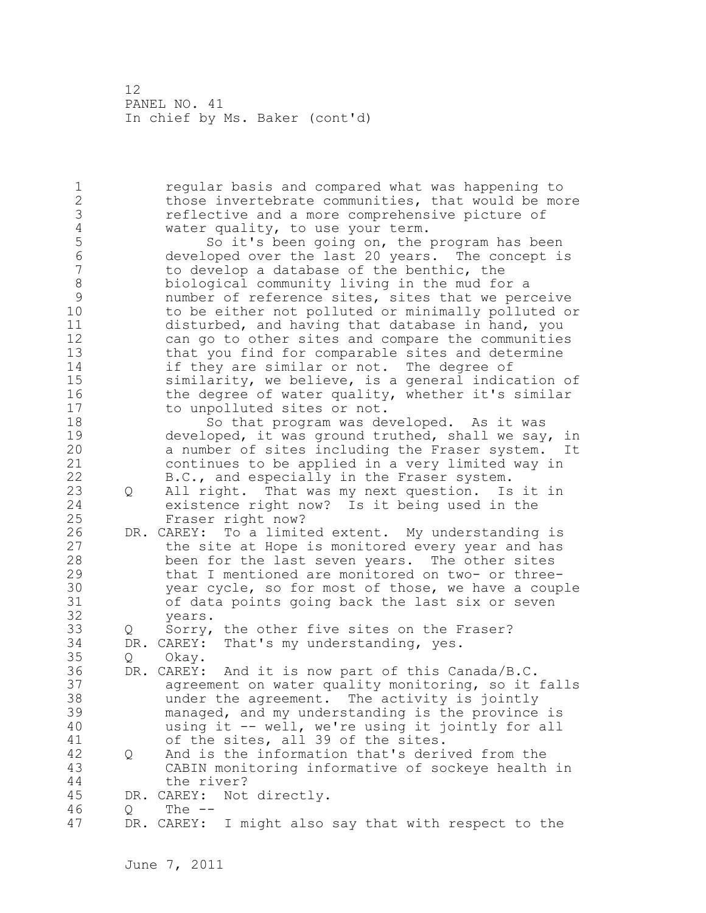regular basis and compared what was happening to those invertebrate communities, that would be more reflective and a more comprehensive picture of water quality, to use your term.

So it's been going on, the program has been developed over the last 20 years. The concept is to develop a database of the benthic, the biological community living in the mud for a number of reference sites, sites that we perceive to be either not polluted or minimally polluted or disturbed, and having that database in hand, you can go to other sites and compare the communities that you find for comparable sites and determine if they are similar or not. The degree of similarity, we believe, is a general indication of the degree of water quality, whether it's similar to unpolluted sites or not.

So that program was developed. As it was developed, it was ground truthed, shall we say, in a number of sites including the Fraser system. It continues to be applied in a very limited way in B.C., and especially in the Fraser system.

Q All right. That was my next question. Is it in existence right now? Is it being used in the Fraser right now?

DR. CAREY: To a limited extent. My understanding is the site at Hope is monitored every year and has been for the last seven years. The other sites that I mentioned are monitored on two- or three-year cycle, so for most of those, we have a couple of data points going back the last six or seven years.

Q Sorry, the other five sites on the Fraser?

DR. CAREY: That's my understanding, yes.

Q Okay.

DR. CAREY: And it is now part of this Canada/B.C. agreement on water quality monitoring, so it falls under the agreement. The activity is jointly managed, and my understanding is the province is using it -- well, we're using it jointly for all of the sites, all 39 of the sites.

Q And is the information that's derived from the CABIN monitoring informative of sockeye health in the river?

DR. CAREY: Not directly.

Q The --

DR. CAREY: I might also say that with respect to the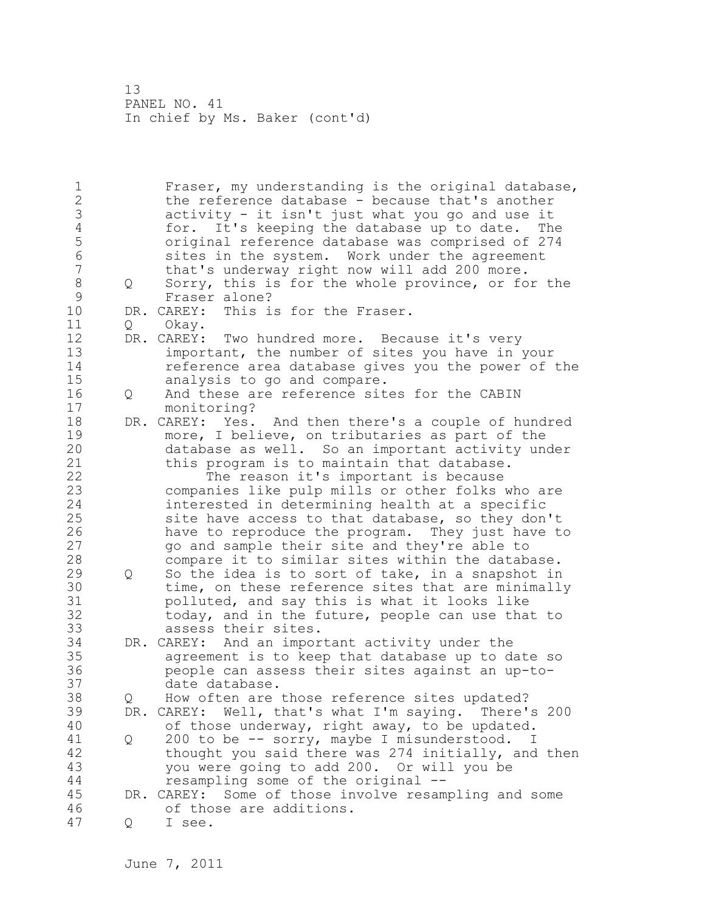Fraser, my understanding is the original database, the reference database - because that's another activity - it isn't just what you go and use it for. It's keeping the database up to date. The original reference database was comprised of 274 sites in the system. Work under the agreement that's underway right now will add 200 more.

Q Sorry, this is for the whole province, or for the Fraser alone?

DR. CAREY: This is for the Fraser.

Q Okay.

DR. CAREY: Two hundred more. Because it's very important, the number of sites you have in your reference area database gives you the power of the analysis to go and compare.

Q And these are reference sites for the CABIN monitoring?

DR. CAREY: Yes. And then there's a couple of hundred more, I believe, on tributaries as part of the database as well. So an important activity under this program is to maintain that database.

The reason it's important is because companies like pulp mills or other folks who are interested in determining health at a specific site have access to that database, so they don't have to reproduce the program. They just have to go and sample their site and they're able to compare it to similar sites within the database.

Q So the idea is to sort of take, in a snapshot in time, on these reference sites that are minimally polluted, and say this is what it looks like today, and in the future, people can use that to assess their sites.

DR. CAREY: And an important activity under the agreement is to keep that database up to date so people can assess their sites against an up-to-date database.

Q How often are those reference sites updated?

DR. CAREY: Well, that's what I'm saying. There's 200 of those underway, right away, to be updated.

Q 200 to be -- sorry, maybe I misunderstood. I thought you said there was 274 initially, and then you were going to add 200. Or will you be resampling some of the original --

DR. CAREY: Some of those involve resampling and some of those are additions.

Q I see.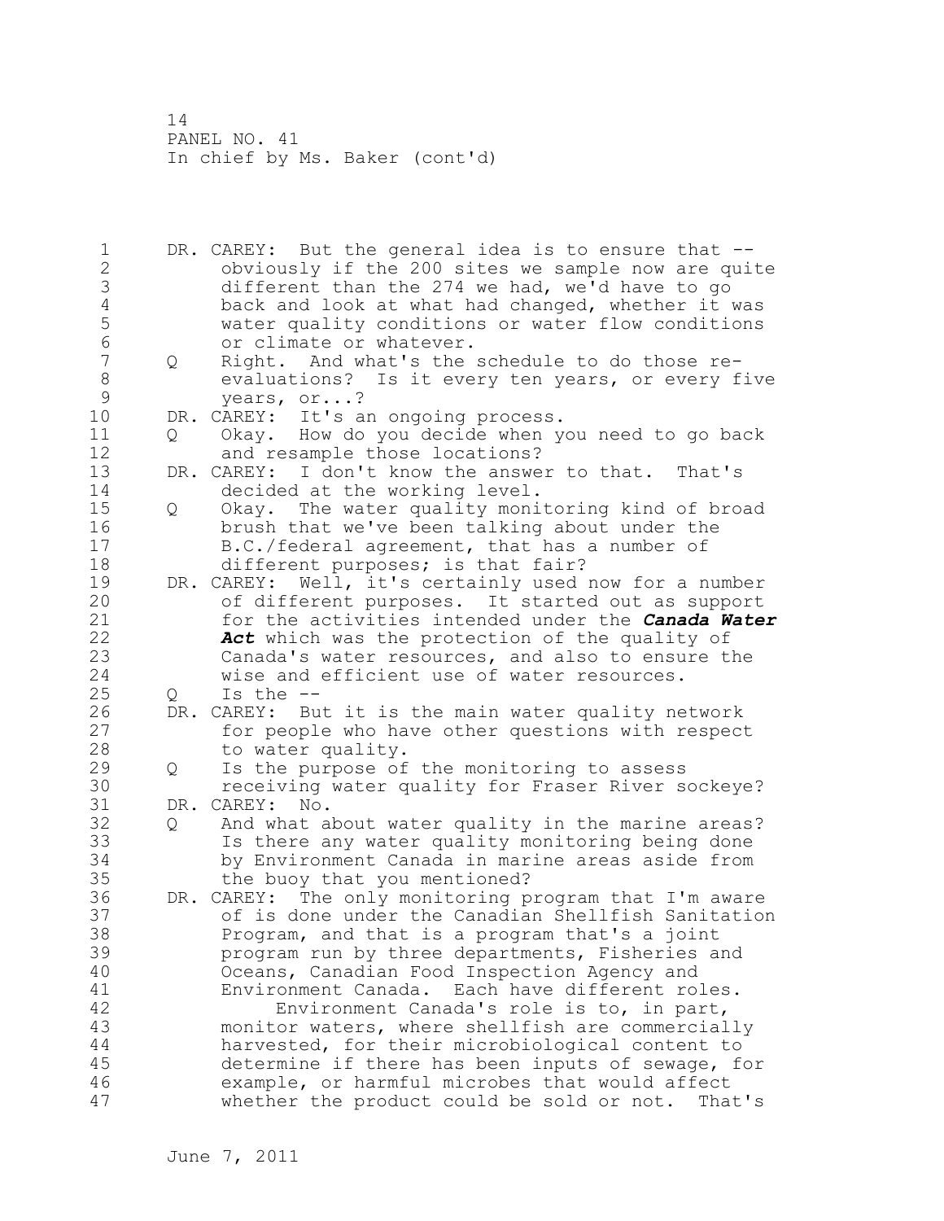DR. CAREY: But the general idea is to ensure that -- obviously if the 200 sites we sample now are quite different than the 274 we had, we'd have to go back and look at what had changed, whether it was water quality conditions or water flow conditions or climate or whatever.

Q Right. And what's the schedule to do those re-evaluations? Is it every ten years, or every five years, or...?

DR. CAREY: It's an ongoing process.

Q Okay. How do you decide when you need to go back and resample those locations?

DR. CAREY: I don't know the answer to that. That's decided at the working level.

Q Okay. The water quality monitoring kind of broad brush that we've been talking about under the B.C./federal agreement, that has a number of different purposes; is that fair?

DR. CAREY: Well, it's certainly used now for a number of different purposes. It started out as support for the activities intended under the ***Canada Water Act*** which was the protection of the quality of Canada's water resources, and also to ensure the wise and efficient use of water resources.

Q Is the --

DR. CAREY: But it is the main water quality network for people who have other questions with respect to water quality.

Q Is the purpose of the monitoring to assess receiving water quality for Fraser River sockeye?

DR. CAREY: No.

Q And what about water quality in the marine areas? Is there any water quality monitoring being done by Environment Canada in marine areas aside from the buoy that you mentioned?

DR. CAREY: The only monitoring program that I'm aware of is done under the Canadian Shellfish Sanitation Program, and that is a program that's a joint program run by three departments, Fisheries and Oceans, Canadian Food Inspection Agency and Environment Canada. Each have different roles.

Environment Canada's role is to, in part, monitor waters, where shellfish are commercially harvested, for their microbiological content to determine if there has been inputs of sewage, for example, or harmful microbes that would affect whether the product could be sold or not. That's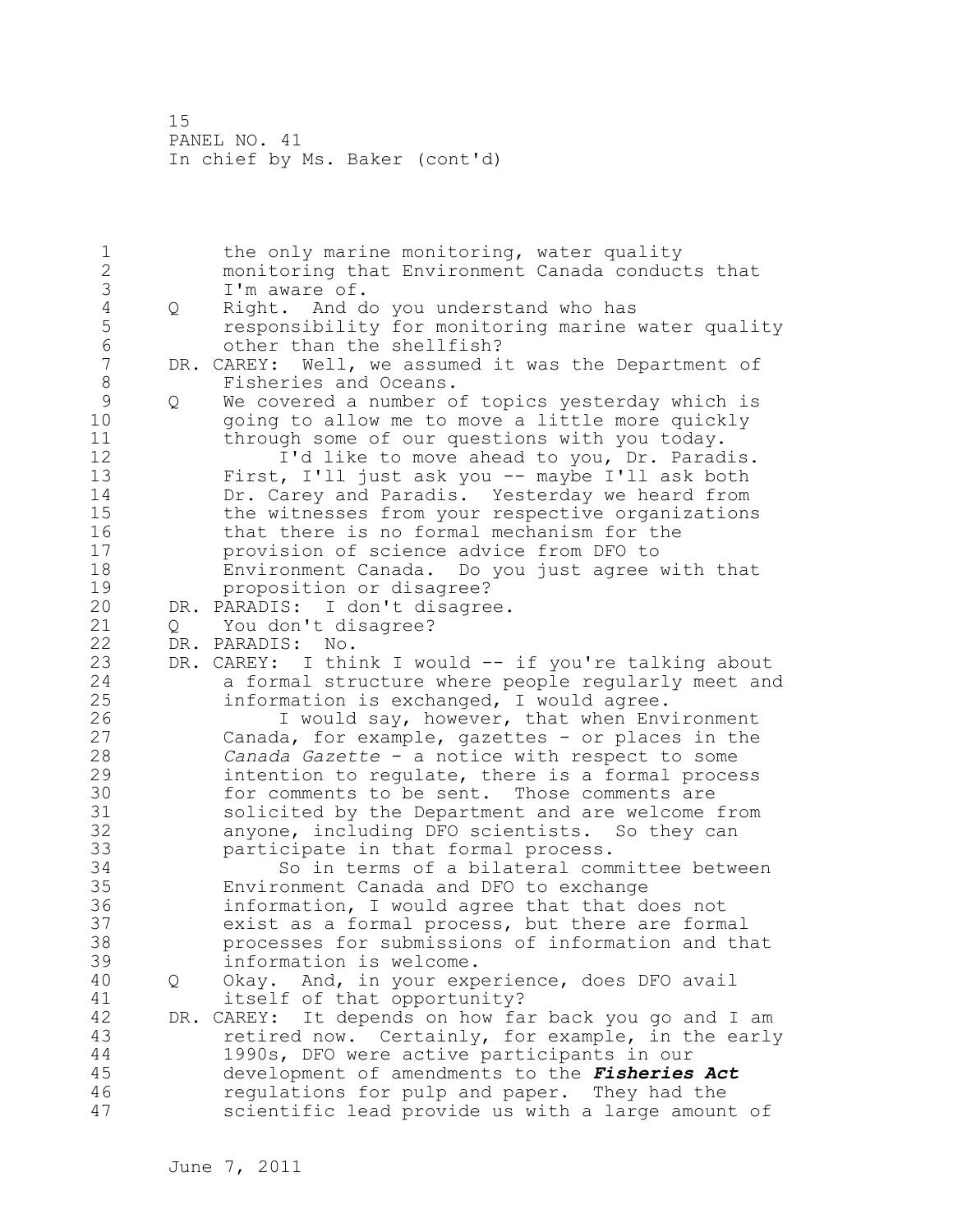the only marine monitoring, water quality monitoring that Environment Canada conducts that I'm aware of.

Q Right. And do you understand who has responsibility for monitoring marine water quality other than the shellfish?

DR. CAREY: Well, we assumed it was the Department of Fisheries and Oceans.

Q We covered a number of topics yesterday which is going to allow me to move a little more quickly through some of our questions with you today.

I'd like to move ahead to you, Dr. Paradis. First, I'll just ask you -- maybe I'll ask both Dr. Carey and Paradis. Yesterday we heard from the witnesses from your respective organizations that there is no formal mechanism for the provision of science advice from DFO to Environment Canada. Do you just agree with that proposition or disagree?

DR. PARADIS: I don't disagree.

Q You don't disagree?

DR. PARADIS: No.

DR. CAREY: I think I would -- if you're talking about a formal structure where people regularly meet and information is exchanged, I would agree.

I would say, however, that when Environment Canada, for example, gazettes - or places in the *Canada Gazette* - a notice with respect to some intention to regulate, there is a formal process for comments to be sent. Those comments are solicited by the Department and are welcome from anyone, including DFO scientists. So they can participate in that formal process.

So in terms of a bilateral committee between Environment Canada and DFO to exchange information, I would agree that that does not exist as a formal process, but there are formal processes for submissions of information and that information is welcome.

Q Okay. And, in your experience, does DFO avail itself of that opportunity?

DR. CAREY: It depends on how far back you go and I am retired now. Certainly, for example, in the early 1990s, DFO were active participants in our development of amendments to the ***Fisheries Act*** regulations for pulp and paper. They had the scientific lead provide us with a large amount of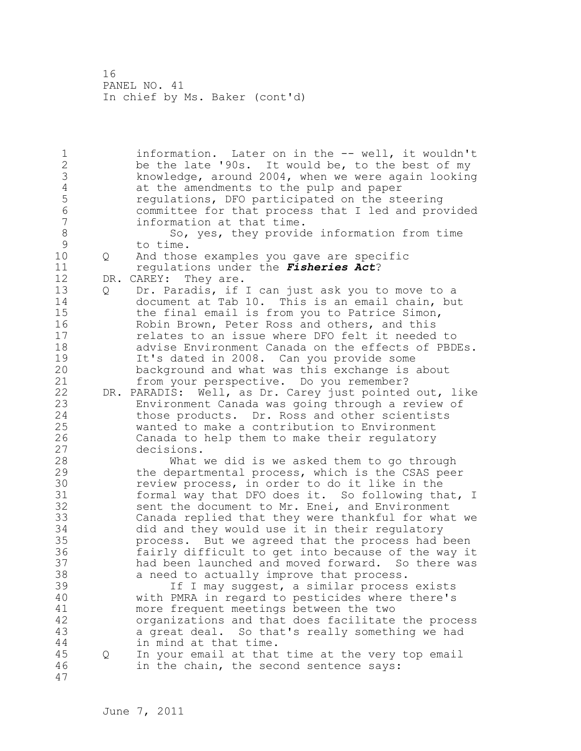information. Later on in the -- well, it wouldn't be the late '90s. It would be, to the best of my knowledge, around 2004, when we were again looking at the amendments to the pulp and paper regulations, DFO participated on the steering committee for that process that I led and provided information at that time.

So, yes, they provide information from time to time.

Q And those examples you gave are specific regulations under the ***Fisheries Act***?

DR. CAREY: They are.

Q Dr. Paradis, if I can just ask you to move to a document at Tab 10. This is an email chain, but the final email is from you to Patrice Simon, Robin Brown, Peter Ross and others, and this relates to an issue where DFO felt it needed to advise Environment Canada on the effects of PBDEs. It's dated in 2008. Can you provide some background and what was this exchange is about from your perspective. Do you remember?

DR. PARADIS: Well, as Dr. Carey just pointed out, like Environment Canada was going through a review of those products. Dr. Ross and other scientists wanted to make a contribution to Environment Canada to help them to make their regulatory decisions.

What we did is we asked them to go through the departmental process, which is the CSAS peer review process, in order to do it like in the formal way that DFO does it. So following that, I sent the document to Mr. Enei, and Environment Canada replied that they were thankful for what we did and they would use it in their regulatory process. But we agreed that the process had been fairly difficult to get into because of the way it had been launched and moved forward. So there was a need to actually improve that process.

If I may suggest, a similar process exists with PMRA in regard to pesticides where there's more frequent meetings between the two organizations and that does facilitate the process a great deal. So that's really something we had in mind at that time.

Q In your email at that time at the very top email in the chain, the second sentence says: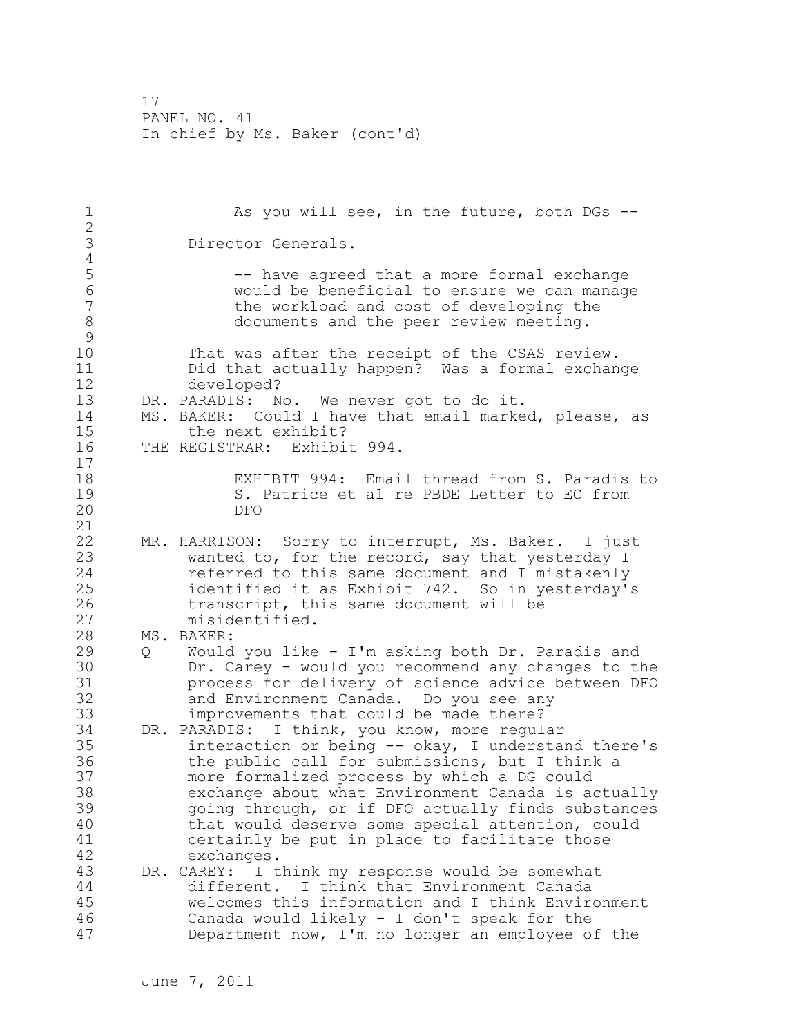As you will see, in the future, both DGs --

Director Generals.

-- have agreed that a more formal exchange would be beneficial to ensure we can manage the workload and cost of developing the documents and the peer review meeting.

That was after the receipt of the CSAS review. Did that actually happen? Was a formal exchange developed?

DR. PARADIS: No. We never got to do it.

MS. BAKER: Could I have that email marked, please, as the next exhibit?

THE REGISTRAR: Exhibit 994.

EXHIBIT 994: Email thread from S. Paradis to S. Patrice et al re PBDE Letter to EC from DFO

MR. HARRISON: Sorry to interrupt, Ms. Baker. I just wanted to, for the record, say that yesterday I referred to this same document and I mistakenly identified it as Exhibit 742. So in yesterday's transcript, this same document will be misidentified.

MS. BAKER:

Q Would you like - I'm asking both Dr. Paradis and Dr. Carey - would you recommend any changes to the process for delivery of science advice between DFO and Environment Canada. Do you see any improvements that could be made there?

DR. PARADIS: I think, you know, more regular interaction or being -- okay, I understand there's the public call for submissions, but I think a more formalized process by which a DG could exchange about what Environment Canada is actually going through, or if DFO actually finds substances that would deserve some special attention, could certainly be put in place to facilitate those exchanges.

DR. CAREY: I think my response would be somewhat different. I think that Environment Canada welcomes this information and I think Environment Canada would likely - I don't speak for the Department now, I'm no longer an employee of the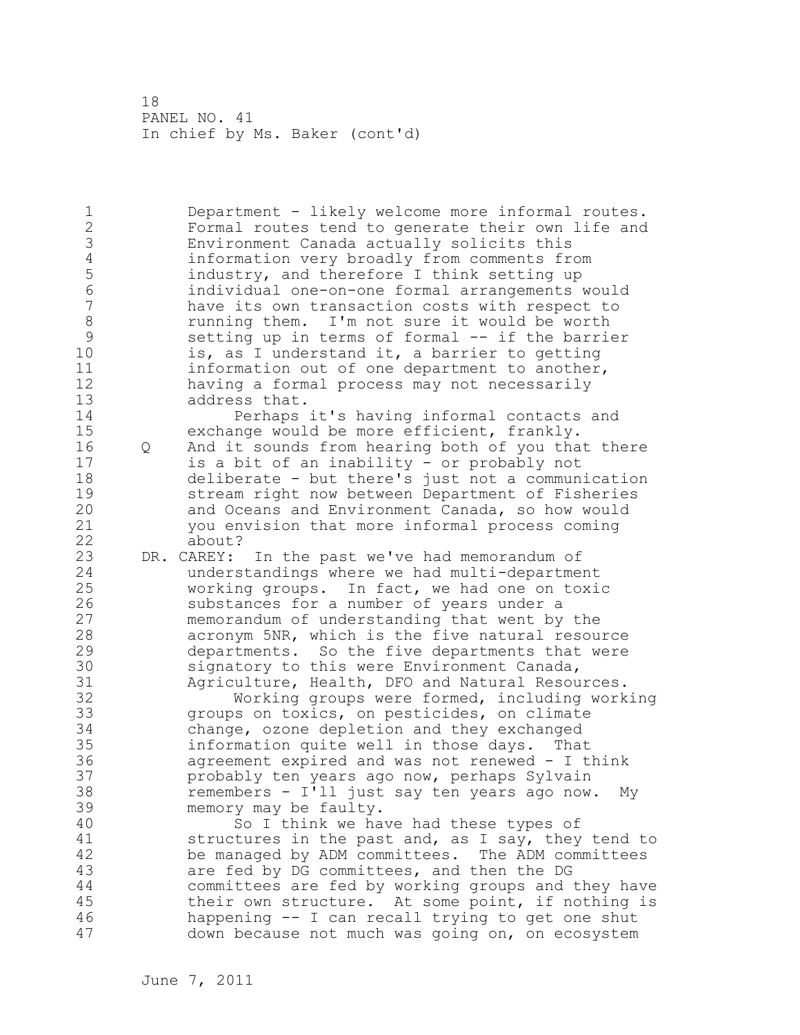Department - likely welcome more informal routes. Formal routes tend to generate their own life and Environment Canada actually solicits this information very broadly from comments from industry, and therefore I think setting up individual one-on-one formal arrangements would have its own transaction costs with respect to running them. I'm not sure it would be worth setting up in terms of formal -- if the barrier is, as I understand it, a barrier to getting information out of one department to another, having a formal process may not necessarily address that.

Perhaps it's having informal contacts and exchange would be more efficient, frankly.

Q And it sounds from hearing both of you that there is a bit of an inability - or probably not deliberate - but there's just not a communication stream right now between Department of Fisheries and Oceans and Environment Canada, so how would you envision that more informal process coming about?

DR. CAREY: In the past we've had memorandum of understandings where we had multi-department working groups. In fact, we had one on toxic substances for a number of years under a memorandum of understanding that went by the acronym 5NR, which is the five natural resource departments. So the five departments that were signatory to this were Environment Canada, Agriculture, Health, DFO and Natural Resources.

Working groups were formed, including working groups on toxics, on pesticides, on climate change, ozone depletion and they exchanged information quite well in those days. That agreement expired and was not renewed - I think probably ten years ago now, perhaps Sylvain remembers - I'll just say ten years ago now. My memory may be faulty.

So I think we have had these types of structures in the past and, as I say, they tend to be managed by ADM committees. The ADM committees are fed by DG committees, and then the DG committees are fed by working groups and they have their own structure. At some point, if nothing is happening -- I can recall trying to get one shut down because not much was going on, on ecosystem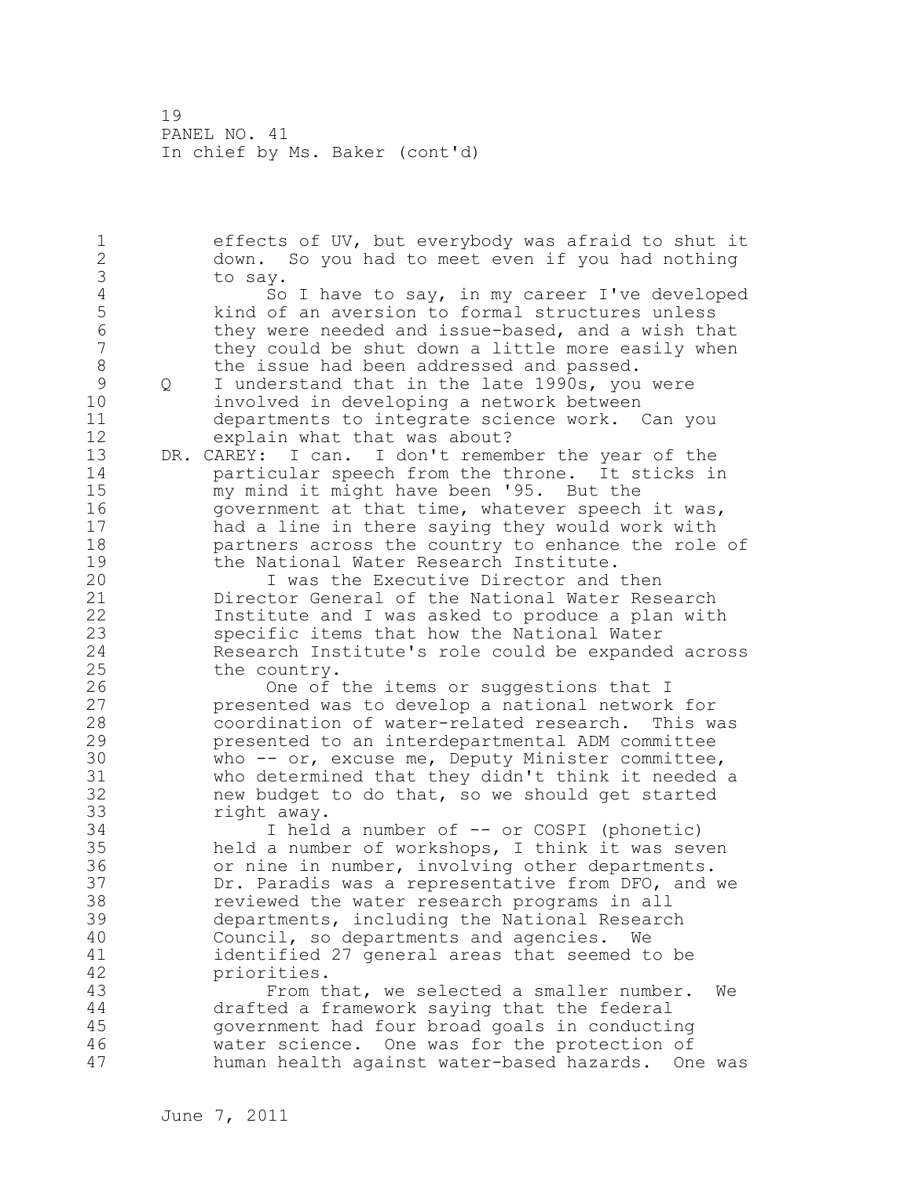effects of UV, but everybody was afraid to shut it down. So you had to meet even if you had nothing to say.

So I have to say, in my career I've developed kind of an aversion to formal structures unless they were needed and issue-based, and a wish that they could be shut down a little more easily when the issue had been addressed and passed.

Q I understand that in the late 1990s, you were involved in developing a network between departments to integrate science work. Can you explain what that was about?

DR. CAREY: I can. I don't remember the year of the particular speech from the throne. It sticks in my mind it might have been '95. But the government at that time, whatever speech it was, had a line in there saying they would work with partners across the country to enhance the role of the National Water Research Institute.

I was the Executive Director and then Director General of the National Water Research Institute and I was asked to produce a plan with specific items that how the National Water Research Institute's role could be expanded across the country.

One of the items or suggestions that I presented was to develop a national network for coordination of water-related research. This was presented to an interdepartmental ADM committee who -- or, excuse me, Deputy Minister committee, who determined that they didn't think it needed a new budget to do that, so we should get started right away.

I held a number of -- or COSPI (phonetic) held a number of workshops, I think it was seven or nine in number, involving other departments. Dr. Paradis was a representative from DFO, and we reviewed the water research programs in all departments, including the National Research Council, so departments and agencies. We identified 27 general areas that seemed to be priorities.

From that, we selected a smaller number. We drafted a framework saying that the federal government had four broad goals in conducting water science. One was for the protection of human health against water-based hazards. One was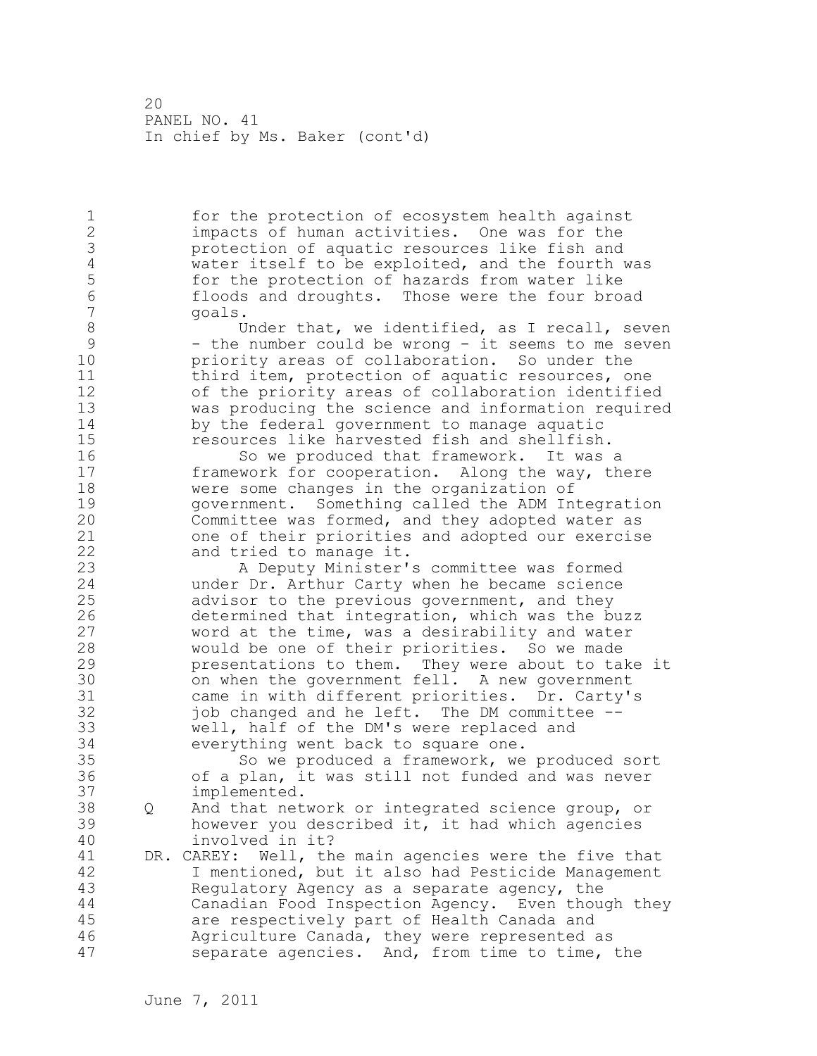for the protection of ecosystem health against impacts of human activities. One was for the protection of aquatic resources like fish and water itself to be exploited, and the fourth was for the protection of hazards from water like floods and droughts. Those were the four broad goals.

Under that, we identified, as I recall, seven - the number could be wrong - it seems to me seven priority areas of collaboration. So under the third item, protection of aquatic resources, one of the priority areas of collaboration identified was producing the science and information required by the federal government to manage aquatic resources like harvested fish and shellfish.

So we produced that framework. It was a framework for cooperation. Along the way, there were some changes in the organization of government. Something called the ADM Integration Committee was formed, and they adopted water as one of their priorities and adopted our exercise and tried to manage it.

A Deputy Minister's committee was formed under Dr. Arthur Carty when he became science advisor to the previous government, and they determined that integration, which was the buzz word at the time, was a desirability and water would be one of their priorities. So we made presentations to them. They were about to take it on when the government fell. A new government came in with different priorities. Dr. Carty's job changed and he left. The DM committee -- well, half of the DM's were replaced and everything went back to square one.

So we produced a framework, we produced sort of a plan, it was still not funded and was never implemented.

Q And that network or integrated science group, or however you described it, it had which agencies involved in it?

DR. CAREY: Well, the main agencies were the five that I mentioned, but it also had Pesticide Management Regulatory Agency as a separate agency, the Canadian Food Inspection Agency. Even though they are respectively part of Health Canada and Agriculture Canada, they were represented as separate agencies. And, from time to time, the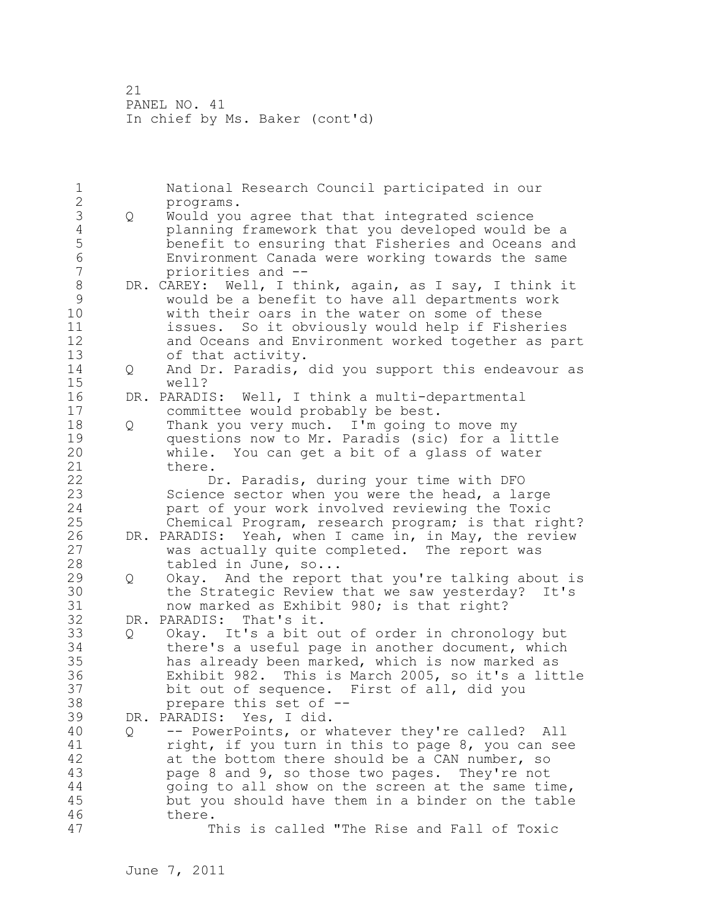National Research Council participated in our programs.

Q Would you agree that that integrated science planning framework that you developed would be a benefit to ensuring that Fisheries and Oceans and Environment Canada were working towards the same priorities and --

DR. CAREY: Well, I think, again, as I say, I think it would be a benefit to have all departments work with their oars in the water on some of these issues. So it obviously would help if Fisheries and Oceans and Environment worked together as part of that activity.

Q And Dr. Paradis, did you support this endeavour as well?

DR. PARADIS: Well, I think a multi-departmental committee would probably be best.

Q Thank you very much. I'm going to move my questions now to Mr. Paradis (sic) for a little while. You can get a bit of a glass of water there.

Dr. Paradis, during your time with DFO Science sector when you were the head, a large part of your work involved reviewing the Toxic Chemical Program, research program; is that right?

DR. PARADIS: Yeah, when I came in, in May, the review was actually quite completed. The report was tabled in June, so...

Q Okay. And the report that you're talking about is the Strategic Review that we saw yesterday? It's now marked as Exhibit 980; is that right?

DR. PARADIS: That's it.

Q Okay. It's a bit out of order in chronology but there's a useful page in another document, which has already been marked, which is now marked as Exhibit 982. This is March 2005, so it's a little bit out of sequence. First of all, did you prepare this set of --

DR. PARADIS: Yes, I did.

Q -- PowerPoints, or whatever they're called? All right, if you turn in this to page 8, you can see at the bottom there should be a CAN number, so page 8 and 9, so those two pages. They're not going to all show on the screen at the same time, but you should have them in a binder on the table there.

This is called "The Rise and Fall of Toxic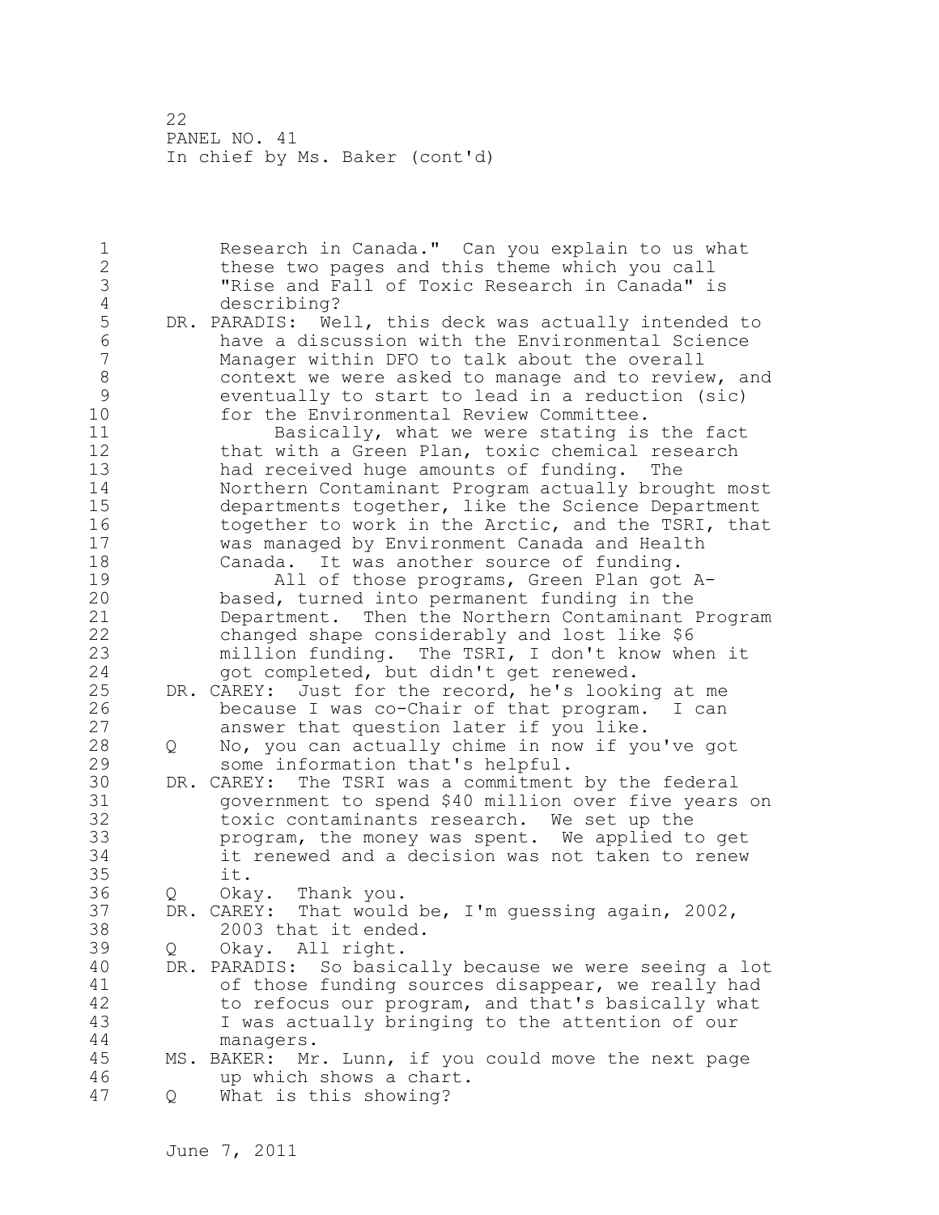Research in Canada." Can you explain to us what these two pages and this theme which you call "Rise and Fall of Toxic Research in Canada" is describing?

DR. PARADIS: Well, this deck was actually intended to have a discussion with the Environmental Science Manager within DFO to talk about the overall context we were asked to manage and to review, and eventually to start to lead in a reduction (sic) for the Environmental Review Committee.

Basically, what we were stating is the fact that with a Green Plan, toxic chemical research had received huge amounts of funding. The Northern Contaminant Program actually brought most departments together, like the Science Department together to work in the Arctic, and the TSRI, that was managed by Environment Canada and Health Canada. It was another source of funding.

All of those programs, Green Plan got A-based, turned into permanent funding in the Department. Then the Northern Contaminant Program changed shape considerably and lost like $6 million funding. The TSRI, I don't know when it got completed, but didn't get renewed.

DR. CAREY: Just for the record, he's looking at me because I was co-Chair of that program. I can answer that question later if you like.

Q No, you can actually chime in now if you've got some information that's helpful.

DR. CAREY: The TSRI was a commitment by the federal government to spend $40 million over five years on toxic contaminants research. We set up the program, the money was spent. We applied to get it renewed and a decision was not taken to renew it.

Q Okay. Thank you.

DR. CAREY: That would be, I'm guessing again, 2002, 2003 that it ended.

Q Okay. All right.

DR. PARADIS: So basically because we were seeing a lot of those funding sources disappear, we really had to refocus our program, and that's basically what I was actually bringing to the attention of our managers.

MS. BAKER: Mr. Lunn, if you could move the next page up which shows a chart.

Q What is this showing?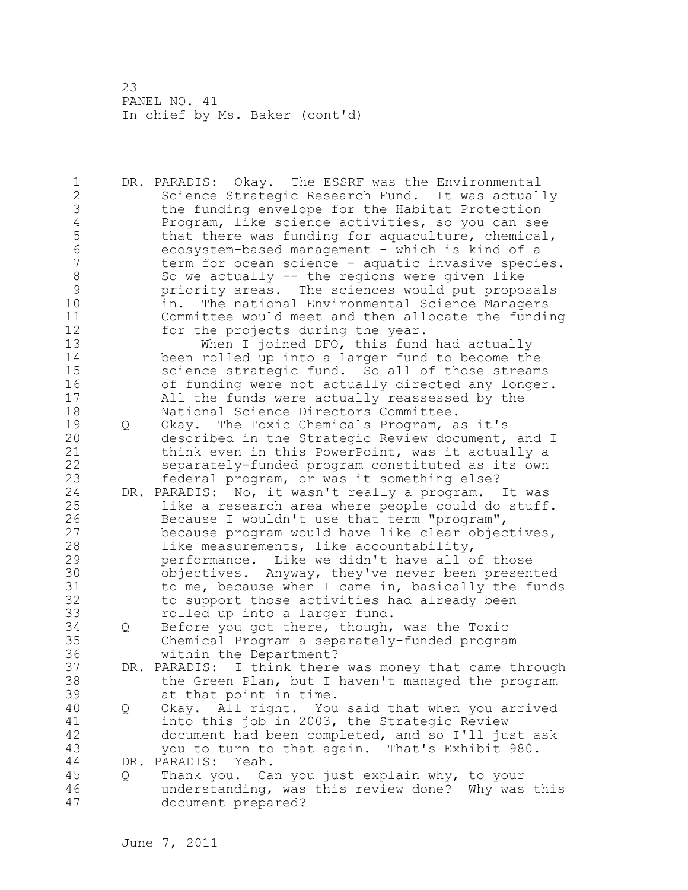DR. PARADIS: Okay. The ESSRF was the Environmental Science Strategic Research Fund. It was actually the funding envelope for the Habitat Protection Program, like science activities, so you can see that there was funding for aquaculture, chemical, ecosystem-based management - which is kind of a term for ocean science - aquatic invasive species. So we actually -- the regions were given like priority areas. The sciences would put proposals in. The national Environmental Science Managers Committee would meet and then allocate the funding for the projects during the year.

When I joined DFO, this fund had actually been rolled up into a larger fund to become the science strategic fund. So all of those streams of funding were not actually directed any longer. All the funds were actually reassessed by the National Science Directors Committee.

Q Okay. The Toxic Chemicals Program, as it's described in the Strategic Review document, and I think even in this PowerPoint, was it actually a separately-funded program constituted as its own federal program, or was it something else?

DR. PARADIS: No, it wasn't really a program. It was like a research area where people could do stuff. Because I wouldn't use that term "program", because program would have like clear objectives, like measurements, like accountability, performance. Like we didn't have all of those objectives. Anyway, they've never been presented to me, because when I came in, basically the funds to support those activities had already been rolled up into a larger fund.

Q Before you got there, though, was the Toxic Chemical Program a separately-funded program within the Department?

DR. PARADIS: I think there was money that came through the Green Plan, but I haven't managed the program at that point in time.

Q Okay. All right. You said that when you arrived into this job in 2003, the Strategic Review document had been completed, and so I'll just ask you to turn to that again. That's Exhibit 980.

DR. PARADIS: Yeah.

Q Thank you. Can you just explain why, to your understanding, was this review done? Why was this document prepared?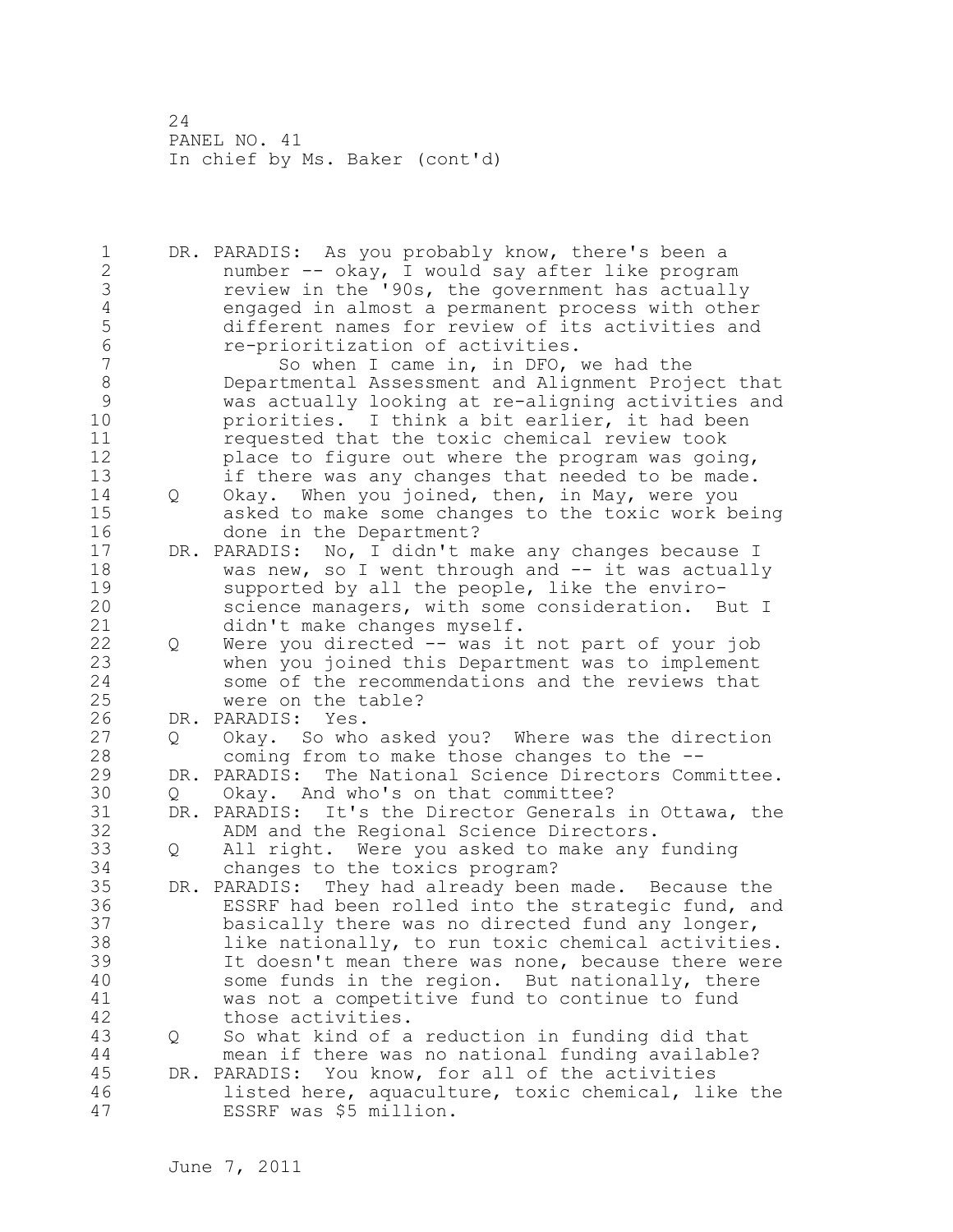DR. PARADIS: As you probably know, there's been a number -- okay, I would say after like program review in the '90s, the government has actually engaged in almost a permanent process with other different names for review of its activities and re-prioritization of activities.

So when I came in, in DFO, we had the Departmental Assessment and Alignment Project that was actually looking at re-aligning activities and priorities. I think a bit earlier, it had been requested that the toxic chemical review took place to figure out where the program was going, if there was any changes that needed to be made.

Q Okay. When you joined, then, in May, were you asked to make some changes to the toxic work being done in the Department?

DR. PARADIS: No, I didn't make any changes because I was new, so I went through and -- it was actually supported by all the people, like the enviro-science managers, with some consideration. But I didn't make changes myself.

Q Were you directed -- was it not part of your job when you joined this Department was to implement some of the recommendations and the reviews that were on the table?

DR. PARADIS: Yes.

Q Okay. So who asked you? Where was the direction coming from to make those changes to the --

DR. PARADIS: The National Science Directors Committee.

Q Okay. And who's on that committee?

DR. PARADIS: It's the Director Generals in Ottawa, the ADM and the Regional Science Directors.

Q All right. Were you asked to make any funding changes to the toxics program?

DR. PARADIS: They had already been made. Because the ESSRF had been rolled into the strategic fund, and basically there was no directed fund any longer, like nationally, to run toxic chemical activities. It doesn't mean there was none, because there were some funds in the region. But nationally, there was not a competitive fund to continue to fund those activities.

Q So what kind of a reduction in funding did that mean if there was no national funding available?

DR. PARADIS: You know, for all of the activities listed here, aquaculture, toxic chemical, like the ESSRF was $5 million.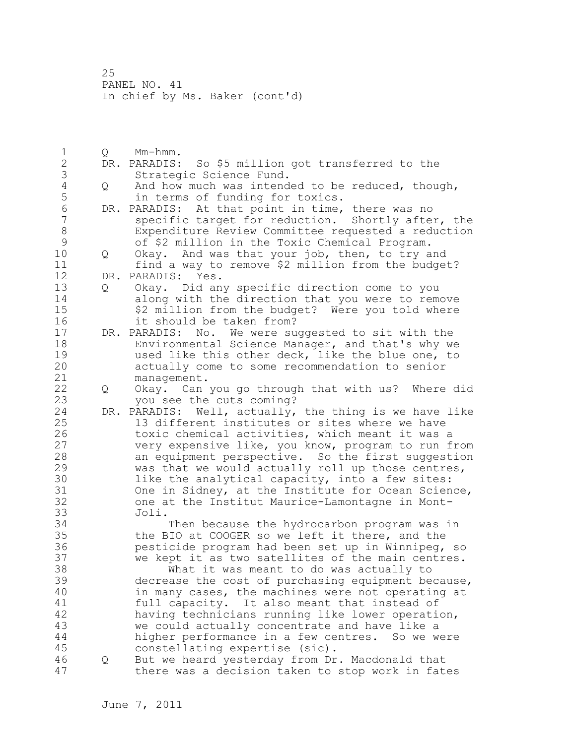PANEL NO. 41
In chief by Ms. Baker (cont'd)

Q Mm-hmm.

DR. PARADIS: So $5 million got transferred to the Strategic Science Fund.

Q And how much was intended to be reduced, though, in terms of funding for toxics.

DR. PARADIS: At that point in time, there was no specific target for reduction. Shortly after, the Expenditure Review Committee requested a reduction of $2 million in the Toxic Chemical Program.

Q Okay. And was that your job, then, to try and find a way to remove $2 million from the budget?

DR. PARADIS: Yes.

Q Okay. Did any specific direction come to you along with the direction that you were to remove $2 million from the budget? Were you told where it should be taken from?

DR. PARADIS: No. We were suggested to sit with the Environmental Science Manager, and that's why we used like this other deck, like the blue one, to actually come to some recommendation to senior management.

Q Okay. Can you go through that with us? Where did you see the cuts coming?

DR. PARADIS: Well, actually, the thing is we have like 13 different institutes or sites where we have toxic chemical activities, which meant it was a very expensive like, you know, program to run from an equipment perspective. So the first suggestion was that we would actually roll up those centres, like the analytical capacity, into a few sites: One in Sidney, at the Institute for Ocean Science, one at the Institut Maurice-Lamontagne in Mont-Joli.

Then because the hydrocarbon program was in the BIO at COOGER so we left it there, and the pesticide program had been set up in Winnipeg, so we kept it as two satellites of the main centres.

What it was meant to do was actually to decrease the cost of purchasing equipment because, in many cases, the machines were not operating at full capacity. It also meant that instead of having technicians running like lower operation, we could actually concentrate and have like a higher performance in a few centres. So we were constellating expertise (sic).

Q But we heard yesterday from Dr. Macdonald that there was a decision taken to stop work in fates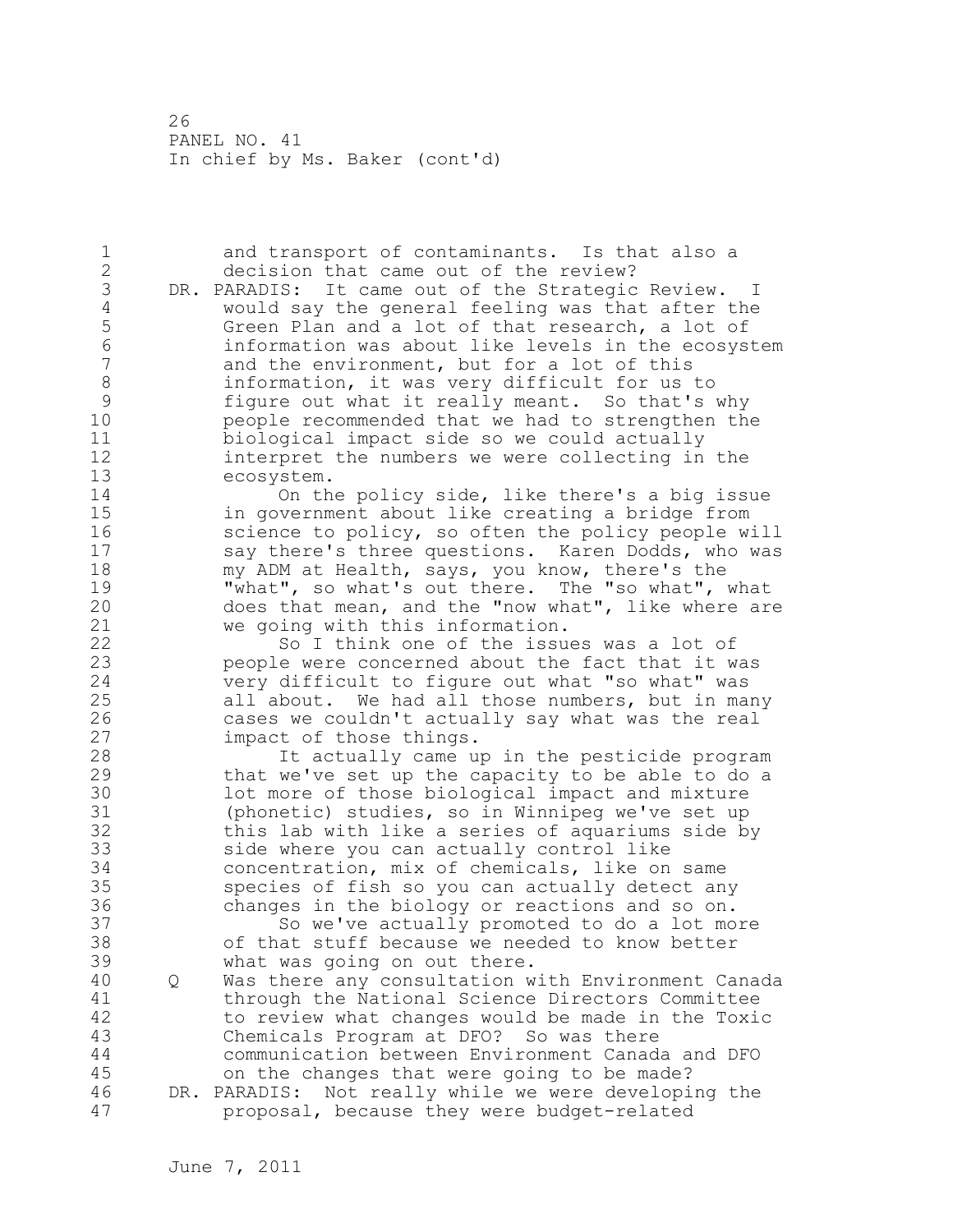and transport of contaminants. Is that also a decision that came out of the review?

DR. PARADIS: It came out of the Strategic Review. I would say the general feeling was that after the Green Plan and a lot of that research, a lot of information was about like levels in the ecosystem and the environment, but for a lot of this information, it was very difficult for us to figure out what it really meant. So that's why people recommended that we had to strengthen the biological impact side so we could actually interpret the numbers we were collecting in the ecosystem.

On the policy side, like there's a big issue in government about like creating a bridge from science to policy, so often the policy people will say there's three questions. Karen Dodds, who was my ADM at Health, says, you know, there's the "what", so what's out there. The "so what", what does that mean, and the "now what", like where are we going with this information.

So I think one of the issues was a lot of people were concerned about the fact that it was very difficult to figure out what "so what" was all about. We had all those numbers, but in many cases we couldn't actually say what was the real impact of those things.

It actually came up in the pesticide program that we've set up the capacity to be able to do a lot more of those biological impact and mixture (phonetic) studies, so in Winnipeg we've set up this lab with like a series of aquariums side by side where you can actually control like concentration, mix of chemicals, like on same species of fish so you can actually detect any changes in the biology or reactions and so on.

So we've actually promoted to do a lot more of that stuff because we needed to know better what was going on out there.

Q Was there any consultation with Environment Canada through the National Science Directors Committee to review what changes would be made in the Toxic Chemicals Program at DFO? So was there communication between Environment Canada and DFO on the changes that were going to be made?

DR. PARADIS: Not really while we were developing the proposal, because they were budget-related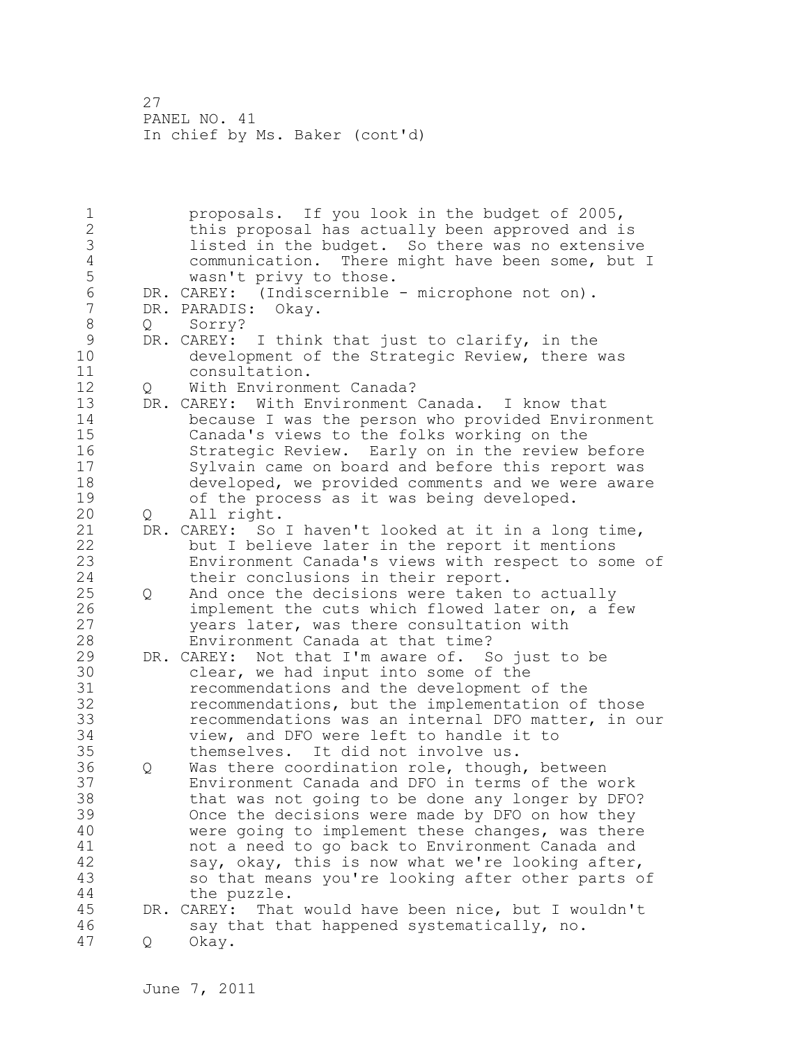proposals. If you look in the budget of 2005, this proposal has actually been approved and is listed in the budget. So there was no extensive communication. There might have been some, but I wasn't privy to those.

DR. CAREY: (Indiscernible - microphone not on).

DR. PARADIS: Okay.

Q Sorry?

DR. CAREY: I think that just to clarify, in the development of the Strategic Review, there was consultation.

Q With Environment Canada?

DR. CAREY: With Environment Canada. I know that because I was the person who provided Environment Canada's views to the folks working on the Strategic Review. Early on in the review before Sylvain came on board and before this report was developed, we provided comments and we were aware of the process as it was being developed.

Q All right.

DR. CAREY: So I haven't looked at it in a long time, but I believe later in the report it mentions Environment Canada's views with respect to some of their conclusions in their report.

Q And once the decisions were taken to actually implement the cuts which flowed later on, a few years later, was there consultation with Environment Canada at that time?

DR. CAREY: Not that I'm aware of. So just to be clear, we had input into some of the recommendations and the development of the recommendations, but the implementation of those recommendations was an internal DFO matter, in our view, and DFO were left to handle it to themselves. It did not involve us.

Q Was there coordination role, though, between Environment Canada and DFO in terms of the work that was not going to be done any longer by DFO? Once the decisions were made by DFO on how they were going to implement these changes, was there not a need to go back to Environment Canada and say, okay, this is now what we're looking after, so that means you're looking after other parts of the puzzle.

DR. CAREY: That would have been nice, but I wouldn't say that that happened systematically, no.

Q Okay.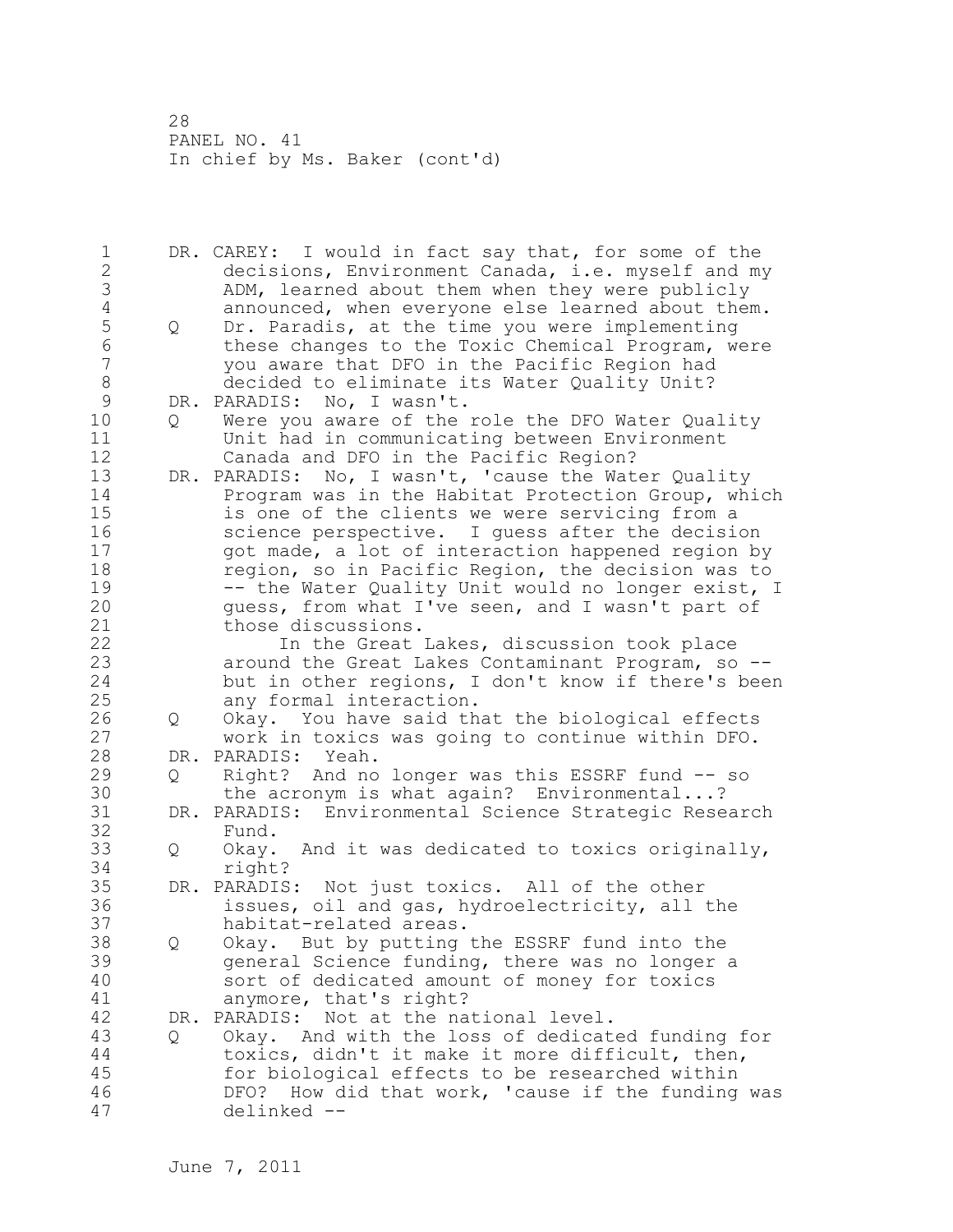DR. CAREY: I would in fact say that, for some of the decisions, Environment Canada, i.e. myself and my ADM, learned about them when they were publicly announced, when everyone else learned about them.

Q Dr. Paradis, at the time you were implementing these changes to the Toxic Chemical Program, were you aware that DFO in the Pacific Region had decided to eliminate its Water Quality Unit?

DR. PARADIS: No, I wasn't.

Q Were you aware of the role the DFO Water Quality Unit had in communicating between Environment Canada and DFO in the Pacific Region?

DR. PARADIS: No, I wasn't, 'cause the Water Quality Program was in the Habitat Protection Group, which is one of the clients we were servicing from a science perspective. I guess after the decision got made, a lot of interaction happened region by region, so in Pacific Region, the decision was to -- the Water Quality Unit would no longer exist, I guess, from what I've seen, and I wasn't part of those discussions.

In the Great Lakes, discussion took place around the Great Lakes Contaminant Program, so -- but in other regions, I don't know if there's been any formal interaction.

Q Okay. You have said that the biological effects work in toxics was going to continue within DFO.

DR. PARADIS: Yeah.

Q Right? And no longer was this ESSRF fund -- so the acronym is what again? Environmental...?

DR. PARADIS: Environmental Science Strategic Research Fund.

Q Okay. And it was dedicated to toxics originally, right?

DR. PARADIS: Not just toxics. All of the other issues, oil and gas, hydroelectricity, all the habitat-related areas.

Q Okay. But by putting the ESSRF fund into the general Science funding, there was no longer a sort of dedicated amount of money for toxics anymore, that's right?

DR. PARADIS: Not at the national level.

Q Okay. And with the loss of dedicated funding for toxics, didn't it make it more difficult, then, for biological effects to be researched within DFO? How did that work, 'cause if the funding was delinked --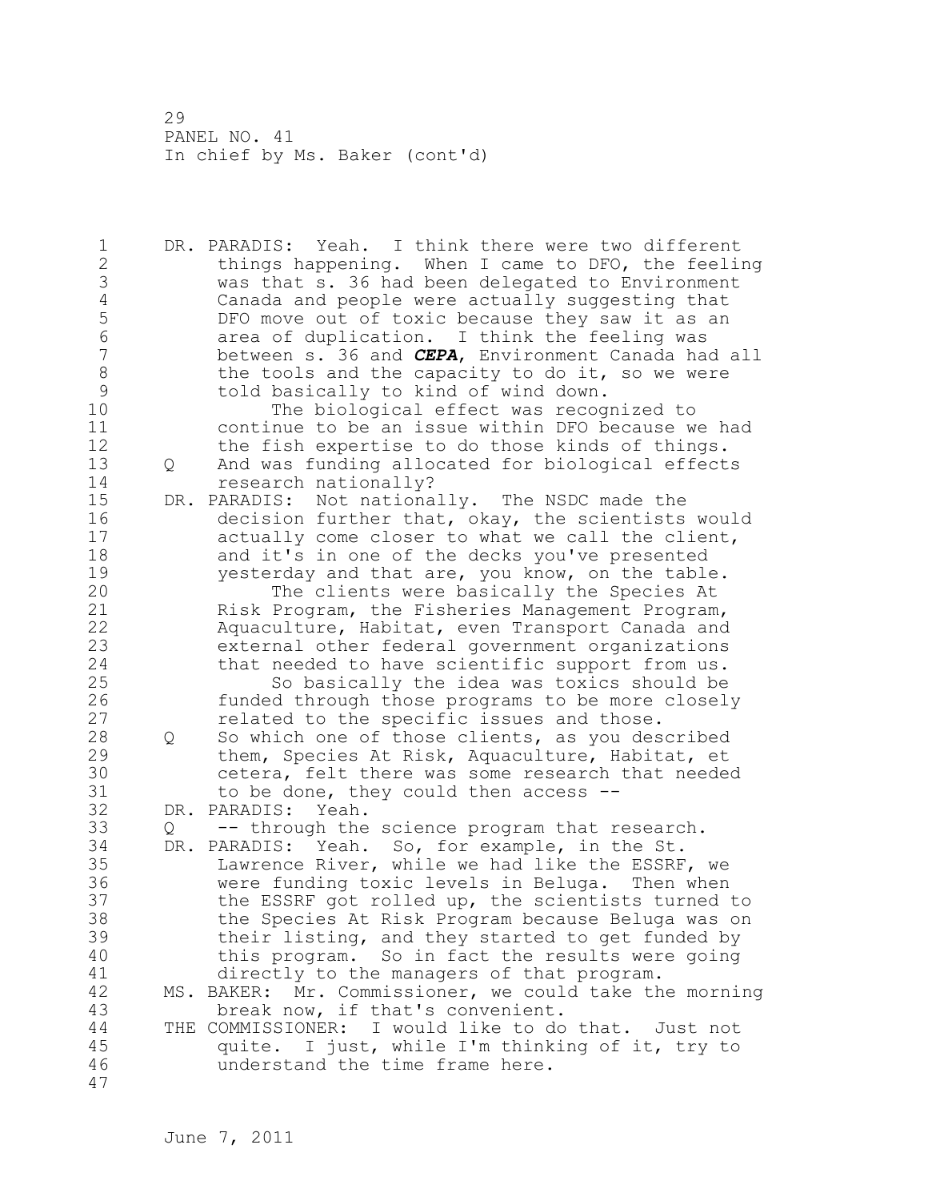DR. PARADIS: Yeah. I think there were two different things happening. When I came to DFO, the feeling was that s. 36 had been delegated to Environment Canada and people were actually suggesting that DFO move out of toxic because they saw it as an area of duplication. I think the feeling was between s. 36 and ***CEPA***, Environment Canada had all the tools and the capacity to do it, so we were told basically to kind of wind down.

The biological effect was recognized to continue to be an issue within DFO because we had the fish expertise to do those kinds of things.

Q And was funding allocated for biological effects research nationally?

DR. PARADIS: Not nationally. The NSDC made the decision further that, okay, the scientists would actually come closer to what we call the client, and it's in one of the decks you've presented yesterday and that are, you know, on the table.

The clients were basically the Species At Risk Program, the Fisheries Management Program, Aquaculture, Habitat, even Transport Canada and external other federal government organizations that needed to have scientific support from us.

So basically the idea was toxics should be funded through those programs to be more closely related to the specific issues and those.

Q So which one of those clients, as you described them, Species At Risk, Aquaculture, Habitat, et cetera, felt there was some research that needed to be done, they could then access --

DR. PARADIS: Yeah.

Q -- through the science program that research.

DR. PARADIS: Yeah. So, for example, in the St. Lawrence River, while we had like the ESSRF, we were funding toxic levels in Beluga. Then when the ESSRF got rolled up, the scientists turned to the Species At Risk Program because Beluga was on their listing, and they started to get funded by this program. So in fact the results were going directly to the managers of that program.

MS. BAKER: Mr. Commissioner, we could take the morning break now, if that's convenient.

THE COMMISSIONER: I would like to do that. Just not quite. I just, while I'm thinking of it, try to understand the time frame here.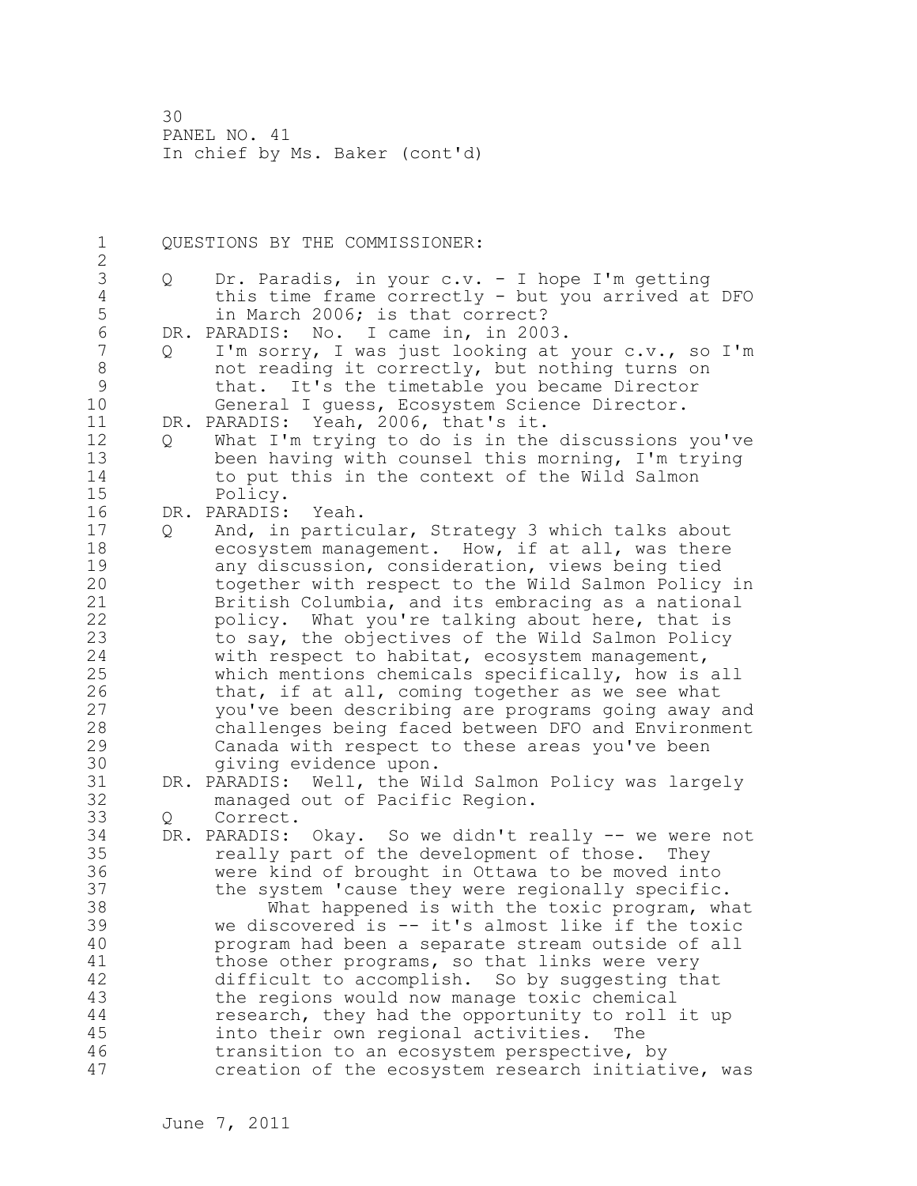QUESTIONS BY THE COMMISSIONER:

Q Dr. Paradis, in your c.v. - I hope I'm getting this time frame correctly - but you arrived at DFO in March 2006; is that correct?

DR. PARADIS: No. I came in, in 2003.

Q I'm sorry, I was just looking at your c.v., so I'm not reading it correctly, but nothing turns on that. It's the timetable you became Director General I guess, Ecosystem Science Director.

DR. PARADIS: Yeah, 2006, that's it.

Q What I'm trying to do is in the discussions you've been having with counsel this morning, I'm trying to put this in the context of the Wild Salmon Policy.

DR. PARADIS: Yeah.

Q And, in particular, Strategy 3 which talks about ecosystem management. How, if at all, was there any discussion, consideration, views being tied together with respect to the Wild Salmon Policy in British Columbia, and its embracing as a national policy. What you're talking about here, that is to say, the objectives of the Wild Salmon Policy with respect to habitat, ecosystem management, which mentions chemicals specifically, how is all that, if at all, coming together as we see what you've been describing are programs going away and challenges being faced between DFO and Environment Canada with respect to these areas you've been giving evidence upon.

DR. PARADIS: Well, the Wild Salmon Policy was largely managed out of Pacific Region.

Q Correct.

DR. PARADIS: Okay. So we didn't really -- we were not really part of the development of those. They were kind of brought in Ottawa to be moved into the system 'cause they were regionally specific.

What happened is with the toxic program, what we discovered is -- it's almost like if the toxic program had been a separate stream outside of all those other programs, so that links were very difficult to accomplish. So by suggesting that the regions would now manage toxic chemical research, they had the opportunity to roll it up into their own regional activities. The transition to an ecosystem perspective, by creation of the ecosystem research initiative, was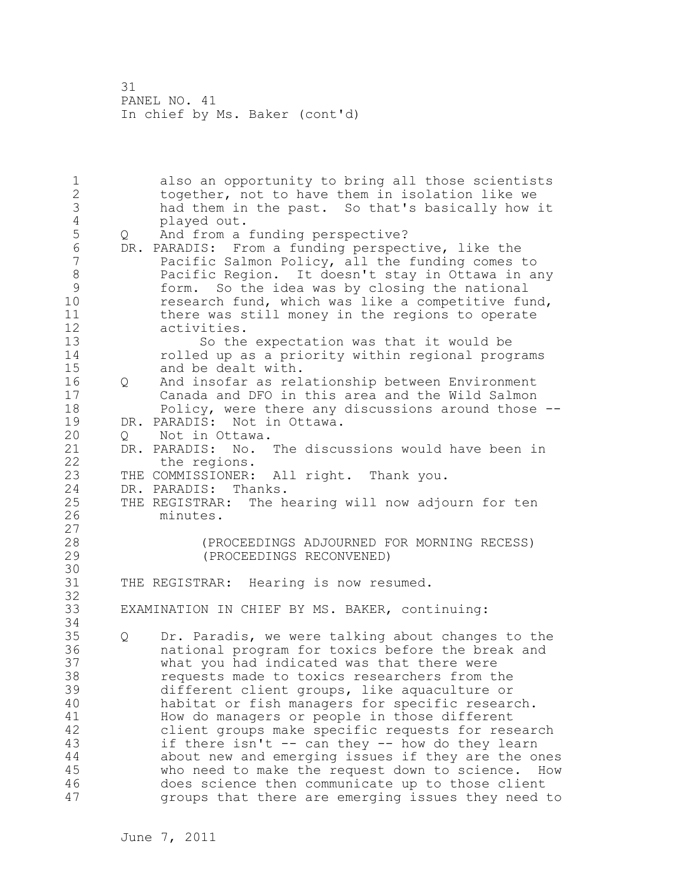also an opportunity to bring all those scientists together, not to have them in isolation like we had them in the past. So that's basically how it played out.

Q And from a funding perspective?

DR. PARADIS: From a funding perspective, like the Pacific Salmon Policy, all the funding comes to Pacific Region. It doesn't stay in Ottawa in any form. So the idea was by closing the national research fund, which was like a competitive fund, there was still money in the regions to operate activities.

So the expectation was that it would be rolled up as a priority within regional programs and be dealt with.

Q And insofar as relationship between Environment Canada and DFO in this area and the Wild Salmon Policy, were there any discussions around those --

DR. PARADIS: Not in Ottawa.

Q Not in Ottawa.

DR. PARADIS: No. The discussions would have been in the regions.

THE COMMISSIONER: All right. Thank you.

DR. PARADIS: Thanks.

THE REGISTRAR: The hearing will now adjourn for ten minutes.

(PROCEEDINGS ADJOURNED FOR MORNING RECESS)
(PROCEEDINGS RECONVENED)

THE REGISTRAR: Hearing is now resumed.

EXAMINATION IN CHIEF BY MS. BAKER, continuing:

Q Dr. Paradis, we were talking about changes to the national program for toxics before the break and what you had indicated was that there were requests made to toxics researchers from the different client groups, like aquaculture or habitat or fish managers for specific research. How do managers or people in those different client groups make specific requests for research if there isn't -- can they -- how do they learn about new and emerging issues if they are the ones who need to make the request down to science. How does science then communicate up to those client groups that there are emerging issues they need to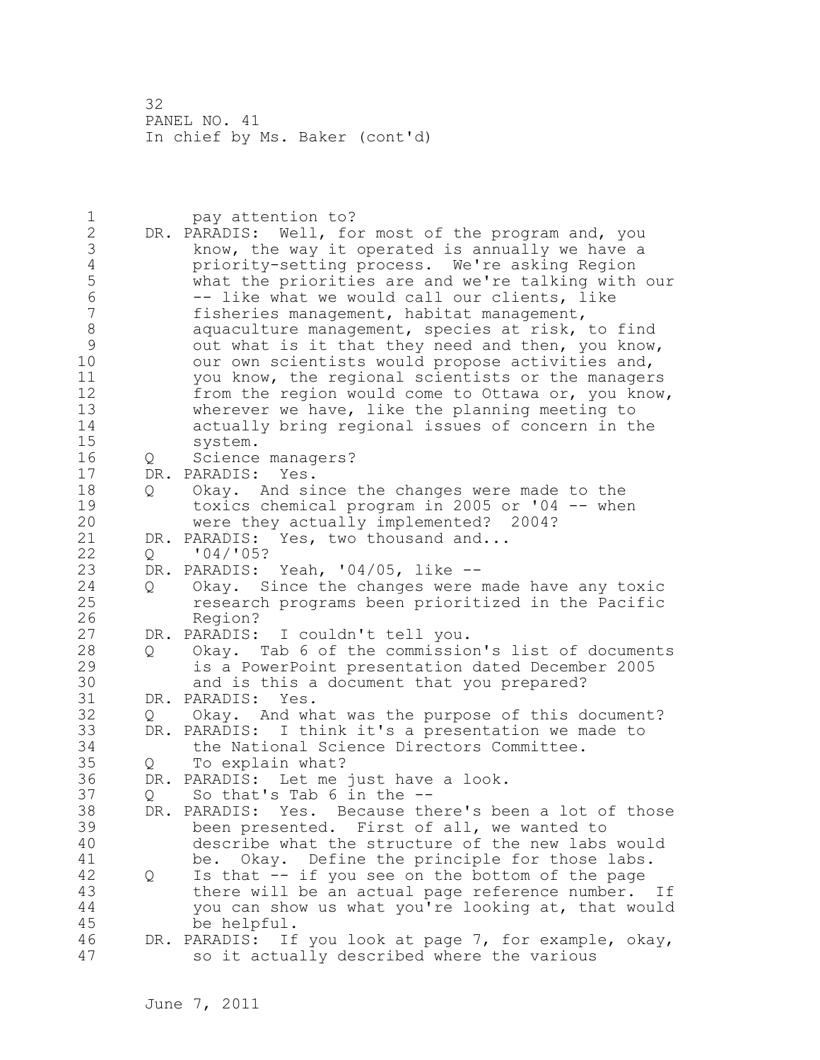pay attention to?

DR. PARADIS: Well, for most of the program and, you know, the way it operated is annually we have a priority-setting process. We're asking Region what the priorities are and we're talking with our -- like what we would call our clients, like fisheries management, habitat management, aquaculture management, species at risk, to find out what is it that they need and then, you know, our own scientists would propose activities and, you know, the regional scientists or the managers from the region would come to Ottawa or, you know, wherever we have, like the planning meeting to actually bring regional issues of concern in the system.

Q Science managers?

DR. PARADIS: Yes.

Q Okay. And since the changes were made to the toxics chemical program in 2005 or '04 -- when were they actually implemented? 2004?

DR. PARADIS: Yes, two thousand and...

Q '04/'05?

DR. PARADIS: Yeah, '04/05, like --

Q Okay. Since the changes were made have any toxic research programs been prioritized in the Pacific Region?

DR. PARADIS: I couldn't tell you.

Q Okay. Tab 6 of the commission's list of documents is a PowerPoint presentation dated December 2005 and is this a document that you prepared?

DR. PARADIS: Yes.

Q Okay. And what was the purpose of this document?

DR. PARADIS: I think it's a presentation we made to the National Science Directors Committee.

Q To explain what?

DR. PARADIS: Let me just have a look.

Q So that's Tab 6 in the --

DR. PARADIS: Yes. Because there's been a lot of those been presented. First of all, we wanted to describe what the structure of the new labs would be. Okay. Define the principle for those labs.

Q Is that -- if you see on the bottom of the page there will be an actual page reference number. If you can show us what you're looking at, that would be helpful.

DR. PARADIS: If you look at page 7, for example, okay, so it actually described where the various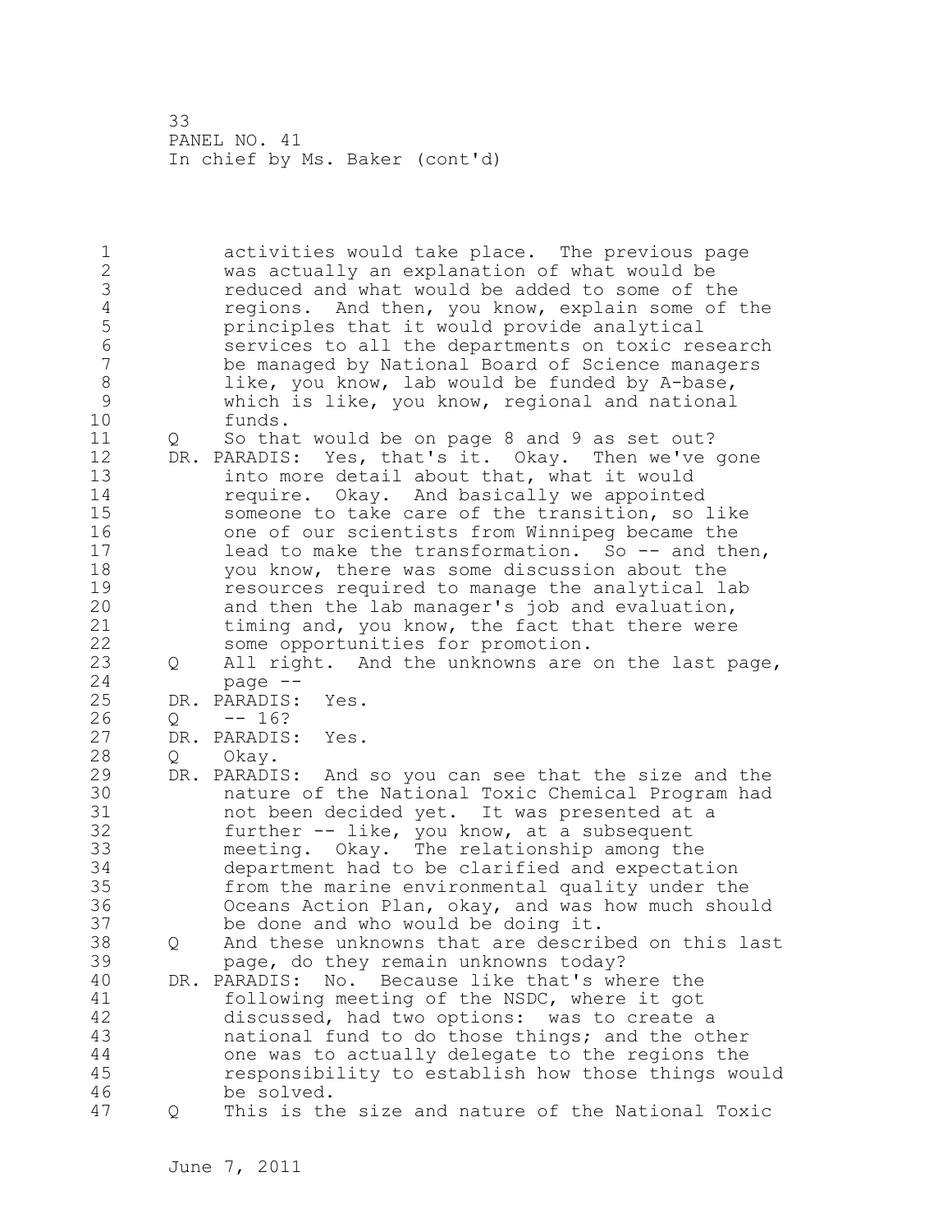activities would take place. The previous page was actually an explanation of what would be reduced and what would be added to some of the regions. And then, you know, explain some of the principles that it would provide analytical services to all the departments on toxic research be managed by National Board of Science managers like, you know, lab would be funded by A-base, which is like, you know, regional and national funds.

Q So that would be on page 8 and 9 as set out?

DR. PARADIS: Yes, that's it. Okay. Then we've gone into more detail about that, what it would require. Okay. And basically we appointed someone to take care of the transition, so like one of our scientists from Winnipeg became the lead to make the transformation. So -- and then, you know, there was some discussion about the resources required to manage the analytical lab and then the lab manager's job and evaluation, timing and, you know, the fact that there were some opportunities for promotion.

Q All right. And the unknowns are on the last page, page --

DR. PARADIS: Yes.

Q -- 16?

DR. PARADIS: Yes.

Q Okay.

DR. PARADIS: And so you can see that the size and the nature of the National Toxic Chemical Program had not been decided yet. It was presented at a further -- like, you know, at a subsequent meeting. Okay. The relationship among the department had to be clarified and expectation from the marine environmental quality under the Oceans Action Plan, okay, and was how much should be done and who would be doing it.

Q And these unknowns that are described on this last page, do they remain unknowns today?

DR. PARADIS: No. Because like that's where the following meeting of the NSDC, where it got discussed, had two options: was to create a national fund to do those things; and the other one was to actually delegate to the regions the responsibility to establish how those things would be solved.

Q This is the size and nature of the National Toxic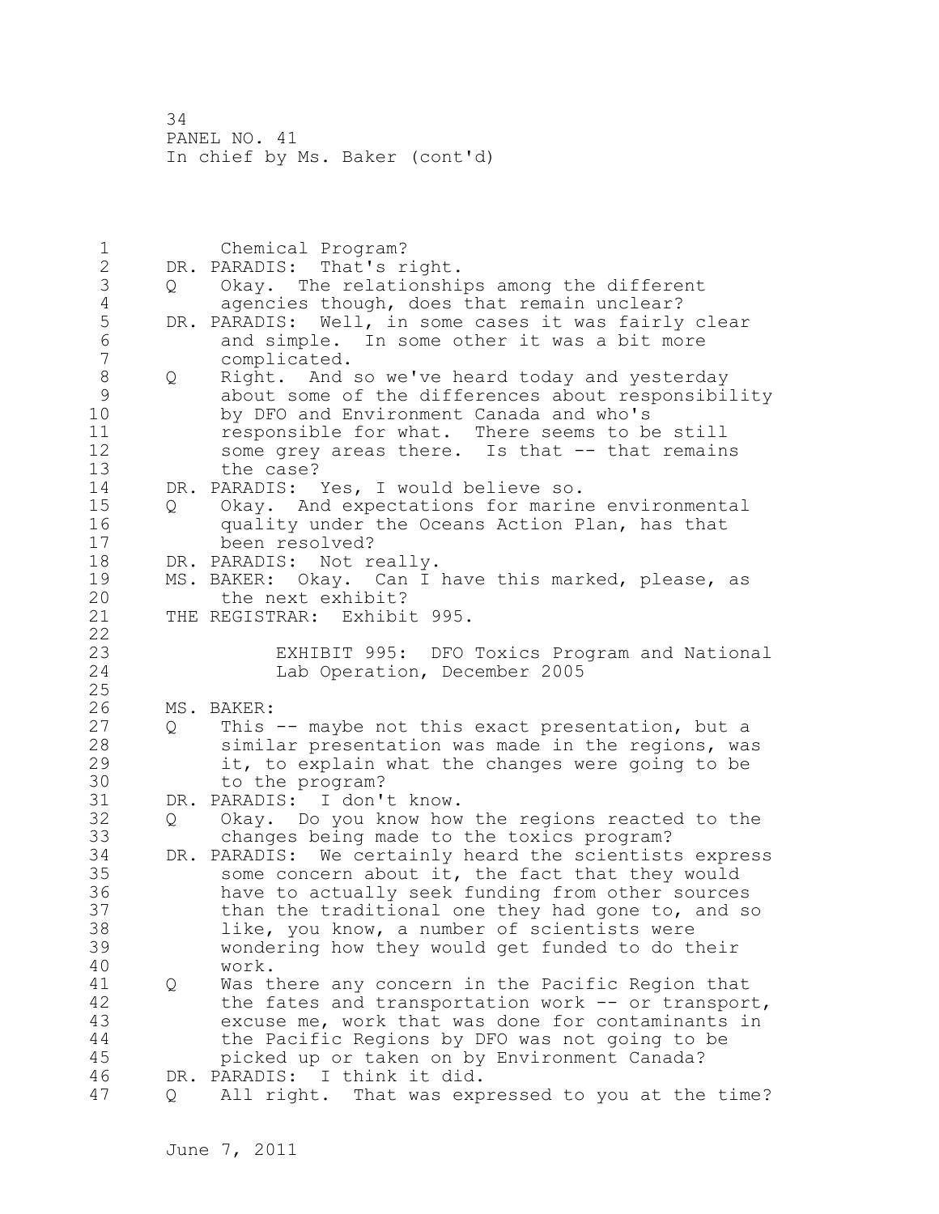Chemical Program?

DR. PARADIS: That's right.

Q Okay. The relationships among the different agencies though, does that remain unclear?

DR. PARADIS: Well, in some cases it was fairly clear and simple. In some other it was a bit more complicated.

Q Right. And so we've heard today and yesterday about some of the differences about responsibility by DFO and Environment Canada and who's responsible for what. There seems to be still some grey areas there. Is that -- that remains the case?

DR. PARADIS: Yes, I would believe so.

Q Okay. And expectations for marine environmental quality under the Oceans Action Plan, has that been resolved?

DR. PARADIS: Not really.

MS. BAKER: Okay. Can I have this marked, please, as the next exhibit?

THE REGISTRAR: Exhibit 995.

EXHIBIT 995: DFO Toxics Program and National Lab Operation, December 2005

MS. BAKER:

Q This -- maybe not this exact presentation, but a similar presentation was made in the regions, was it, to explain what the changes were going to be to the program?

DR. PARADIS: I don't know.

Q Okay. Do you know how the regions reacted to the changes being made to the toxics program?

DR. PARADIS: We certainly heard the scientists express some concern about it, the fact that they would have to actually seek funding from other sources than the traditional one they had gone to, and so like, you know, a number of scientists were wondering how they would get funded to do their work.

Q Was there any concern in the Pacific Region that the fates and transportation work -- or transport, excuse me, work that was done for contaminants in the Pacific Regions by DFO was not going to be picked up or taken on by Environment Canada?

DR. PARADIS: I think it did.

Q All right. That was expressed to you at the time?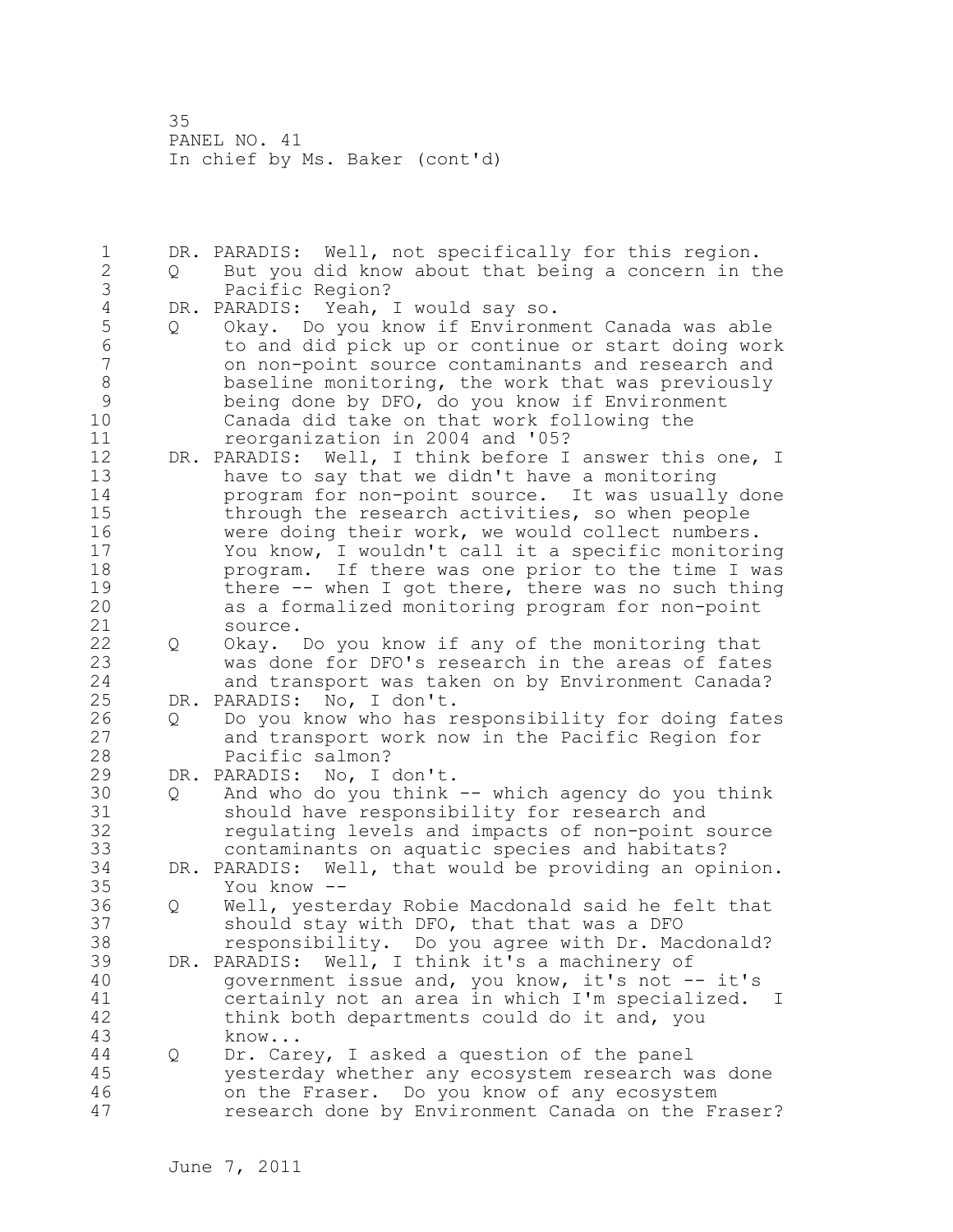DR. PARADIS: Well, not specifically for this region.

Q But you did know about that being a concern in the Pacific Region?

DR. PARADIS: Yeah, I would say so.

Q Okay. Do you know if Environment Canada was able to and did pick up or continue or start doing work on non-point source contaminants and research and baseline monitoring, the work that was previously being done by DFO, do you know if Environment Canada did take on that work following the reorganization in 2004 and '05?

DR. PARADIS: Well, I think before I answer this one, I have to say that we didn't have a monitoring program for non-point source. It was usually done through the research activities, so when people were doing their work, we would collect numbers. You know, I wouldn't call it a specific monitoring program. If there was one prior to the time I was there -- when I got there, there was no such thing as a formalized monitoring program for non-point source.

Q Okay. Do you know if any of the monitoring that was done for DFO's research in the areas of fates and transport was taken on by Environment Canada?

DR. PARADIS: No, I don't.

Q Do you know who has responsibility for doing fates and transport work now in the Pacific Region for Pacific salmon?

DR. PARADIS: No, I don't.

Q And who do you think -- which agency do you think should have responsibility for research and regulating levels and impacts of non-point source contaminants on aquatic species and habitats?

DR. PARADIS: Well, that would be providing an opinion. You know --

Q Well, yesterday Robie Macdonald said he felt that should stay with DFO, that that was a DFO responsibility. Do you agree with Dr. Macdonald?

DR. PARADIS: Well, I think it's a machinery of government issue and, you know, it's not -- it's certainly not an area in which I'm specialized. I think both departments could do it and, you know...

Q Dr. Carey, I asked a question of the panel yesterday whether any ecosystem research was done on the Fraser. Do you know of any ecosystem research done by Environment Canada on the Fraser?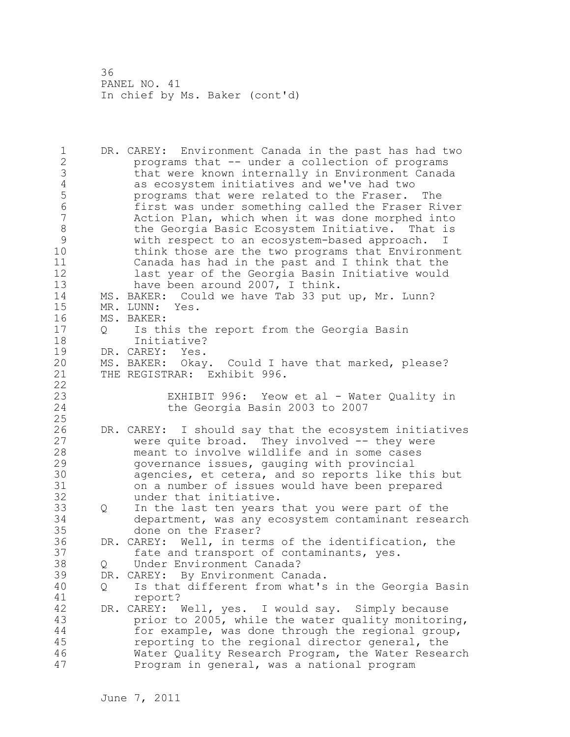DR. CAREY: Environment Canada in the past has had two programs that -- under a collection of programs that were known internally in Environment Canada as ecosystem initiatives and we've had two programs that were related to the Fraser. The first was under something called the Fraser River Action Plan, which when it was done morphed into the Georgia Basic Ecosystem Initiative. That is with respect to an ecosystem-based approach. I think those are the two programs that Environment Canada has had in the past and I think that the last year of the Georgia Basin Initiative would have been around 2007, I think.

MS. BAKER: Could we have Tab 33 put up, Mr. Lunn?

MR. LUNN: Yes.

MS. BAKER:

Q Is this the report from the Georgia Basin Initiative?

DR. CAREY: Yes.

MS. BAKER: Okay. Could I have that marked, please?

THE REGISTRAR: Exhibit 996.

EXHIBIT 996: Yeow et al - Water Quality in the Georgia Basin 2003 to 2007

DR. CAREY: I should say that the ecosystem initiatives were quite broad. They involved -- they were meant to involve wildlife and in some cases governance issues, gauging with provincial agencies, et cetera, and so reports like this but on a number of issues would have been prepared under that initiative.

Q In the last ten years that you were part of the department, was any ecosystem contaminant research done on the Fraser?

DR. CAREY: Well, in terms of the identification, the fate and transport of contaminants, yes.

Q Under Environment Canada?

DR. CAREY: By Environment Canada.

Q Is that different from what's in the Georgia Basin report?

DR. CAREY: Well, yes. I would say. Simply because prior to 2005, while the water quality monitoring, for example, was done through the regional group, reporting to the regional director general, the Water Quality Research Program, the Water Research Program in general, was a national program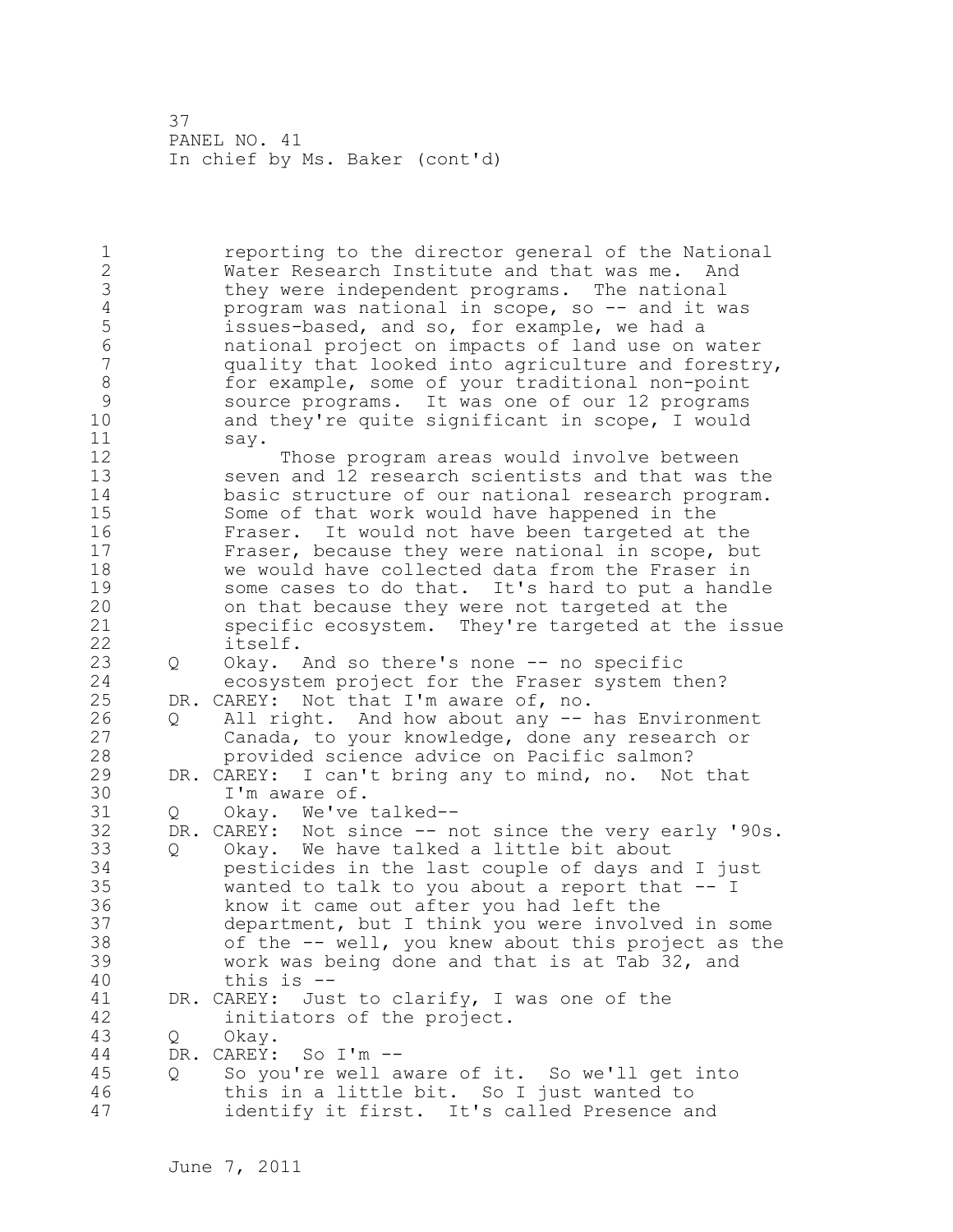reporting to the director general of the National Water Research Institute and that was me. And they were independent programs. The national program was national in scope, so -- and it was issues-based, and so, for example, we had a national project on impacts of land use on water quality that looked into agriculture and forestry, for example, some of your traditional non-point source programs. It was one of our 12 programs and they're quite significant in scope, I would say.

Those program areas would involve between seven and 12 research scientists and that was the basic structure of our national research program. Some of that work would have happened in the Fraser. It would not have been targeted at the Fraser, because they were national in scope, but we would have collected data from the Fraser in some cases to do that. It's hard to put a handle on that because they were not targeted at the specific ecosystem. They're targeted at the issue itself.

Q Okay. And so there's none -- no specific ecosystem project for the Fraser system then?

DR. CAREY: Not that I'm aware of, no.

Q All right. And how about any -- has Environment Canada, to your knowledge, done any research or provided science advice on Pacific salmon?

DR. CAREY: I can't bring any to mind, no. Not that I'm aware of.

Q Okay. We've talked--

DR. CAREY: Not since -- not since the very early '90s.

Q Okay. We have talked a little bit about pesticides in the last couple of days and I just wanted to talk to you about a report that -- I know it came out after you had left the department, but I think you were involved in some of the -- well, you knew about this project as the work was being done and that is at Tab 32, and this is --

DR. CAREY: Just to clarify, I was one of the initiators of the project.

Q Okay.

DR. CAREY: So I'm --

Q So you're well aware of it. So we'll get into this in a little bit. So I just wanted to identify it first. It's called Presence and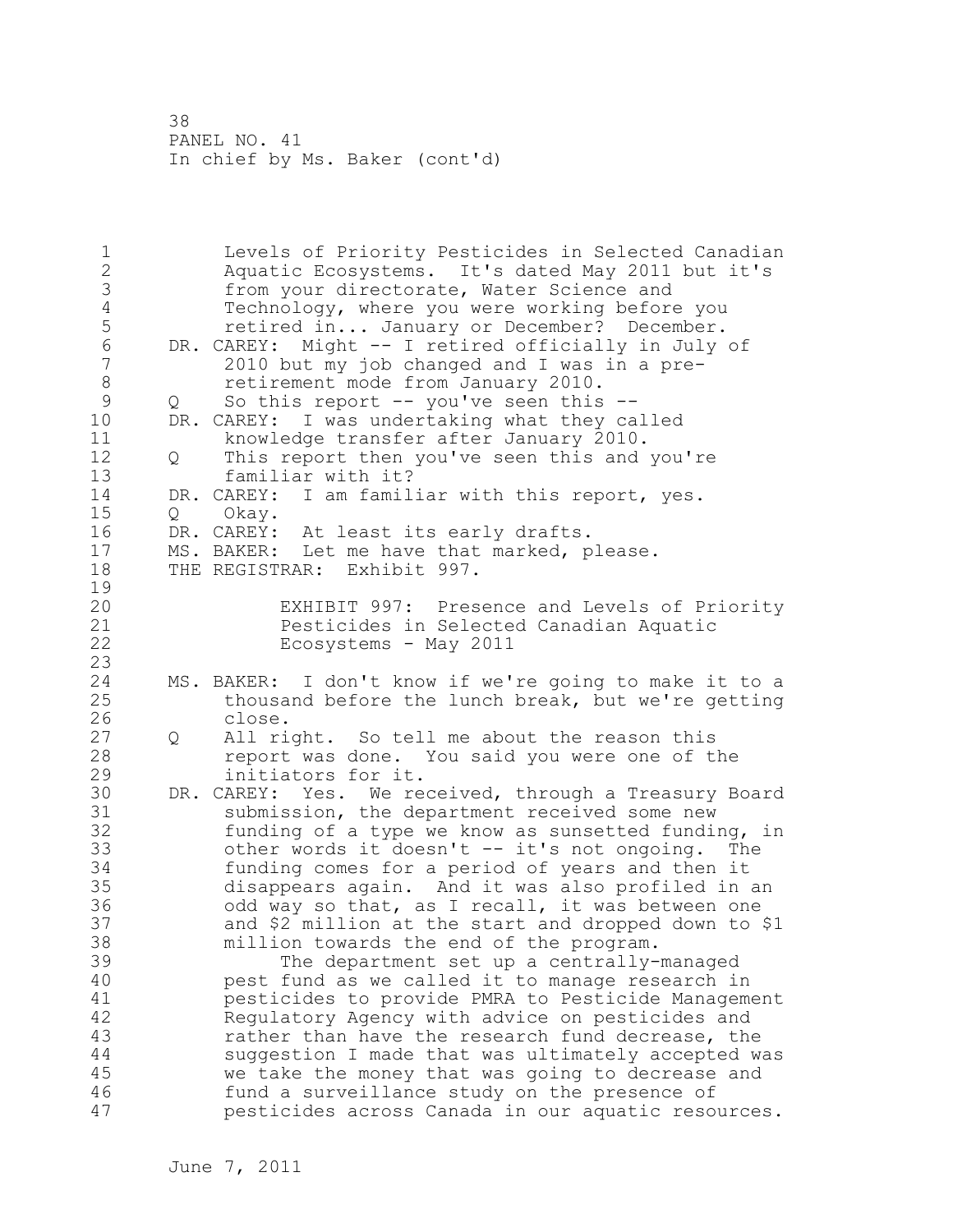Levels of Priority Pesticides in Selected Canadian Aquatic Ecosystems. It's dated May 2011 but it's from your directorate, Water Science and Technology, where you were working before you retired in... January or December? December.

DR. CAREY: Might -- I retired officially in July of 2010 but my job changed and I was in a pre-retirement mode from January 2010.

Q So this report -- you've seen this --

DR. CAREY: I was undertaking what they called knowledge transfer after January 2010.

Q This report then you've seen this and you're familiar with it?

DR. CAREY: I am familiar with this report, yes.

Q Okay.

DR. CAREY: At least its early drafts.

MS. BAKER: Let me have that marked, please.

THE REGISTRAR: Exhibit 997.

EXHIBIT 997: Presence and Levels of Priority Pesticides in Selected Canadian Aquatic Ecosystems - May 2011

MS. BAKER: I don't know if we're going to make it to a thousand before the lunch break, but we're getting close.

Q All right. So tell me about the reason this report was done. You said you were one of the initiators for it.

DR. CAREY: Yes. We received, through a Treasury Board submission, the department received some new funding of a type we know as sunsetted funding, in other words it doesn't -- it's not ongoing. The funding comes for a period of years and then it disappears again. And it was also profiled in an odd way so that, as I recall, it was between one and $2 million at the start and dropped down to $1 million towards the end of the program.

The department set up a centrally-managed pest fund as we called it to manage research in pesticides to provide PMRA to Pesticide Management Regulatory Agency with advice on pesticides and rather than have the research fund decrease, the suggestion I made that was ultimately accepted was we take the money that was going to decrease and fund a surveillance study on the presence of pesticides across Canada in our aquatic resources.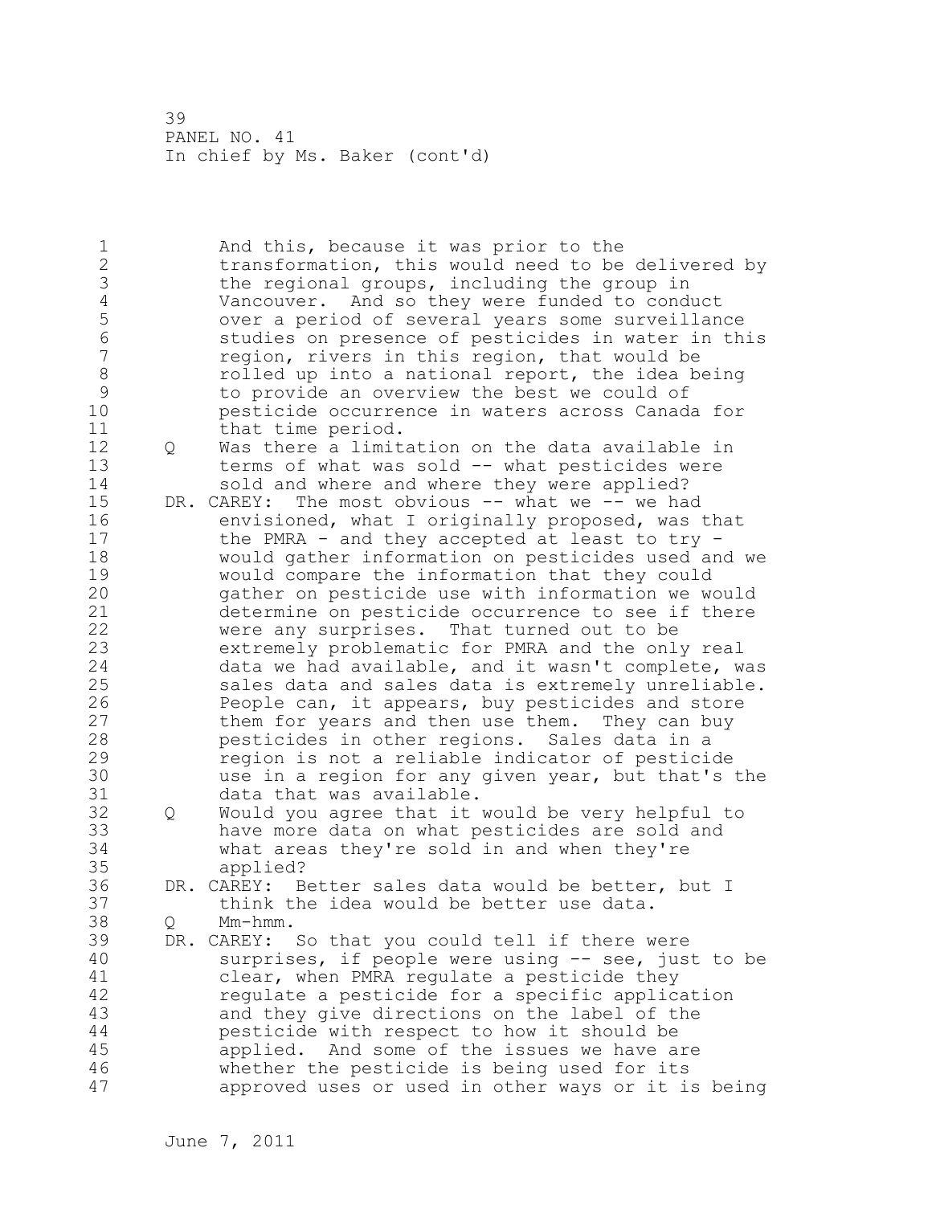And this, because it was prior to the transformation, this would need to be delivered by the regional groups, including the group in Vancouver. And so they were funded to conduct over a period of several years some surveillance studies on presence of pesticides in water in this region, rivers in this region, that would be rolled up into a national report, the idea being to provide an overview the best we could of pesticide occurrence in waters across Canada for that time period.

Q Was there a limitation on the data available in terms of what was sold -- what pesticides were sold and where and where they were applied?

DR. CAREY: The most obvious -- what we -- we had envisioned, what I originally proposed, was that the PMRA - and they accepted at least to try - would gather information on pesticides used and we would compare the information that they could gather on pesticide use with information we would determine on pesticide occurrence to see if there were any surprises. That turned out to be extremely problematic for PMRA and the only real data we had available, and it wasn't complete, was sales data and sales data is extremely unreliable. People can, it appears, buy pesticides and store them for years and then use them. They can buy pesticides in other regions. Sales data in a region is not a reliable indicator of pesticide use in a region for any given year, but that's the data that was available.

Q Would you agree that it would be very helpful to have more data on what pesticides are sold and what areas they're sold in and when they're applied?

DR. CAREY: Better sales data would be better, but I think the idea would be better use data.

Q Mm-hmm.

DR. CAREY: So that you could tell if there were surprises, if people were using -- see, just to be clear, when PMRA regulate a pesticide they regulate a pesticide for a specific application and they give directions on the label of the pesticide with respect to how it should be applied. And some of the issues we have are whether the pesticide is being used for its approved uses or used in other ways or it is being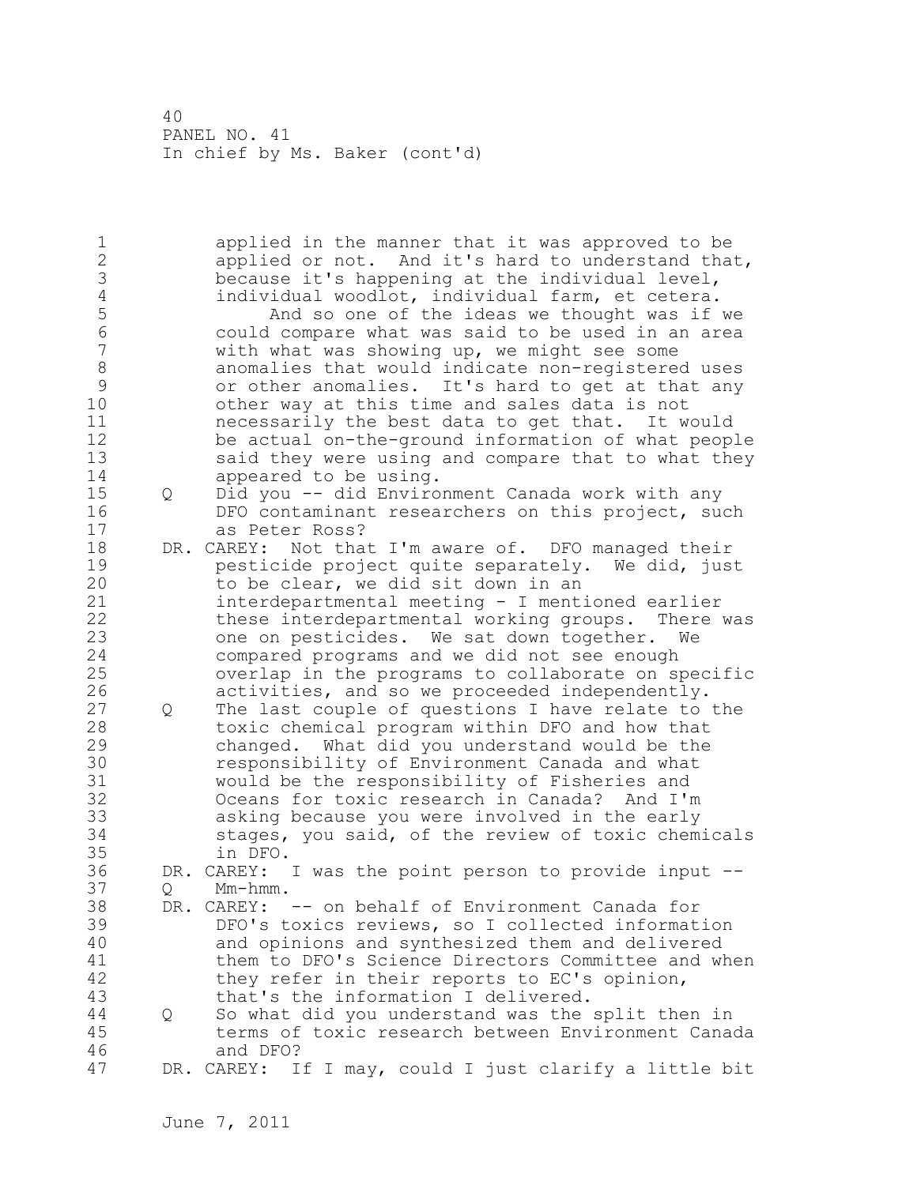applied in the manner that it was approved to be applied or not. And it's hard to understand that, because it's happening at the individual level, individual woodlot, individual farm, et cetera.

And so one of the ideas we thought was if we could compare what was said to be used in an area with what was showing up, we might see some anomalies that would indicate non-registered uses or other anomalies. It's hard to get at that any other way at this time and sales data is not necessarily the best data to get that. It would be actual on-the-ground information of what people said they were using and compare that to what they appeared to be using.

Q Did you -- did Environment Canada work with any DFO contaminant researchers on this project, such as Peter Ross?

DR. CAREY: Not that I'm aware of. DFO managed their pesticide project quite separately. We did, just to be clear, we did sit down in an interdepartmental meeting - I mentioned earlier these interdepartmental working groups. There was one on pesticides. We sat down together. We compared programs and we did not see enough overlap in the programs to collaborate on specific activities, and so we proceeded independently.

Q The last couple of questions I have relate to the toxic chemical program within DFO and how that changed. What did you understand would be the responsibility of Environment Canada and what would be the responsibility of Fisheries and Oceans for toxic research in Canada? And I'm asking because you were involved in the early stages, you said, of the review of toxic chemicals in DFO.

DR. CAREY: I was the point person to provide input --

Q Mm-hmm.

DR. CAREY: -- on behalf of Environment Canada for DFO's toxics reviews, so I collected information and opinions and synthesized them and delivered them to DFO's Science Directors Committee and when they refer in their reports to EC's opinion, that's the information I delivered.

Q So what did you understand was the split then in terms of toxic research between Environment Canada and DFO?

DR. CAREY: If I may, could I just clarify a little bit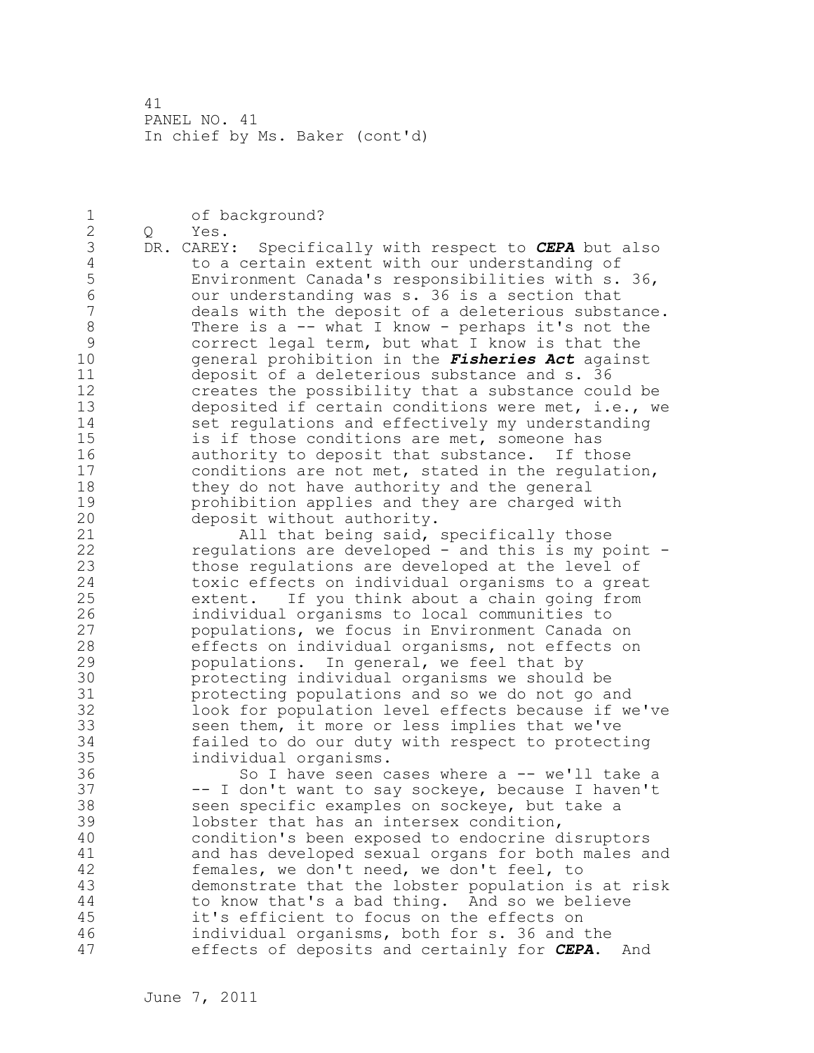of background?

Q Yes.

DR. CAREY: Specifically with respect to ***CEPA*** but also to a certain extent with our understanding of Environment Canada's responsibilities with s. 36, our understanding was s. 36 is a section that deals with the deposit of a deleterious substance. There is a -- what I know - perhaps it's not the correct legal term, but what I know is that the general prohibition in the ***Fisheries Act*** against deposit of a deleterious substance and s. 36 creates the possibility that a substance could be deposited if certain conditions were met, i.e., we set regulations and effectively my understanding is if those conditions are met, someone has authority to deposit that substance. If those conditions are not met, stated in the regulation, they do not have authority and the general prohibition applies and they are charged with deposit without authority.

All that being said, specifically those regulations are developed - and this is my point - those regulations are developed at the level of toxic effects on individual organisms to a great extent. If you think about a chain going from individual organisms to local communities to populations, we focus in Environment Canada on effects on individual organisms, not effects on populations. In general, we feel that by protecting individual organisms we should be protecting populations and so we do not go and look for population level effects because if we've seen them, it more or less implies that we've failed to do our duty with respect to protecting individual organisms.

So I have seen cases where a -- we'll take a -- I don't want to say sockeye, because I haven't seen specific examples on sockeye, but take a lobster that has an intersex condition, condition's been exposed to endocrine disruptors and has developed sexual organs for both males and females, we don't need, we don't feel, to demonstrate that the lobster population is at risk to know that's a bad thing. And so we believe it's efficient to focus on the effects on individual organisms, both for s. 36 and the effects of deposits and certainly for ***CEPA***. And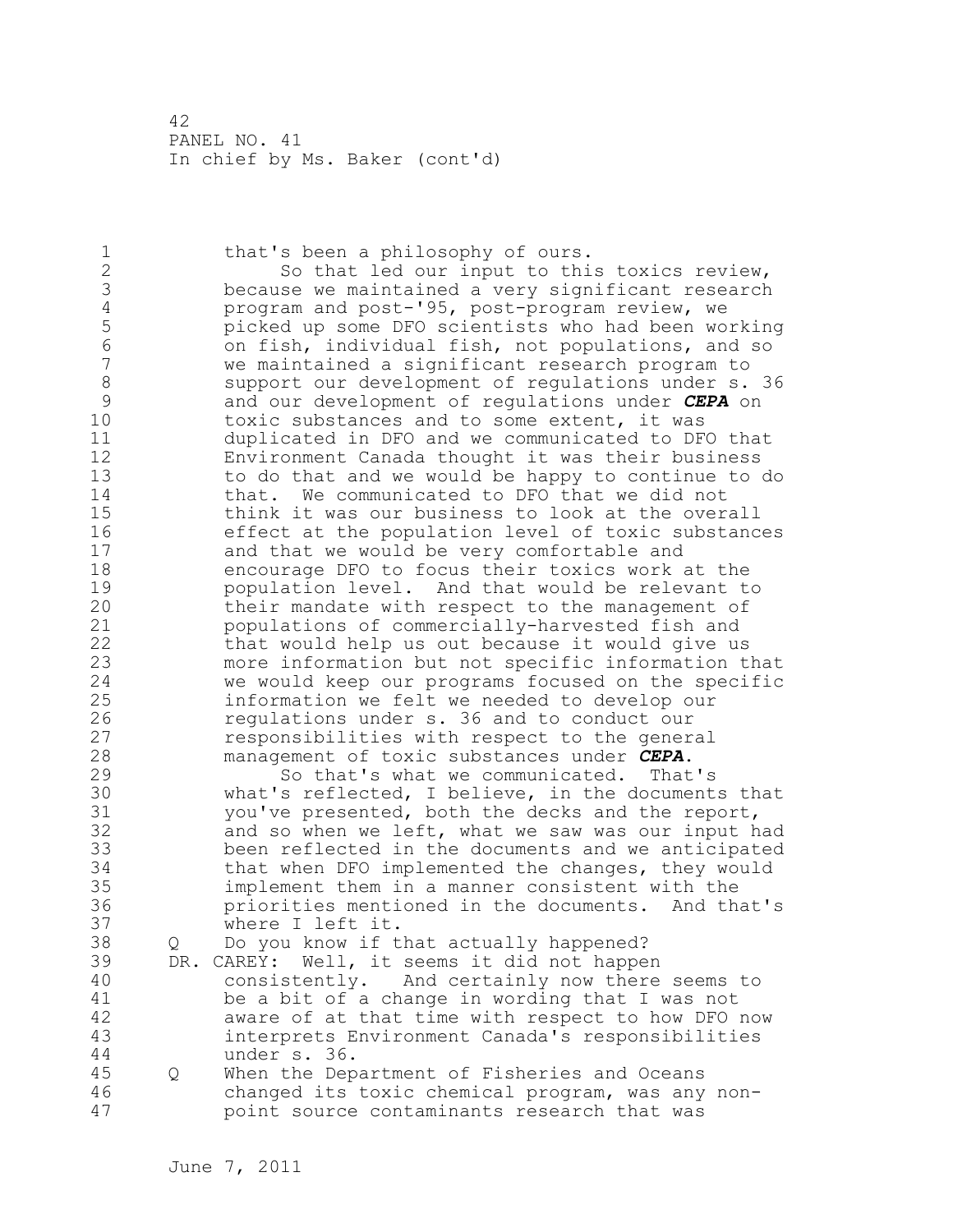that's been a philosophy of ours.

So that led our input to this toxics review, because we maintained a very significant research program and post-'95, post-program review, we picked up some DFO scientists who had been working on fish, individual fish, not populations, and so we maintained a significant research program to support our development of regulations under s. 36 and our development of regulations under ***CEPA*** on toxic substances and to some extent, it was duplicated in DFO and we communicated to DFO that Environment Canada thought it was their business to do that and we would be happy to continue to do that. We communicated to DFO that we did not think it was our business to look at the overall effect at the population level of toxic substances and that we would be very comfortable and encourage DFO to focus their toxics work at the population level. And that would be relevant to their mandate with respect to the management of populations of commercially-harvested fish and that would help us out because it would give us more information but not specific information that we would keep our programs focused on the specific information we felt we needed to develop our regulations under s. 36 and to conduct our responsibilities with respect to the general management of toxic substances under ***CEPA***.

So that's what we communicated. That's what's reflected, I believe, in the documents that you've presented, both the decks and the report, and so when we left, what we saw was our input had been reflected in the documents and we anticipated that when DFO implemented the changes, they would implement them in a manner consistent with the priorities mentioned in the documents. And that's where I left it.

Q Do you know if that actually happened?

DR. CAREY: Well, it seems it did not happen consistently. And certainly now there seems to be a bit of a change in wording that I was not aware of at that time with respect to how DFO now interprets Environment Canada's responsibilities under s. 36.

Q When the Department of Fisheries and Oceans changed its toxic chemical program, was any non-point source contaminants research that was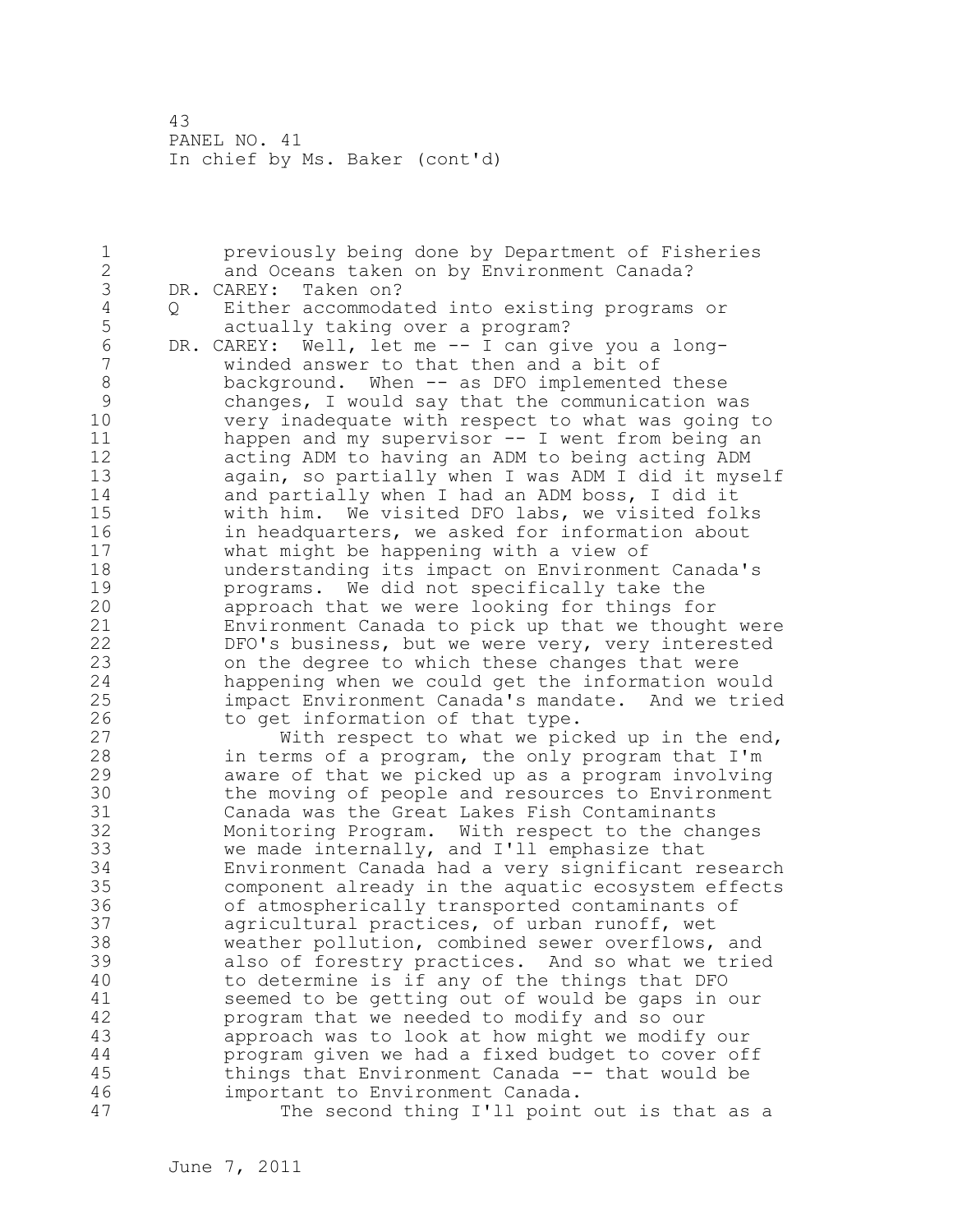previously being done by Department of Fisheries and Oceans taken on by Environment Canada?

DR. CAREY: Taken on?

Q Either accommodated into existing programs or actually taking over a program?

DR. CAREY: Well, let me -- I can give you a long-winded answer to that then and a bit of background. When -- as DFO implemented these changes, I would say that the communication was very inadequate with respect to what was going to happen and my supervisor -- I went from being an acting ADM to having an ADM to being acting ADM again, so partially when I was ADM I did it myself and partially when I had an ADM boss, I did it with him. We visited DFO labs, we visited folks in headquarters, we asked for information about what might be happening with a view of understanding its impact on Environment Canada's programs. We did not specifically take the approach that we were looking for things for Environment Canada to pick up that we thought were DFO's business, but we were very, very interested on the degree to which these changes that were happening when we could get the information would impact Environment Canada's mandate. And we tried to get information of that type.

With respect to what we picked up in the end, in terms of a program, the only program that I'm aware of that we picked up as a program involving the moving of people and resources to Environment Canada was the Great Lakes Fish Contaminants Monitoring Program. With respect to the changes we made internally, and I'll emphasize that Environment Canada had a very significant research component already in the aquatic ecosystem effects of atmospherically transported contaminants of agricultural practices, of urban runoff, wet weather pollution, combined sewer overflows, and also of forestry practices. And so what we tried to determine is if any of the things that DFO seemed to be getting out of would be gaps in our program that we needed to modify and so our approach was to look at how might we modify our program given we had a fixed budget to cover off things that Environment Canada -- that would be important to Environment Canada.

The second thing I'll point out is that as a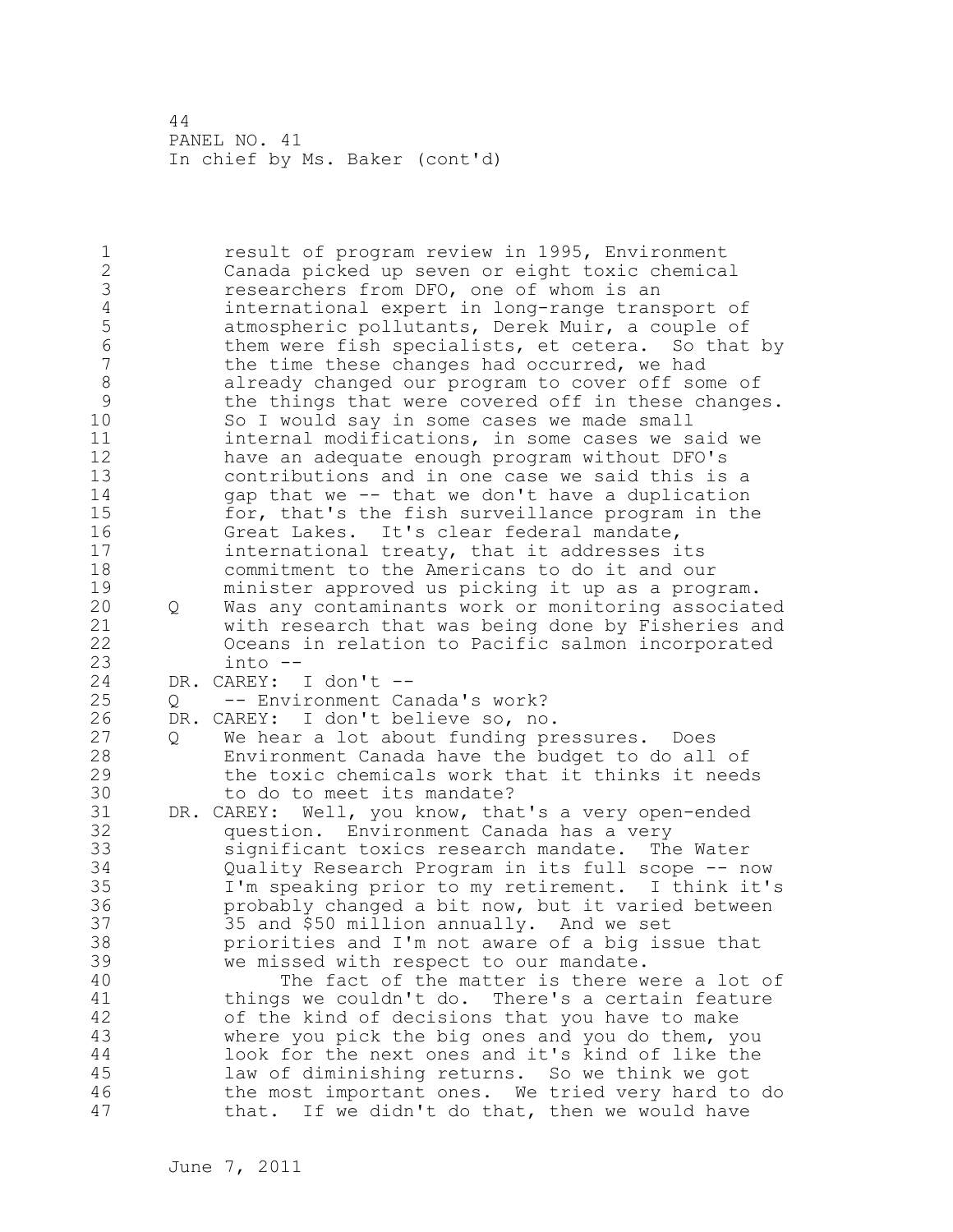result of program review in 1995, Environment Canada picked up seven or eight toxic chemical researchers from DFO, one of whom is an international expert in long-range transport of atmospheric pollutants, Derek Muir, a couple of them were fish specialists, et cetera. So that by the time these changes had occurred, we had already changed our program to cover off some of the things that were covered off in these changes. So I would say in some cases we made small internal modifications, in some cases we said we have an adequate enough program without DFO's contributions and in one case we said this is a gap that we -- that we don't have a duplication for, that's the fish surveillance program in the Great Lakes. It's clear federal mandate, international treaty, that it addresses its commitment to the Americans to do it and our minister approved us picking it up as a program.

Q Was any contaminants work or monitoring associated with research that was being done by Fisheries and Oceans in relation to Pacific salmon incorporated into --

DR. CAREY: I don't --

Q -- Environment Canada's work?

DR. CAREY: I don't believe so, no.

Q We hear a lot about funding pressures. Does Environment Canada have the budget to do all of the toxic chemicals work that it thinks it needs to do to meet its mandate?

DR. CAREY: Well, you know, that's a very open-ended question. Environment Canada has a very significant toxics research mandate. The Water Quality Research Program in its full scope -- now I'm speaking prior to my retirement. I think it's probably changed a bit now, but it varied between 35 and $50 million annually. And we set priorities and I'm not aware of a big issue that we missed with respect to our mandate.

The fact of the matter is there were a lot of things we couldn't do. There's a certain feature of the kind of decisions that you have to make where you pick the big ones and you do them, you look for the next ones and it's kind of like the law of diminishing returns. So we think we got the most important ones. We tried very hard to do that. If we didn't do that, then we would have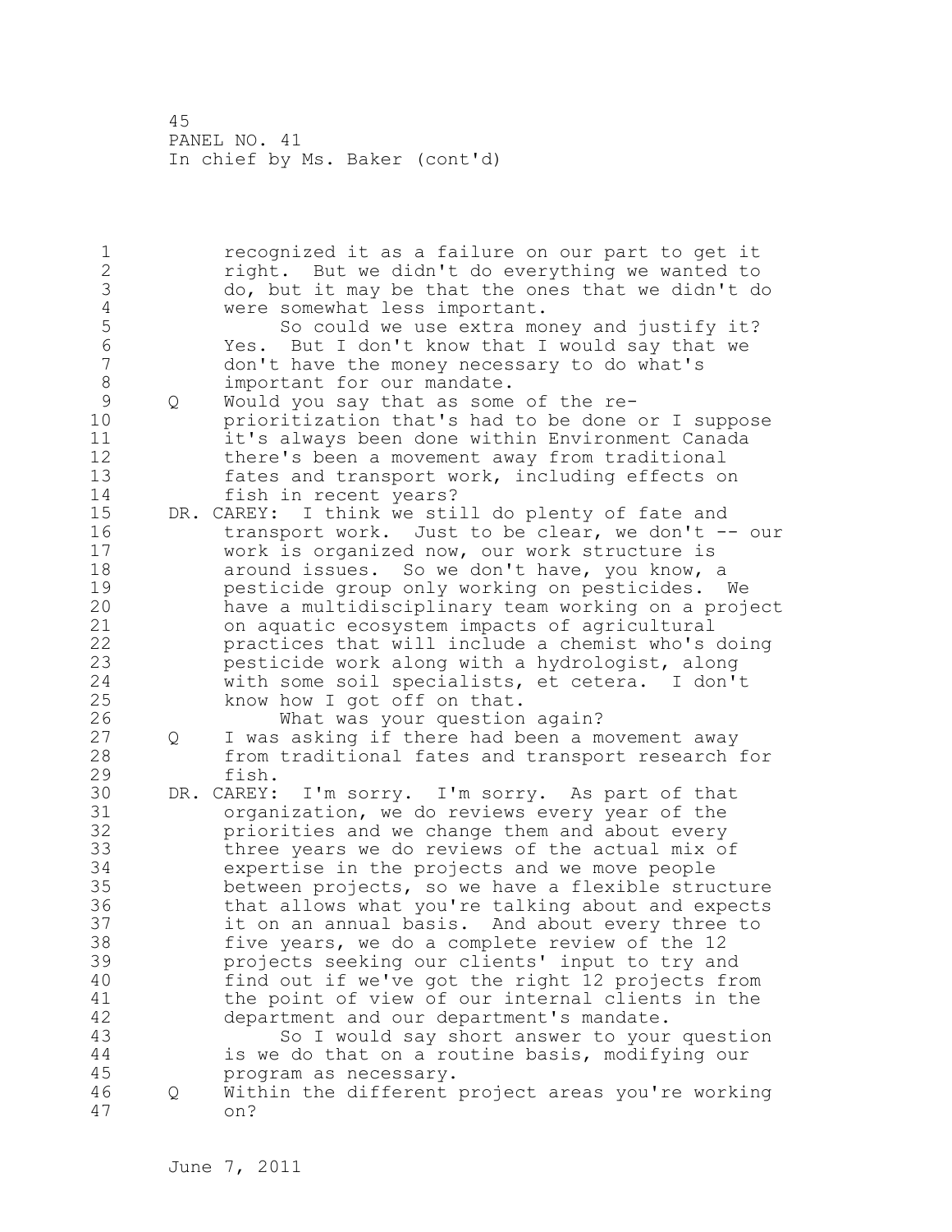recognized it as a failure on our part to get it right. But we didn't do everything we wanted to do, but it may be that the ones that we didn't do were somewhat less important.

So could we use extra money and justify it? Yes. But I don't know that I would say that we don't have the money necessary to do what's important for our mandate.

Q Would you say that as some of the re-prioritization that's had to be done or I suppose it's always been done within Environment Canada there's been a movement away from traditional fates and transport work, including effects on fish in recent years?

DR. CAREY: I think we still do plenty of fate and transport work. Just to be clear, we don't -- our work is organized now, our work structure is around issues. So we don't have, you know, a pesticide group only working on pesticides. We have a multidisciplinary team working on a project on aquatic ecosystem impacts of agricultural practices that will include a chemist who's doing pesticide work along with a hydrologist, along with some soil specialists, et cetera. I don't know how I got off on that.

What was your question again?

Q I was asking if there had been a movement away from traditional fates and transport research for fish.

DR. CAREY: I'm sorry. I'm sorry. As part of that organization, we do reviews every year of the priorities and we change them and about every three years we do reviews of the actual mix of expertise in the projects and we move people between projects, so we have a flexible structure that allows what you're talking about and expects it on an annual basis. And about every three to five years, we do a complete review of the 12 projects seeking our clients' input to try and find out if we've got the right 12 projects from the point of view of our internal clients in the department and our department's mandate.

So I would say short answer to your question is we do that on a routine basis, modifying our program as necessary.

Q Within the different project areas you're working on?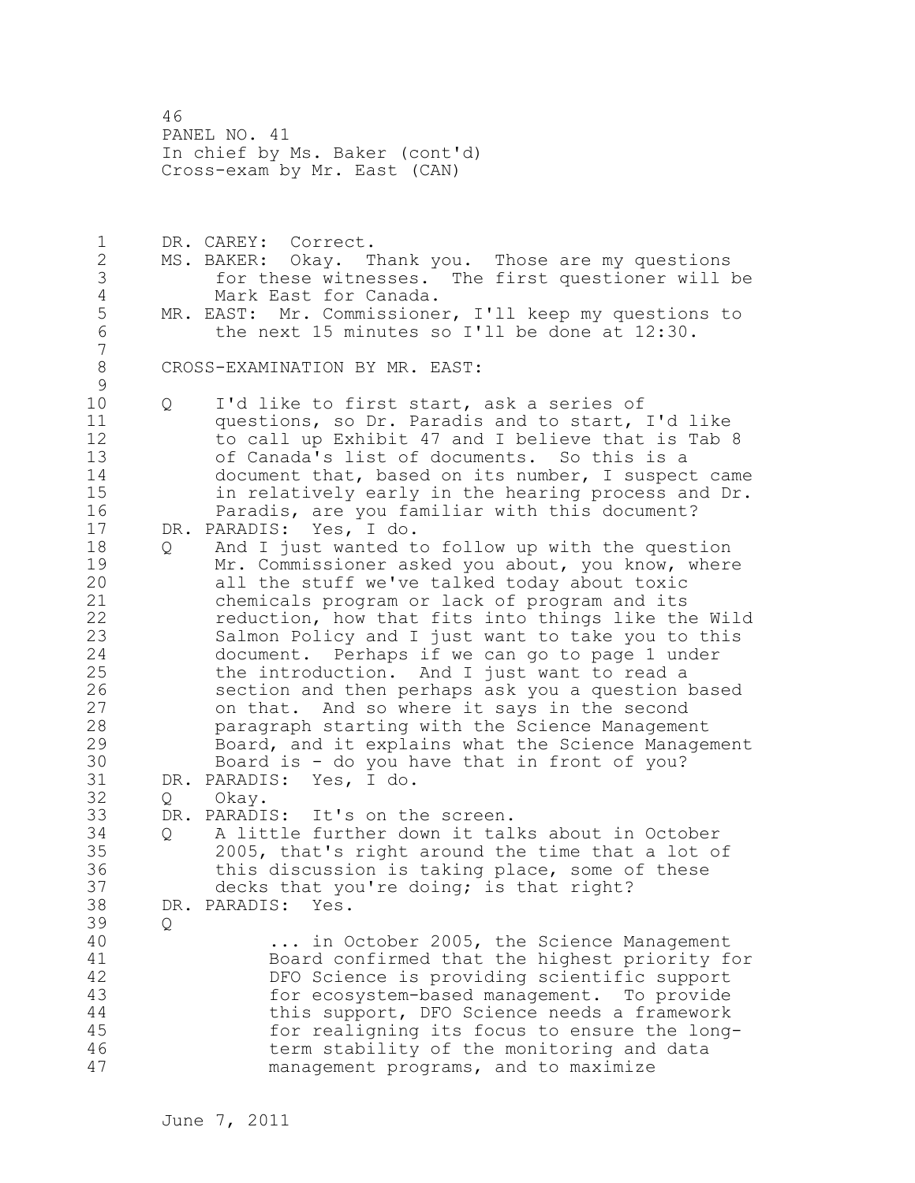DR. CAREY: Correct.

MS. BAKER: Okay. Thank you. Those are my questions for these witnesses. The first questioner will be Mark East for Canada.

MR. EAST: Mr. Commissioner, I'll keep my questions to the next 15 minutes so I'll be done at 12:30.

CROSS-EXAMINATION BY MR. EAST:

Q I'd like to first start, ask a series of questions, so Dr. Paradis and to start, I'd like to call up Exhibit 47 and I believe that is Tab 8 of Canada's list of documents. So this is a document that, based on its number, I suspect came in relatively early in the hearing process and Dr. Paradis, are you familiar with this document?

DR. PARADIS: Yes, I do.

Q And I just wanted to follow up with the question Mr. Commissioner asked you about, you know, where all the stuff we've talked today about toxic chemicals program or lack of program and its reduction, how that fits into things like the Wild Salmon Policy and I just want to take you to this document. Perhaps if we can go to page 1 under the introduction. And I just want to read a section and then perhaps ask you a question based on that. And so where it says in the second paragraph starting with the Science Management Board, and it explains what the Science Management Board is - do you have that in front of you?

DR. PARADIS: Yes, I do.

Q Okay.

DR. PARADIS: It's on the screen.

Q A little further down it talks about in October 2005, that's right around the time that a lot of this discussion is taking place, some of these decks that you're doing; is that right?

DR. PARADIS: Yes.

Q

> ... in October 2005, the Science Management Board confirmed that the highest priority for DFO Science is providing scientific support for ecosystem-based management. To provide this support, DFO Science needs a framework for realigning its focus to ensure the long-term stability of the monitoring and data management programs, and to maximize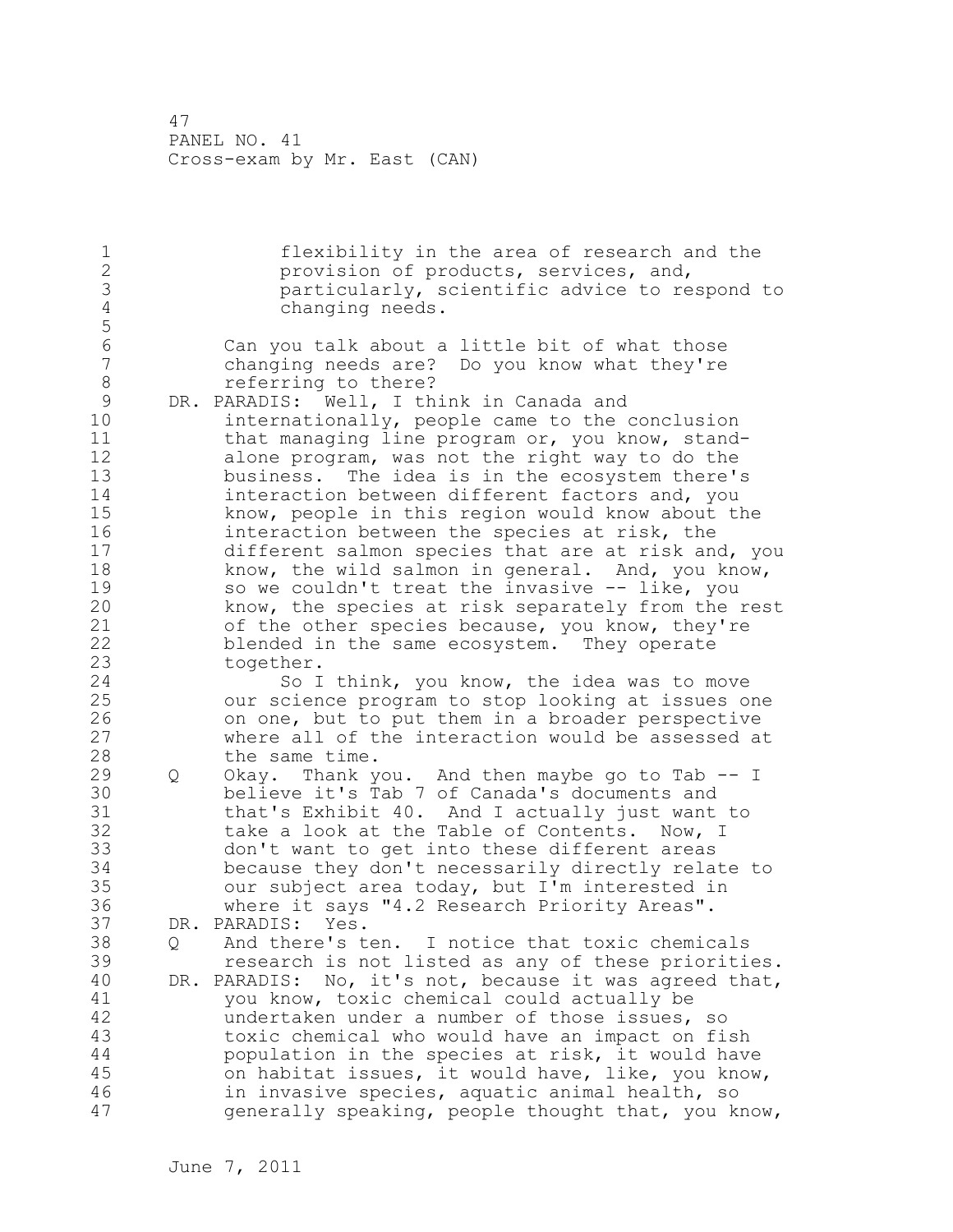flexibility in the area of research and the provision of products, services, and, particularly, scientific advice to respond to changing needs.

Can you talk about a little bit of what those changing needs are? Do you know what they're referring to there?

DR. PARADIS: Well, I think in Canada and internationally, people came to the conclusion that managing line program or, you know, stand-alone program, was not the right way to do the business. The idea is in the ecosystem there's interaction between different factors and, you know, people in this region would know about the interaction between the species at risk, the different salmon species that are at risk and, you know, the wild salmon in general. And, you know, so we couldn't treat the invasive -- like, you know, the species at risk separately from the rest of the other species because, you know, they're blended in the same ecosystem. They operate together.

So I think, you know, the idea was to move our science program to stop looking at issues one on one, but to put them in a broader perspective where all of the interaction would be assessed at the same time.

Q Okay. Thank you. And then maybe go to Tab -- I believe it's Tab 7 of Canada's documents and that's Exhibit 40. And I actually just want to take a look at the Table of Contents. Now, I don't want to get into these different areas because they don't necessarily directly relate to our subject area today, but I'm interested in where it says "4.2 Research Priority Areas".

DR. PARADIS: Yes.

Q And there's ten. I notice that toxic chemicals research is not listed as any of these priorities.

DR. PARADIS: No, it's not, because it was agreed that, you know, toxic chemical could actually be undertaken under a number of those issues, so toxic chemical who would have an impact on fish population in the species at risk, it would have on habitat issues, it would have, like, you know, in invasive species, aquatic animal health, so generally speaking, people thought that, you know,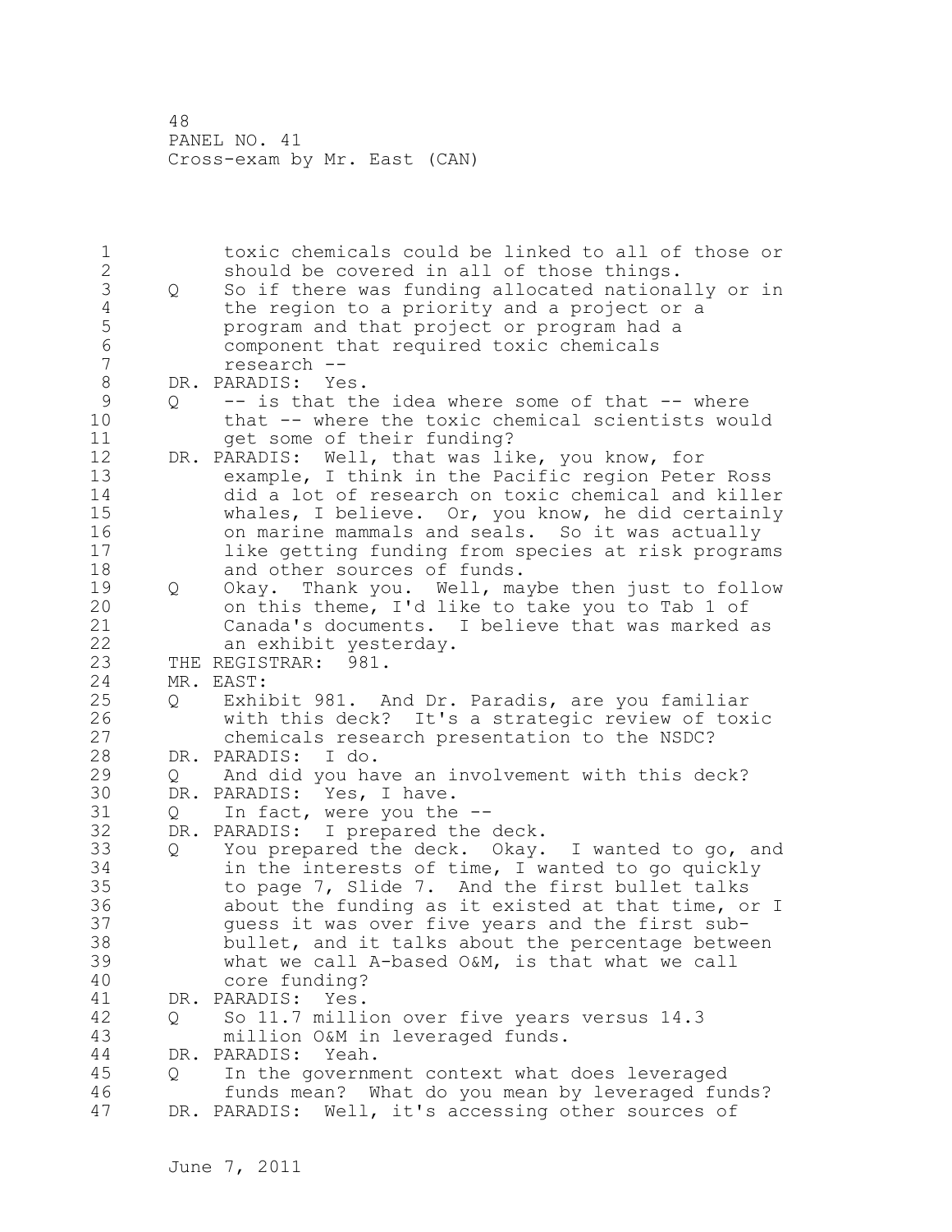toxic chemicals could be linked to all of those or should be covered in all of those things.

Q So if there was funding allocated nationally or in the region to a priority and a project or a program and that project or program had a component that required toxic chemicals research --

DR. PARADIS: Yes.

Q -- is that the idea where some of that -- where that -- where the toxic chemical scientists would get some of their funding?

DR. PARADIS: Well, that was like, you know, for example, I think in the Pacific region Peter Ross did a lot of research on toxic chemical and killer whales, I believe. Or, you know, he did certainly on marine mammals and seals. So it was actually like getting funding from species at risk programs and other sources of funds.

Q Okay. Thank you. Well, maybe then just to follow on this theme, I'd like to take you to Tab 1 of Canada's documents. I believe that was marked as an exhibit yesterday.

THE REGISTRAR: 981.

MR. EAST:

Q Exhibit 981. And Dr. Paradis, are you familiar with this deck? It's a strategic review of toxic chemicals research presentation to the NSDC?

DR. PARADIS: I do.

Q And did you have an involvement with this deck?

DR. PARADIS: Yes, I have.

Q In fact, were you the --

DR. PARADIS: I prepared the deck.

Q You prepared the deck. Okay. I wanted to go, and in the interests of time, I wanted to go quickly to page 7, Slide 7. And the first bullet talks about the funding as it existed at that time, or I guess it was over five years and the first sub-bullet, and it talks about the percentage between what we call A-based O&M, is that what we call core funding?

DR. PARADIS: Yes.

Q So 11.7 million over five years versus 14.3 million O&M in leveraged funds.

DR. PARADIS: Yeah.

Q In the government context what does leveraged funds mean? What do you mean by leveraged funds?

DR. PARADIS: Well, it's accessing other sources of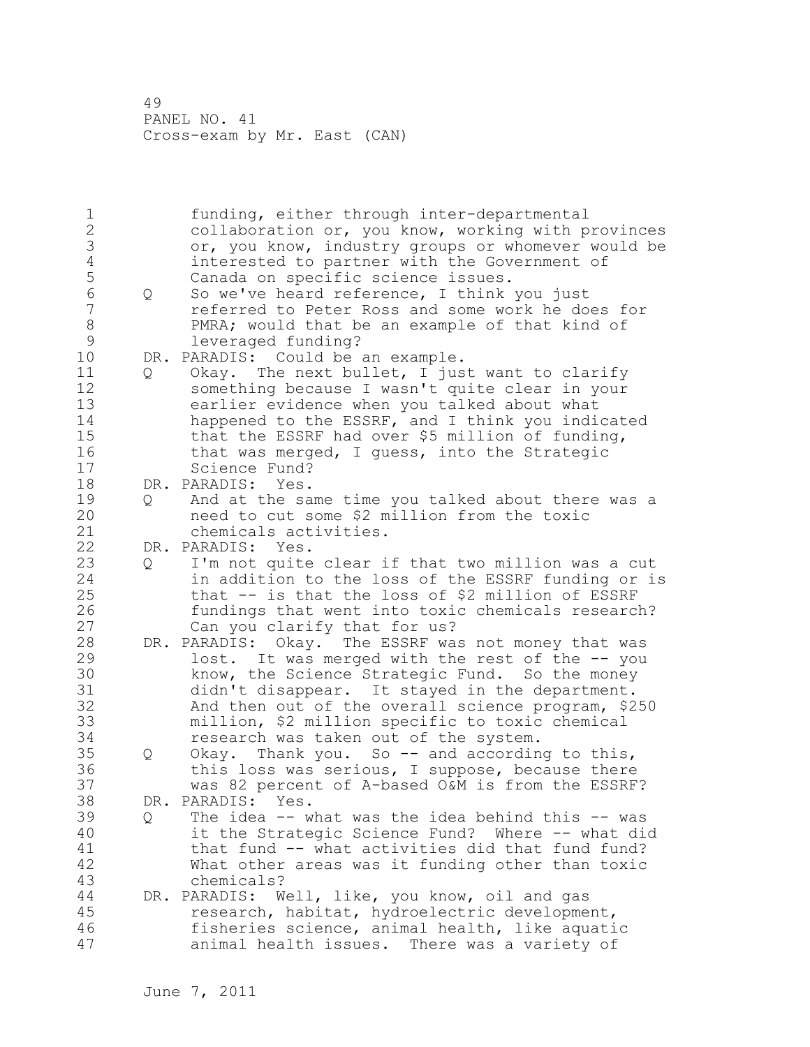PANEL NO. 41
Cross-exam by Mr. East (CAN)

funding, either through inter-departmental collaboration or, you know, working with provinces or, you know, industry groups or whomever would be interested to partner with the Government of Canada on specific science issues.

Q So we've heard reference, I think you just referred to Peter Ross and some work he does for PMRA; would that be an example of that kind of leveraged funding?

DR. PARADIS: Could be an example.

Q Okay. The next bullet, I just want to clarify something because I wasn't quite clear in your earlier evidence when you talked about what happened to the ESSRF, and I think you indicated that the ESSRF had over $5 million of funding, that was merged, I guess, into the Strategic Science Fund?

DR. PARADIS: Yes.

Q And at the same time you talked about there was a need to cut some $2 million from the toxic chemicals activities.

DR. PARADIS: Yes.

Q I'm not quite clear if that two million was a cut in addition to the loss of the ESSRF funding or is that -- is that the loss of $2 million of ESSRF fundings that went into toxic chemicals research? Can you clarify that for us?

DR. PARADIS: Okay. The ESSRF was not money that was lost. It was merged with the rest of the -- you know, the Science Strategic Fund. So the money didn't disappear. It stayed in the department. And then out of the overall science program, $250 million, $2 million specific to toxic chemical research was taken out of the system.

Q Okay. Thank you. So -- and according to this, this loss was serious, I suppose, because there was 82 percent of A-based O&M is from the ESSRF?

DR. PARADIS: Yes.

Q The idea -- what was the idea behind this -- was it the Strategic Science Fund? Where -- what did that fund -- what activities did that fund fund? What other areas was it funding other than toxic chemicals?

DR. PARADIS: Well, like, you know, oil and gas research, habitat, hydroelectric development, fisheries science, animal health, like aquatic animal health issues. There was a variety of

June 7, 2011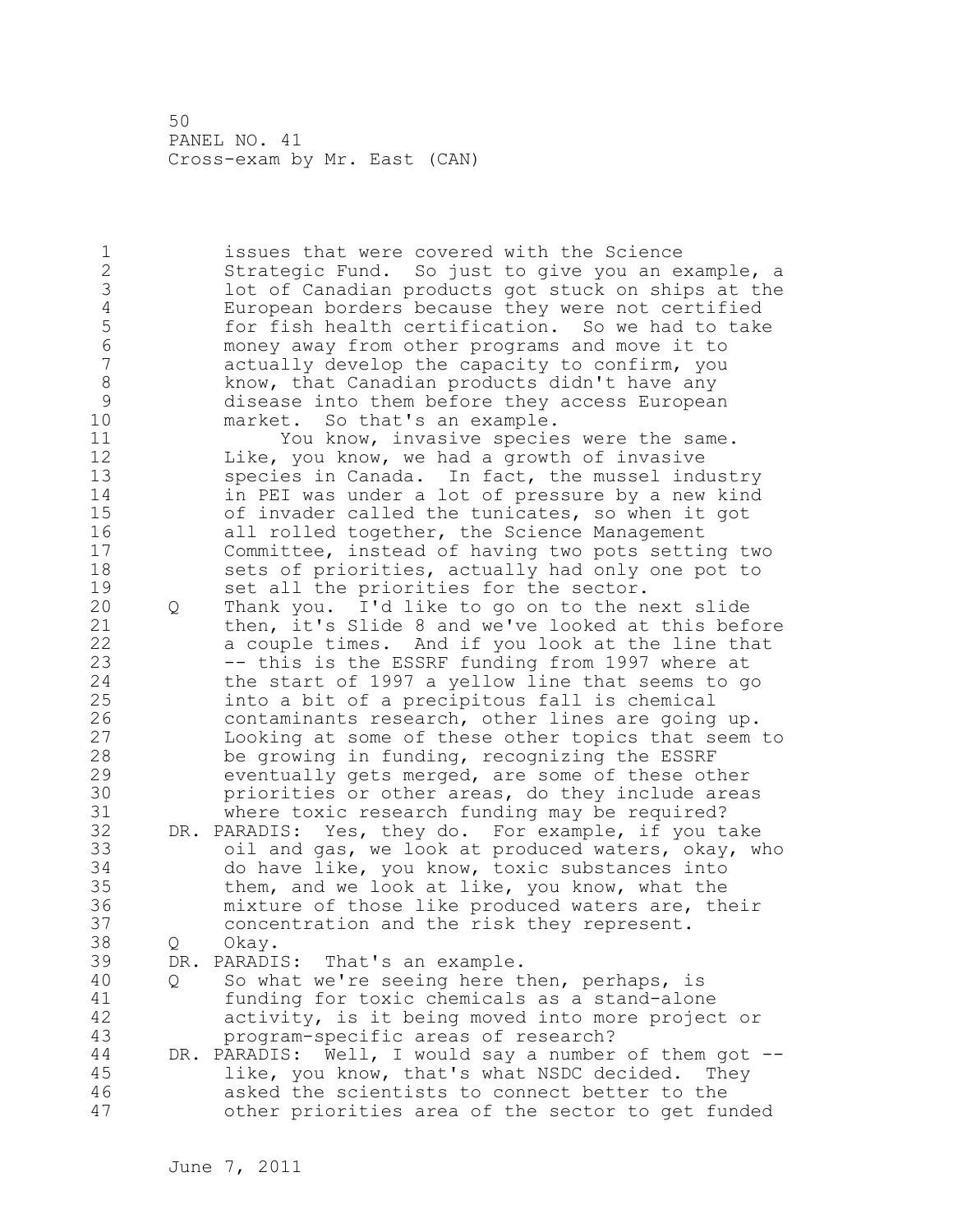issues that were covered with the Science Strategic Fund. So just to give you an example, a lot of Canadian products got stuck on ships at the European borders because they were not certified for fish health certification. So we had to take money away from other programs and move it to actually develop the capacity to confirm, you know, that Canadian products didn't have any disease into them before they access European market. So that's an example.

You know, invasive species were the same. Like, you know, we had a growth of invasive species in Canada. In fact, the mussel industry in PEI was under a lot of pressure by a new kind of invader called the tunicates, so when it got all rolled together, the Science Management Committee, instead of having two pots setting two sets of priorities, actually had only one pot to set all the priorities for the sector.

Q Thank you. I'd like to go on to the next slide then, it's Slide 8 and we've looked at this before a couple times. And if you look at the line that -- this is the ESSRF funding from 1997 where at the start of 1997 a yellow line that seems to go into a bit of a precipitous fall is chemical contaminants research, other lines are going up. Looking at some of these other topics that seem to be growing in funding, recognizing the ESSRF eventually gets merged, are some of these other priorities or other areas, do they include areas where toxic research funding may be required?

DR. PARADIS: Yes, they do. For example, if you take oil and gas, we look at produced waters, okay, who do have like, you know, toxic substances into them, and we look at like, you know, what the mixture of those like produced waters are, their concentration and the risk they represent.

Q Okay.

DR. PARADIS: That's an example.

Q So what we're seeing here then, perhaps, is funding for toxic chemicals as a stand-alone activity, is it being moved into more project or program-specific areas of research?

DR. PARADIS: Well, I would say a number of them got -- like, you know, that's what NSDC decided. They asked the scientists to connect better to the other priorities area of the sector to get funded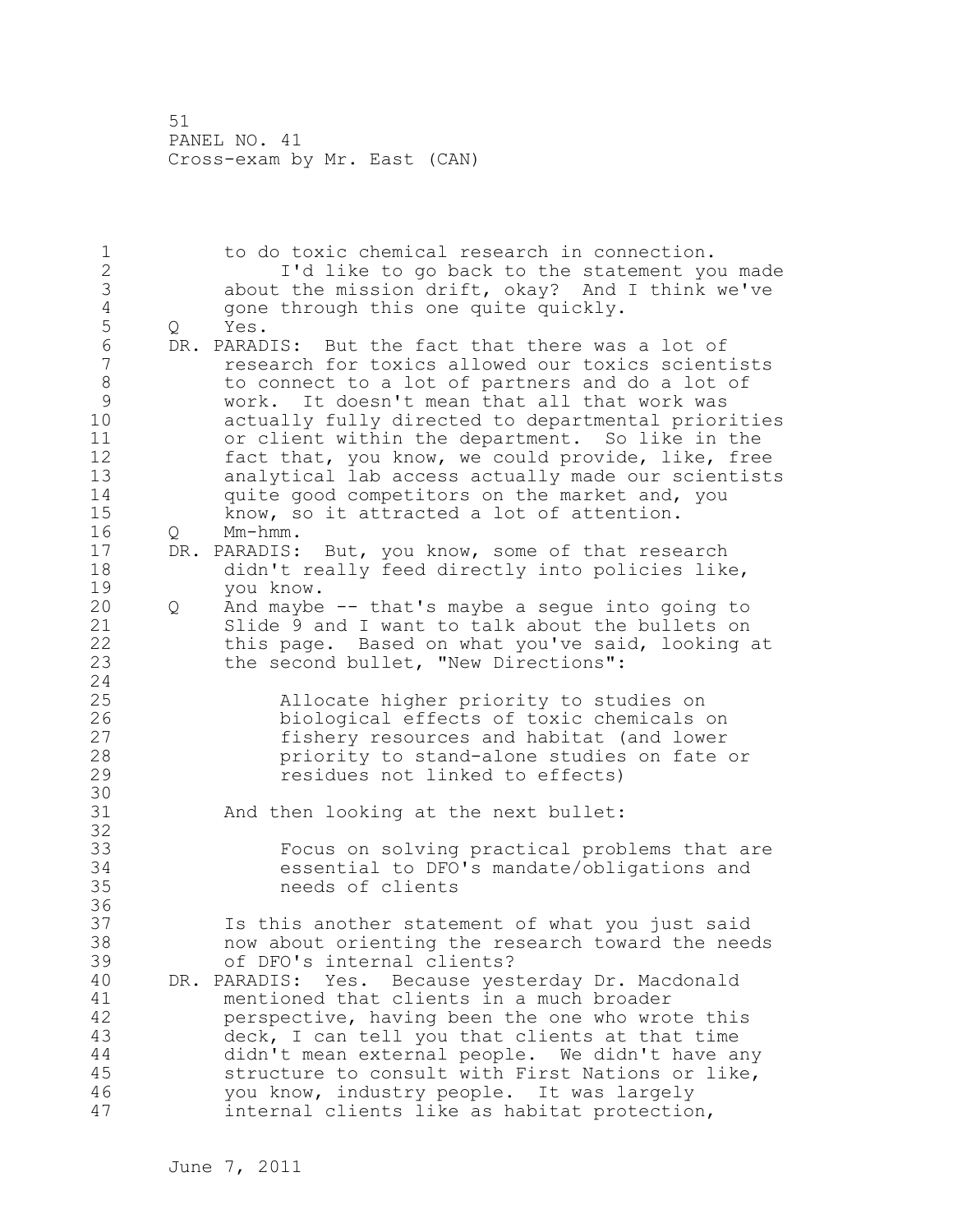to do toxic chemical research in connection.

I'd like to go back to the statement you made about the mission drift, okay? And I think we've gone through this one quite quickly.

Q Yes.

DR. PARADIS: But the fact that there was a lot of research for toxics allowed our toxics scientists to connect to a lot of partners and do a lot of work. It doesn't mean that all that work was actually fully directed to departmental priorities or client within the department. So like in the fact that, you know, we could provide, like, free analytical lab access actually made our scientists quite good competitors on the market and, you know, so it attracted a lot of attention.

Q Mm-hmm.

DR. PARADIS: But, you know, some of that research didn't really feed directly into policies like, you know.

Q And maybe -- that's maybe a segue into going to Slide 9 and I want to talk about the bullets on this page. Based on what you've said, looking at the second bullet, "New Directions":

> Allocate higher priority to studies on biological effects of toxic chemicals on fishery resources and habitat (and lower priority to stand-alone studies on fate or residues not linked to effects)

And then looking at the next bullet:

> Focus on solving practical problems that are essential to DFO's mandate/obligations and needs of clients

Is this another statement of what you just said now about orienting the research toward the needs of DFO's internal clients?

DR. PARADIS: Yes. Because yesterday Dr. Macdonald mentioned that clients in a much broader perspective, having been the one who wrote this deck, I can tell you that clients at that time didn't mean external people. We didn't have any structure to consult with First Nations or like, you know, industry people. It was largely internal clients like as habitat protection,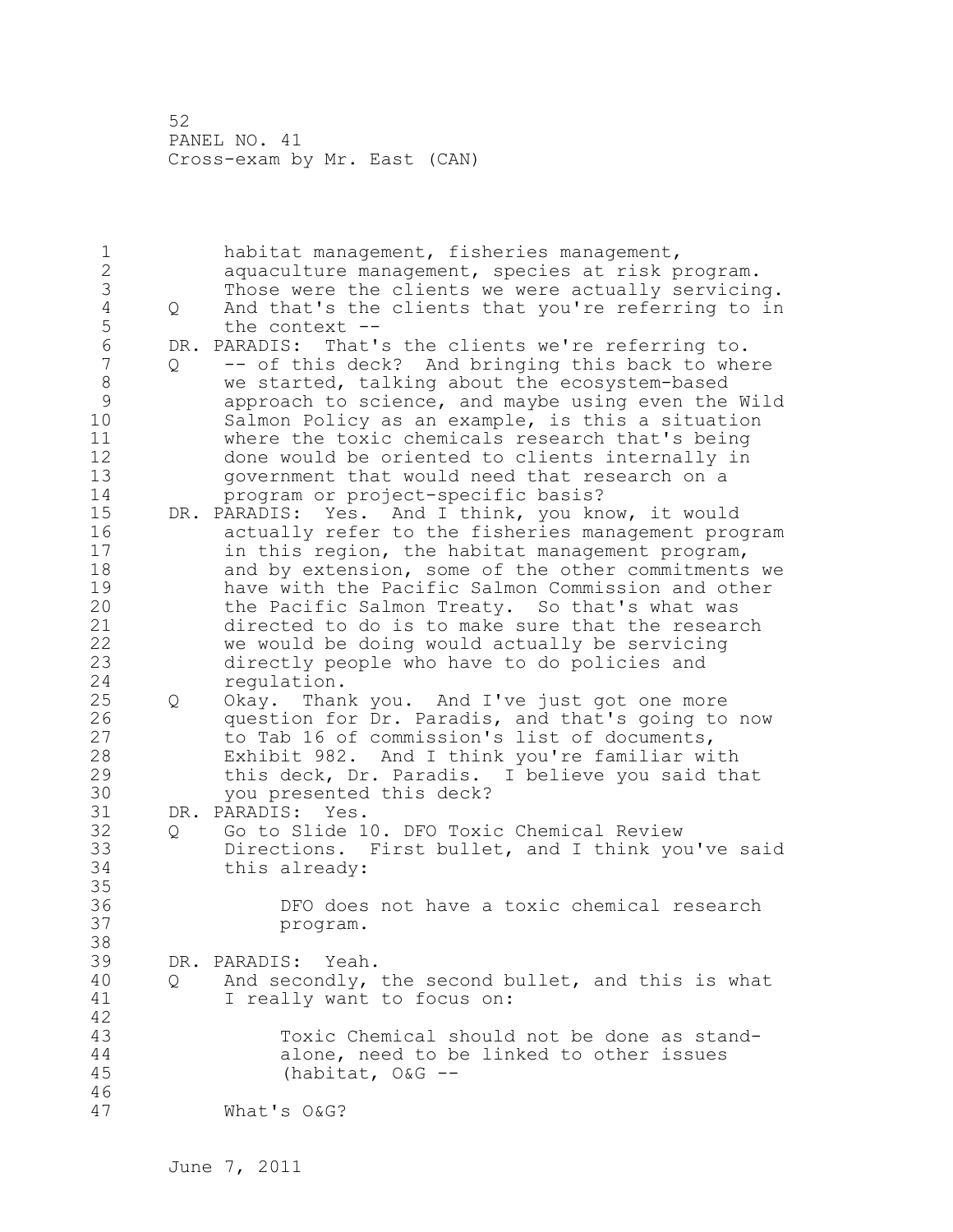habitat management, fisheries management, aquaculture management, species at risk program. Those were the clients we were actually servicing.

Q And that's the clients that you're referring to in the context --

DR. PARADIS: That's the clients we're referring to.

Q -- of this deck? And bringing this back to where we started, talking about the ecosystem-based approach to science, and maybe using even the Wild Salmon Policy as an example, is this a situation where the toxic chemicals research that's being done would be oriented to clients internally in government that would need that research on a program or project-specific basis?

DR. PARADIS: Yes. And I think, you know, it would actually refer to the fisheries management program in this region, the habitat management program, and by extension, some of the other commitments we have with the Pacific Salmon Commission and other the Pacific Salmon Treaty. So that's what was directed to do is to make sure that the research we would be doing would actually be servicing directly people who have to do policies and regulation.

Q Okay. Thank you. And I've just got one more question for Dr. Paradis, and that's going to now to Tab 16 of commission's list of documents, Exhibit 982. And I think you're familiar with this deck, Dr. Paradis. I believe you said that you presented this deck?

DR. PARADIS: Yes.

Q Go to Slide 10. DFO Toxic Chemical Review Directions. First bullet, and I think you've said this already:

> DFO does not have a toxic chemical research program.

DR. PARADIS: Yeah.

Q And secondly, the second bullet, and this is what I really want to focus on:

> Toxic Chemical should not be done as stand-alone, need to be linked to other issues (habitat, O&G --

What's O&G?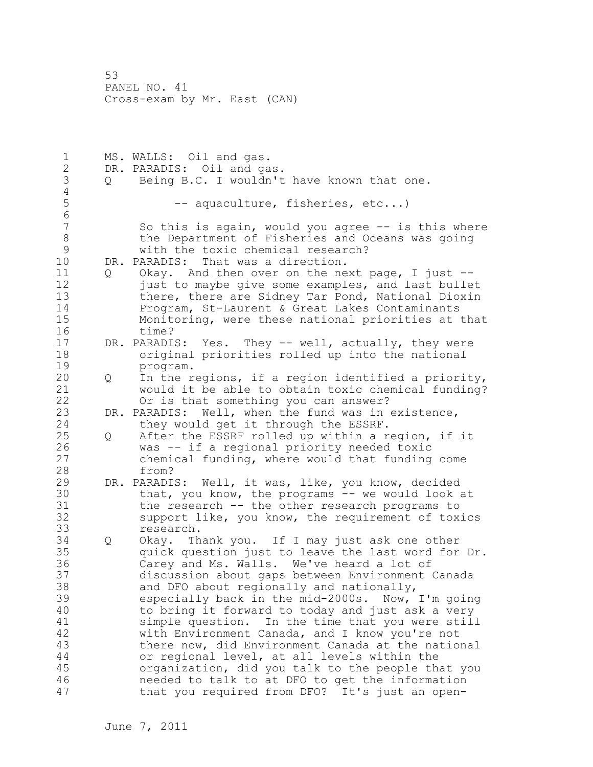MS. WALLS: Oil and gas.
DR. PARADIS: Oil and gas.
Q Being B.C. I wouldn't have known that one.

-- aquaculture, fisheries, etc...)

So this is again, would you agree -- is this where the Department of Fisheries and Oceans was going with the toxic chemical research?
DR. PARADIS: That was a direction.
Q Okay. And then over on the next page, I just -- just to maybe give some examples, and last bullet there, there are Sidney Tar Pond, National Dioxin Program, St-Laurent & Great Lakes Contaminants Monitoring, were these national priorities at that time?
DR. PARADIS: Yes. They -- well, actually, they were original priorities rolled up into the national program.
Q In the regions, if a region identified a priority, would it be able to obtain toxic chemical funding? Or is that something you can answer?
DR. PARADIS: Well, when the fund was in existence, they would get it through the ESSRF.
Q After the ESSRF rolled up within a region, if it was -- if a regional priority needed toxic chemical funding, where would that funding come from?
DR. PARADIS: Well, it was, like, you know, decided that, you know, the programs -- we would look at the research -- the other research programs to support like, you know, the requirement of toxics research.
Q Okay. Thank you. If I may just ask one other quick question just to leave the last word for Dr. Carey and Ms. Walls. We've heard a lot of discussion about gaps between Environment Canada and DFO about regionally and nationally, especially back in the mid-2000s. Now, I'm going to bring it forward to today and just ask a very simple question. In the time that you were still with Environment Canada, and I know you're not there now, did Environment Canada at the national or regional level, at all levels within the organization, did you talk to the people that you needed to talk to at DFO to get the information that you required from DFO? It's just an open-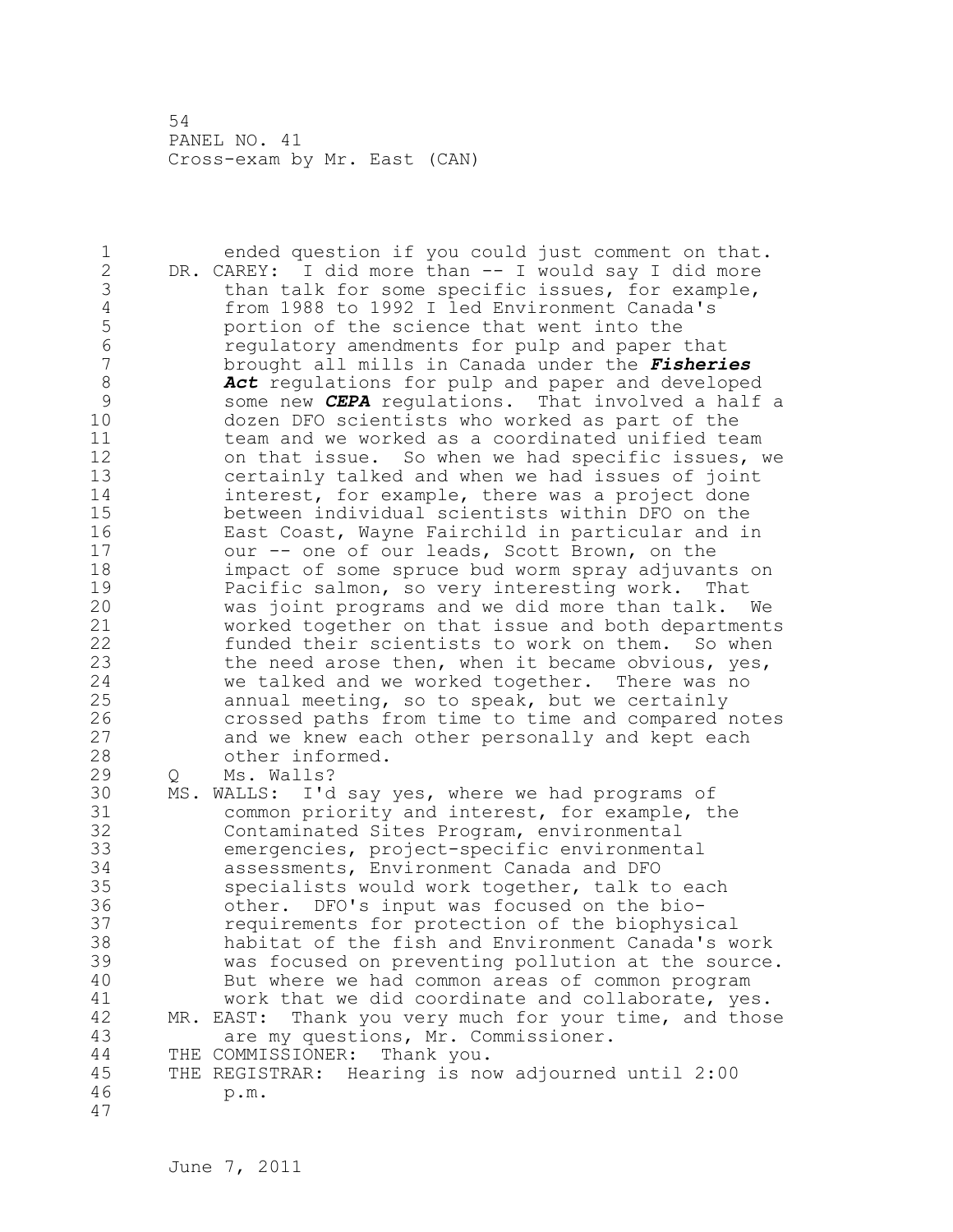ended question if you could just comment on that.

DR. CAREY: I did more than -- I would say I did more than talk for some specific issues, for example, from 1988 to 1992 I led Environment Canada's portion of the science that went into the regulatory amendments for pulp and paper that brought all mills in Canada under the ***Fisheries Act*** regulations for pulp and paper and developed some new ***CEPA*** regulations. That involved a half a dozen DFO scientists who worked as part of the team and we worked as a coordinated unified team on that issue. So when we had specific issues, we certainly talked and when we had issues of joint interest, for example, there was a project done between individual scientists within DFO on the East Coast, Wayne Fairchild in particular and in our -- one of our leads, Scott Brown, on the impact of some spruce bud worm spray adjuvants on Pacific salmon, so very interesting work. That was joint programs and we did more than talk. We worked together on that issue and both departments funded their scientists to work on them. So when the need arose then, when it became obvious, yes, we talked and we worked together. There was no annual meeting, so to speak, but we certainly crossed paths from time to time and compared notes and we knew each other personally and kept each other informed.

Q Ms. Walls?

MS. WALLS: I'd say yes, where we had programs of common priority and interest, for example, the Contaminated Sites Program, environmental emergencies, project-specific environmental assessments, Environment Canada and DFO specialists would work together, talk to each other. DFO's input was focused on the bio-requirements for protection of the biophysical habitat of the fish and Environment Canada's work was focused on preventing pollution at the source. But where we had common areas of common program work that we did coordinate and collaborate, yes.

MR. EAST: Thank you very much for your time, and those are my questions, Mr. Commissioner.

THE COMMISSIONER: Thank you.

THE REGISTRAR: Hearing is now adjourned until 2:00 p.m.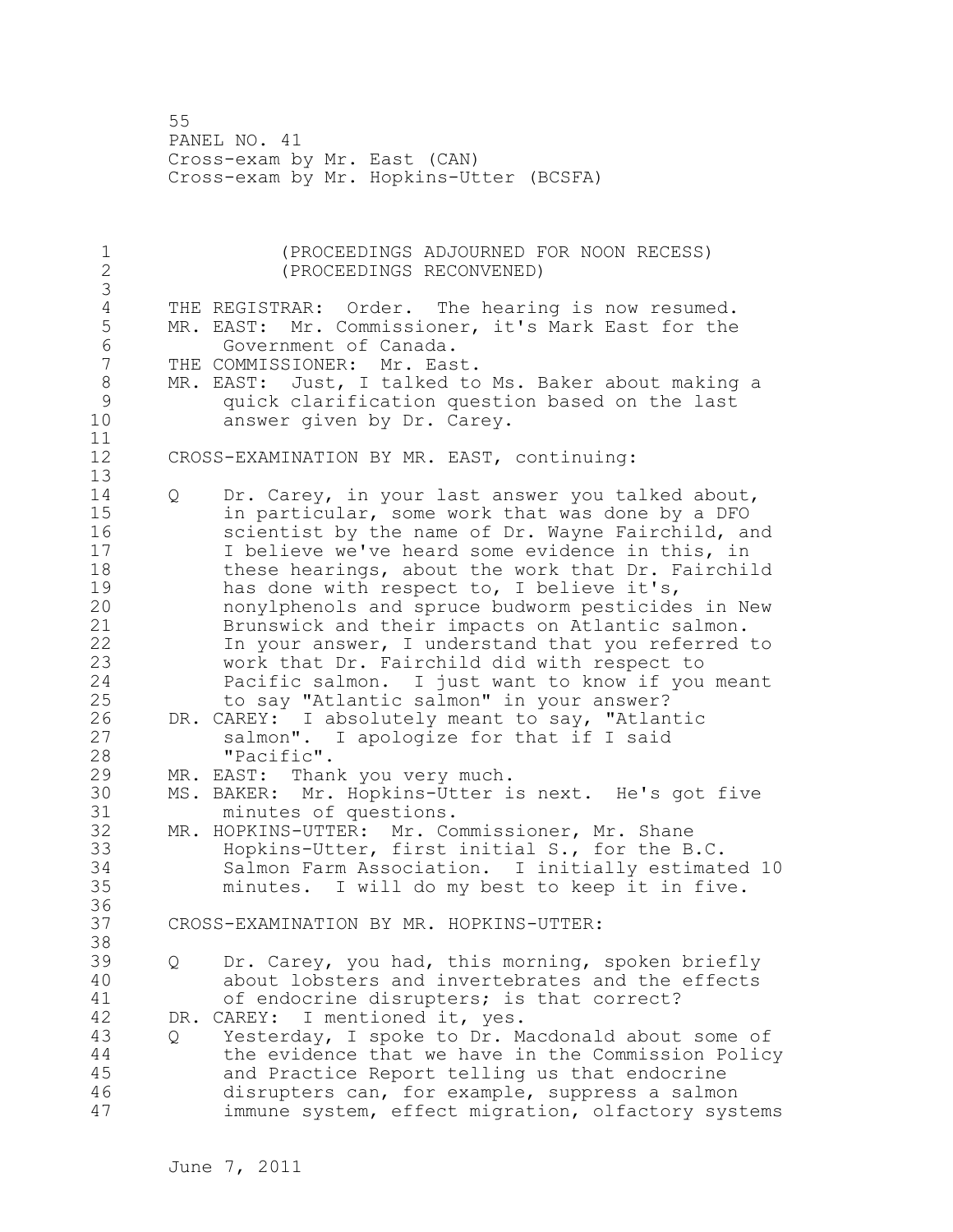(PROCEEDINGS ADJOURNED FOR NOON RECESS)
(PROCEEDINGS RECONVENED)

THE REGISTRAR: Order. The hearing is now resumed.

MR. EAST: Mr. Commissioner, it's Mark East for the Government of Canada.

THE COMMISSIONER: Mr. East.

MR. EAST: Just, I talked to Ms. Baker about making a quick clarification question based on the last answer given by Dr. Carey.

CROSS-EXAMINATION BY MR. EAST, continuing:

Q Dr. Carey, in your last answer you talked about, in particular, some work that was done by a DFO scientist by the name of Dr. Wayne Fairchild, and I believe we've heard some evidence in this, in these hearings, about the work that Dr. Fairchild has done with respect to, I believe it's, nonylphenols and spruce budworm pesticides in New Brunswick and their impacts on Atlantic salmon. In your answer, I understand that you referred to work that Dr. Fairchild did with respect to Pacific salmon. I just want to know if you meant to say "Atlantic salmon" in your answer?

DR. CAREY: I absolutely meant to say, "Atlantic salmon". I apologize for that if I said "Pacific".

MR. EAST: Thank you very much.

MS. BAKER: Mr. Hopkins-Utter is next. He's got five minutes of questions.

MR. HOPKINS-UTTER: Mr. Commissioner, Mr. Shane Hopkins-Utter, first initial S., for the B.C. Salmon Farm Association. I initially estimated 10 minutes. I will do my best to keep it in five.

CROSS-EXAMINATION BY MR. HOPKINS-UTTER:

Q Dr. Carey, you had, this morning, spoken briefly about lobsters and invertebrates and the effects of endocrine disrupters; is that correct?

DR. CAREY: I mentioned it, yes.

Q Yesterday, I spoke to Dr. Macdonald about some of the evidence that we have in the Commission Policy and Practice Report telling us that endocrine disrupters can, for example, suppress a salmon immune system, effect migration, olfactory systems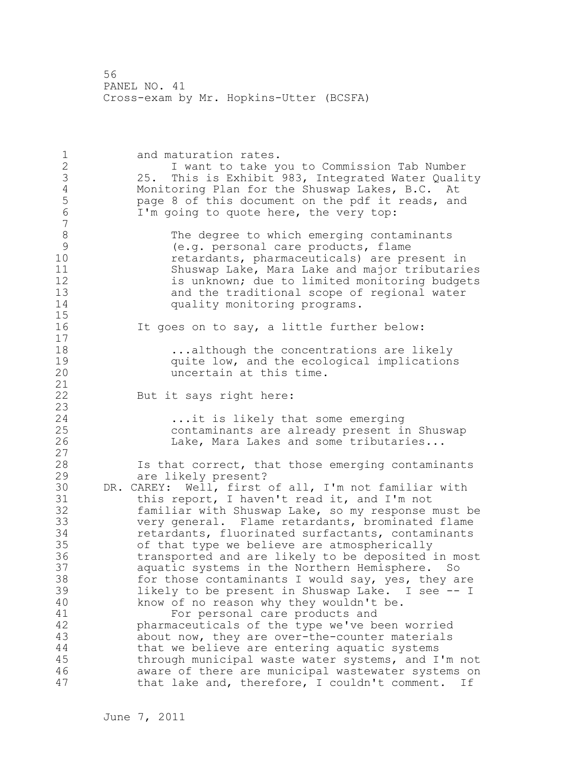and maturation rates.

I want to take you to Commission Tab Number 25. This is Exhibit 983, Integrated Water Quality Monitoring Plan for the Shuswap Lakes, B.C. At page 8 of this document on the pdf it reads, and I'm going to quote here, the very top:

> The degree to which emerging contaminants (e.g. personal care products, flame retardants, pharmaceuticals) are present in Shuswap Lake, Mara Lake and major tributaries is unknown; due to limited monitoring budgets and the traditional scope of regional water quality monitoring programs.

It goes on to say, a little further below:

> ...although the concentrations are likely quite low, and the ecological implications uncertain at this time.

But it says right here:

> ...it is likely that some emerging contaminants are already present in Shuswap Lake, Mara Lakes and some tributaries...

Is that correct, that those emerging contaminants are likely present?

DR. CAREY: Well, first of all, I'm not familiar with this report, I haven't read it, and I'm not familiar with Shuswap Lake, so my response must be very general. Flame retardants, brominated flame retardants, fluorinated surfactants, contaminants of that type we believe are atmospherically transported and are likely to be deposited in most aquatic systems in the Northern Hemisphere. So for those contaminants I would say, yes, they are likely to be present in Shuswap Lake. I see -- I know of no reason why they wouldn't be.

For personal care products and pharmaceuticals of the type we've been worried about now, they are over-the-counter materials that we believe are entering aquatic systems through municipal waste water systems, and I'm not aware of there are municipal wastewater systems on that lake and, therefore, I couldn't comment. If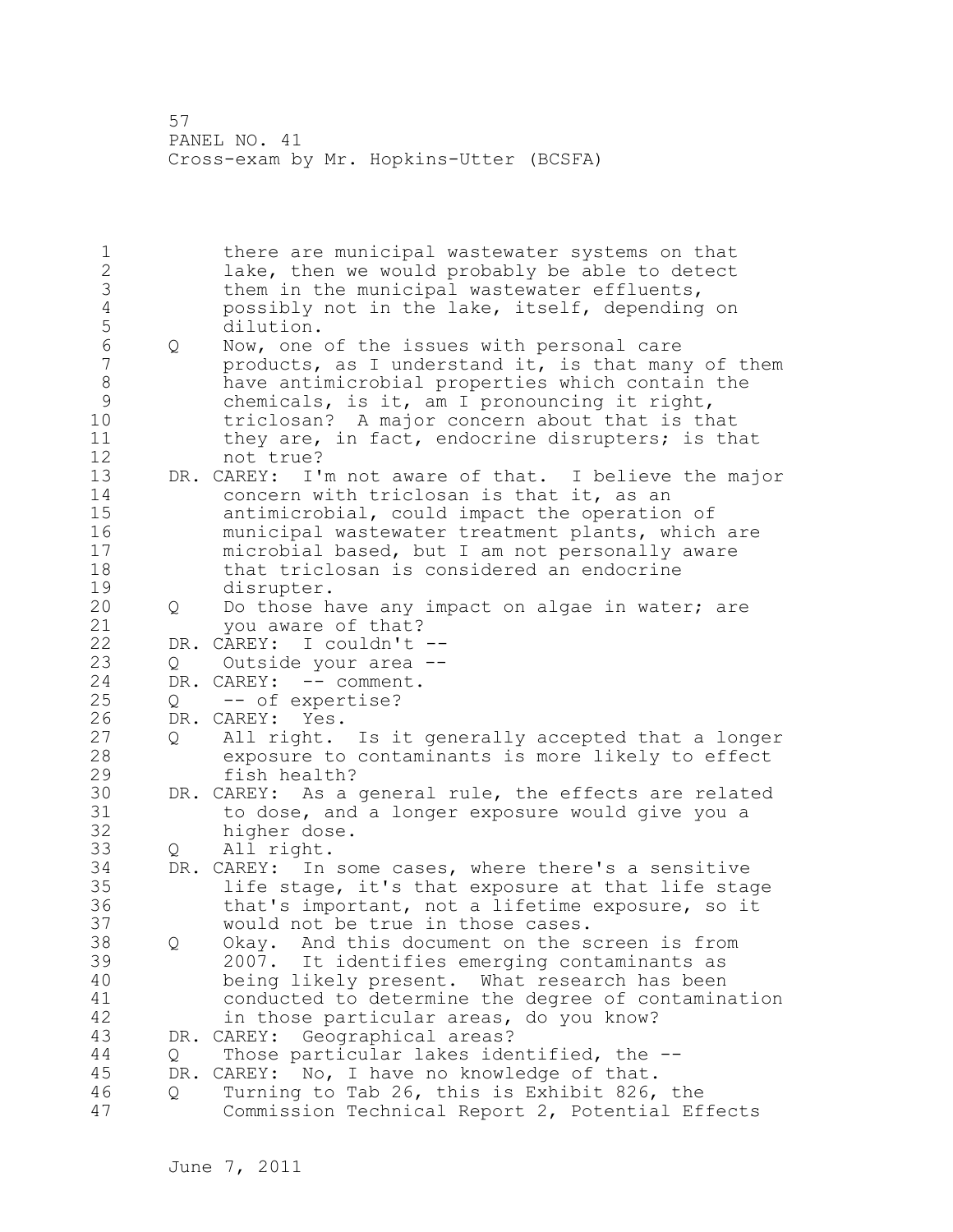there are municipal wastewater systems on that lake, then we would probably be able to detect them in the municipal wastewater effluents, possibly not in the lake, itself, depending on dilution.

Q Now, one of the issues with personal care products, as I understand it, is that many of them have antimicrobial properties which contain the chemicals, is it, am I pronouncing it right, triclosan? A major concern about that is that they are, in fact, endocrine disrupters; is that not true?

DR. CAREY: I'm not aware of that. I believe the major concern with triclosan is that it, as an antimicrobial, could impact the operation of municipal wastewater treatment plants, which are microbial based, but I am not personally aware that triclosan is considered an endocrine disrupter.

Q Do those have any impact on algae in water; are you aware of that?

DR. CAREY: I couldn't --

Q Outside your area --

DR. CAREY: -- comment.

Q -- of expertise?

DR. CAREY: Yes.

Q All right. Is it generally accepted that a longer exposure to contaminants is more likely to effect fish health?

DR. CAREY: As a general rule, the effects are related to dose, and a longer exposure would give you a higher dose.

Q All right.

DR. CAREY: In some cases, where there's a sensitive life stage, it's that exposure at that life stage that's important, not a lifetime exposure, so it would not be true in those cases.

Q Okay. And this document on the screen is from 2007. It identifies emerging contaminants as being likely present. What research has been conducted to determine the degree of contamination in those particular areas, do you know?

DR. CAREY: Geographical areas?

Q Those particular lakes identified, the --

DR. CAREY: No, I have no knowledge of that.

Q Turning to Tab 26, this is Exhibit 826, the Commission Technical Report 2, Potential Effects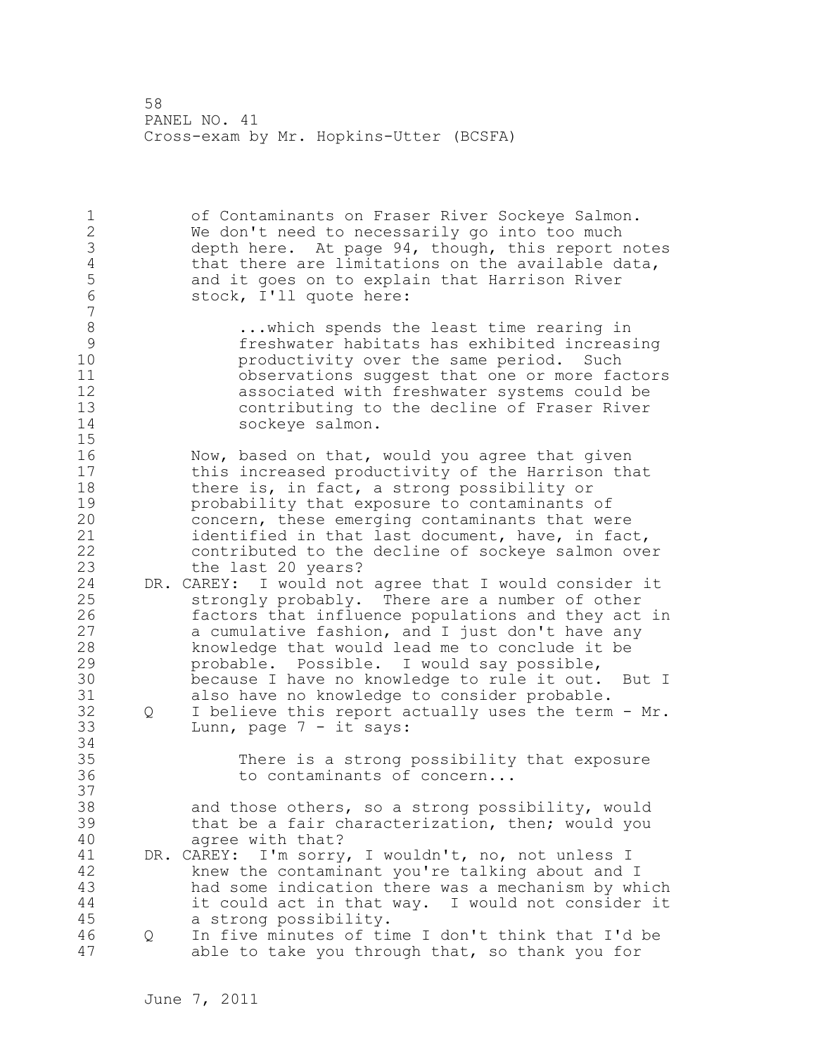of Contaminants on Fraser River Sockeye Salmon. We don't need to necessarily go into too much depth here. At page 94, though, this report notes that there are limitations on the available data, and it goes on to explain that Harrison River stock, I'll quote here:

> ...which spends the least time rearing in freshwater habitats has exhibited increasing productivity over the same period. Such observations suggest that one or more factors associated with freshwater systems could be contributing to the decline of Fraser River sockeye salmon.

Now, based on that, would you agree that given this increased productivity of the Harrison that there is, in fact, a strong possibility or probability that exposure to contaminants of concern, these emerging contaminants that were identified in that last document, have, in fact, contributed to the decline of sockeye salmon over the last 20 years?

DR. CAREY: I would not agree that I would consider it strongly probably. There are a number of other factors that influence populations and they act in a cumulative fashion, and I just don't have any knowledge that would lead me to conclude it be probable. Possible. I would say possible, because I have no knowledge to rule it out. But I also have no knowledge to consider probable.

Q I believe this report actually uses the term - Mr. Lunn, page 7 - it says:

> There is a strong possibility that exposure to contaminants of concern...

and those others, so a strong possibility, would that be a fair characterization, then; would you agree with that?

DR. CAREY: I'm sorry, I wouldn't, no, not unless I knew the contaminant you're talking about and I had some indication there was a mechanism by which it could act in that way. I would not consider it a strong possibility.

Q In five minutes of time I don't think that I'd be able to take you through that, so thank you for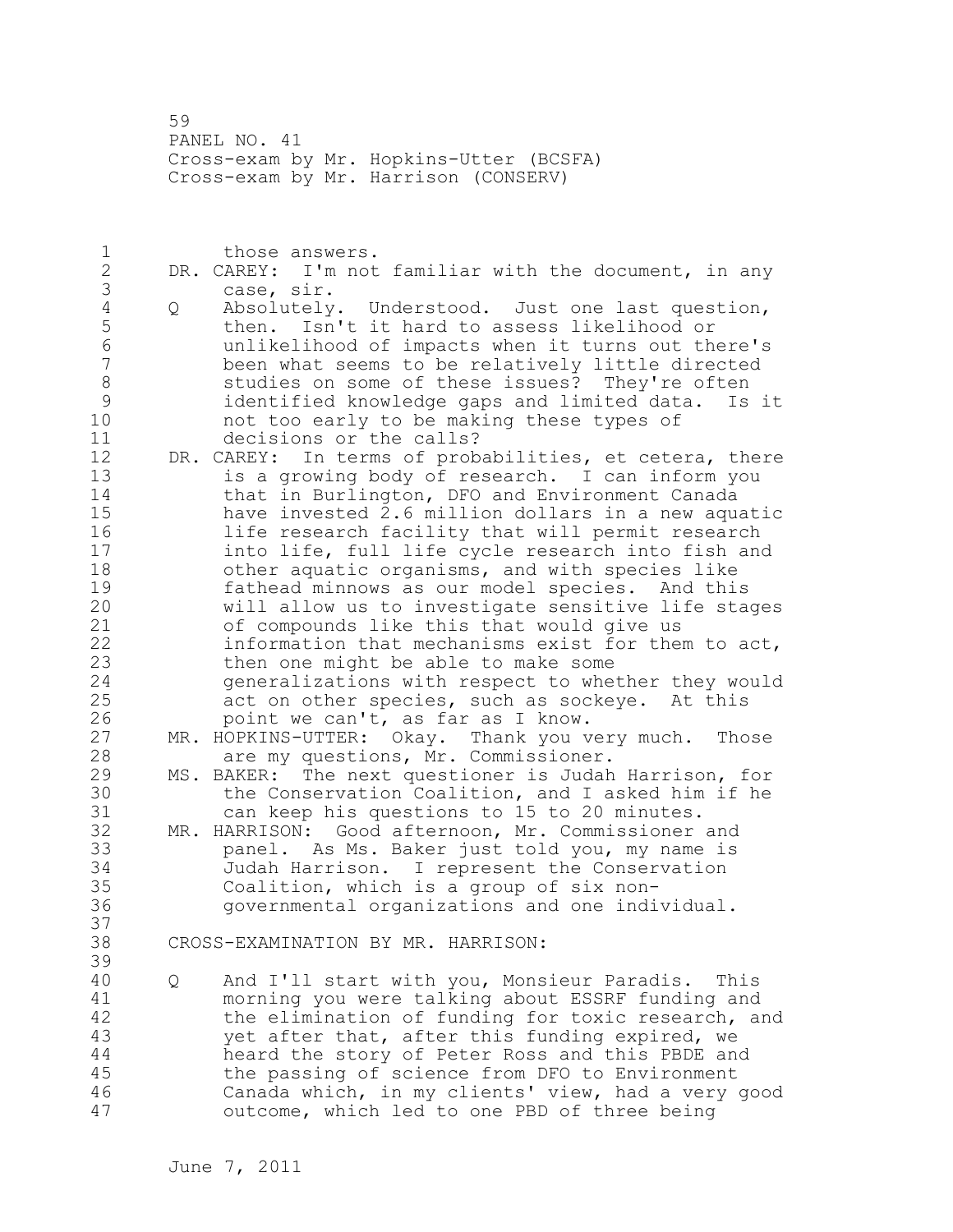those answers.

DR. CAREY: I'm not familiar with the document, in any case, sir.

Q Absolutely. Understood. Just one last question, then. Isn't it hard to assess likelihood or unlikelihood of impacts when it turns out there's been what seems to be relatively little directed studies on some of these issues? They're often identified knowledge gaps and limited data. Is it not too early to be making these types of decisions or the calls?

DR. CAREY: In terms of probabilities, et cetera, there is a growing body of research. I can inform you that in Burlington, DFO and Environment Canada have invested 2.6 million dollars in a new aquatic life research facility that will permit research into life, full life cycle research into fish and other aquatic organisms, and with species like fathead minnows as our model species. And this will allow us to investigate sensitive life stages of compounds like this that would give us information that mechanisms exist for them to act, then one might be able to make some generalizations with respect to whether they would act on other species, such as sockeye. At this point we can't, as far as I know.

MR. HOPKINS-UTTER: Okay. Thank you very much. Those are my questions, Mr. Commissioner.

MS. BAKER: The next questioner is Judah Harrison, for the Conservation Coalition, and I asked him if he can keep his questions to 15 to 20 minutes.

MR. HARRISON: Good afternoon, Mr. Commissioner and panel. As Ms. Baker just told you, my name is Judah Harrison. I represent the Conservation Coalition, which is a group of six non-governmental organizations and one individual.

CROSS-EXAMINATION BY MR. HARRISON:

Q And I'll start with you, Monsieur Paradis. This morning you were talking about ESSRF funding and the elimination of funding for toxic research, and yet after that, after this funding expired, we heard the story of Peter Ross and this PBDE and the passing of science from DFO to Environment Canada which, in my clients' view, had a very good outcome, which led to one PBD of three being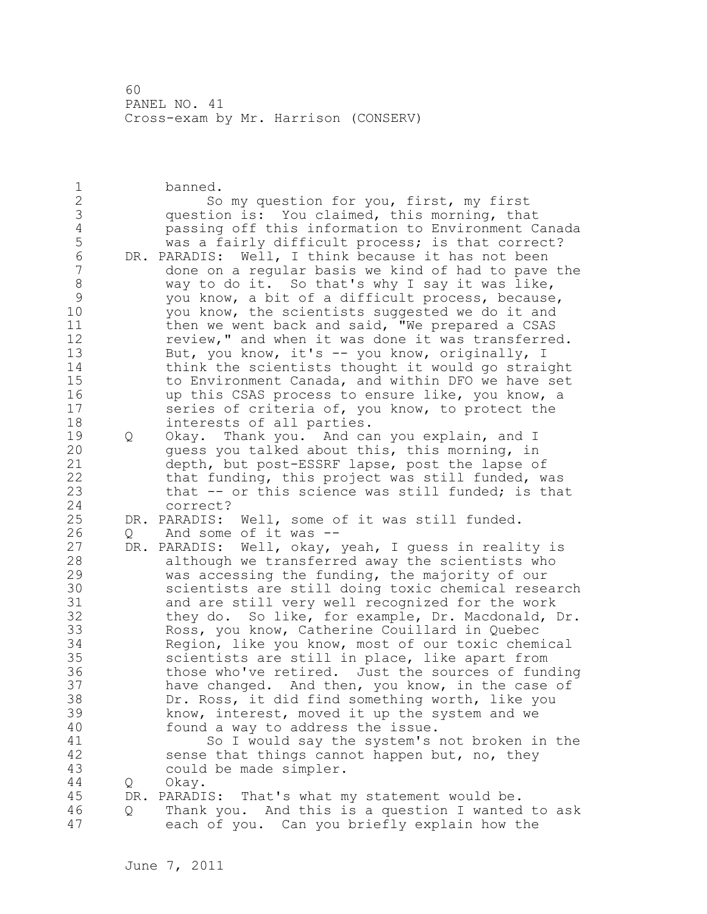banned.

So my question for you, first, my first question is: You claimed, this morning, that passing off this information to Environment Canada was a fairly difficult process; is that correct?

DR. PARADIS: Well, I think because it has not been done on a regular basis we kind of had to pave the way to do it. So that's why I say it was like, you know, a bit of a difficult process, because, you know, the scientists suggested we do it and then we went back and said, "We prepared a CSAS review," and when it was done it was transferred. But, you know, it's -- you know, originally, I think the scientists thought it would go straight to Environment Canada, and within DFO we have set up this CSAS process to ensure like, you know, a series of criteria of, you know, to protect the interests of all parties.

Q Okay. Thank you. And can you explain, and I guess you talked about this, this morning, in depth, but post-ESSRF lapse, post the lapse of that funding, this project was still funded, was that -- or this science was still funded; is that correct?

DR. PARADIS: Well, some of it was still funded.

Q And some of it was --

DR. PARADIS: Well, okay, yeah, I guess in reality is although we transferred away the scientists who was accessing the funding, the majority of our scientists are still doing toxic chemical research and are still very well recognized for the work they do. So like, for example, Dr. Macdonald, Dr. Ross, you know, Catherine Couillard in Quebec Region, like you know, most of our toxic chemical scientists are still in place, like apart from those who've retired. Just the sources of funding have changed. And then, you know, in the case of Dr. Ross, it did find something worth, like you know, interest, moved it up the system and we found a way to address the issue.

So I would say the system's not broken in the sense that things cannot happen but, no, they could be made simpler.

Q Okay.

DR. PARADIS: That's what my statement would be.

Q Thank you. And this is a question I wanted to ask each of you. Can you briefly explain how the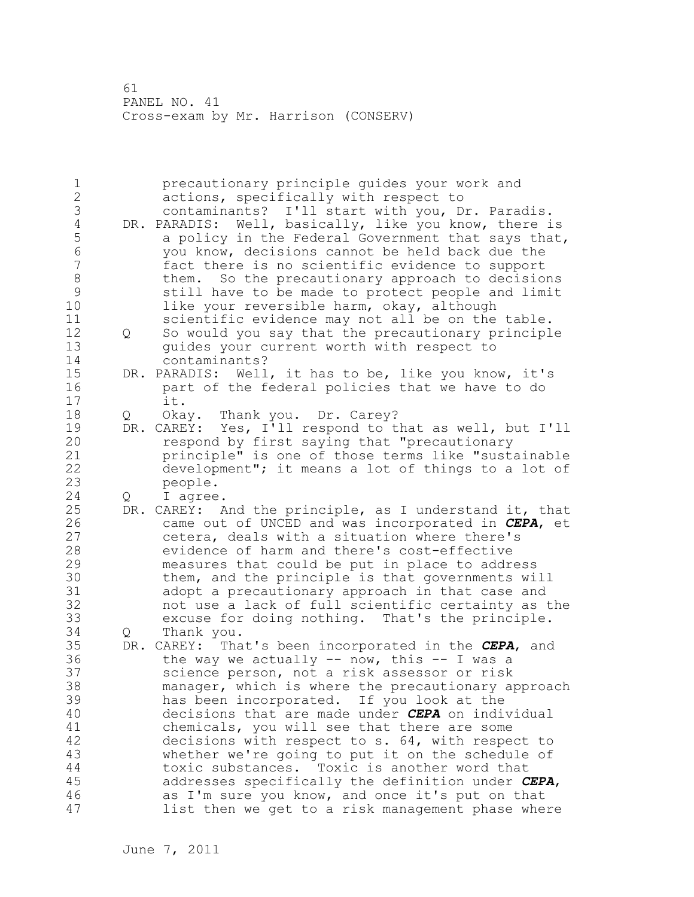precautionary principle guides your work and actions, specifically with respect to contaminants? I'll start with you, Dr. Paradis.

DR. PARADIS: Well, basically, like you know, there is a policy in the Federal Government that says that, you know, decisions cannot be held back due the fact there is no scientific evidence to support them. So the precautionary approach to decisions still have to be made to protect people and limit like your reversible harm, okay, although scientific evidence may not all be on the table.

Q So would you say that the precautionary principle guides your current worth with respect to contaminants?

DR. PARADIS: Well, it has to be, like you know, it's part of the federal policies that we have to do it.

Q Okay. Thank you. Dr. Carey?

DR. CAREY: Yes, I'll respond to that as well, but I'll respond by first saying that "precautionary principle" is one of those terms like "sustainable development"; it means a lot of things to a lot of people.

Q I agree.

DR. CAREY: And the principle, as I understand it, that came out of UNCED and was incorporated in ***CEPA***, et cetera, deals with a situation where there's evidence of harm and there's cost-effective measures that could be put in place to address them, and the principle is that governments will adopt a precautionary approach in that case and not use a lack of full scientific certainty as the excuse for doing nothing. That's the principle.

Q Thank you.

DR. CAREY: That's been incorporated in the ***CEPA***, and the way we actually -- now, this -- I was a science person, not a risk assessor or risk manager, which is where the precautionary approach has been incorporated. If you look at the decisions that are made under ***CEPA*** on individual chemicals, you will see that there are some decisions with respect to s. 64, with respect to whether we're going to put it on the schedule of toxic substances. Toxic is another word that addresses specifically the definition under ***CEPA***, as I'm sure you know, and once it's put on that list then we get to a risk management phase where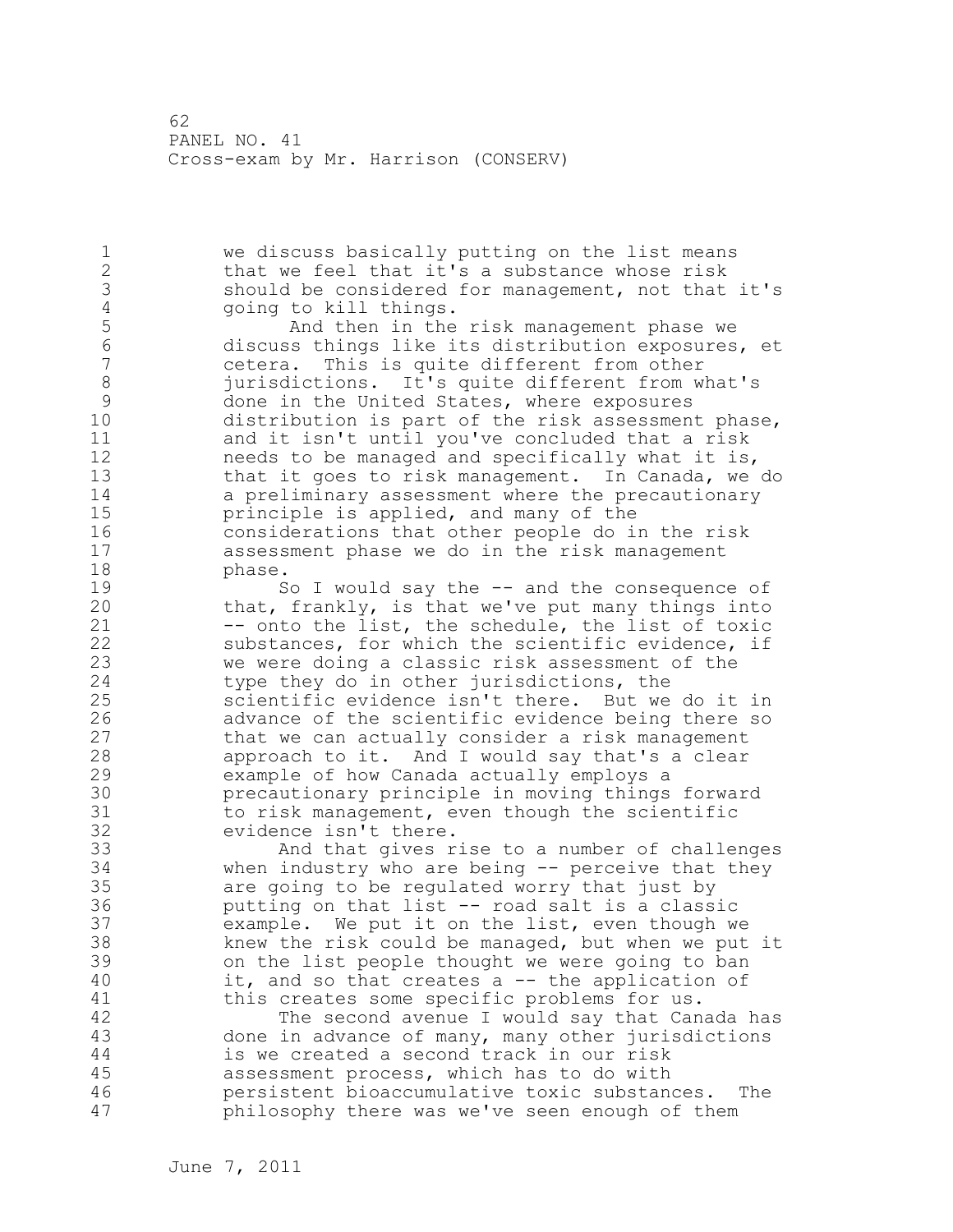we discuss basically putting on the list means that we feel that it's a substance whose risk should be considered for management, not that it's going to kill things.

And then in the risk management phase we discuss things like its distribution exposures, et cetera. This is quite different from other jurisdictions. It's quite different from what's done in the United States, where exposures distribution is part of the risk assessment phase, and it isn't until you've concluded that a risk needs to be managed and specifically what it is, that it goes to risk management. In Canada, we do a preliminary assessment where the precautionary principle is applied, and many of the considerations that other people do in the risk assessment phase we do in the risk management phase.

So I would say the -- and the consequence of that, frankly, is that we've put many things into -- onto the list, the schedule, the list of toxic substances, for which the scientific evidence, if we were doing a classic risk assessment of the type they do in other jurisdictions, the scientific evidence isn't there. But we do it in advance of the scientific evidence being there so that we can actually consider a risk management approach to it. And I would say that's a clear example of how Canada actually employs a precautionary principle in moving things forward to risk management, even though the scientific evidence isn't there.

And that gives rise to a number of challenges when industry who are being -- perceive that they are going to be regulated worry that just by putting on that list -- road salt is a classic example. We put it on the list, even though we knew the risk could be managed, but when we put it on the list people thought we were going to ban it, and so that creates a -- the application of this creates some specific problems for us.

The second avenue I would say that Canada has done in advance of many, many other jurisdictions is we created a second track in our risk assessment process, which has to do with persistent bioaccumulative toxic substances. The philosophy there was we've seen enough of them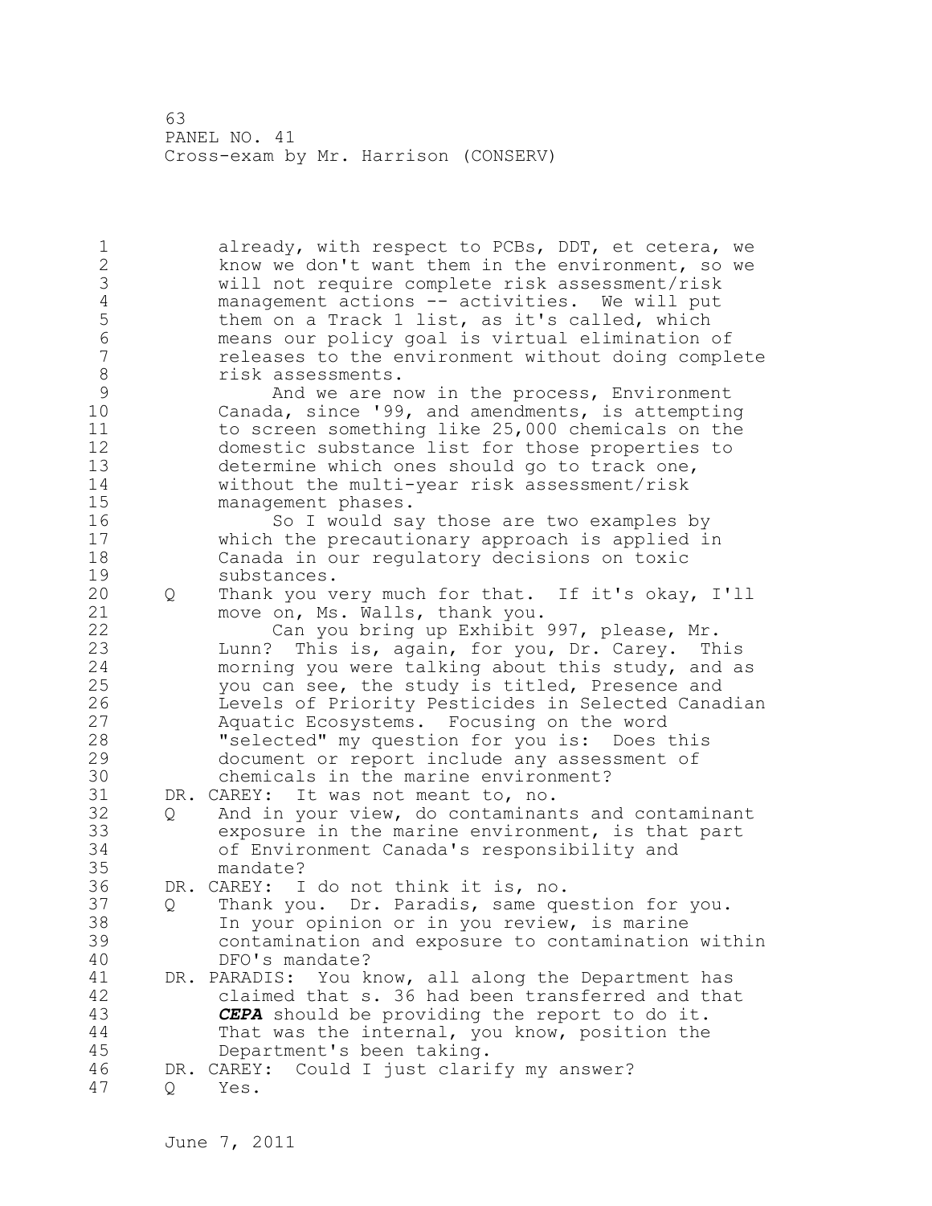already, with respect to PCBs, DDT, et cetera, we know we don't want them in the environment, so we will not require complete risk assessment/risk management actions -- activities. We will put them on a Track 1 list, as it's called, which means our policy goal is virtual elimination of releases to the environment without doing complete risk assessments.

And we are now in the process, Environment Canada, since '99, and amendments, is attempting to screen something like 25,000 chemicals on the domestic substance list for those properties to determine which ones should go to track one, without the multi-year risk assessment/risk management phases.

So I would say those are two examples by which the precautionary approach is applied in Canada in our regulatory decisions on toxic substances.

Q Thank you very much for that. If it's okay, I'll move on, Ms. Walls, thank you.

Can you bring up Exhibit 997, please, Mr. Lunn? This is, again, for you, Dr. Carey. This morning you were talking about this study, and as you can see, the study is titled, Presence and Levels of Priority Pesticides in Selected Canadian Aquatic Ecosystems. Focusing on the word "selected" my question for you is: Does this document or report include any assessment of chemicals in the marine environment?

DR. CAREY: It was not meant to, no.

Q And in your view, do contaminants and contaminant exposure in the marine environment, is that part of Environment Canada's responsibility and mandate?

DR. CAREY: I do not think it is, no.

Q Thank you. Dr. Paradis, same question for you. In your opinion or in you review, is marine contamination and exposure to contamination within DFO's mandate?

DR. PARADIS: You know, all along the Department has claimed that s. 36 had been transferred and that ***CEPA*** should be providing the report to do it. That was the internal, you know, position the Department's been taking.

DR. CAREY: Could I just clarify my answer?

Q Yes.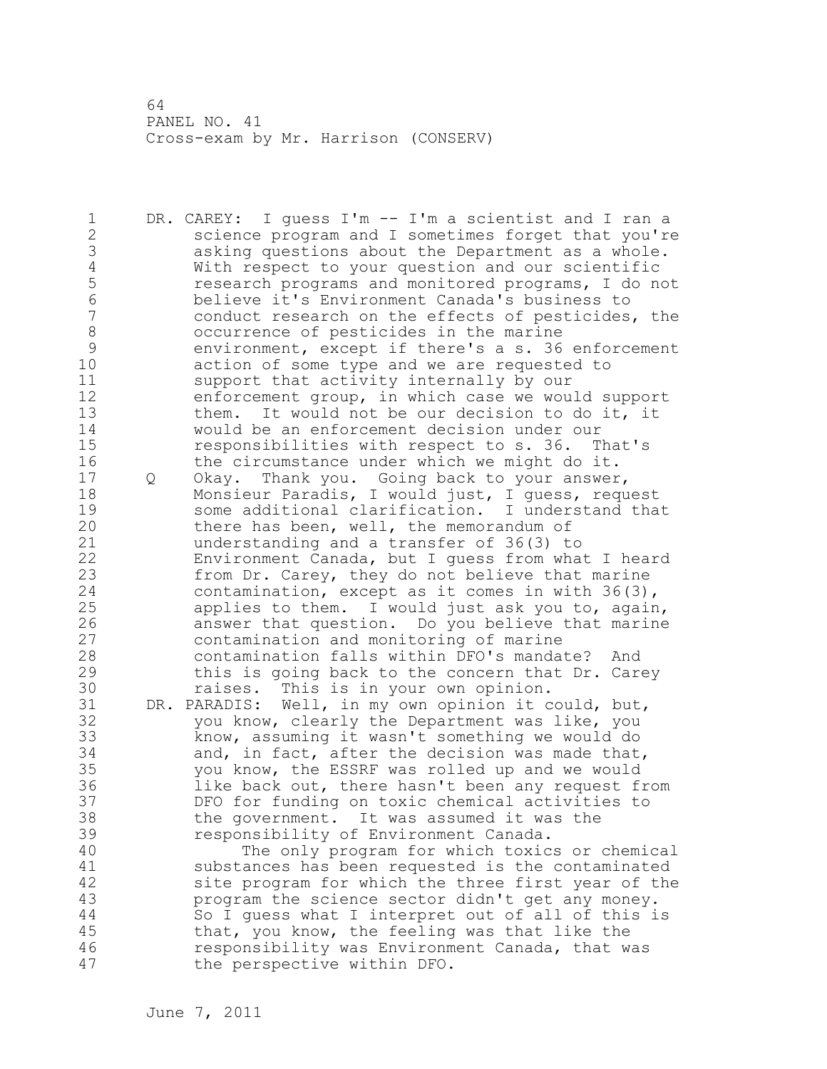DR. CAREY: I guess I'm -- I'm a scientist and I ran a science program and I sometimes forget that you're asking questions about the Department as a whole. With respect to your question and our scientific research programs and monitored programs, I do not believe it's Environment Canada's business to conduct research on the effects of pesticides, the occurrence of pesticides in the marine environment, except if there's a s. 36 enforcement action of some type and we are requested to support that activity internally by our enforcement group, in which case we would support them. It would not be our decision to do it, it would be an enforcement decision under our responsibilities with respect to s. 36. That's the circumstance under which we might do it.

Q Okay. Thank you. Going back to your answer, Monsieur Paradis, I would just, I guess, request some additional clarification. I understand that there has been, well, the memorandum of understanding and a transfer of 36(3) to Environment Canada, but I guess from what I heard from Dr. Carey, they do not believe that marine contamination, except as it comes in with 36(3), applies to them. I would just ask you to, again, answer that question. Do you believe that marine contamination and monitoring of marine contamination falls within DFO's mandate? And this is going back to the concern that Dr. Carey raises. This is in your own opinion.

DR. PARADIS: Well, in my own opinion it could, but, you know, clearly the Department was like, you know, assuming it wasn't something we would do and, in fact, after the decision was made that, you know, the ESSRF was rolled up and we would like back out, there hasn't been any request from DFO for funding on toxic chemical activities to the government. It was assumed it was the responsibility of Environment Canada.

The only program for which toxics or chemical substances has been requested is the contaminated site program for which the three first year of the program the science sector didn't get any money. So I guess what I interpret out of all of this is that, you know, the feeling was that like the responsibility was Environment Canada, that was the perspective within DFO.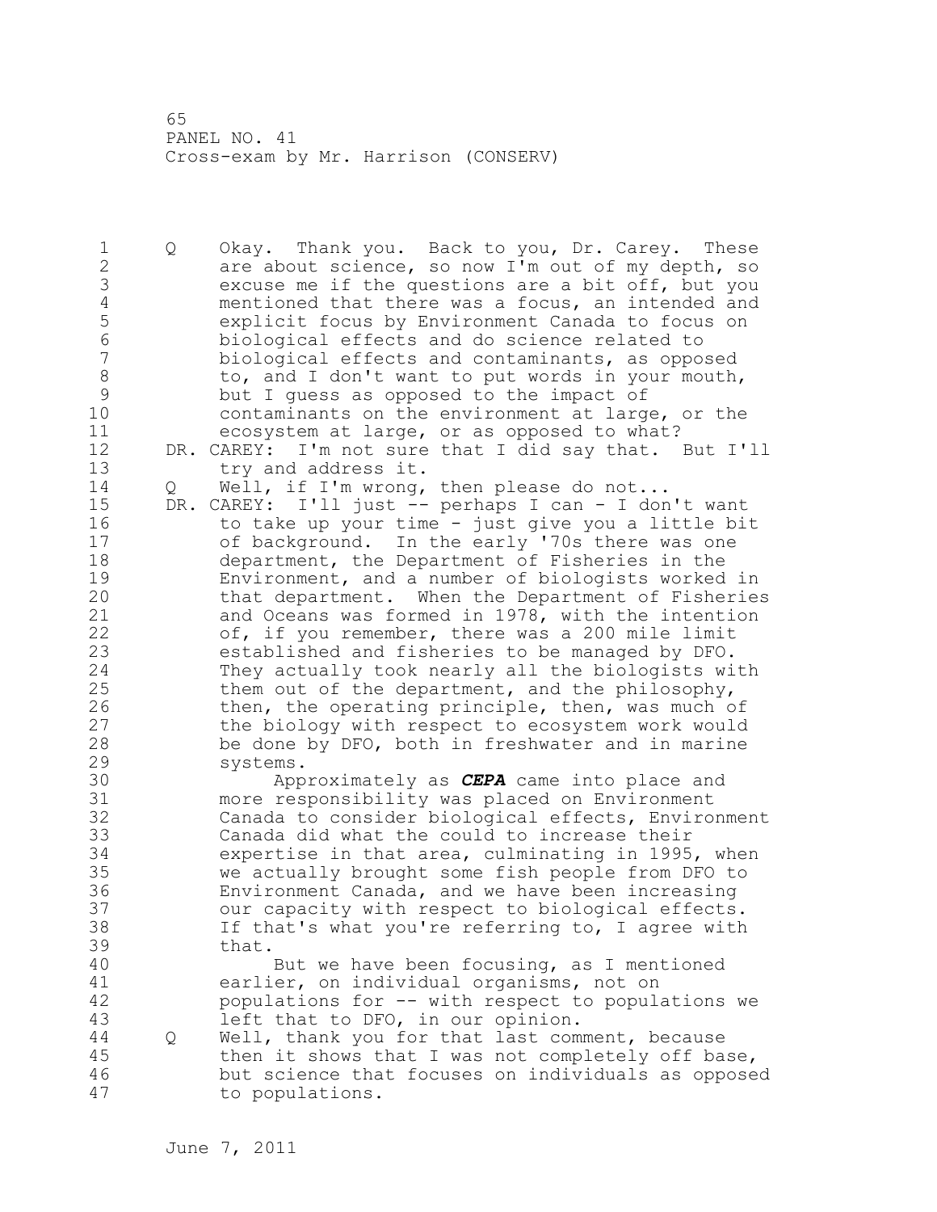Q Okay. Thank you. Back to you, Dr. Carey. These are about science, so now I'm out of my depth, so excuse me if the questions are a bit off, but you mentioned that there was a focus, an intended and explicit focus by Environment Canada to focus on biological effects and do science related to biological effects and contaminants, as opposed to, and I don't want to put words in your mouth, but I guess as opposed to the impact of contaminants on the environment at large, or the ecosystem at large, or as opposed to what?

DR. CAREY: I'm not sure that I did say that. But I'll try and address it.

Q Well, if I'm wrong, then please do not...

DR. CAREY: I'll just -- perhaps I can - I don't want to take up your time - just give you a little bit of background. In the early '70s there was one department, the Department of Fisheries in the Environment, and a number of biologists worked in that department. When the Department of Fisheries and Oceans was formed in 1978, with the intention of, if you remember, there was a 200 mile limit established and fisheries to be managed by DFO. They actually took nearly all the biologists with them out of the department, and the philosophy, then, the operating principle, then, was much of the biology with respect to ecosystem work would be done by DFO, both in freshwater and in marine systems.

Approximately as ***CEPA*** came into place and more responsibility was placed on Environment Canada to consider biological effects, Environment Canada did what the could to increase their expertise in that area, culminating in 1995, when we actually brought some fish people from DFO to Environment Canada, and we have been increasing our capacity with respect to biological effects. If that's what you're referring to, I agree with that.

But we have been focusing, as I mentioned earlier, on individual organisms, not on populations for -- with respect to populations we left that to DFO, in our opinion.

Q Well, thank you for that last comment, because then it shows that I was not completely off base, but science that focuses on individuals as opposed to populations.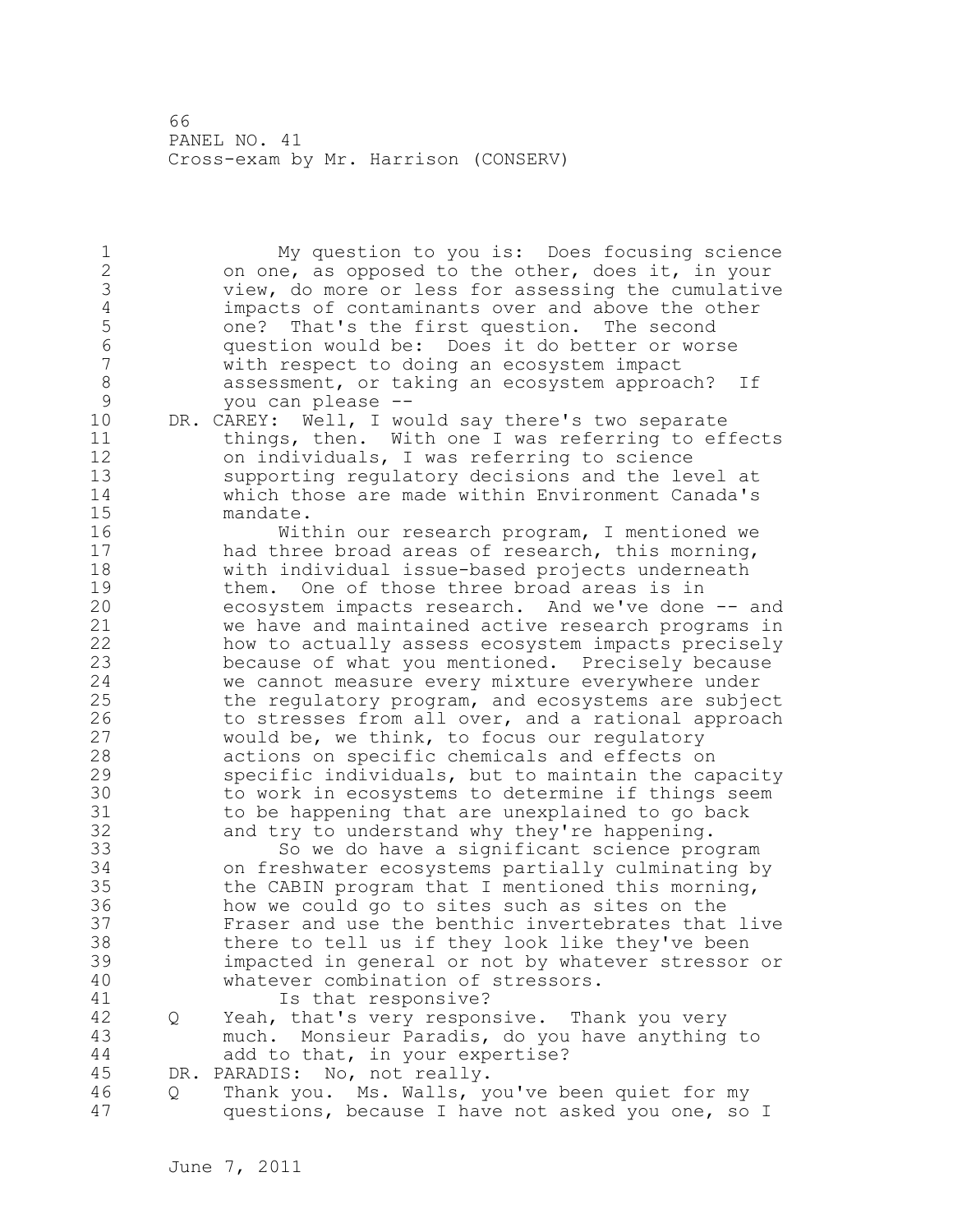My question to you is: Does focusing science on one, as opposed to the other, does it, in your view, do more or less for assessing the cumulative impacts of contaminants over and above the other one? That's the first question. The second question would be: Does it do better or worse with respect to doing an ecosystem impact assessment, or taking an ecosystem approach? If you can please --

DR. CAREY: Well, I would say there's two separate things, then. With one I was referring to effects on individuals, I was referring to science supporting regulatory decisions and the level at which those are made within Environment Canada's mandate.

Within our research program, I mentioned we had three broad areas of research, this morning, with individual issue-based projects underneath them. One of those three broad areas is in ecosystem impacts research. And we've done -- and we have and maintained active research programs in how to actually assess ecosystem impacts precisely because of what you mentioned. Precisely because we cannot measure every mixture everywhere under the regulatory program, and ecosystems are subject to stresses from all over, and a rational approach would be, we think, to focus our regulatory actions on specific chemicals and effects on specific individuals, but to maintain the capacity to work in ecosystems to determine if things seem to be happening that are unexplained to go back and try to understand why they're happening.

So we do have a significant science program on freshwater ecosystems partially culminating by the CABIN program that I mentioned this morning, how we could go to sites such as sites on the Fraser and use the benthic invertebrates that live there to tell us if they look like they've been impacted in general or not by whatever stressor or whatever combination of stressors.

Is that responsive?

Q Yeah, that's very responsive. Thank you very much. Monsieur Paradis, do you have anything to add to that, in your expertise?

DR. PARADIS: No, not really.

Q Thank you. Ms. Walls, you've been quiet for my questions, because I have not asked you one, so I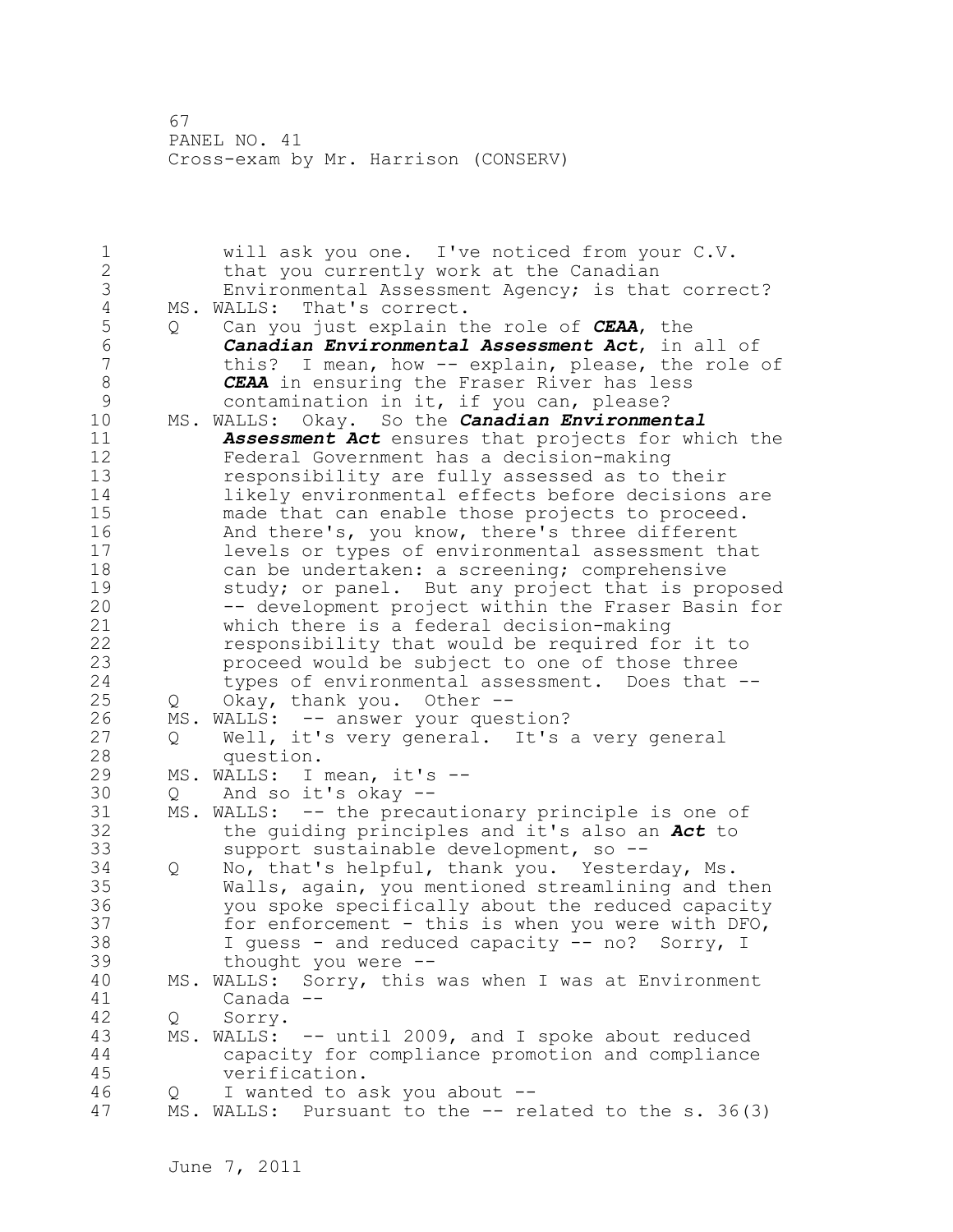will ask you one. I've noticed from your C.V. that you currently work at the Canadian Environmental Assessment Agency; is that correct?

MS. WALLS: That's correct.

Q Can you just explain the role of ***CEAA***, the ***Canadian Environmental Assessment Act***, in all of this? I mean, how -- explain, please, the role of ***CEAA*** in ensuring the Fraser River has less contamination in it, if you can, please?

MS. WALLS: Okay. So the ***Canadian Environmental Assessment Act*** ensures that projects for which the Federal Government has a decision-making responsibility are fully assessed as to their likely environmental effects before decisions are made that can enable those projects to proceed. And there's, you know, there's three different levels or types of environmental assessment that can be undertaken: a screening; comprehensive study; or panel. But any project that is proposed -- development project within the Fraser Basin for which there is a federal decision-making responsibility that would be required for it to proceed would be subject to one of those three types of environmental assessment. Does that --

Q Okay, thank you. Other --

MS. WALLS: -- answer your question?

Q Well, it's very general. It's a very general question.

MS. WALLS: I mean, it's --

Q And so it's okay --

MS. WALLS: -- the precautionary principle is one of the guiding principles and it's also an ***Act*** to support sustainable development, so --

Q No, that's helpful, thank you. Yesterday, Ms. Walls, again, you mentioned streamlining and then you spoke specifically about the reduced capacity for enforcement - this is when you were with DFO, I guess - and reduced capacity -- no? Sorry, I thought you were --

MS. WALLS: Sorry, this was when I was at Environment Canada --

Q Sorry.

MS. WALLS: -- until 2009, and I spoke about reduced capacity for compliance promotion and compliance verification.

Q I wanted to ask you about --

MS. WALLS: Pursuant to the -- related to the s. 36(3)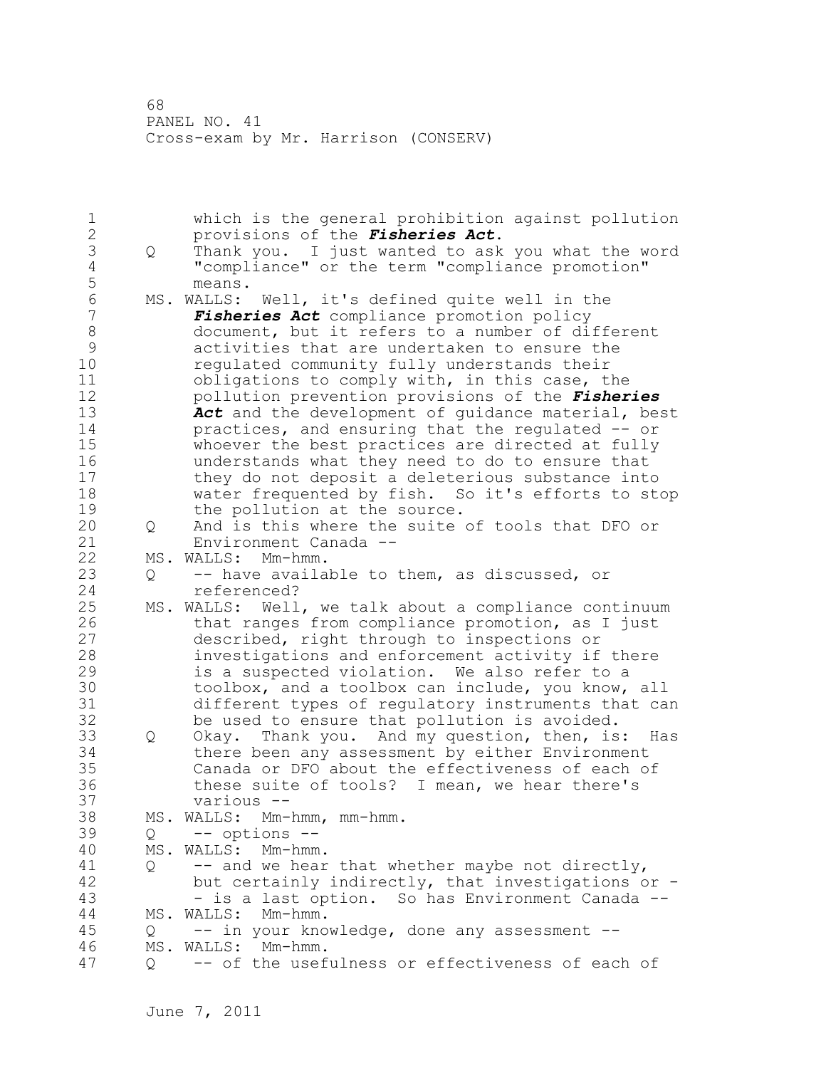which is the general prohibition against pollution provisions of the ***Fisheries Act***.

Q Thank you. I just wanted to ask you what the word "compliance" or the term "compliance promotion" means.

MS. WALLS: Well, it's defined quite well in the ***Fisheries Act*** compliance promotion policy document, but it refers to a number of different activities that are undertaken to ensure the regulated community fully understands their obligations to comply with, in this case, the pollution prevention provisions of the ***Fisheries Act*** and the development of guidance material, best practices, and ensuring that the regulated -- or whoever the best practices are directed at fully understands what they need to do to ensure that they do not deposit a deleterious substance into water frequented by fish. So it's efforts to stop the pollution at the source.

Q And is this where the suite of tools that DFO or Environment Canada --

MS. WALLS: Mm-hmm.

Q -- have available to them, as discussed, or referenced?

MS. WALLS: Well, we talk about a compliance continuum that ranges from compliance promotion, as I just described, right through to inspections or investigations and enforcement activity if there is a suspected violation. We also refer to a toolbox, and a toolbox can include, you know, all different types of regulatory instruments that can be used to ensure that pollution is avoided.

Q Okay. Thank you. And my question, then, is: Has there been any assessment by either Environment Canada or DFO about the effectiveness of each of these suite of tools? I mean, we hear there's various --

MS. WALLS: Mm-hmm, mm-hmm.

Q -- options --

MS. WALLS: Mm-hmm.

Q -- and we hear that whether maybe not directly, but certainly indirectly, that investigations or -- is a last option. So has Environment Canada --

MS. WALLS: Mm-hmm.

Q -- in your knowledge, done any assessment --

MS. WALLS: Mm-hmm.

Q -- of the usefulness or effectiveness of each of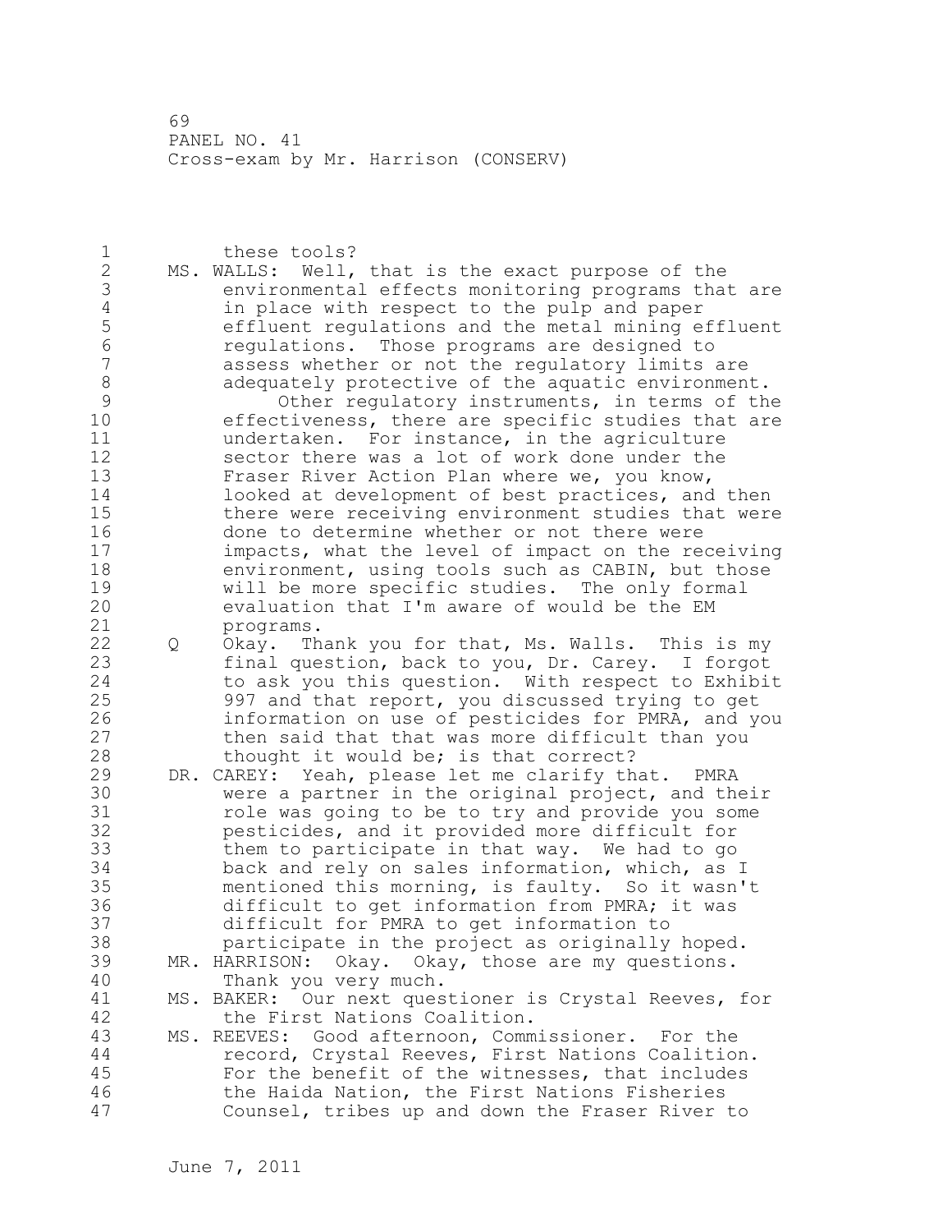these tools?

MS. WALLS: Well, that is the exact purpose of the environmental effects monitoring programs that are in place with respect to the pulp and paper effluent regulations and the metal mining effluent regulations. Those programs are designed to assess whether or not the regulatory limits are adequately protective of the aquatic environment.

Other regulatory instruments, in terms of the effectiveness, there are specific studies that are undertaken. For instance, in the agriculture sector there was a lot of work done under the Fraser River Action Plan where we, you know, looked at development of best practices, and then there were receiving environment studies that were done to determine whether or not there were impacts, what the level of impact on the receiving environment, using tools such as CABIN, but those will be more specific studies. The only formal evaluation that I'm aware of would be the EM programs.

Q Okay. Thank you for that, Ms. Walls. This is my final question, back to you, Dr. Carey. I forgot to ask you this question. With respect to Exhibit 997 and that report, you discussed trying to get information on use of pesticides for PMRA, and you then said that that was more difficult than you thought it would be; is that correct?

DR. CAREY: Yeah, please let me clarify that. PMRA were a partner in the original project, and their role was going to be to try and provide you some pesticides, and it provided more difficult for them to participate in that way. We had to go back and rely on sales information, which, as I mentioned this morning, is faulty. So it wasn't difficult to get information from PMRA; it was difficult for PMRA to get information to participate in the project as originally hoped.

MR. HARRISON: Okay. Okay, those are my questions. Thank you very much.

MS. BAKER: Our next questioner is Crystal Reeves, for the First Nations Coalition.

MS. REEVES: Good afternoon, Commissioner. For the record, Crystal Reeves, First Nations Coalition. For the benefit of the witnesses, that includes the Haida Nation, the First Nations Fisheries Counsel, tribes up and down the Fraser River to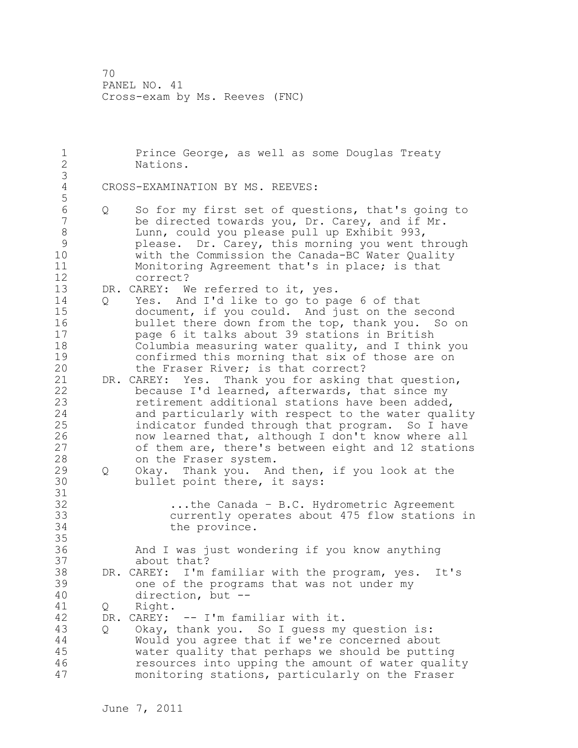Prince George, as well as some Douglas Treaty Nations.

CROSS-EXAMINATION BY MS. REEVES:

Q So for my first set of questions, that's going to be directed towards you, Dr. Carey, and if Mr. Lunn, could you please pull up Exhibit 993, please. Dr. Carey, this morning you went through with the Commission the Canada-BC Water Quality Monitoring Agreement that's in place; is that correct?

DR. CAREY: We referred to it, yes.

Q Yes. And I'd like to go to page 6 of that document, if you could. And just on the second bullet there down from the top, thank you. So on page 6 it talks about 39 stations in British Columbia measuring water quality, and I think you confirmed this morning that six of those are on the Fraser River; is that correct?

DR. CAREY: Yes. Thank you for asking that question, because I'd learned, afterwards, that since my retirement additional stations have been added, and particularly with respect to the water quality indicator funded through that program. So I have now learned that, although I don't know where all of them are, there's between eight and 12 stations on the Fraser system.

Q Okay. Thank you. And then, if you look at the bullet point there, it says:

> ...the Canada - B.C. Hydrometric Agreement currently operates about 475 flow stations in the province.

And I was just wondering if you know anything about that?

DR. CAREY: I'm familiar with the program, yes. It's one of the programs that was not under my direction, but --

Q Right.

DR. CAREY: -- I'm familiar with it.

Q Okay, thank you. So I guess my question is: Would you agree that if we're concerned about water quality that perhaps we should be putting resources into upping the amount of water quality monitoring stations, particularly on the Fraser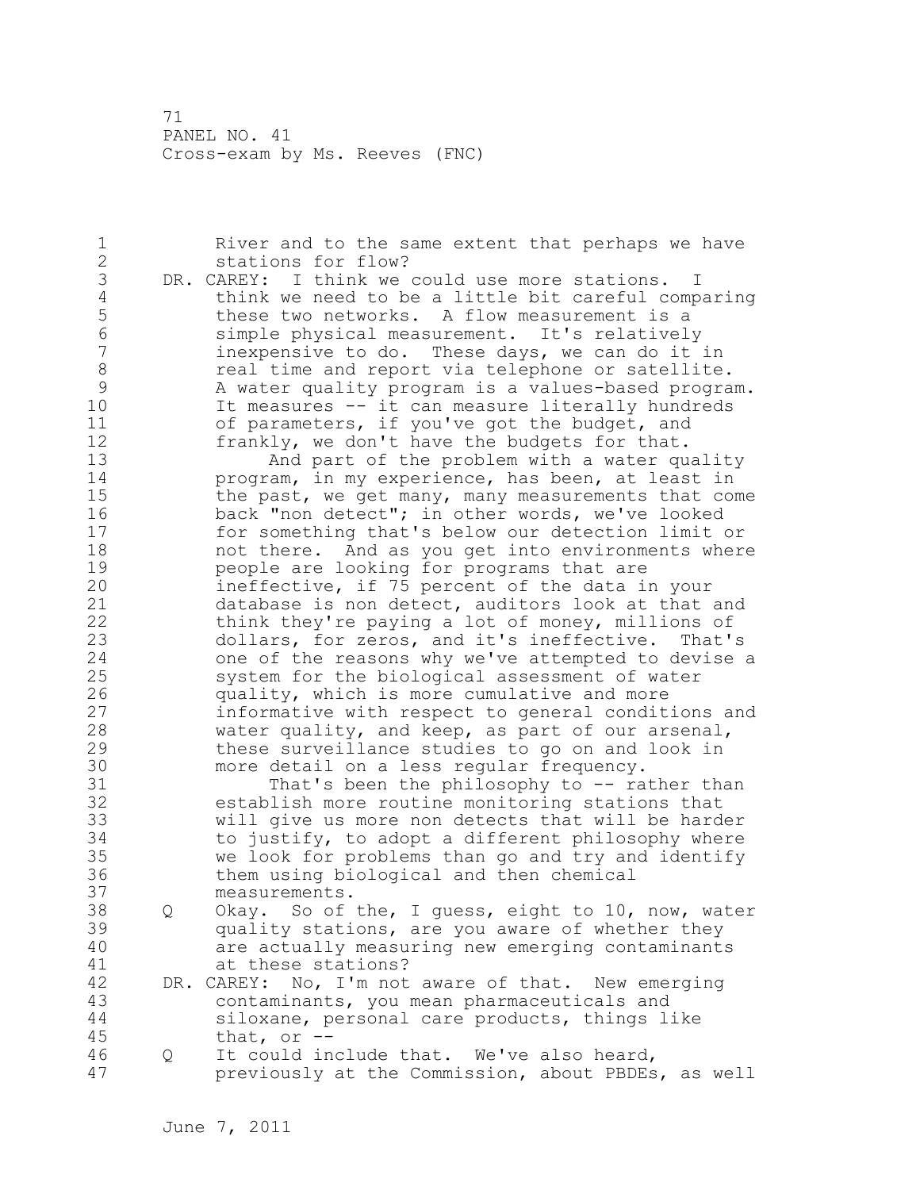River and to the same extent that perhaps we have stations for flow?

DR. CAREY: I think we could use more stations. I think we need to be a little bit careful comparing these two networks. A flow measurement is a simple physical measurement. It's relatively inexpensive to do. These days, we can do it in real time and report via telephone or satellite. A water quality program is a values-based program. It measures -- it can measure literally hundreds of parameters, if you've got the budget, and frankly, we don't have the budgets for that.

And part of the problem with a water quality program, in my experience, has been, at least in the past, we get many, many measurements that come back "non detect"; in other words, we've looked for something that's below our detection limit or not there. And as you get into environments where people are looking for programs that are ineffective, if 75 percent of the data in your database is non detect, auditors look at that and think they're paying a lot of money, millions of dollars, for zeros, and it's ineffective. That's one of the reasons why we've attempted to devise a system for the biological assessment of water quality, which is more cumulative and more informative with respect to general conditions and water quality, and keep, as part of our arsenal, these surveillance studies to go on and look in more detail on a less regular frequency.

That's been the philosophy to -- rather than establish more routine monitoring stations that will give us more non detects that will be harder to justify, to adopt a different philosophy where we look for problems than go and try and identify them using biological and then chemical measurements.

Q Okay. So of the, I guess, eight to 10, now, water quality stations, are you aware of whether they are actually measuring new emerging contaminants at these stations?

DR. CAREY: No, I'm not aware of that. New emerging contaminants, you mean pharmaceuticals and siloxane, personal care products, things like that, or --

Q It could include that. We've also heard, previously at the Commission, about PBDEs, as well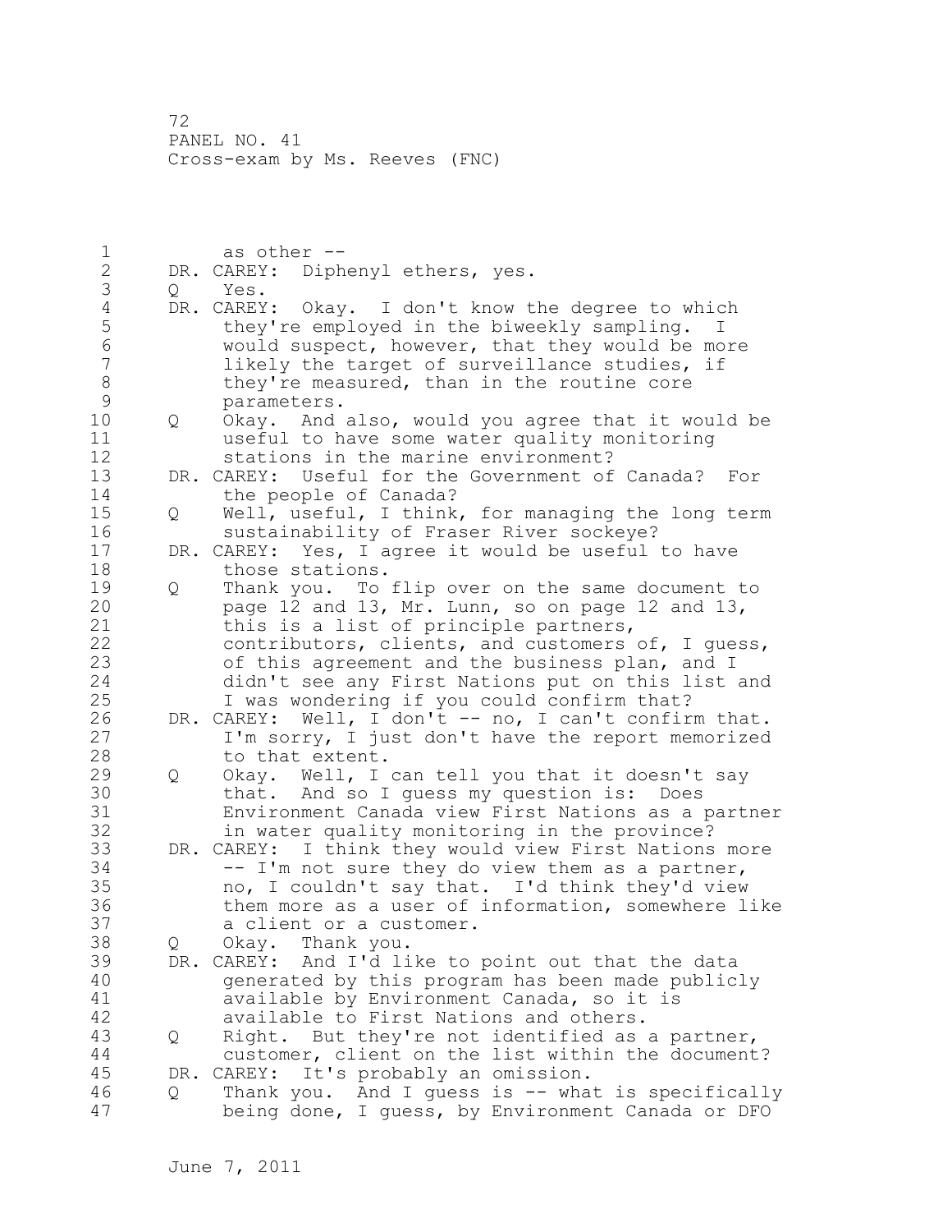as other --

DR. CAREY: Diphenyl ethers, yes.

Q Yes.

DR. CAREY: Okay. I don't know the degree to which they're employed in the biweekly sampling. I would suspect, however, that they would be more likely the target of surveillance studies, if they're measured, than in the routine core parameters.

Q Okay. And also, would you agree that it would be useful to have some water quality monitoring stations in the marine environment?

DR. CAREY: Useful for the Government of Canada? For the people of Canada?

Q Well, useful, I think, for managing the long term sustainability of Fraser River sockeye?

DR. CAREY: Yes, I agree it would be useful to have those stations.

Q Thank you. To flip over on the same document to page 12 and 13, Mr. Lunn, so on page 12 and 13, this is a list of principle partners, contributors, clients, and customers of, I guess, of this agreement and the business plan, and I didn't see any First Nations put on this list and I was wondering if you could confirm that?

DR. CAREY: Well, I don't -- no, I can't confirm that. I'm sorry, I just don't have the report memorized to that extent.

Q Okay. Well, I can tell you that it doesn't say that. And so I guess my question is: Does Environment Canada view First Nations as a partner in water quality monitoring in the province?

DR. CAREY: I think they would view First Nations more -- I'm not sure they do view them as a partner, no, I couldn't say that. I'd think they'd view them more as a user of information, somewhere like a client or a customer.

Q Okay. Thank you.

DR. CAREY: And I'd like to point out that the data generated by this program has been made publicly available by Environment Canada, so it is available to First Nations and others.

Q Right. But they're not identified as a partner, customer, client on the list within the document?

DR. CAREY: It's probably an omission.

Q Thank you. And I guess is -- what is specifically being done, I guess, by Environment Canada or DFO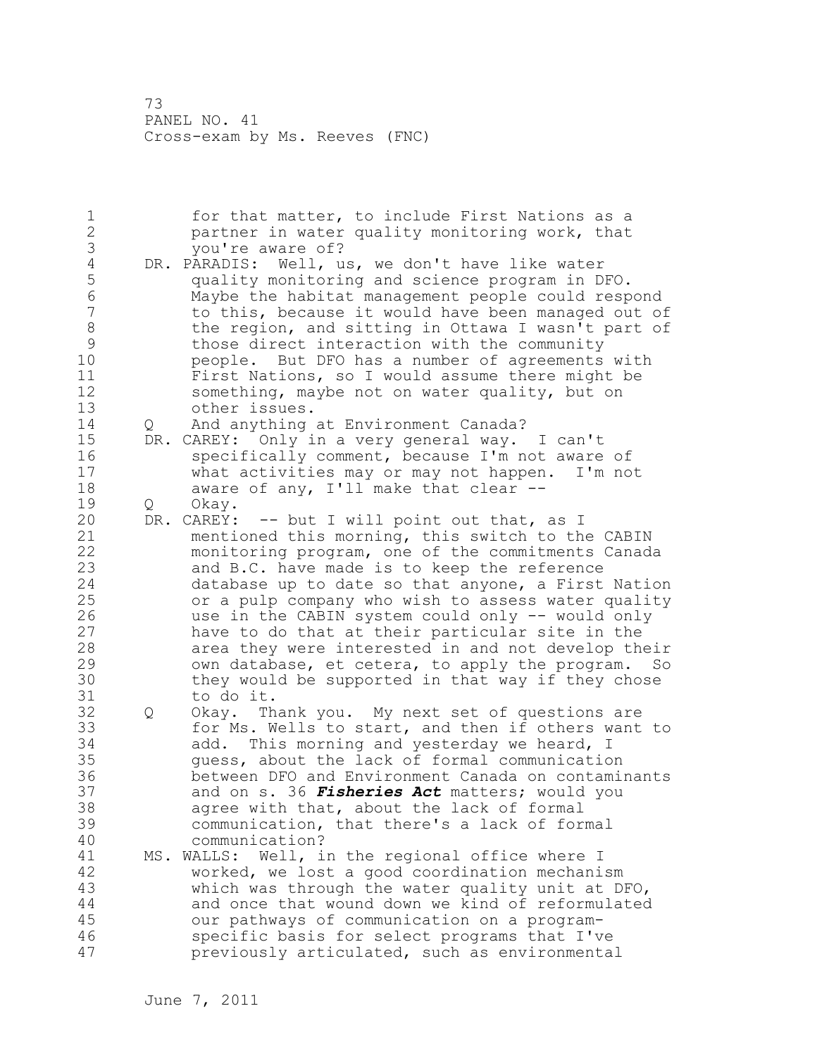for that matter, to include First Nations as a partner in water quality monitoring work, that you're aware of?

DR. PARADIS: Well, us, we don't have like water quality monitoring and science program in DFO. Maybe the habitat management people could respond to this, because it would have been managed out of the region, and sitting in Ottawa I wasn't part of those direct interaction with the community people. But DFO has a number of agreements with First Nations, so I would assume there might be something, maybe not on water quality, but on other issues.

Q And anything at Environment Canada?

DR. CAREY: Only in a very general way. I can't specifically comment, because I'm not aware of what activities may or may not happen. I'm not aware of any, I'll make that clear --

Q Okay.

DR. CAREY: -- but I will point out that, as I mentioned this morning, this switch to the CABIN monitoring program, one of the commitments Canada and B.C. have made is to keep the reference database up to date so that anyone, a First Nation or a pulp company who wish to assess water quality use in the CABIN system could only -- would only have to do that at their particular site in the area they were interested in and not develop their own database, et cetera, to apply the program. So they would be supported in that way if they chose to do it.

Q Okay. Thank you. My next set of questions are for Ms. Wells to start, and then if others want to add. This morning and yesterday we heard, I guess, about the lack of formal communication between DFO and Environment Canada on contaminants and on s. 36 ***Fisheries Act*** matters; would you agree with that, about the lack of formal communication, that there's a lack of formal communication?

MS. WALLS: Well, in the regional office where I worked, we lost a good coordination mechanism which was through the water quality unit at DFO, and once that wound down we kind of reformulated our pathways of communication on a program-specific basis for select programs that I've previously articulated, such as environmental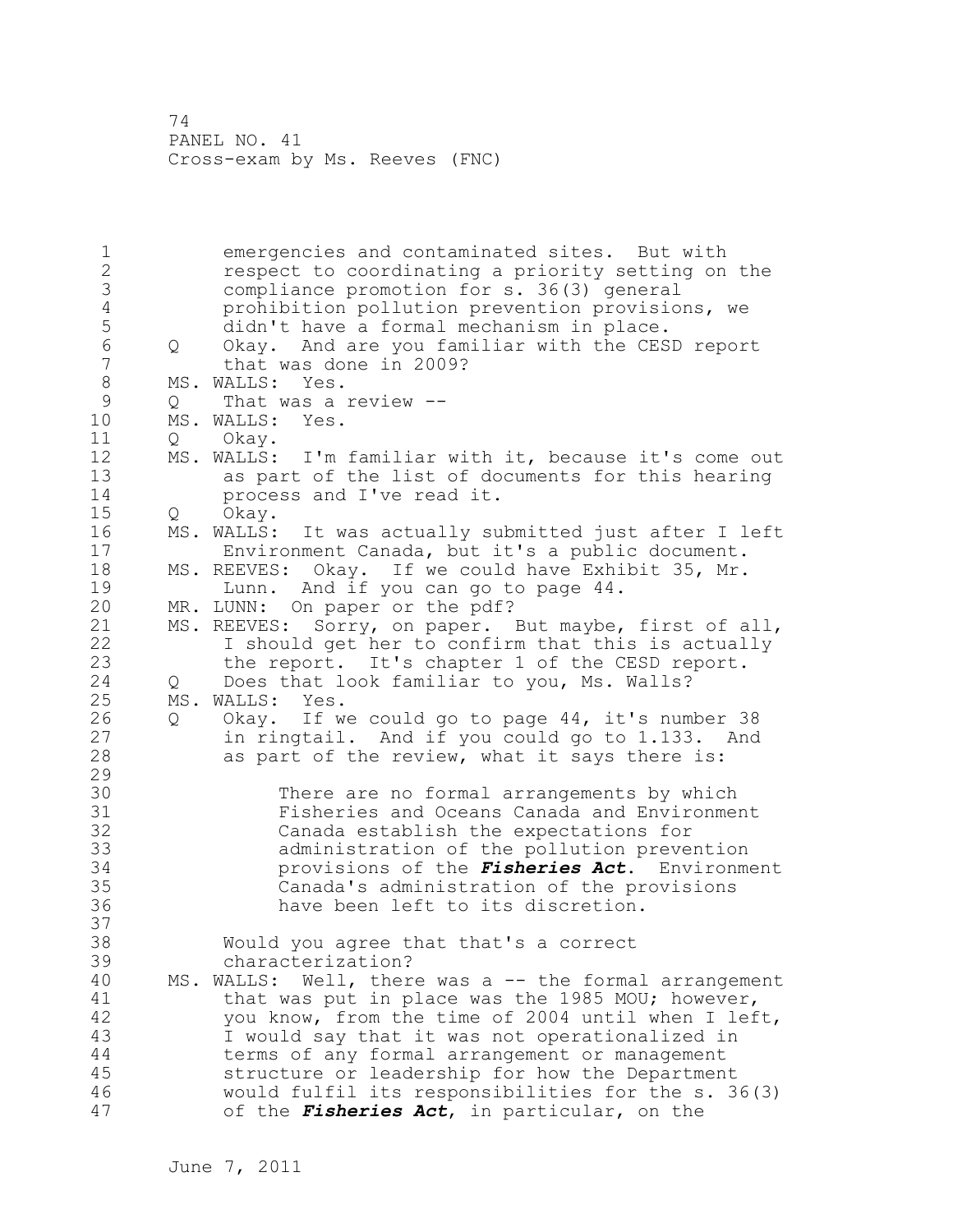emergencies and contaminated sites. But with respect to coordinating a priority setting on the compliance promotion for s. 36(3) general prohibition pollution prevention provisions, we didn't have a formal mechanism in place.

Q Okay. And are you familiar with the CESD report that was done in 2009?

MS. WALLS: Yes.

Q That was a review --

MS. WALLS: Yes.

Q Okay.

MS. WALLS: I'm familiar with it, because it's come out as part of the list of documents for this hearing process and I've read it.

Q Okay.

MS. WALLS: It was actually submitted just after I left Environment Canada, but it's a public document.

MS. REEVES: Okay. If we could have Exhibit 35, Mr. Lunn. And if you can go to page 44.

MR. LUNN: On paper or the pdf?

MS. REEVES: Sorry, on paper. But maybe, first of all, I should get her to confirm that this is actually the report. It's chapter 1 of the CESD report.

Q Does that look familiar to you, Ms. Walls?

MS. WALLS: Yes.

Q Okay. If we could go to page 44, it's number 38 in ringtail. And if you could go to 1.133. And as part of the review, what it says there is:

> There are no formal arrangements by which Fisheries and Oceans Canada and Environment Canada establish the expectations for administration of the pollution prevention provisions of the ***Fisheries Act***. Environment Canada's administration of the provisions have been left to its discretion.

Would you agree that that's a correct characterization?

MS. WALLS: Well, there was a -- the formal arrangement that was put in place was the 1985 MOU; however, you know, from the time of 2004 until when I left, I would say that it was not operationalized in terms of any formal arrangement or management structure or leadership for how the Department would fulfil its responsibilities for the s. 36(3) of the ***Fisheries Act***, in particular, on the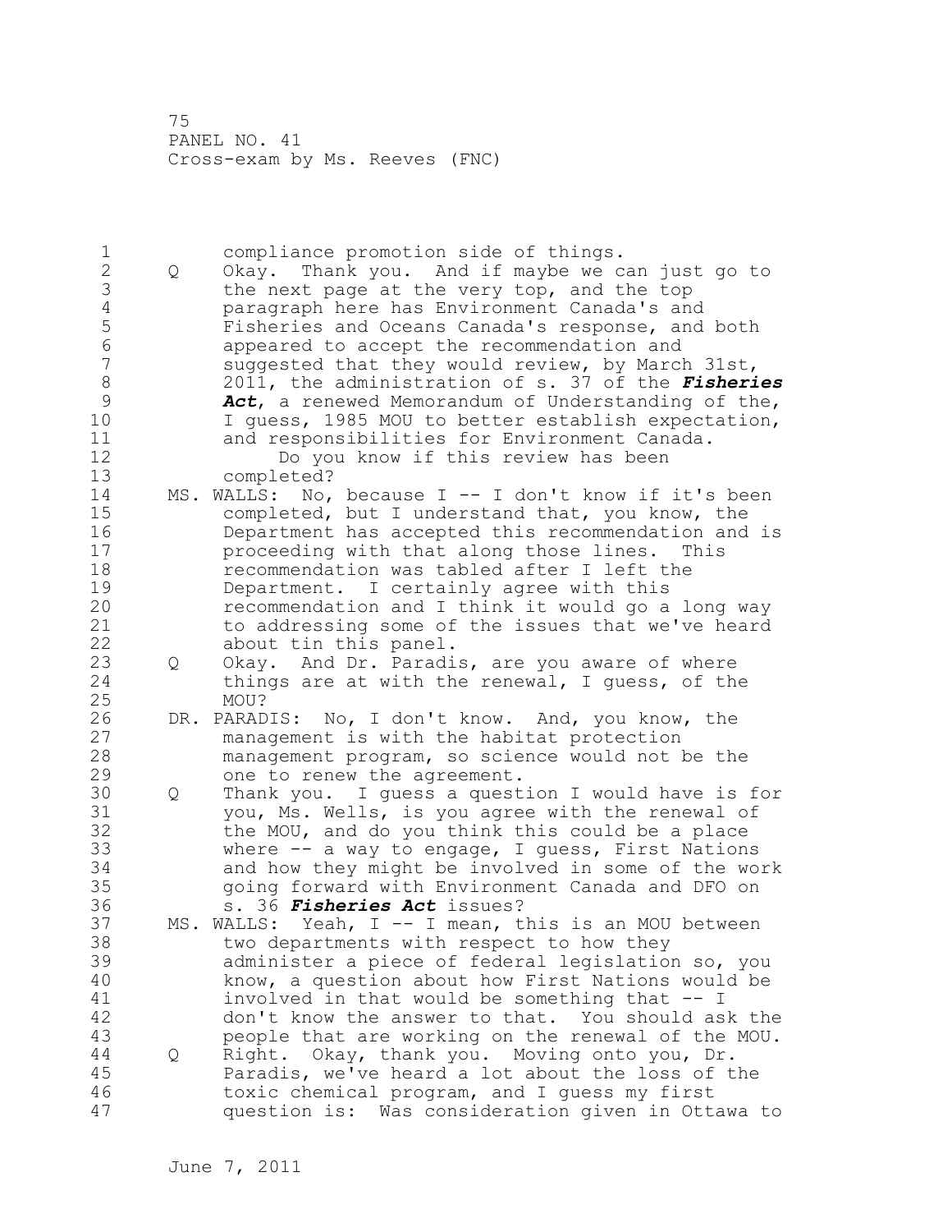compliance promotion side of things.

Q Okay. Thank you. And if maybe we can just go to the next page at the very top, and the top paragraph here has Environment Canada's and Fisheries and Oceans Canada's response, and both appeared to accept the recommendation and suggested that they would review, by March 31st, 2011, the administration of s. 37 of the ***Fisheries Act***, a renewed Memorandum of Understanding of the, I guess, 1985 MOU to better establish expectation, and responsibilities for Environment Canada.

Do you know if this review has been completed?

MS. WALLS: No, because I -- I don't know if it's been completed, but I understand that, you know, the Department has accepted this recommendation and is proceeding with that along those lines. This recommendation was tabled after I left the Department. I certainly agree with this recommendation and I think it would go a long way to addressing some of the issues that we've heard about tin this panel.

Q Okay. And Dr. Paradis, are you aware of where things are at with the renewal, I guess, of the MOU?

DR. PARADIS: No, I don't know. And, you know, the management is with the habitat protection management program, so science would not be the one to renew the agreement.

Q Thank you. I guess a question I would have is for you, Ms. Wells, is you agree with the renewal of the MOU, and do you think this could be a place where -- a way to engage, I guess, First Nations and how they might be involved in some of the work going forward with Environment Canada and DFO on s. 36 ***Fisheries Act*** issues?

MS. WALLS: Yeah, I -- I mean, this is an MOU between two departments with respect to how they administer a piece of federal legislation so, you know, a question about how First Nations would be involved in that would be something that -- I don't know the answer to that. You should ask the people that are working on the renewal of the MOU.

Q Right. Okay, thank you. Moving onto you, Dr. Paradis, we've heard a lot about the loss of the toxic chemical program, and I guess my first question is: Was consideration given in Ottawa to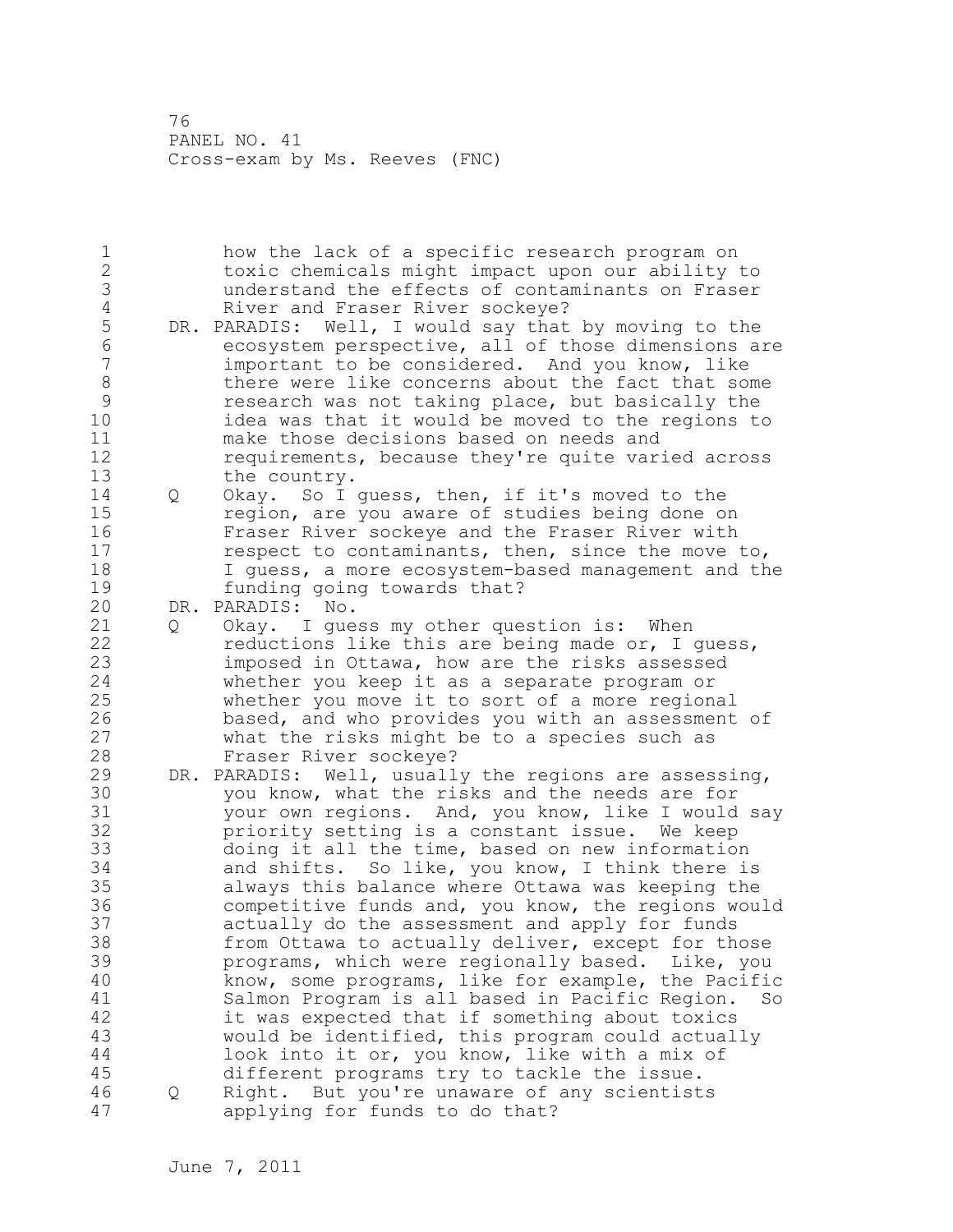how the lack of a specific research program on toxic chemicals might impact upon our ability to understand the effects of contaminants on Fraser River and Fraser River sockeye?

DR. PARADIS: Well, I would say that by moving to the ecosystem perspective, all of those dimensions are important to be considered. And you know, like there were like concerns about the fact that some research was not taking place, but basically the idea was that it would be moved to the regions to make those decisions based on needs and requirements, because they're quite varied across the country.

Q Okay. So I guess, then, if it's moved to the region, are you aware of studies being done on Fraser River sockeye and the Fraser River with respect to contaminants, then, since the move to, I guess, a more ecosystem-based management and the funding going towards that?

DR. PARADIS: No.

Q Okay. I guess my other question is: When reductions like this are being made or, I guess, imposed in Ottawa, how are the risks assessed whether you keep it as a separate program or whether you move it to sort of a more regional based, and who provides you with an assessment of what the risks might be to a species such as Fraser River sockeye?

DR. PARADIS: Well, usually the regions are assessing, you know, what the risks and the needs are for your own regions. And, you know, like I would say priority setting is a constant issue. We keep doing it all the time, based on new information and shifts. So like, you know, I think there is always this balance where Ottawa was keeping the competitive funds and, you know, the regions would actually do the assessment and apply for funds from Ottawa to actually deliver, except for those programs, which were regionally based. Like, you know, some programs, like for example, the Pacific Salmon Program is all based in Pacific Region. So it was expected that if something about toxics would be identified, this program could actually look into it or, you know, like with a mix of different programs try to tackle the issue.

Q Right. But you're unaware of any scientists applying for funds to do that?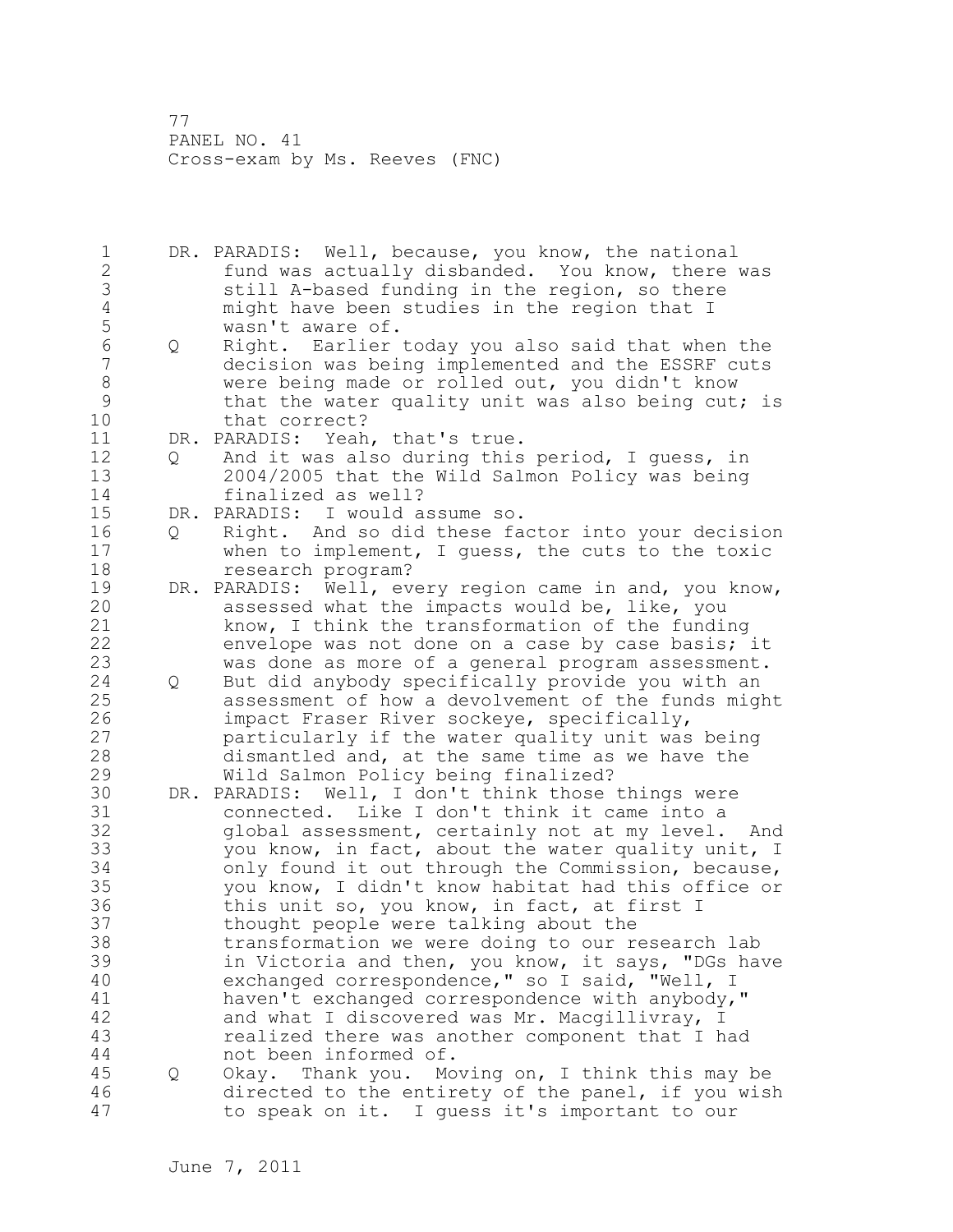DR. PARADIS: Well, because, you know, the national fund was actually disbanded. You know, there was still A-based funding in the region, so there might have been studies in the region that I wasn't aware of.

Q Right. Earlier today you also said that when the decision was being implemented and the ESSRF cuts were being made or rolled out, you didn't know that the water quality unit was also being cut; is that correct?

DR. PARADIS: Yeah, that's true.

Q And it was also during this period, I guess, in 2004/2005 that the Wild Salmon Policy was being finalized as well?

DR. PARADIS: I would assume so.

Q Right. And so did these factor into your decision when to implement, I guess, the cuts to the toxic research program?

DR. PARADIS: Well, every region came in and, you know, assessed what the impacts would be, like, you know, I think the transformation of the funding envelope was not done on a case by case basis; it was done as more of a general program assessment.

Q But did anybody specifically provide you with an assessment of how a devolvement of the funds might impact Fraser River sockeye, specifically, particularly if the water quality unit was being dismantled and, at the same time as we have the Wild Salmon Policy being finalized?

DR. PARADIS: Well, I don't think those things were connected. Like I don't think it came into a global assessment, certainly not at my level. And you know, in fact, about the water quality unit, I only found it out through the Commission, because, you know, I didn't know habitat had this office or this unit so, you know, in fact, at first I thought people were talking about the transformation we were doing to our research lab in Victoria and then, you know, it says, "DGs have exchanged correspondence," so I said, "Well, I haven't exchanged correspondence with anybody," and what I discovered was Mr. Macgillivray, I realized there was another component that I had not been informed of.

Q Okay. Thank you. Moving on, I think this may be directed to the entirety of the panel, if you wish to speak on it. I guess it's important to our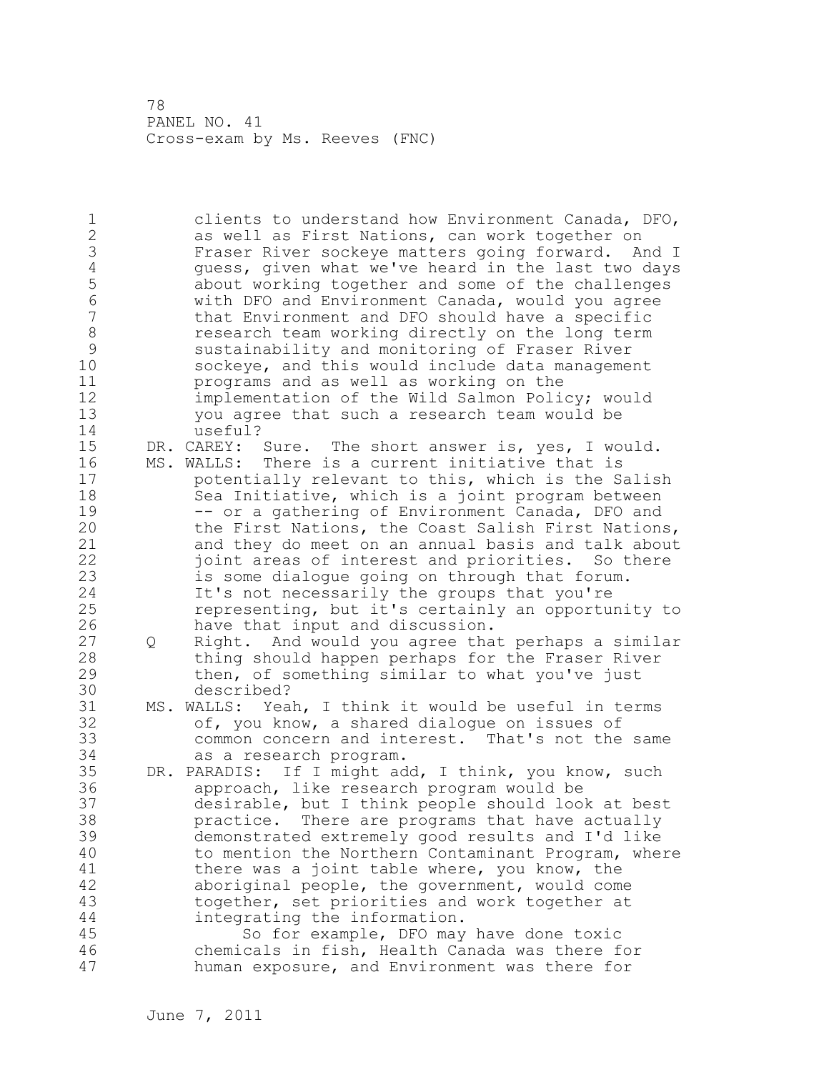clients to understand how Environment Canada, DFO, as well as First Nations, can work together on Fraser River sockeye matters going forward. And I guess, given what we've heard in the last two days about working together and some of the challenges with DFO and Environment Canada, would you agree that Environment and DFO should have a specific research team working directly on the long term sustainability and monitoring of Fraser River sockeye, and this would include data management programs and as well as working on the implementation of the Wild Salmon Policy; would you agree that such a research team would be useful?

DR. CAREY: Sure. The short answer is, yes, I would.

MS. WALLS: There is a current initiative that is potentially relevant to this, which is the Salish Sea Initiative, which is a joint program between -- or a gathering of Environment Canada, DFO and the First Nations, the Coast Salish First Nations, and they do meet on an annual basis and talk about joint areas of interest and priorities. So there is some dialogue going on through that forum. It's not necessarily the groups that you're representing, but it's certainly an opportunity to have that input and discussion.

Q Right. And would you agree that perhaps a similar thing should happen perhaps for the Fraser River then, of something similar to what you've just described?

MS. WALLS: Yeah, I think it would be useful in terms of, you know, a shared dialogue on issues of common concern and interest. That's not the same as a research program.

DR. PARADIS: If I might add, I think, you know, such approach, like research program would be desirable, but I think people should look at best practice. There are programs that have actually demonstrated extremely good results and I'd like to mention the Northern Contaminant Program, where there was a joint table where, you know, the aboriginal people, the government, would come together, set priorities and work together at integrating the information.

So for example, DFO may have done toxic chemicals in fish, Health Canada was there for human exposure, and Environment was there for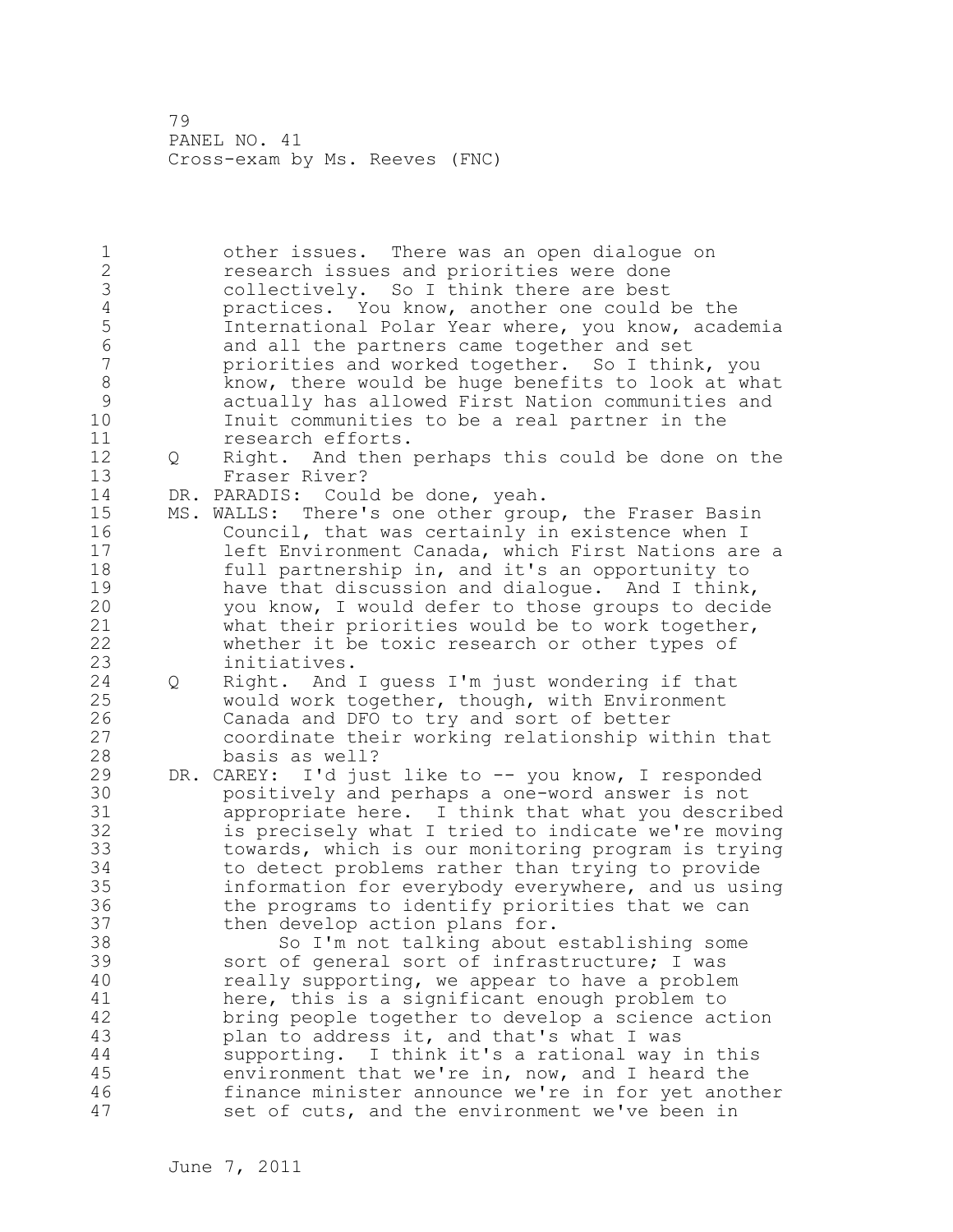other issues. There was an open dialogue on research issues and priorities were done collectively. So I think there are best practices. You know, another one could be the International Polar Year where, you know, academia and all the partners came together and set priorities and worked together. So I think, you know, there would be huge benefits to look at what actually has allowed First Nation communities and Inuit communities to be a real partner in the research efforts.

Q Right. And then perhaps this could be done on the Fraser River?

DR. PARADIS: Could be done, yeah.

MS. WALLS: There's one other group, the Fraser Basin Council, that was certainly in existence when I left Environment Canada, which First Nations are a full partnership in, and it's an opportunity to have that discussion and dialogue. And I think, you know, I would defer to those groups to decide what their priorities would be to work together, whether it be toxic research or other types of initiatives.

Q Right. And I guess I'm just wondering if that would work together, though, with Environment Canada and DFO to try and sort of better coordinate their working relationship within that basis as well?

DR. CAREY: I'd just like to -- you know, I responded positively and perhaps a one-word answer is not appropriate here. I think that what you described is precisely what I tried to indicate we're moving towards, which is our monitoring program is trying to detect problems rather than trying to provide information for everybody everywhere, and us using the programs to identify priorities that we can then develop action plans for.

So I'm not talking about establishing some sort of general sort of infrastructure; I was really supporting, we appear to have a problem here, this is a significant enough problem to bring people together to develop a science action plan to address it, and that's what I was supporting. I think it's a rational way in this environment that we're in, now, and I heard the finance minister announce we're in for yet another set of cuts, and the environment we've been in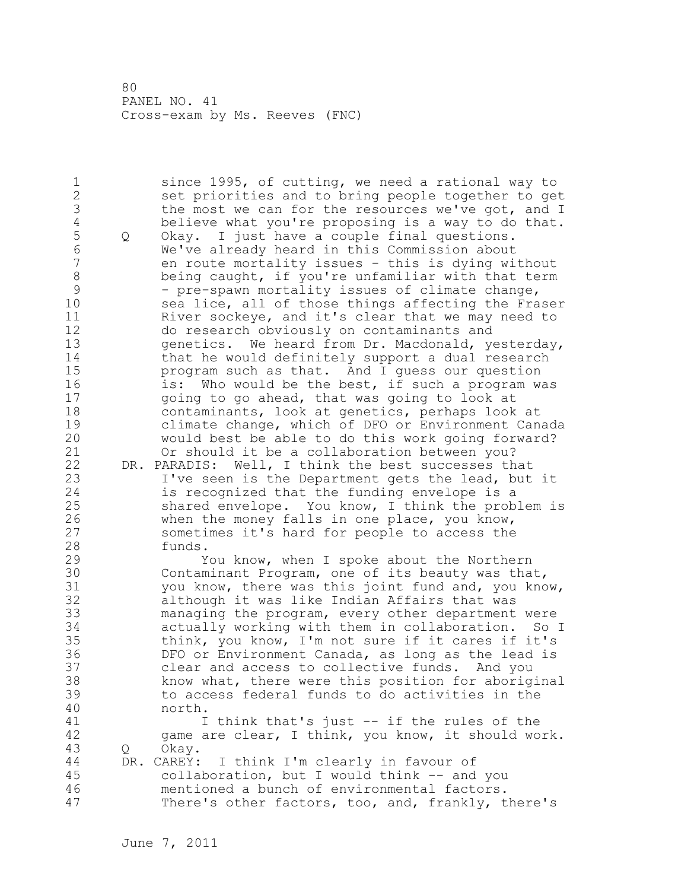since 1995, of cutting, we need a rational way to set priorities and to bring people together to get the most we can for the resources we've got, and I believe what you're proposing is a way to do that.

Q Okay. I just have a couple final questions. We've already heard in this Commission about en route mortality issues - this is dying without being caught, if you're unfamiliar with that term - pre-spawn mortality issues of climate change, sea lice, all of those things affecting the Fraser River sockeye, and it's clear that we may need to do research obviously on contaminants and genetics. We heard from Dr. Macdonald, yesterday, that he would definitely support a dual research program such as that. And I guess our question is: Who would be the best, if such a program was going to go ahead, that was going to look at contaminants, look at genetics, perhaps look at climate change, which of DFO or Environment Canada would best be able to do this work going forward? Or should it be a collaboration between you?

DR. PARADIS: Well, I think the best successes that I've seen is the Department gets the lead, but it is recognized that the funding envelope is a shared envelope. You know, I think the problem is when the money falls in one place, you know, sometimes it's hard for people to access the funds.

You know, when I spoke about the Northern Contaminant Program, one of its beauty was that, you know, there was this joint fund and, you know, although it was like Indian Affairs that was managing the program, every other department were actually working with them in collaboration. So I think, you know, I'm not sure if it cares if it's DFO or Environment Canada, as long as the lead is clear and access to collective funds. And you know what, there were this position for aboriginal to access federal funds to do activities in the north.

I think that's just -- if the rules of the game are clear, I think, you know, it should work.

Q Okay.

DR. CAREY: I think I'm clearly in favour of collaboration, but I would think -- and you mentioned a bunch of environmental factors. There's other factors, too, and, frankly, there's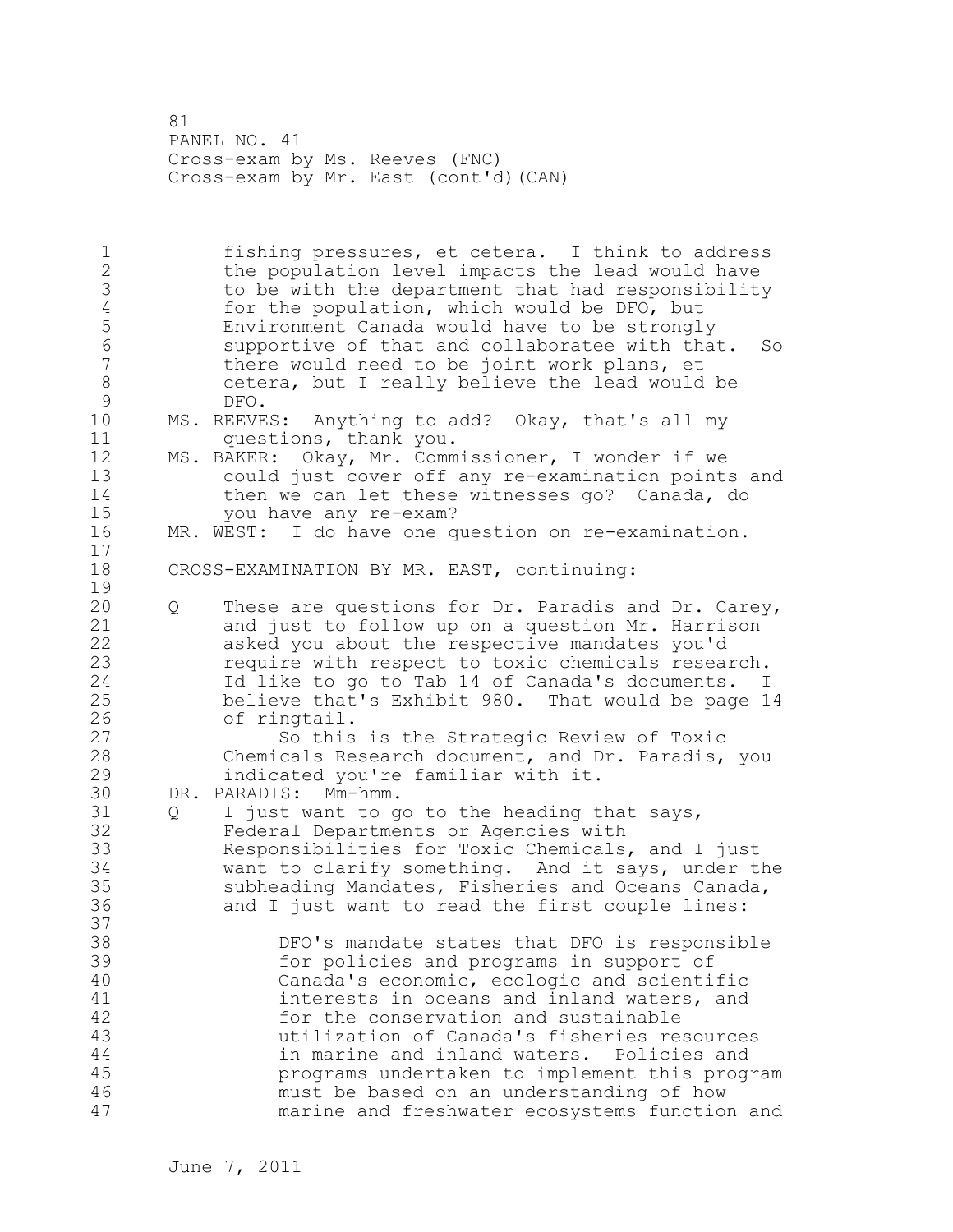fishing pressures, et cetera. I think to address the population level impacts the lead would have to be with the department that had responsibility for the population, which would be DFO, but Environment Canada would have to be strongly supportive of that and collaboratee with that. So there would need to be joint work plans, et cetera, but I really believe the lead would be DFO.

MS. REEVES: Anything to add? Okay, that's all my questions, thank you.

MS. BAKER: Okay, Mr. Commissioner, I wonder if we could just cover off any re-examination points and then we can let these witnesses go? Canada, do you have any re-exam?

MR. WEST: I do have one question on re-examination.

CROSS-EXAMINATION BY MR. EAST, continuing:

Q These are questions for Dr. Paradis and Dr. Carey, and just to follow up on a question Mr. Harrison asked you about the respective mandates you'd require with respect to toxic chemicals research. Id like to go to Tab 14 of Canada's documents. I believe that's Exhibit 980. That would be page 14 of ringtail.

So this is the Strategic Review of Toxic Chemicals Research document, and Dr. Paradis, you indicated you're familiar with it.

DR. PARADIS: Mm-hmm.

Q I just want to go to the heading that says, Federal Departments or Agencies with Responsibilities for Toxic Chemicals, and I just want to clarify something. And it says, under the subheading Mandates, Fisheries and Oceans Canada, and I just want to read the first couple lines:

> DFO's mandate states that DFO is responsible for policies and programs in support of Canada's economic, ecologic and scientific interests in oceans and inland waters, and for the conservation and sustainable utilization of Canada's fisheries resources in marine and inland waters. Policies and programs undertaken to implement this program must be based on an understanding of how marine and freshwater ecosystems function and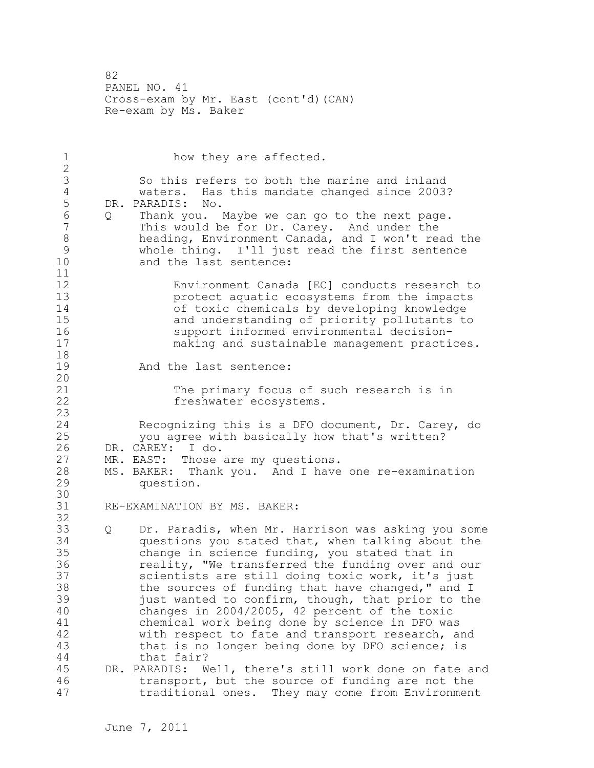how they are affected.

So this refers to both the marine and inland waters. Has this mandate changed since 2003?

DR. PARADIS: No.

Q Thank you. Maybe we can go to the next page. This would be for Dr. Carey. And under the heading, Environment Canada, and I won't read the whole thing. I'll just read the first sentence and the last sentence:

> Environment Canada [EC] conducts research to protect aquatic ecosystems from the impacts of toxic chemicals by developing knowledge and understanding of priority pollutants to support informed environmental decision-making and sustainable management practices.

And the last sentence:

> The primary focus of such research is in freshwater ecosystems.

Recognizing this is a DFO document, Dr. Carey, do you agree with basically how that's written?

DR. CAREY: I do.

MR. EAST: Those are my questions.

MS. BAKER: Thank you. And I have one re-examination question.

## RE-EXAMINATION BY MS. BAKER:

Q Dr. Paradis, when Mr. Harrison was asking you some questions you stated that, when talking about the change in science funding, you stated that in reality, "We transferred the funding over and our scientists are still doing toxic work, it's just the sources of funding that have changed," and I just wanted to confirm, though, that prior to the changes in 2004/2005, 42 percent of the toxic chemical work being done by science in DFO was with respect to fate and transport research, and that is no longer being done by DFO science; is that fair?

DR. PARADIS: Well, there's still work done on fate and transport, but the source of funding are not the traditional ones. They may come from Environment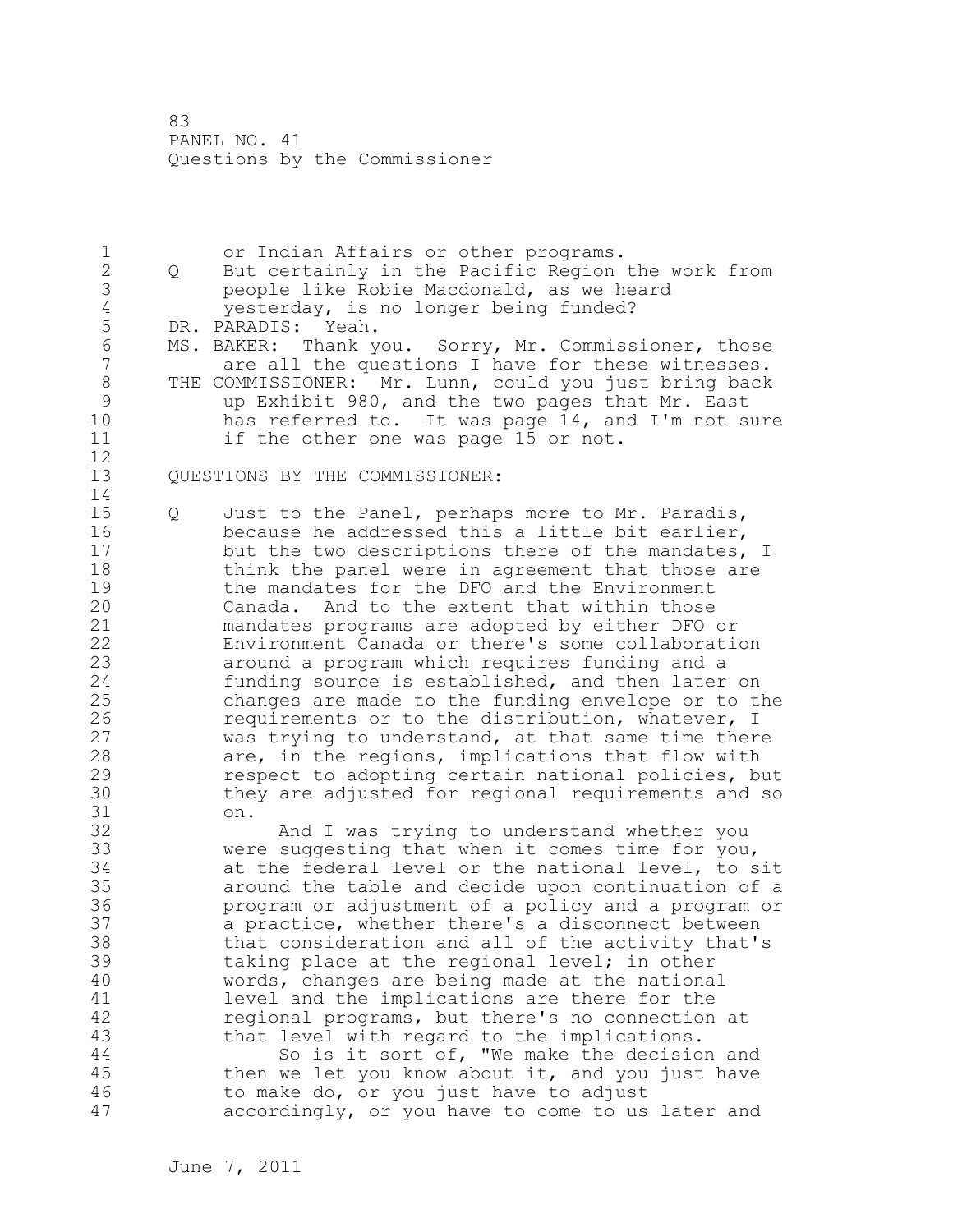or Indian Affairs or other programs.

Q But certainly in the Pacific Region the work from people like Robie Macdonald, as we heard yesterday, is no longer being funded?

DR. PARADIS: Yeah.

MS. BAKER: Thank you. Sorry, Mr. Commissioner, those are all the questions I have for these witnesses.

THE COMMISSIONER: Mr. Lunn, could you just bring back up Exhibit 980, and the two pages that Mr. East has referred to. It was page 14, and I'm not sure if the other one was page 15 or not.

QUESTIONS BY THE COMMISSIONER:

Q Just to the Panel, perhaps more to Mr. Paradis, because he addressed this a little bit earlier, but the two descriptions there of the mandates, I think the panel were in agreement that those are the mandates for the DFO and the Environment Canada. And to the extent that within those mandates programs are adopted by either DFO or Environment Canada or there's some collaboration around a program which requires funding and a funding source is established, and then later on changes are made to the funding envelope or to the requirements or to the distribution, whatever, I was trying to understand, at that same time there are, in the regions, implications that flow with respect to adopting certain national policies, but they are adjusted for regional requirements and so on.

And I was trying to understand whether you were suggesting that when it comes time for you, at the federal level or the national level, to sit around the table and decide upon continuation of a program or adjustment of a policy and a program or a practice, whether there's a disconnect between that consideration and all of the activity that's taking place at the regional level; in other words, changes are being made at the national level and the implications are there for the regional programs, but there's no connection at that level with regard to the implications.

So is it sort of, "We make the decision and then we let you know about it, and you just have to make do, or you just have to adjust accordingly, or you have to come to us later and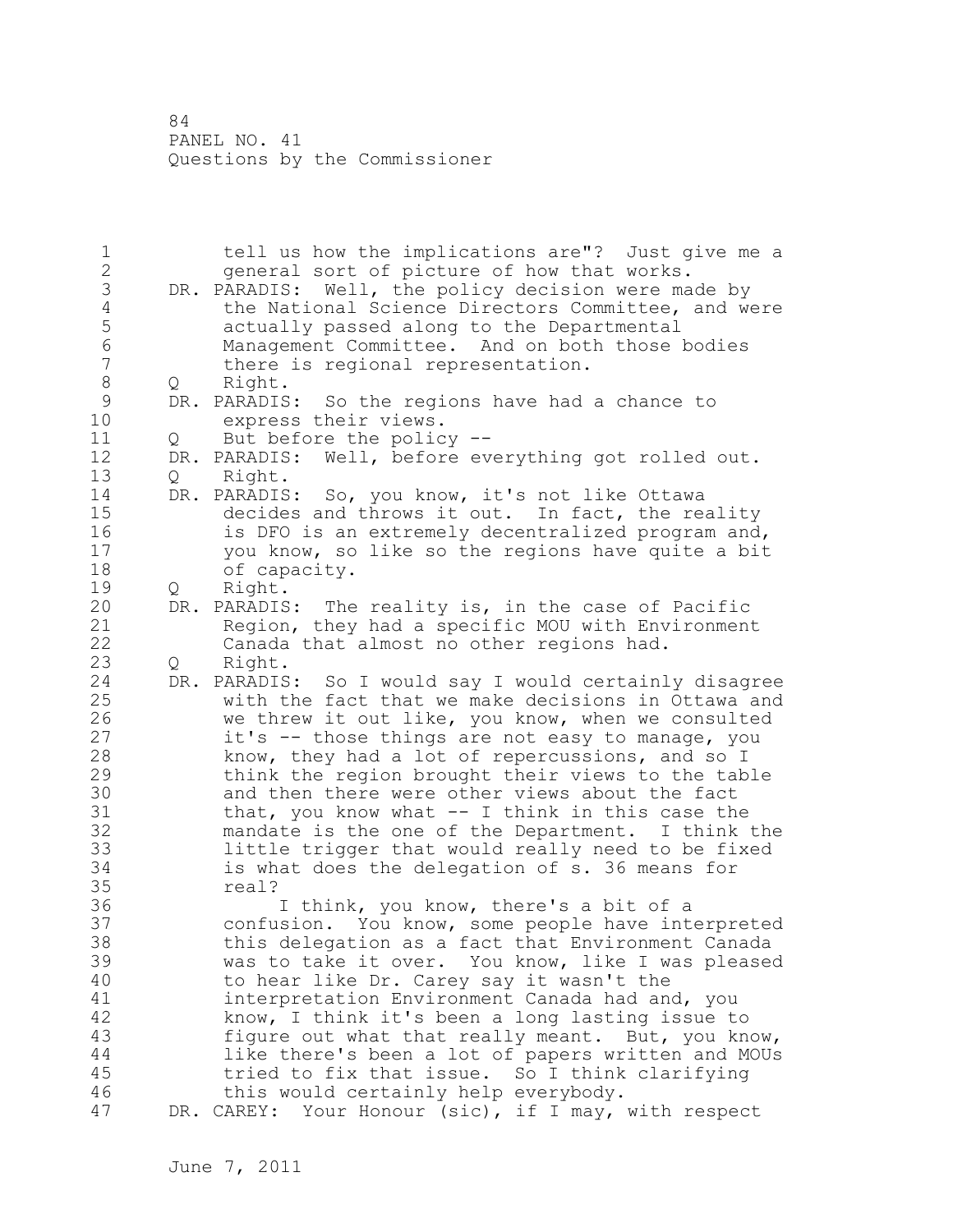tell us how the implications are"? Just give me a general sort of picture of how that works.

DR. PARADIS: Well, the policy decision were made by the National Science Directors Committee, and were actually passed along to the Departmental Management Committee. And on both those bodies there is regional representation.

Q Right.

DR. PARADIS: So the regions have had a chance to express their views.

Q But before the policy --

DR. PARADIS: Well, before everything got rolled out.

Q Right.

DR. PARADIS: So, you know, it's not like Ottawa decides and throws it out. In fact, the reality is DFO is an extremely decentralized program and, you know, so like so the regions have quite a bit of capacity.

Q Right.

DR. PARADIS: The reality is, in the case of Pacific Region, they had a specific MOU with Environment Canada that almost no other regions had.

Q Right.

DR. PARADIS: So I would say I would certainly disagree with the fact that we make decisions in Ottawa and we threw it out like, you know, when we consulted it's -- those things are not easy to manage, you know, they had a lot of repercussions, and so I think the region brought their views to the table and then there were other views about the fact that, you know what -- I think in this case the mandate is the one of the Department. I think the little trigger that would really need to be fixed is what does the delegation of s. 36 means for real?

I think, you know, there's a bit of a confusion. You know, some people have interpreted this delegation as a fact that Environment Canada was to take it over. You know, like I was pleased to hear like Dr. Carey say it wasn't the interpretation Environment Canada had and, you know, I think it's been a long lasting issue to figure out what that really meant. But, you know, like there's been a lot of papers written and MOUs tried to fix that issue. So I think clarifying this would certainly help everybody.

DR. CAREY: Your Honour (sic), if I may, with respect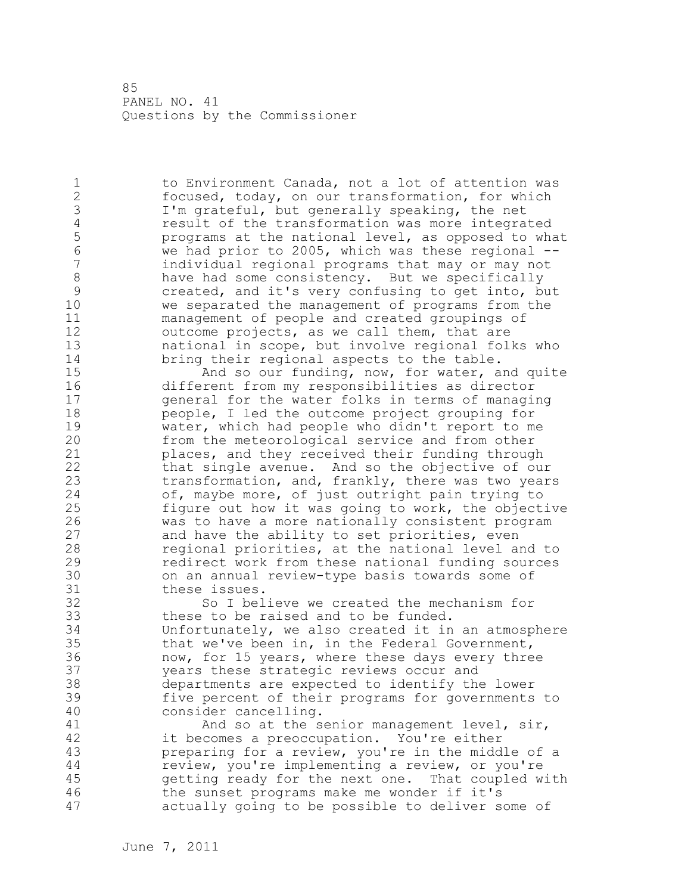to Environment Canada, not a lot of attention was focused, today, on our transformation, for which I'm grateful, but generally speaking, the net result of the transformation was more integrated programs at the national level, as opposed to what we had prior to 2005, which was these regional -- individual regional programs that may or may not have had some consistency. But we specifically created, and it's very confusing to get into, but we separated the management of programs from the management of people and created groupings of outcome projects, as we call them, that are national in scope, but involve regional folks who bring their regional aspects to the table.

And so our funding, now, for water, and quite different from my responsibilities as director general for the water folks in terms of managing people, I led the outcome project grouping for water, which had people who didn't report to me from the meteorological service and from other places, and they received their funding through that single avenue. And so the objective of our transformation, and, frankly, there was two years of, maybe more, of just outright pain trying to figure out how it was going to work, the objective was to have a more nationally consistent program and have the ability to set priorities, even regional priorities, at the national level and to redirect work from these national funding sources on an annual review-type basis towards some of these issues.

So I believe we created the mechanism for these to be raised and to be funded. Unfortunately, we also created it in an atmosphere that we've been in, in the Federal Government, now, for 15 years, where these days every three years these strategic reviews occur and departments are expected to identify the lower five percent of their programs for governments to consider cancelling.

And so at the senior management level, sir, it becomes a preoccupation. You're either preparing for a review, you're in the middle of a review, you're implementing a review, or you're getting ready for the next one. That coupled with the sunset programs make me wonder if it's actually going to be possible to deliver some of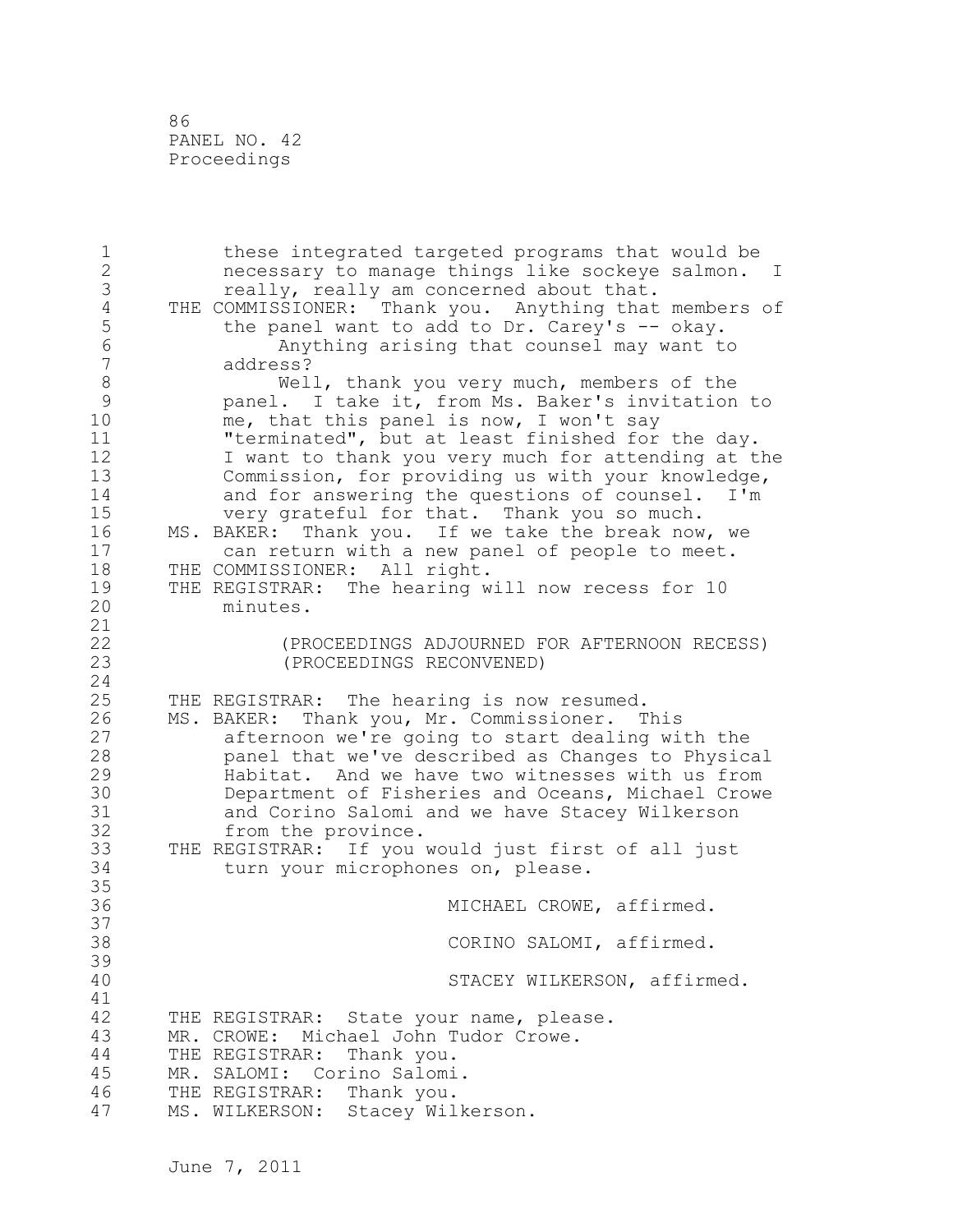these integrated targeted programs that would be necessary to manage things like sockeye salmon. I really, really am concerned about that.

THE COMMISSIONER: Thank you. Anything that members of the panel want to add to Dr. Carey's -- okay.

Anything arising that counsel may want to address?

Well, thank you very much, members of the panel. I take it, from Ms. Baker's invitation to me, that this panel is now, I won't say "terminated", but at least finished for the day. I want to thank you very much for attending at the Commission, for providing us with your knowledge, and for answering the questions of counsel. I'm very grateful for that. Thank you so much.

MS. BAKER: Thank you. If we take the break now, we can return with a new panel of people to meet.

THE COMMISSIONER: All right.

THE REGISTRAR: The hearing will now recess for 10 minutes.

(PROCEEDINGS ADJOURNED FOR AFTERNOON RECESS)
(PROCEEDINGS RECONVENED)

THE REGISTRAR: The hearing is now resumed.

MS. BAKER: Thank you, Mr. Commissioner. This afternoon we're going to start dealing with the panel that we've described as Changes to Physical Habitat. And we have two witnesses with us from Department of Fisheries and Oceans, Michael Crowe and Corino Salomi and we have Stacey Wilkerson from the province.

THE REGISTRAR: If you would just first of all just turn your microphones on, please.

MICHAEL CROWE, affirmed.

CORINO SALOMI, affirmed.

STACEY WILKERSON, affirmed.

THE REGISTRAR: State your name, please.

MR. CROWE: Michael John Tudor Crowe.

THE REGISTRAR: Thank you.

MR. SALOMI: Corino Salomi.

THE REGISTRAR: Thank you.

MS. WILKERSON: Stacey Wilkerson.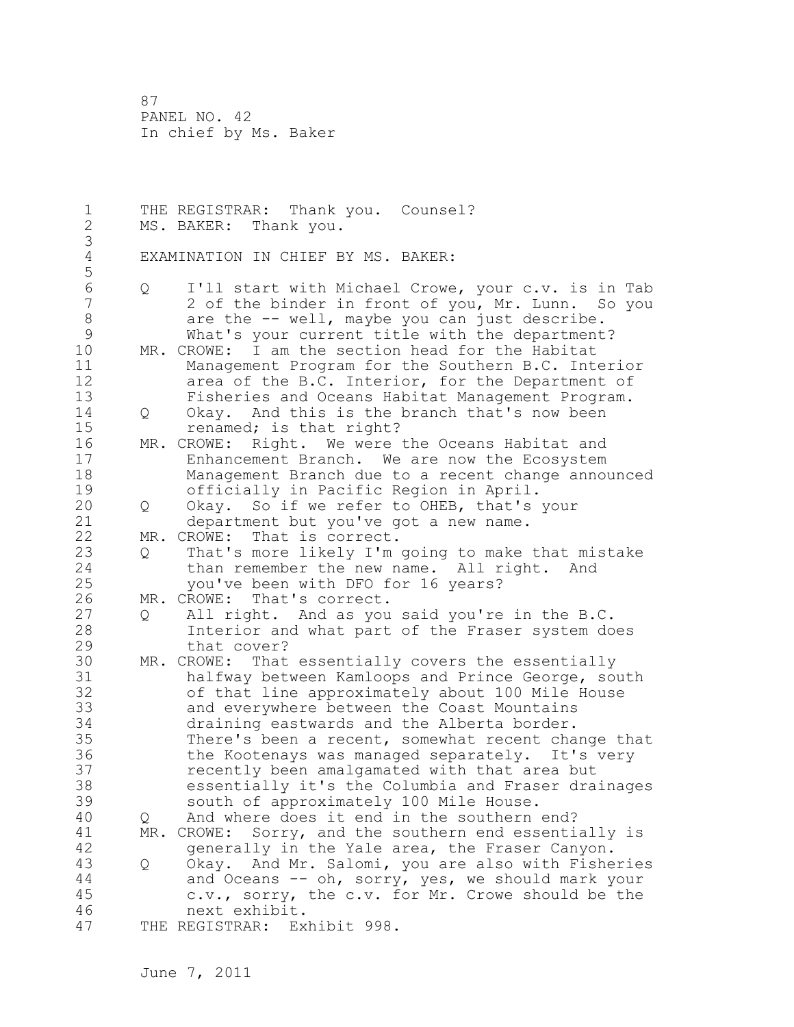THE REGISTRAR: Thank you. Counsel?
MS. BAKER: Thank you.

EXAMINATION IN CHIEF BY MS. BAKER:

Q I'll start with Michael Crowe, your c.v. is in Tab 2 of the binder in front of you, Mr. Lunn. So you are the -- well, maybe you can just describe. What's your current title with the department?

MR. CROWE: I am the section head for the Habitat Management Program for the Southern B.C. Interior area of the B.C. Interior, for the Department of Fisheries and Oceans Habitat Management Program.

Q Okay. And this is the branch that's now been renamed; is that right?

MR. CROWE: Right. We were the Oceans Habitat and Enhancement Branch. We are now the Ecosystem Management Branch due to a recent change announced officially in Pacific Region in April.

Q Okay. So if we refer to OHEB, that's your department but you've got a new name.

MR. CROWE: That is correct.

Q That's more likely I'm going to make that mistake than remember the new name. All right. And you've been with DFO for 16 years?

MR. CROWE: That's correct.

Q All right. And as you said you're in the B.C. Interior and what part of the Fraser system does that cover?

MR. CROWE: That essentially covers the essentially halfway between Kamloops and Prince George, south of that line approximately about 100 Mile House and everywhere between the Coast Mountains draining eastwards and the Alberta border. There's been a recent, somewhat recent change that the Kootenays was managed separately. It's very recently been amalgamated with that area but essentially it's the Columbia and Fraser drainages south of approximately 100 Mile House.

Q And where does it end in the southern end?

MR. CROWE: Sorry, and the southern end essentially is generally in the Yale area, the Fraser Canyon.

Q Okay. And Mr. Salomi, you are also with Fisheries and Oceans -- oh, sorry, yes, we should mark your c.v., sorry, the c.v. for Mr. Crowe should be the next exhibit.

THE REGISTRAR: Exhibit 998.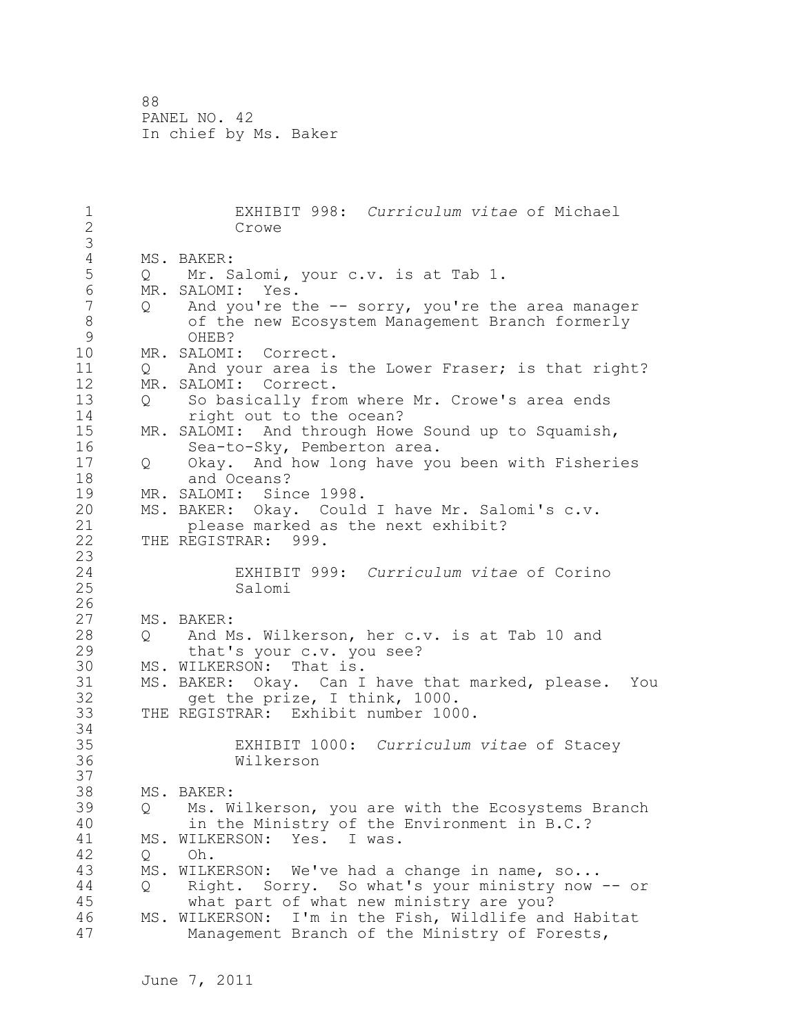EXHIBIT 998: *Curriculum vitae* of Michael Crowe

MS. BAKER:
Q Mr. Salomi, your c.v. is at Tab 1.
MR. SALOMI: Yes.
Q And you're the -- sorry, you're the area manager of the new Ecosystem Management Branch formerly OHEB?
MR. SALOMI: Correct.
Q And your area is the Lower Fraser; is that right?
MR. SALOMI: Correct.
Q So basically from where Mr. Crowe's area ends right out to the ocean?
MR. SALOMI: And through Howe Sound up to Squamish, Sea-to-Sky, Pemberton area.
Q Okay. And how long have you been with Fisheries and Oceans?
MR. SALOMI: Since 1998.
MS. BAKER: Okay. Could I have Mr. Salomi's c.v. please marked as the next exhibit?
THE REGISTRAR: 999.

EXHIBIT 999: *Curriculum vitae* of Corino Salomi

MS. BAKER:
Q And Ms. Wilkerson, her c.v. is at Tab 10 and that's your c.v. you see?
MS. WILKERSON: That is.
MS. BAKER: Okay. Can I have that marked, please. You get the prize, I think, 1000.
THE REGISTRAR: Exhibit number 1000.

EXHIBIT 1000: *Curriculum vitae* of Stacey Wilkerson

MS. BAKER:
Q Ms. Wilkerson, you are with the Ecosystems Branch in the Ministry of the Environment in B.C.?
MS. WILKERSON: Yes. I was.
Q Oh.
MS. WILKERSON: We've had a change in name, so...
Q Right. Sorry. So what's your ministry now -- or what part of what new ministry are you?
MS. WILKERSON: I'm in the Fish, Wildlife and Habitat Management Branch of the Ministry of Forests,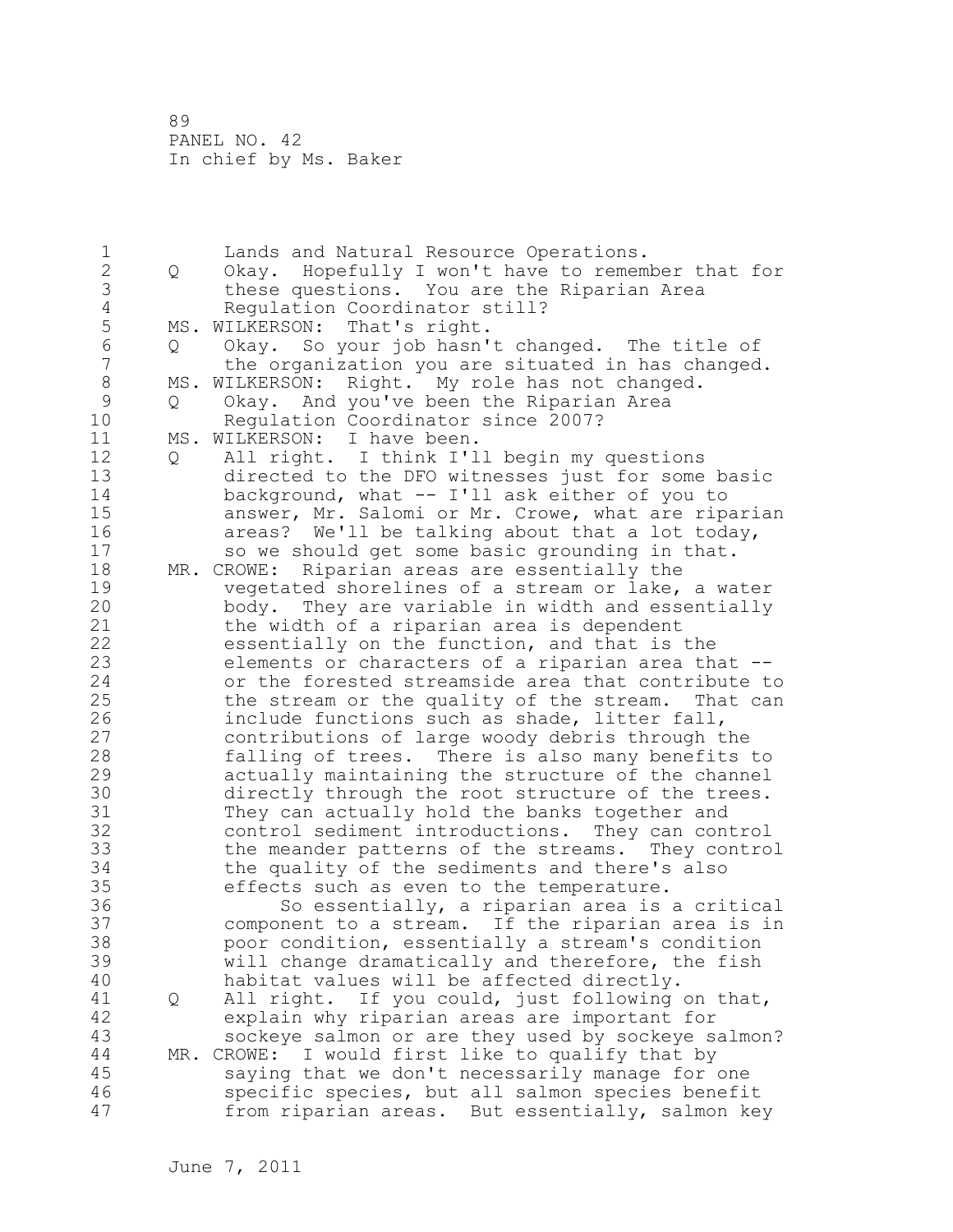Lands and Natural Resource Operations.

Q Okay. Hopefully I won't have to remember that for these questions. You are the Riparian Area Regulation Coordinator still?

MS. WILKERSON: That's right.

Q Okay. So your job hasn't changed. The title of the organization you are situated in has changed.

MS. WILKERSON: Right. My role has not changed.

Q Okay. And you've been the Riparian Area Regulation Coordinator since 2007?

MS. WILKERSON: I have been.

Q All right. I think I'll begin my questions directed to the DFO witnesses just for some basic background, what -- I'll ask either of you to answer, Mr. Salomi or Mr. Crowe, what are riparian areas? We'll be talking about that a lot today, so we should get some basic grounding in that.

MR. CROWE: Riparian areas are essentially the vegetated shorelines of a stream or lake, a water body. They are variable in width and essentially the width of a riparian area is dependent essentially on the function, and that is the elements or characters of a riparian area that -- or the forested streamside area that contribute to the stream or the quality of the stream. That can include functions such as shade, litter fall, contributions of large woody debris through the falling of trees. There is also many benefits to actually maintaining the structure of the channel directly through the root structure of the trees. They can actually hold the banks together and control sediment introductions. They can control the meander patterns of the streams. They control the quality of the sediments and there's also effects such as even to the temperature.

So essentially, a riparian area is a critical component to a stream. If the riparian area is in poor condition, essentially a stream's condition will change dramatically and therefore, the fish habitat values will be affected directly.

Q All right. If you could, just following on that, explain why riparian areas are important for sockeye salmon or are they used by sockeye salmon?

MR. CROWE: I would first like to qualify that by saying that we don't necessarily manage for one specific species, but all salmon species benefit from riparian areas. But essentially, salmon key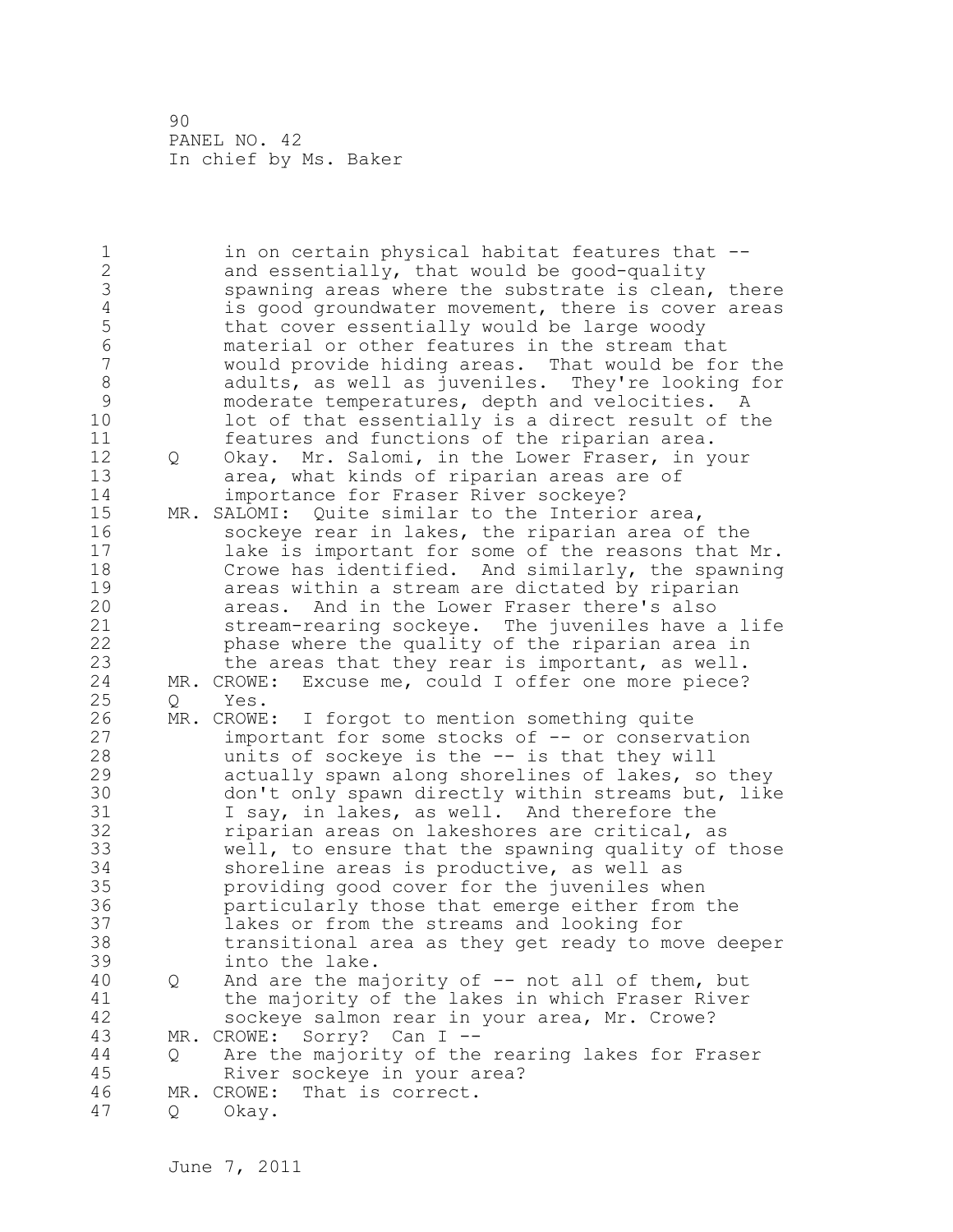in on certain physical habitat features that -- and essentially, that would be good-quality spawning areas where the substrate is clean, there is good groundwater movement, there is cover areas that cover essentially would be large woody material or other features in the stream that would provide hiding areas. That would be for the adults, as well as juveniles. They're looking for moderate temperatures, depth and velocities. A lot of that essentially is a direct result of the features and functions of the riparian area.

Q Okay. Mr. Salomi, in the Lower Fraser, in your area, what kinds of riparian areas are of importance for Fraser River sockeye?

MR. SALOMI: Quite similar to the Interior area, sockeye rear in lakes, the riparian area of the lake is important for some of the reasons that Mr. Crowe has identified. And similarly, the spawning areas within a stream are dictated by riparian areas. And in the Lower Fraser there's also stream-rearing sockeye. The juveniles have a life phase where the quality of the riparian area in the areas that they rear is important, as well.

MR. CROWE: Excuse me, could I offer one more piece?

Q Yes.

MR. CROWE: I forgot to mention something quite important for some stocks of -- or conservation units of sockeye is the -- is that they will actually spawn along shorelines of lakes, so they don't only spawn directly within streams but, like I say, in lakes, as well. And therefore the riparian areas on lakeshores are critical, as well, to ensure that the spawning quality of those shoreline areas is productive, as well as providing good cover for the juveniles when particularly those that emerge either from the lakes or from the streams and looking for transitional area as they get ready to move deeper into the lake.

Q And are the majority of -- not all of them, but the majority of the lakes in which Fraser River sockeye salmon rear in your area, Mr. Crowe?

MR. CROWE: Sorry? Can I --

Q Are the majority of the rearing lakes for Fraser River sockeye in your area?

MR. CROWE: That is correct.

Q Okay.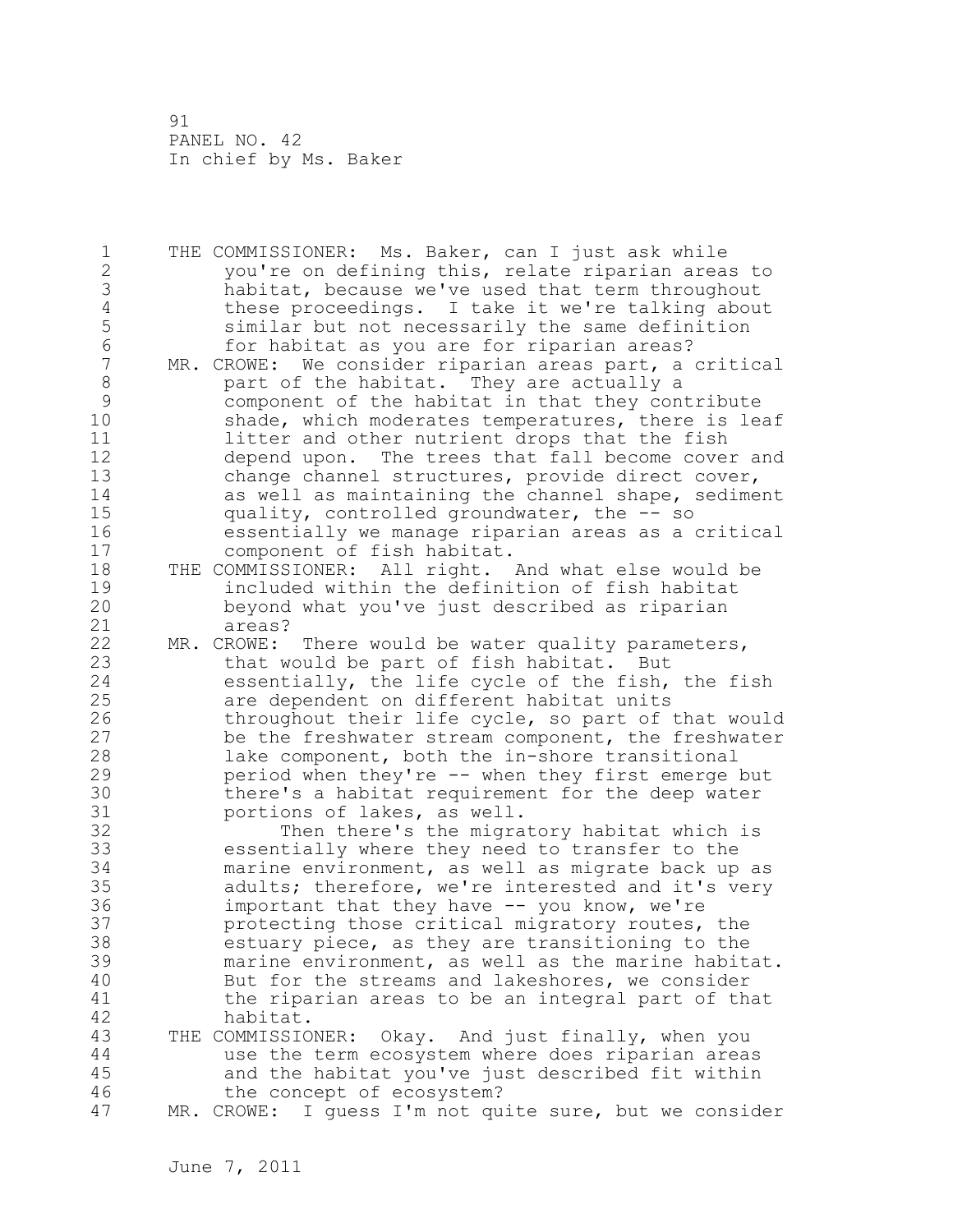THE COMMISSIONER: Ms. Baker, can I just ask while you're on defining this, relate riparian areas to habitat, because we've used that term throughout these proceedings. I take it we're talking about similar but not necessarily the same definition for habitat as you are for riparian areas?

MR. CROWE: We consider riparian areas part, a critical part of the habitat. They are actually a component of the habitat in that they contribute shade, which moderates temperatures, there is leaf litter and other nutrient drops that the fish depend upon. The trees that fall become cover and change channel structures, provide direct cover, as well as maintaining the channel shape, sediment quality, controlled groundwater, the -- so essentially we manage riparian areas as a critical component of fish habitat.

THE COMMISSIONER: All right. And what else would be included within the definition of fish habitat beyond what you've just described as riparian areas?

MR. CROWE: There would be water quality parameters, that would be part of fish habitat. But essentially, the life cycle of the fish, the fish are dependent on different habitat units throughout their life cycle, so part of that would be the freshwater stream component, the freshwater lake component, both the in-shore transitional period when they're -- when they first emerge but there's a habitat requirement for the deep water portions of lakes, as well.

Then there's the migratory habitat which is essentially where they need to transfer to the marine environment, as well as migrate back up as adults; therefore, we're interested and it's very important that they have -- you know, we're protecting those critical migratory routes, the estuary piece, as they are transitioning to the marine environment, as well as the marine habitat. But for the streams and lakeshores, we consider the riparian areas to be an integral part of that habitat.

THE COMMISSIONER: Okay. And just finally, when you use the term ecosystem where does riparian areas and the habitat you've just described fit within the concept of ecosystem?

MR. CROWE: I guess I'm not quite sure, but we consider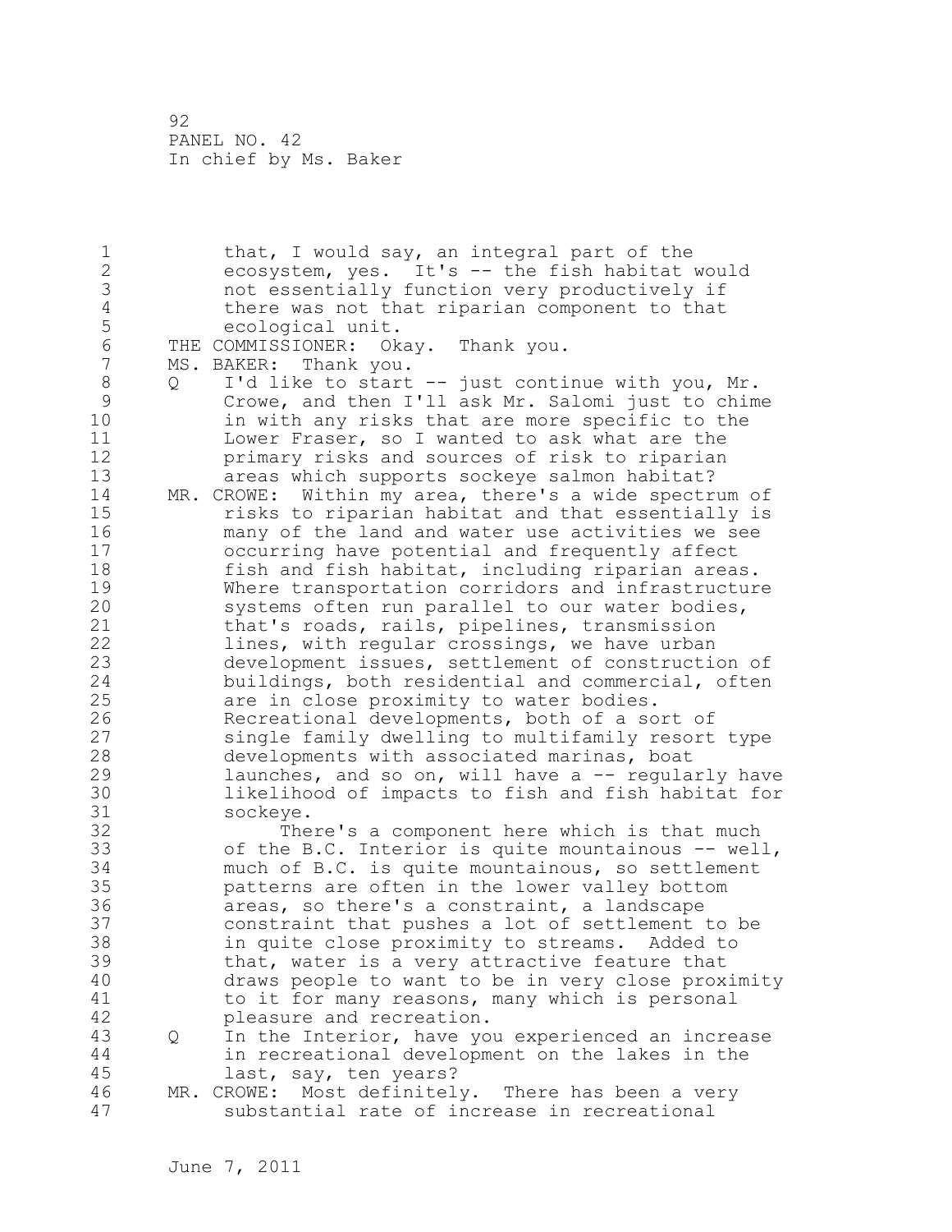that, I would say, an integral part of the ecosystem, yes. It's -- the fish habitat would not essentially function very productively if there was not that riparian component to that ecological unit.

THE COMMISSIONER: Okay. Thank you.

MS. BAKER: Thank you.

Q I'd like to start -- just continue with you, Mr. Crowe, and then I'll ask Mr. Salomi just to chime in with any risks that are more specific to the Lower Fraser, so I wanted to ask what are the primary risks and sources of risk to riparian areas which supports sockeye salmon habitat?

MR. CROWE: Within my area, there's a wide spectrum of risks to riparian habitat and that essentially is many of the land and water use activities we see occurring have potential and frequently affect fish and fish habitat, including riparian areas. Where transportation corridors and infrastructure systems often run parallel to our water bodies, that's roads, rails, pipelines, transmission lines, with regular crossings, we have urban development issues, settlement of construction of buildings, both residential and commercial, often are in close proximity to water bodies. Recreational developments, both of a sort of single family dwelling to multifamily resort type developments with associated marinas, boat launches, and so on, will have a -- regularly have likelihood of impacts to fish and fish habitat for sockeye.

There's a component here which is that much of the B.C. Interior is quite mountainous -- well, much of B.C. is quite mountainous, so settlement patterns are often in the lower valley bottom areas, so there's a constraint, a landscape constraint that pushes a lot of settlement to be in quite close proximity to streams. Added to that, water is a very attractive feature that draws people to want to be in very close proximity to it for many reasons, many which is personal pleasure and recreation.

Q In the Interior, have you experienced an increase in recreational development on the lakes in the last, say, ten years?

MR. CROWE: Most definitely. There has been a very substantial rate of increase in recreational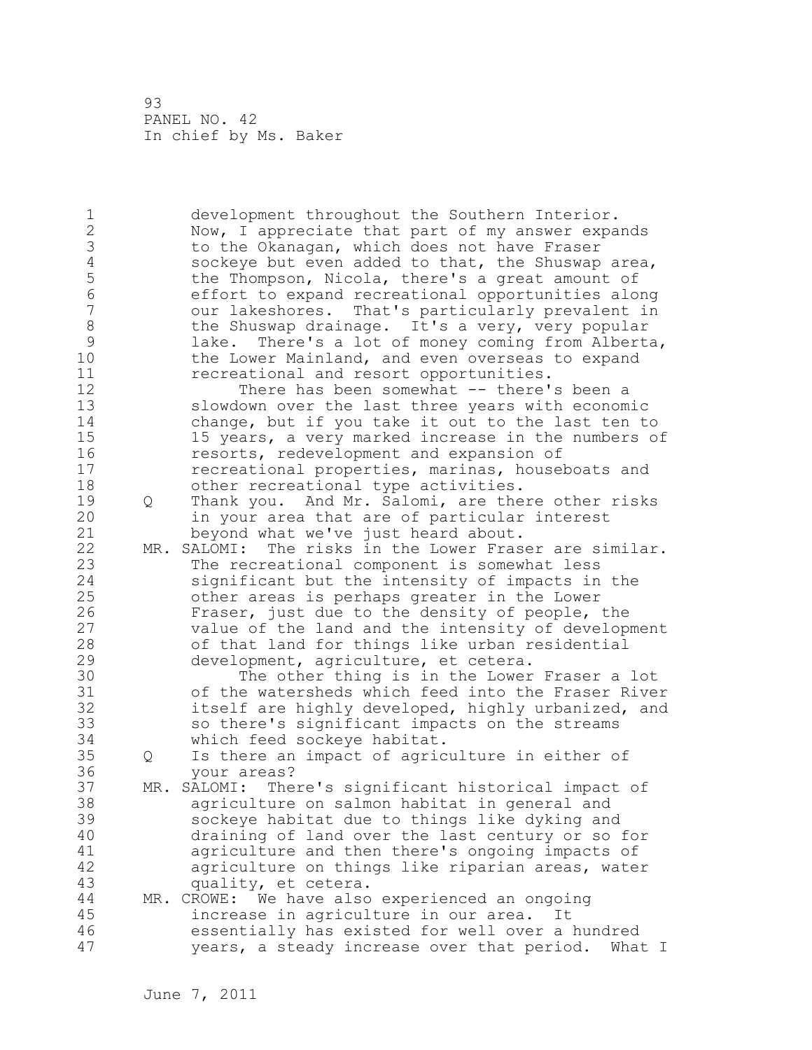development throughout the Southern Interior. Now, I appreciate that part of my answer expands to the Okanagan, which does not have Fraser sockeye but even added to that, the Shuswap area, the Thompson, Nicola, there's a great amount of effort to expand recreational opportunities along our lakeshores. That's particularly prevalent in the Shuswap drainage. It's a very, very popular lake. There's a lot of money coming from Alberta, the Lower Mainland, and even overseas to expand recreational and resort opportunities.

There has been somewhat -- there's been a slowdown over the last three years with economic change, but if you take it out to the last ten to 15 years, a very marked increase in the numbers of resorts, redevelopment and expansion of recreational properties, marinas, houseboats and other recreational type activities.

Q Thank you. And Mr. Salomi, are there other risks in your area that are of particular interest beyond what we've just heard about.

MR. SALOMI: The risks in the Lower Fraser are similar. The recreational component is somewhat less significant but the intensity of impacts in the other areas is perhaps greater in the Lower Fraser, just due to the density of people, the value of the land and the intensity of development of that land for things like urban residential development, agriculture, et cetera.

The other thing is in the Lower Fraser a lot of the watersheds which feed into the Fraser River itself are highly developed, highly urbanized, and so there's significant impacts on the streams which feed sockeye habitat.

Q Is there an impact of agriculture in either of your areas?

MR. SALOMI: There's significant historical impact of agriculture on salmon habitat in general and sockeye habitat due to things like dyking and draining of land over the last century or so for agriculture and then there's ongoing impacts of agriculture on things like riparian areas, water quality, et cetera.

MR. CROWE: We have also experienced an ongoing increase in agriculture in our area. It essentially has existed for well over a hundred years, a steady increase over that period. What I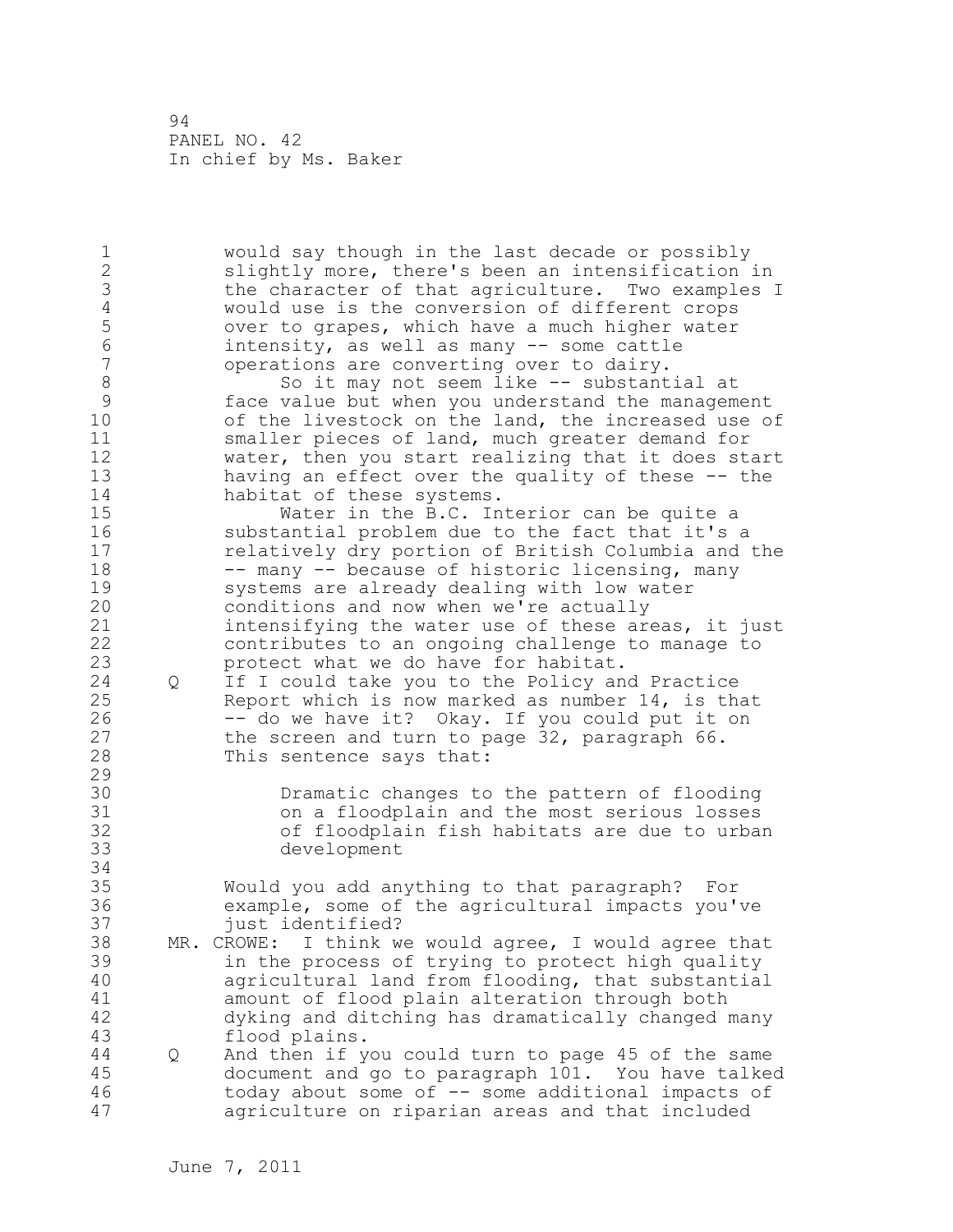would say though in the last decade or possibly slightly more, there's been an intensification in the character of that agriculture. Two examples I would use is the conversion of different crops over to grapes, which have a much higher water intensity, as well as many -- some cattle operations are converting over to dairy.

So it may not seem like -- substantial at face value but when you understand the management of the livestock on the land, the increased use of smaller pieces of land, much greater demand for water, then you start realizing that it does start having an effect over the quality of these -- the habitat of these systems.

Water in the B.C. Interior can be quite a substantial problem due to the fact that it's a relatively dry portion of British Columbia and the -- many -- because of historic licensing, many systems are already dealing with low water conditions and now when we're actually intensifying the water use of these areas, it just contributes to an ongoing challenge to manage to protect what we do have for habitat.

Q If I could take you to the Policy and Practice Report which is now marked as number 14, is that -- do we have it? Okay. If you could put it on the screen and turn to page 32, paragraph 66. This sentence says that:

> Dramatic changes to the pattern of flooding on a floodplain and the most serious losses of floodplain fish habitats are due to urban development

Would you add anything to that paragraph? For example, some of the agricultural impacts you've just identified?

MR. CROWE: I think we would agree, I would agree that in the process of trying to protect high quality agricultural land from flooding, that substantial amount of flood plain alteration through both dyking and ditching has dramatically changed many flood plains.

Q And then if you could turn to page 45 of the same document and go to paragraph 101. You have talked today about some of -- some additional impacts of agriculture on riparian areas and that included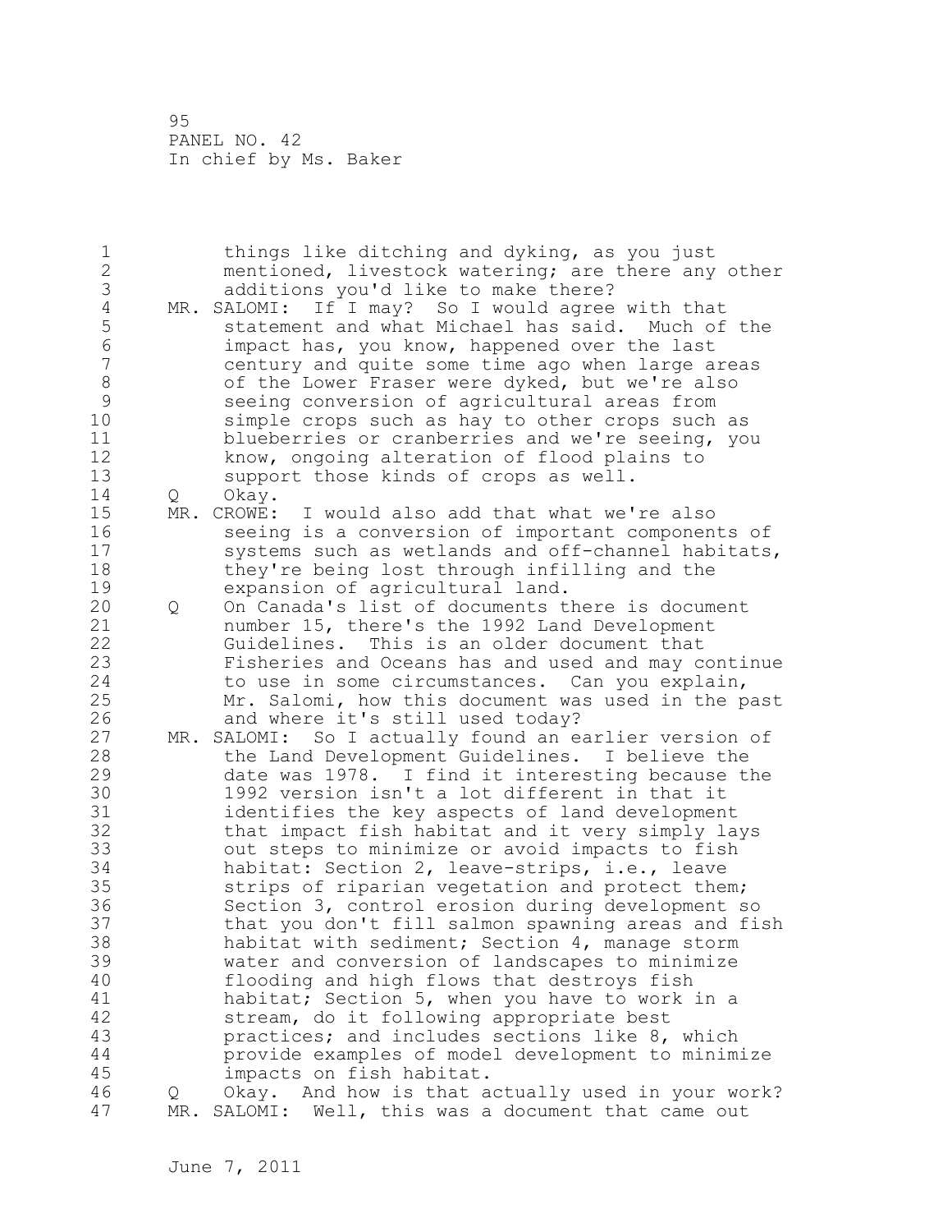things like ditching and dyking, as you just mentioned, livestock watering; are there any other additions you'd like to make there?

MR. SALOMI: If I may? So I would agree with that statement and what Michael has said. Much of the impact has, you know, happened over the last century and quite some time ago when large areas of the Lower Fraser were dyked, but we're also seeing conversion of agricultural areas from simple crops such as hay to other crops such as blueberries or cranberries and we're seeing, you know, ongoing alteration of flood plains to support those kinds of crops as well.

Q Okay.

MR. CROWE: I would also add that what we're also seeing is a conversion of important components of systems such as wetlands and off-channel habitats, they're being lost through infilling and the expansion of agricultural land.

Q On Canada's list of documents there is document number 15, there's the 1992 Land Development Guidelines. This is an older document that Fisheries and Oceans has and used and may continue to use in some circumstances. Can you explain, Mr. Salomi, how this document was used in the past and where it's still used today?

MR. SALOMI: So I actually found an earlier version of the Land Development Guidelines. I believe the date was 1978. I find it interesting because the 1992 version isn't a lot different in that it identifies the key aspects of land development that impact fish habitat and it very simply lays out steps to minimize or avoid impacts to fish habitat: Section 2, leave-strips, i.e., leave strips of riparian vegetation and protect them; Section 3, control erosion during development so that you don't fill salmon spawning areas and fish habitat with sediment; Section 4, manage storm water and conversion of landscapes to minimize flooding and high flows that destroys fish habitat; Section 5, when you have to work in a stream, do it following appropriate best practices; and includes sections like 8, which provide examples of model development to minimize impacts on fish habitat.

Q Okay. And how is that actually used in your work?

MR. SALOMI: Well, this was a document that came out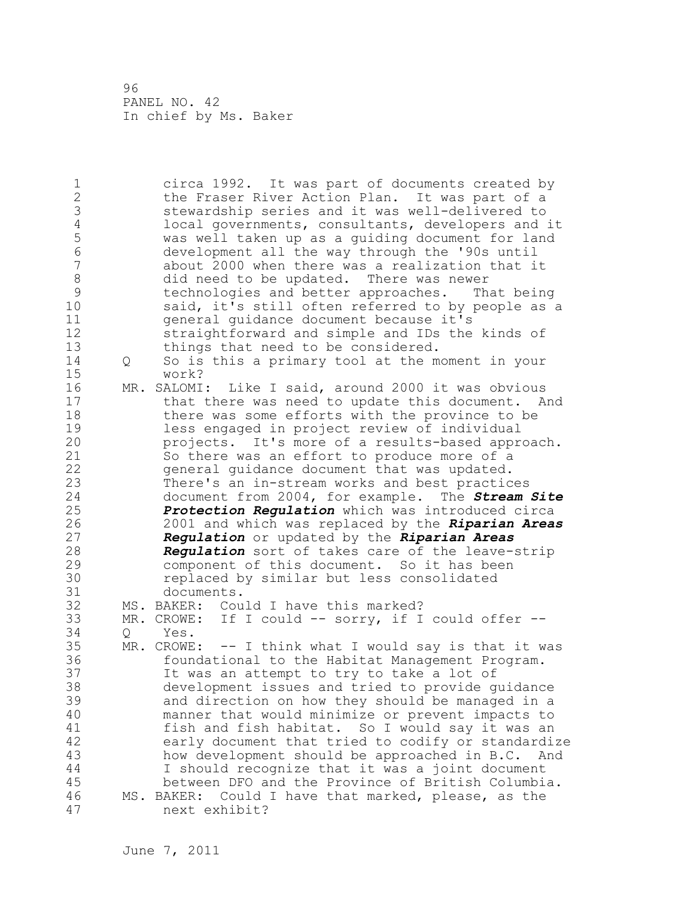circa 1992. It was part of documents created by the Fraser River Action Plan. It was part of a stewardship series and it was well-delivered to local governments, consultants, developers and it was well taken up as a guiding document for land development all the way through the '90s until about 2000 when there was a realization that it did need to be updated. There was newer technologies and better approaches. That being said, it's still often referred to by people as a general guidance document because it's straightforward and simple and IDs the kinds of things that need to be considered.

Q So is this a primary tool at the moment in your work?

MR. SALOMI: Like I said, around 2000 it was obvious that there was need to update this document. And there was some efforts with the province to be less engaged in project review of individual projects. It's more of a results-based approach. So there was an effort to produce more of a general guidance document that was updated. There's an in-stream works and best practices document from 2004, for example. The ***Stream Site Protection Regulation*** which was introduced circa 2001 and which was replaced by the ***Riparian Areas Regulation*** or updated by the ***Riparian Areas Regulation*** sort of takes care of the leave-strip component of this document. So it has been replaced by similar but less consolidated documents.

MS. BAKER: Could I have this marked?

MR. CROWE: If I could -- sorry, if I could offer --

Q Yes.

MR. CROWE: -- I think what I would say is that it was foundational to the Habitat Management Program. It was an attempt to try to take a lot of development issues and tried to provide guidance and direction on how they should be managed in a manner that would minimize or prevent impacts to fish and fish habitat. So I would say it was an early document that tried to codify or standardize how development should be approached in B.C. And I should recognize that it was a joint document between DFO and the Province of British Columbia.

MS. BAKER: Could I have that marked, please, as the next exhibit?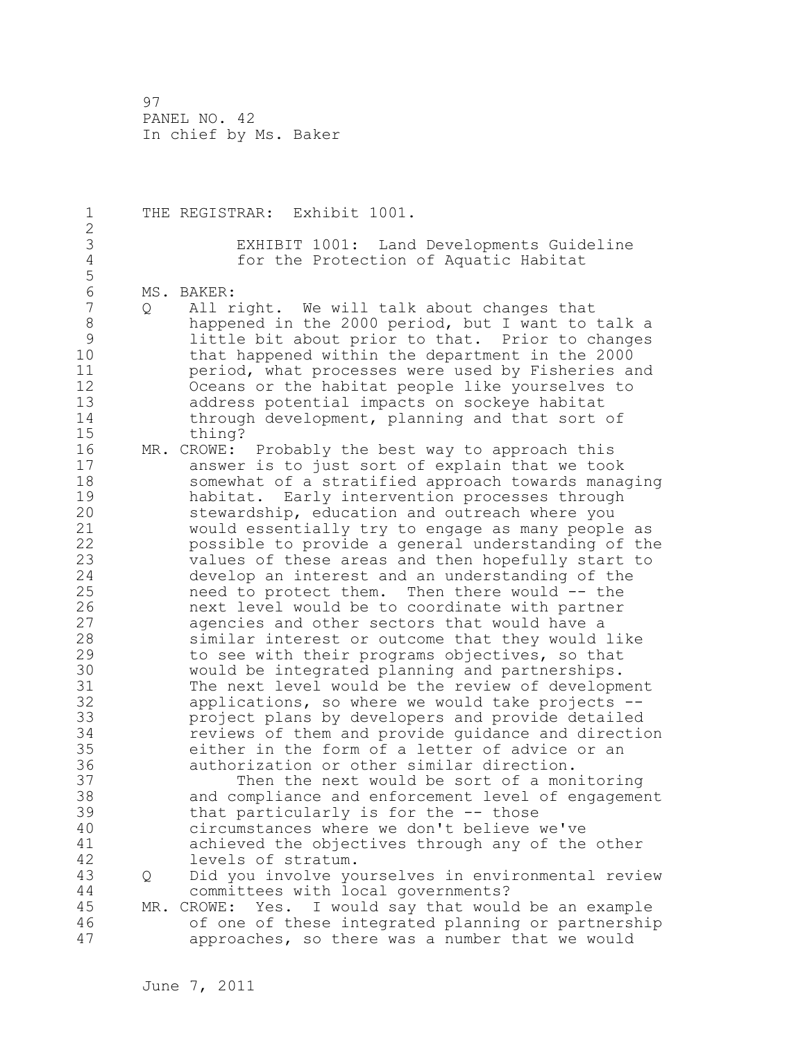THE REGISTRAR: Exhibit 1001.

EXHIBIT 1001: Land Developments Guideline for the Protection of Aquatic Habitat

MS. BAKER:

Q All right. We will talk about changes that happened in the 2000 period, but I want to talk a little bit about prior to that. Prior to changes that happened within the department in the 2000 period, what processes were used by Fisheries and Oceans or the habitat people like yourselves to address potential impacts on sockeye habitat through development, planning and that sort of thing?

MR. CROWE: Probably the best way to approach this answer is to just sort of explain that we took somewhat of a stratified approach towards managing habitat. Early intervention processes through stewardship, education and outreach where you would essentially try to engage as many people as possible to provide a general understanding of the values of these areas and then hopefully start to develop an interest and an understanding of the need to protect them. Then there would -- the next level would be to coordinate with partner agencies and other sectors that would have a similar interest or outcome that they would like to see with their programs objectives, so that would be integrated planning and partnerships. The next level would be the review of development applications, so where we would take projects -- project plans by developers and provide detailed reviews of them and provide guidance and direction either in the form of a letter of advice or an authorization or other similar direction.

Then the next would be sort of a monitoring and compliance and enforcement level of engagement that particularly is for the -- those circumstances where we don't believe we've achieved the objectives through any of the other levels of stratum.

Q Did you involve yourselves in environmental review committees with local governments?

MR. CROWE: Yes. I would say that would be an example of one of these integrated planning or partnership approaches, so there was a number that we would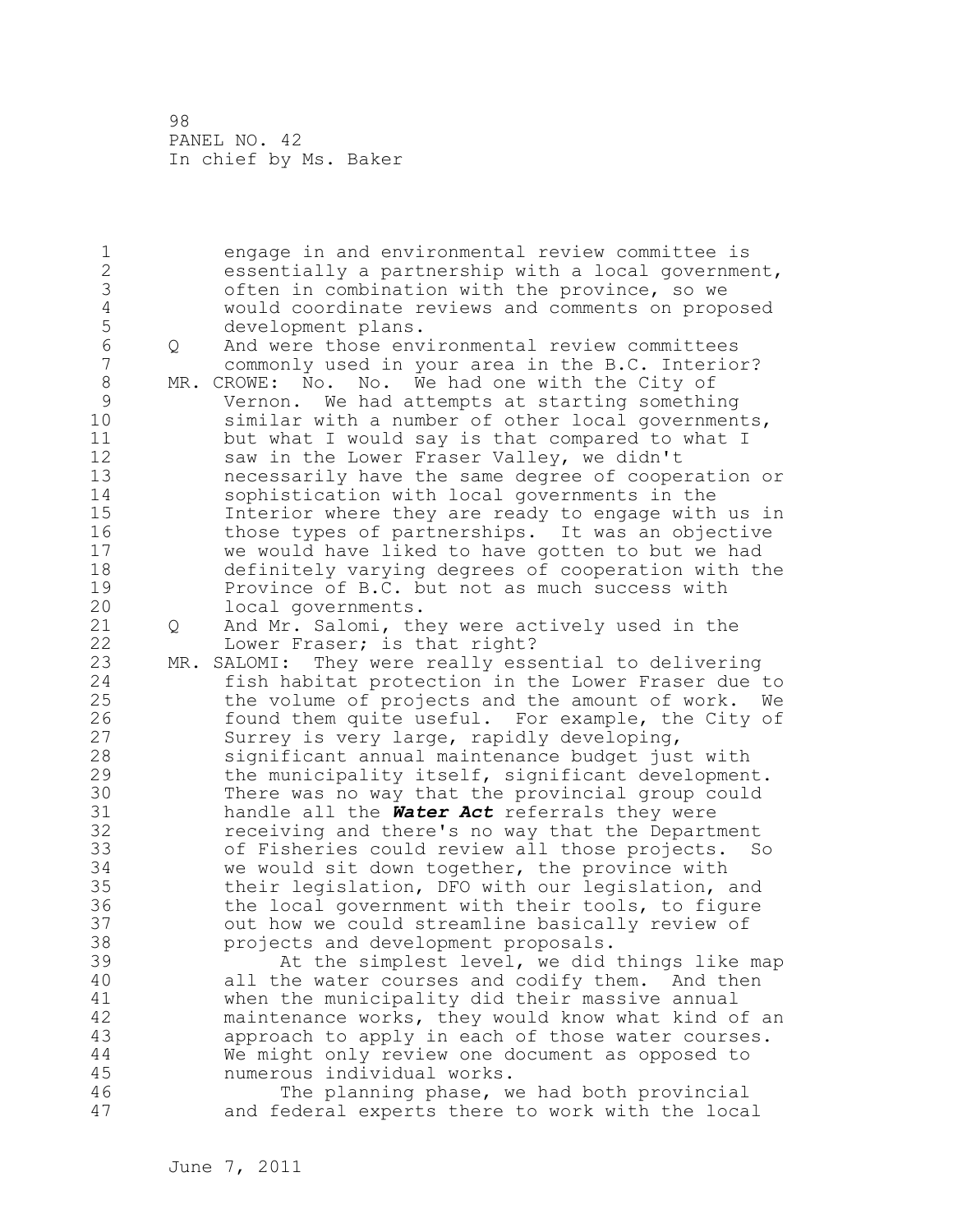engage in and environmental review committee is essentially a partnership with a local government, often in combination with the province, so we would coordinate reviews and comments on proposed development plans.

Q And were those environmental review committees commonly used in your area in the B.C. Interior?

MR. CROWE: No. No. We had one with the City of Vernon. We had attempts at starting something similar with a number of other local governments, but what I would say is that compared to what I saw in the Lower Fraser Valley, we didn't necessarily have the same degree of cooperation or sophistication with local governments in the Interior where they are ready to engage with us in those types of partnerships. It was an objective we would have liked to have gotten to but we had definitely varying degrees of cooperation with the Province of B.C. but not as much success with local governments.

Q And Mr. Salomi, they were actively used in the Lower Fraser; is that right?

MR. SALOMI: They were really essential to delivering fish habitat protection in the Lower Fraser due to the volume of projects and the amount of work. We found them quite useful. For example, the City of Surrey is very large, rapidly developing, significant annual maintenance budget just with the municipality itself, significant development. There was no way that the provincial group could handle all the ***Water Act*** referrals they were receiving and there's no way that the Department of Fisheries could review all those projects. So we would sit down together, the province with their legislation, DFO with our legislation, and the local government with their tools, to figure out how we could streamline basically review of projects and development proposals.

At the simplest level, we did things like map all the water courses and codify them. And then when the municipality did their massive annual maintenance works, they would know what kind of an approach to apply in each of those water courses. We might only review one document as opposed to numerous individual works.

The planning phase, we had both provincial and federal experts there to work with the local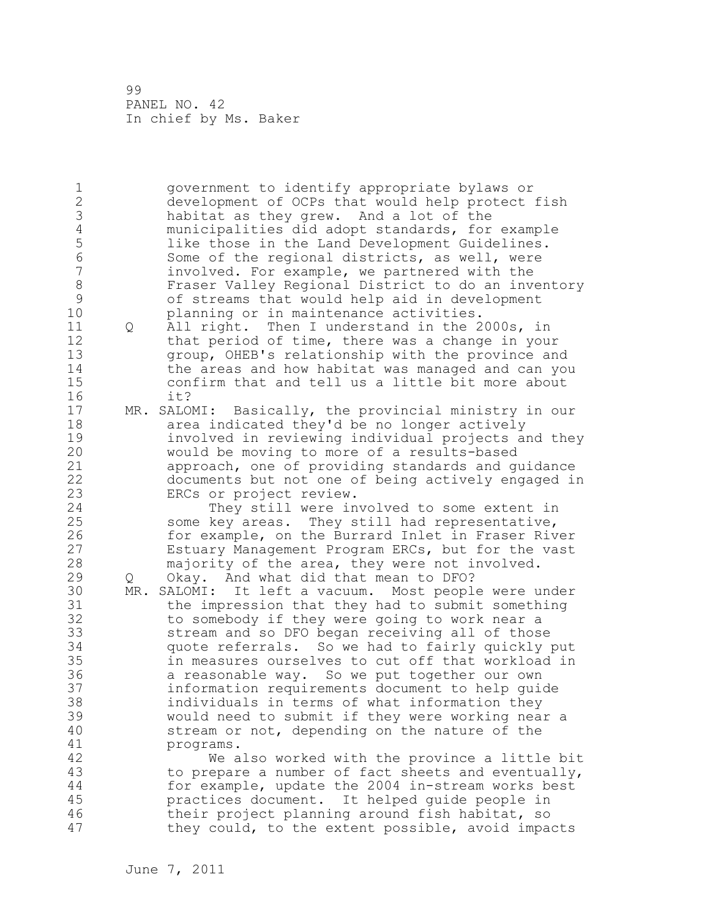government to identify appropriate bylaws or development of OCPs that would help protect fish habitat as they grew. And a lot of the municipalities did adopt standards, for example like those in the Land Development Guidelines. Some of the regional districts, as well, were involved. For example, we partnered with the Fraser Valley Regional District to do an inventory of streams that would help aid in development planning or in maintenance activities.

Q All right. Then I understand in the 2000s, in that period of time, there was a change in your group, OHEB's relationship with the province and the areas and how habitat was managed and can you confirm that and tell us a little bit more about it?

MR. SALOMI: Basically, the provincial ministry in our area indicated they'd be no longer actively involved in reviewing individual projects and they would be moving to more of a results-based approach, one of providing standards and guidance documents but not one of being actively engaged in ERCs or project review.

They still were involved to some extent in some key areas. They still had representative, for example, on the Burrard Inlet in Fraser River Estuary Management Program ERCs, but for the vast majority of the area, they were not involved.

Q Okay. And what did that mean to DFO?

MR. SALOMI: It left a vacuum. Most people were under the impression that they had to submit something to somebody if they were going to work near a stream and so DFO began receiving all of those quote referrals. So we had to fairly quickly put in measures ourselves to cut off that workload in a reasonable way. So we put together our own information requirements document to help guide individuals in terms of what information they would need to submit if they were working near a stream or not, depending on the nature of the programs.

We also worked with the province a little bit to prepare a number of fact sheets and eventually, for example, update the 2004 in-stream works best practices document. It helped guide people in their project planning around fish habitat, so they could, to the extent possible, avoid impacts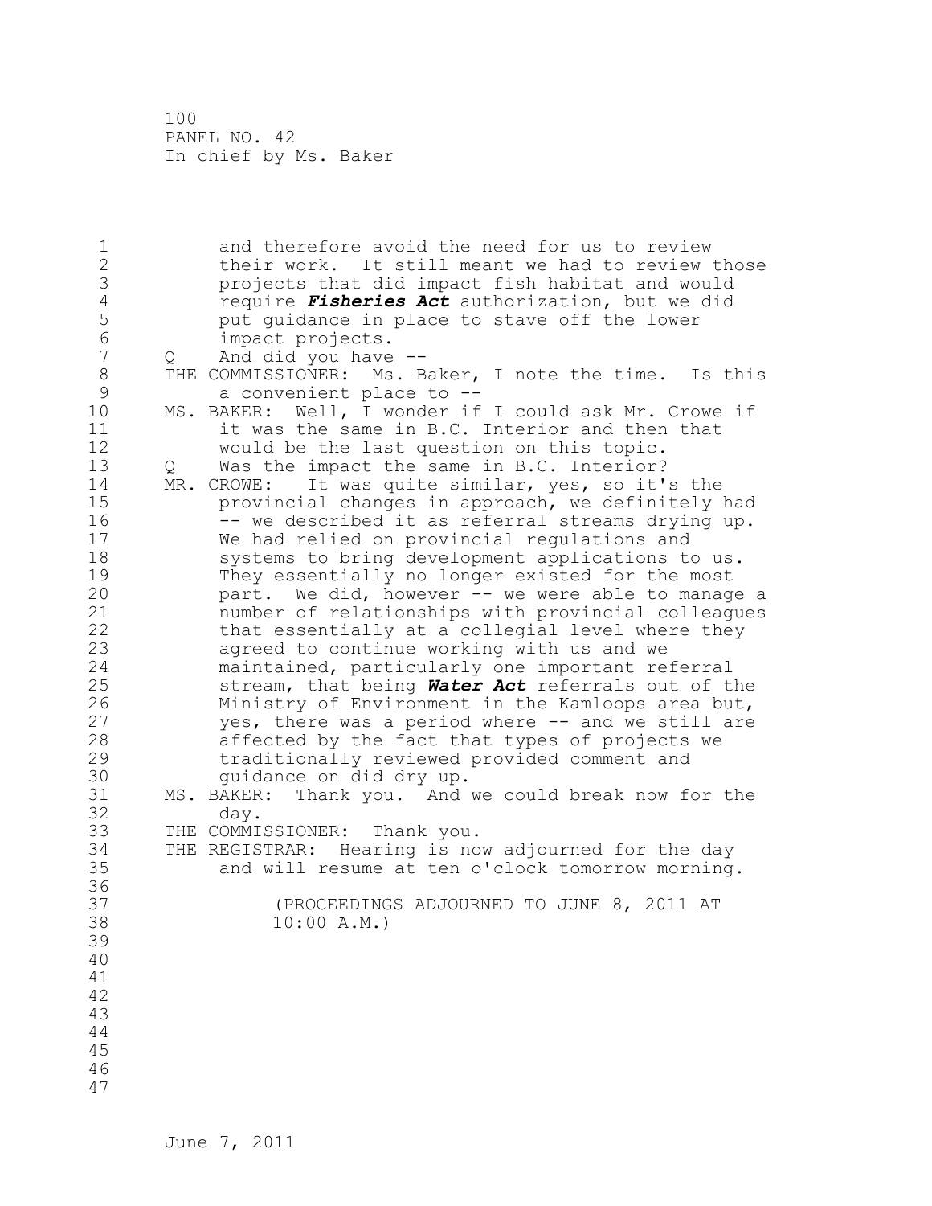and therefore avoid the need for us to review their work. It still meant we had to review those projects that did impact fish habitat and would require ***Fisheries Act*** authorization, but we did put guidance in place to stave off the lower impact projects.

Q And did you have --

THE COMMISSIONER: Ms. Baker, I note the time. Is this a convenient place to --

MS. BAKER: Well, I wonder if I could ask Mr. Crowe if it was the same in B.C. Interior and then that would be the last question on this topic.

Q Was the impact the same in B.C. Interior?

MR. CROWE: It was quite similar, yes, so it's the provincial changes in approach, we definitely had -- we described it as referral streams drying up. We had relied on provincial regulations and systems to bring development applications to us. They essentially no longer existed for the most part. We did, however -- we were able to manage a number of relationships with provincial colleagues that essentially at a collegial level where they agreed to continue working with us and we maintained, particularly one important referral stream, that being ***Water Act*** referrals out of the Ministry of Environment in the Kamloops area but, yes, there was a period where -- and we still are affected by the fact that types of projects we traditionally reviewed provided comment and guidance on did dry up.

MS. BAKER: Thank you. And we could break now for the day.

THE COMMISSIONER: Thank you.

THE REGISTRAR: Hearing is now adjourned for the day and will resume at ten o'clock tomorrow morning.

(PROCEEDINGS ADJOURNED TO JUNE 8, 2011 AT 10:00 A.M.)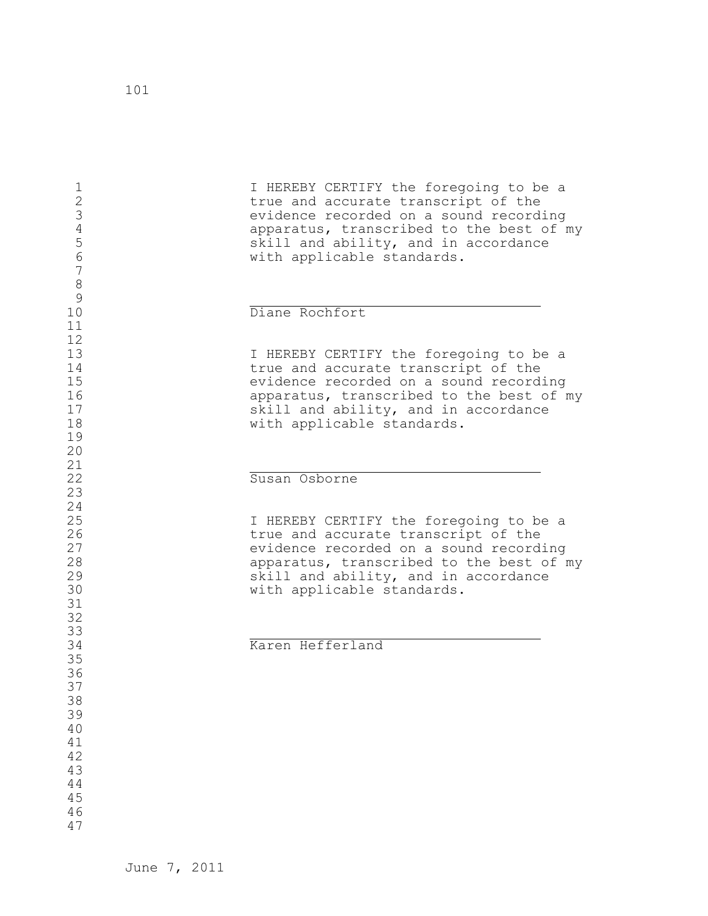I HEREBY CERTIFY the foregoing to be a true and accurate transcript of the evidence recorded on a sound recording apparatus, transcribed to the best of my skill and ability, and in accordance with applicable standards.

\_\_\_\_\_\_\_\_\_\_\_\_\_\_\_\_\_\_\_\_\_\_\_\_\_\_\_\_\_\_\_\_\_\_\_

Diane Rochfort

I HEREBY CERTIFY the foregoing to be a true and accurate transcript of the evidence recorded on a sound recording apparatus, transcribed to the best of my skill and ability, and in accordance with applicable standards.

\_\_\_\_\_\_\_\_\_\_\_\_\_\_\_\_\_\_\_\_\_\_\_\_\_\_\_\_\_\_\_\_\_\_\_

Susan Osborne

I HEREBY CERTIFY the foregoing to be a true and accurate transcript of the evidence recorded on a sound recording apparatus, transcribed to the best of my skill and ability, and in accordance with applicable standards.

\_\_\_\_\_\_\_\_\_\_\_\_\_\_\_\_\_\_\_\_\_\_\_\_\_\_\_\_\_\_\_\_\_\_\_

Karen Hefferland